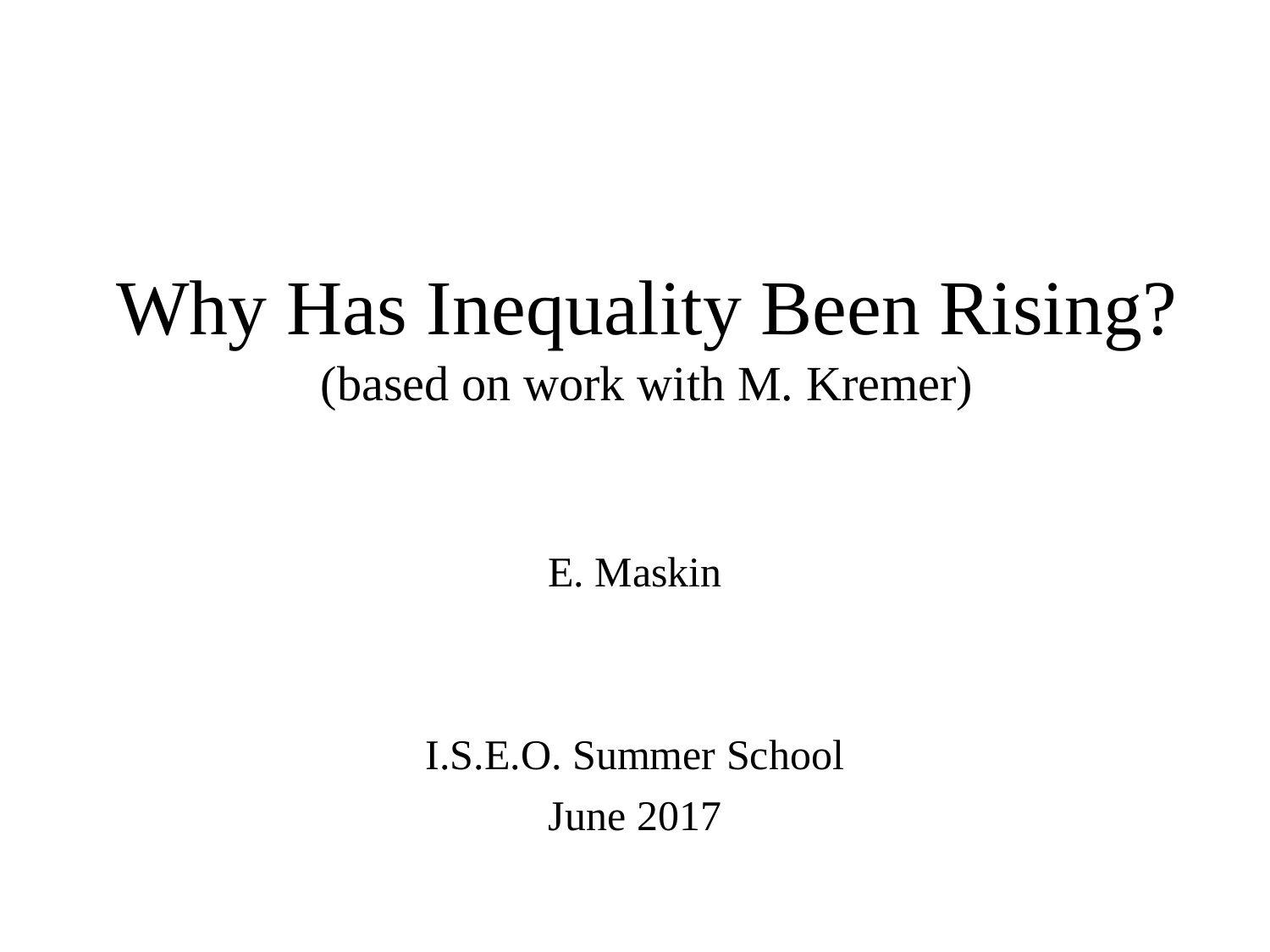# Why Has Inequality Been Rising?

(based on work with M. Kremer)

E. Maskin

I.S.E.O. Summer School

June 2017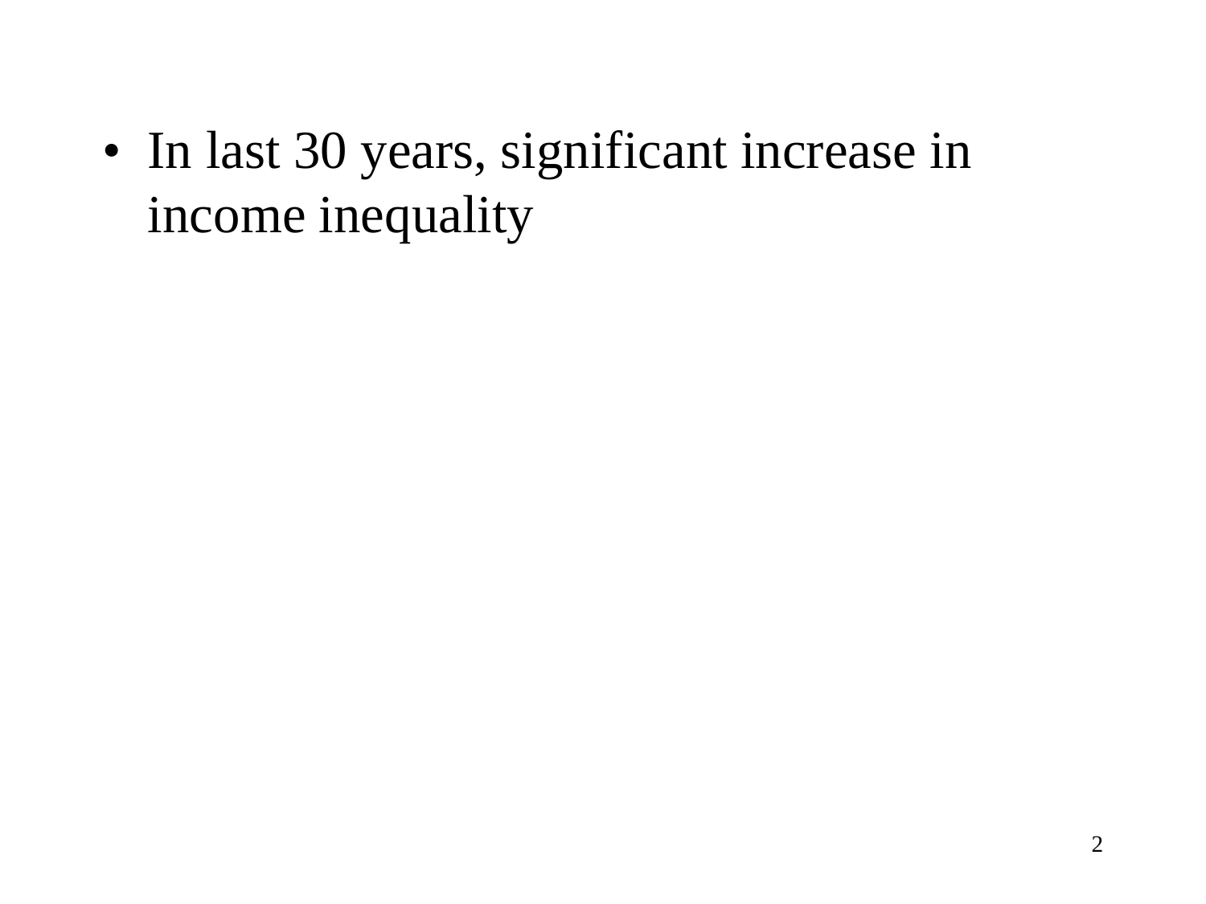- In last 30 years, significant increase in income inequality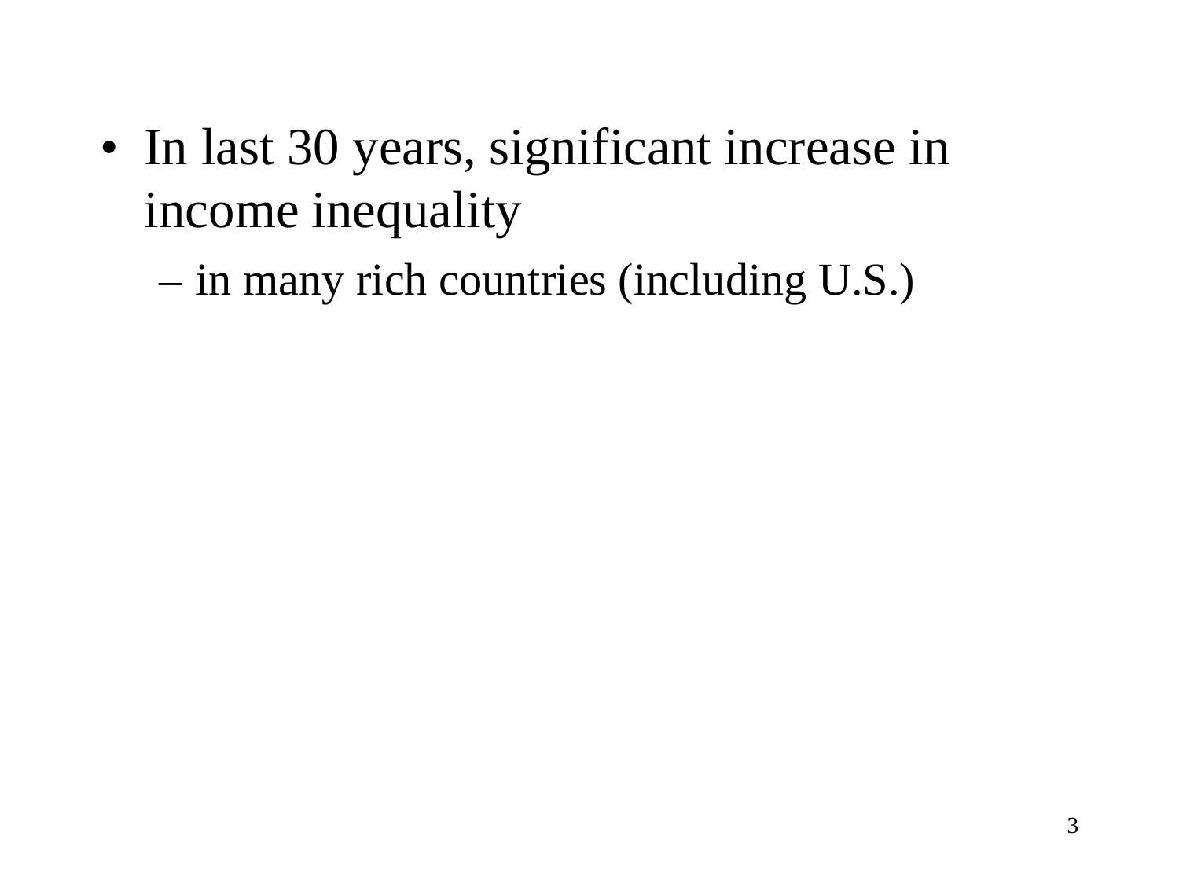- In last 30 years, significant increase in income inequality
  - in many rich countries (including U.S.)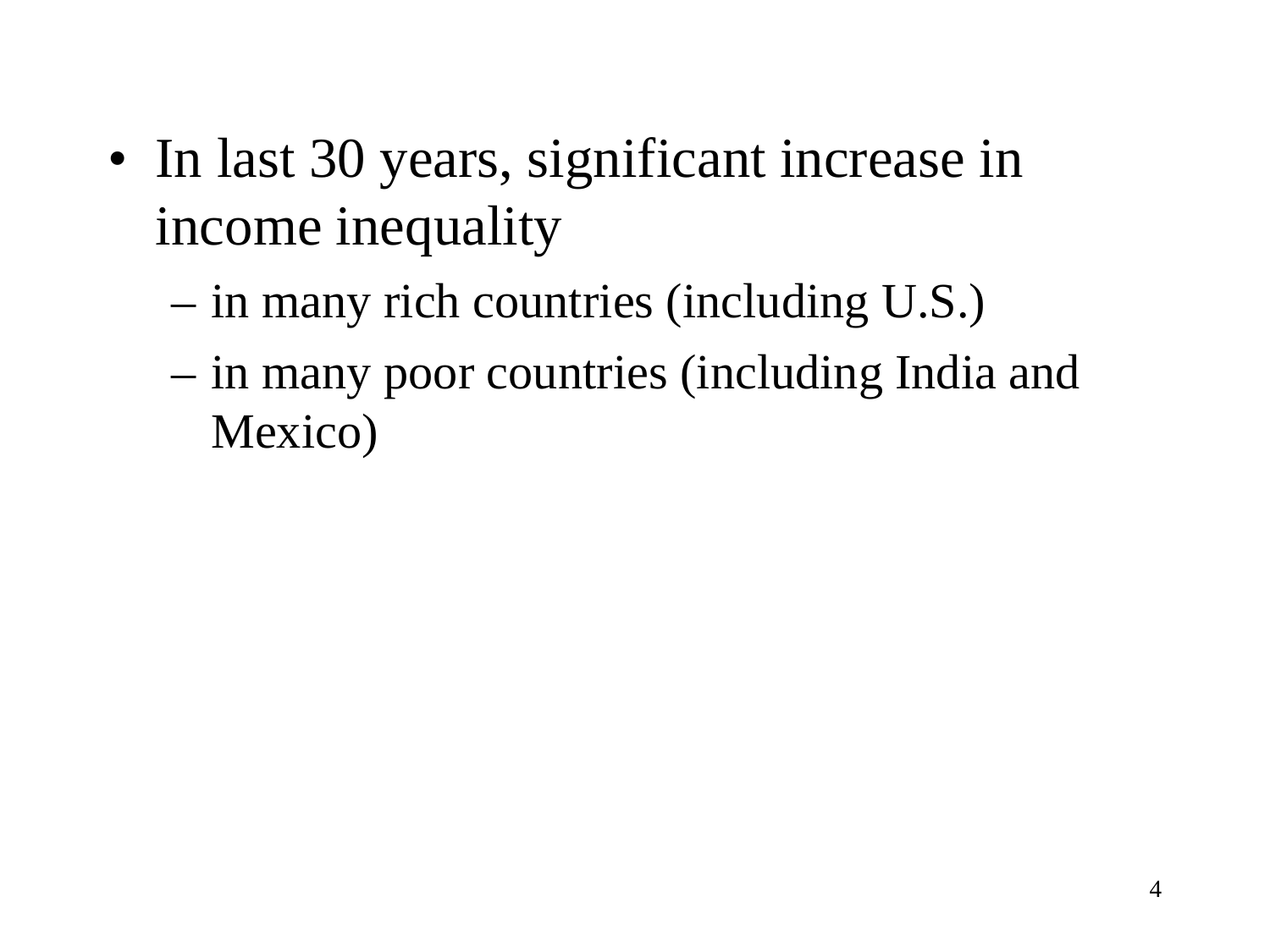- In last 30 years, significant increase in income inequality
  - in many rich countries (including U.S.)
  - in many poor countries (including India and Mexico)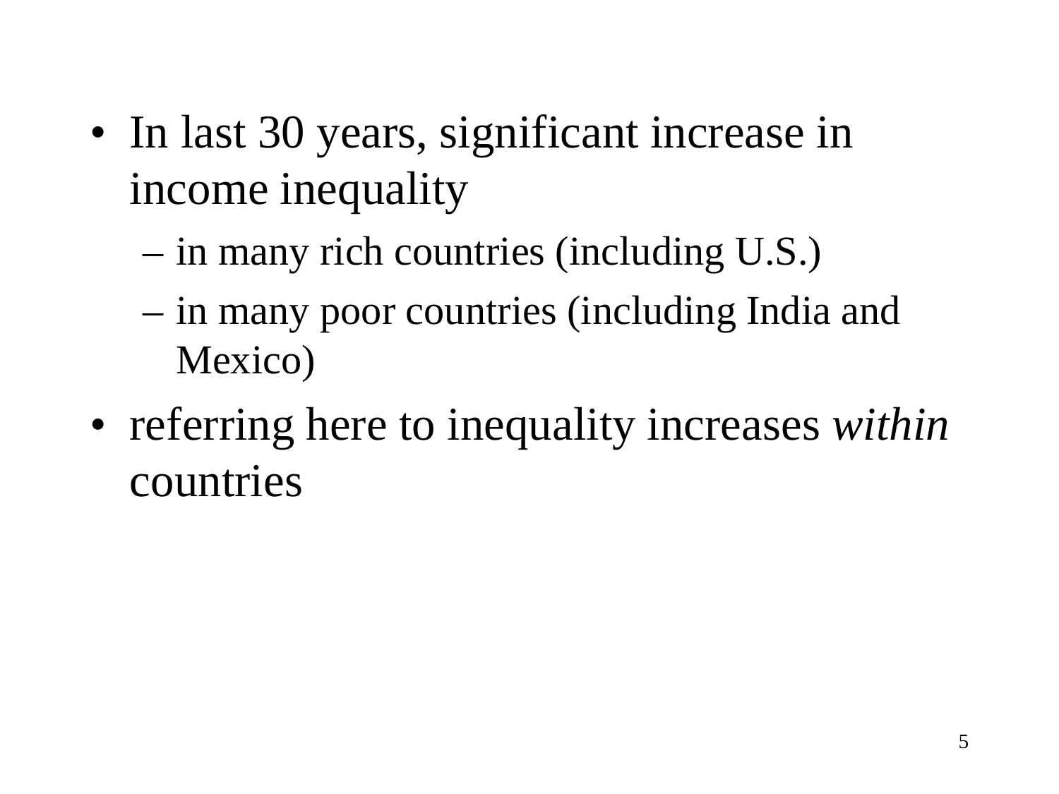- In last 30 years, significant increase in income inequality
  - in many rich countries (including U.S.)
  - in many poor countries (including India and Mexico)
- referring here to inequality increases *within* countries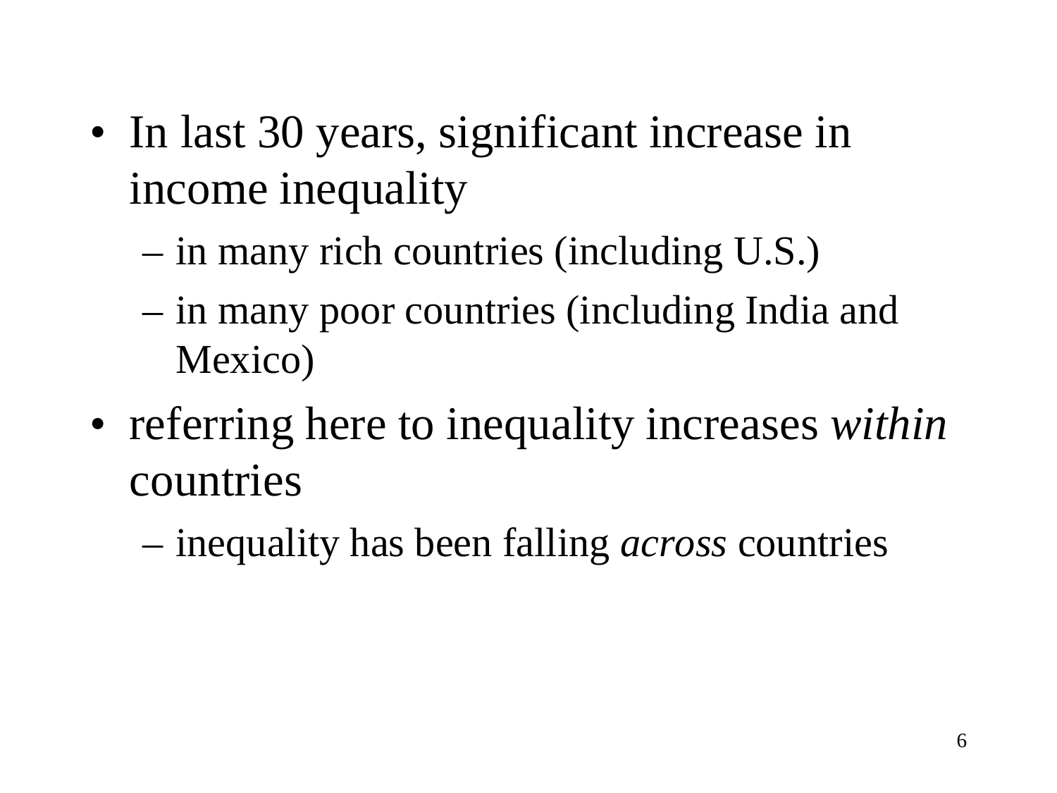- In last 30 years, significant increase in income inequality
  - in many rich countries (including U.S.)
  - in many poor countries (including India and Mexico)
- referring here to inequality increases *within* countries
  - inequality has been falling *across* countries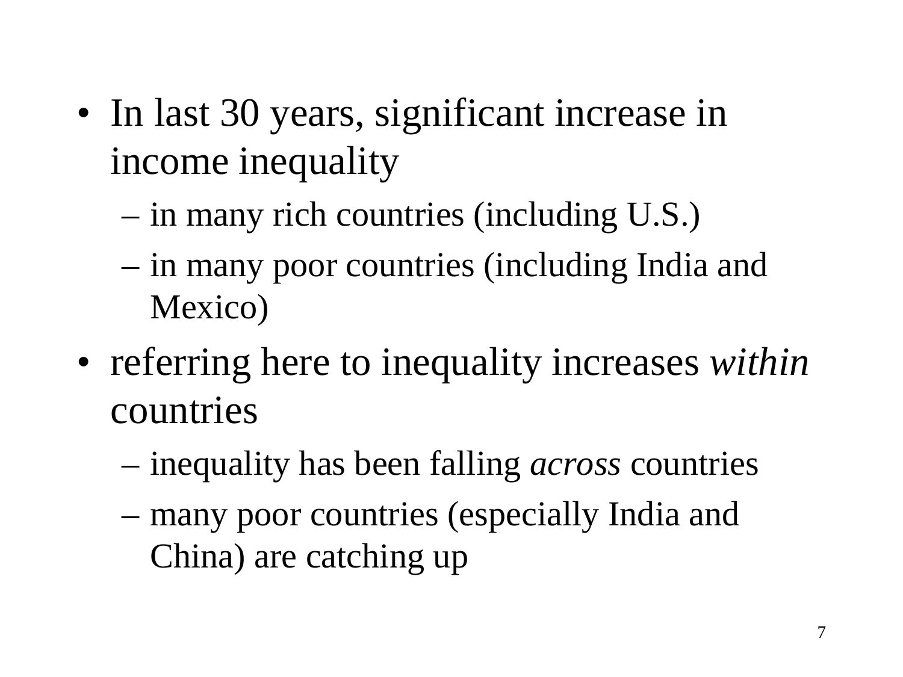- In last 30 years, significant increase in income inequality
  - in many rich countries (including U.S.)
  - in many poor countries (including India and Mexico)
- referring here to inequality increases *within* countries
  - inequality has been falling *across* countries
  - many poor countries (especially India and China) are catching up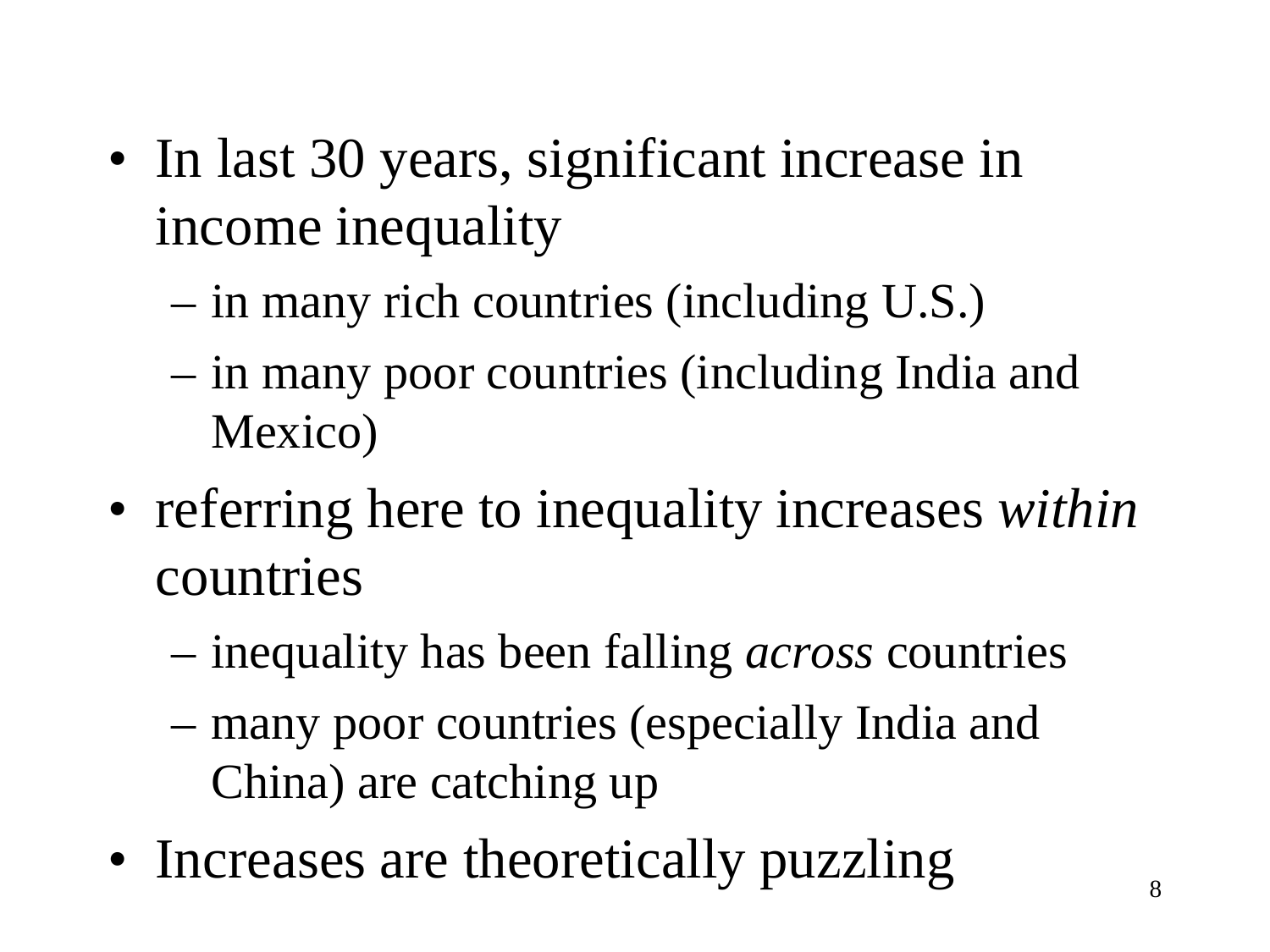- In last 30 years, significant increase in income inequality
  - in many rich countries (including U.S.)
  - in many poor countries (including India and Mexico)
- referring here to inequality increases *within* countries
  - inequality has been falling *across* countries
  - many poor countries (especially India and China) are catching up
- Increases are theoretically puzzling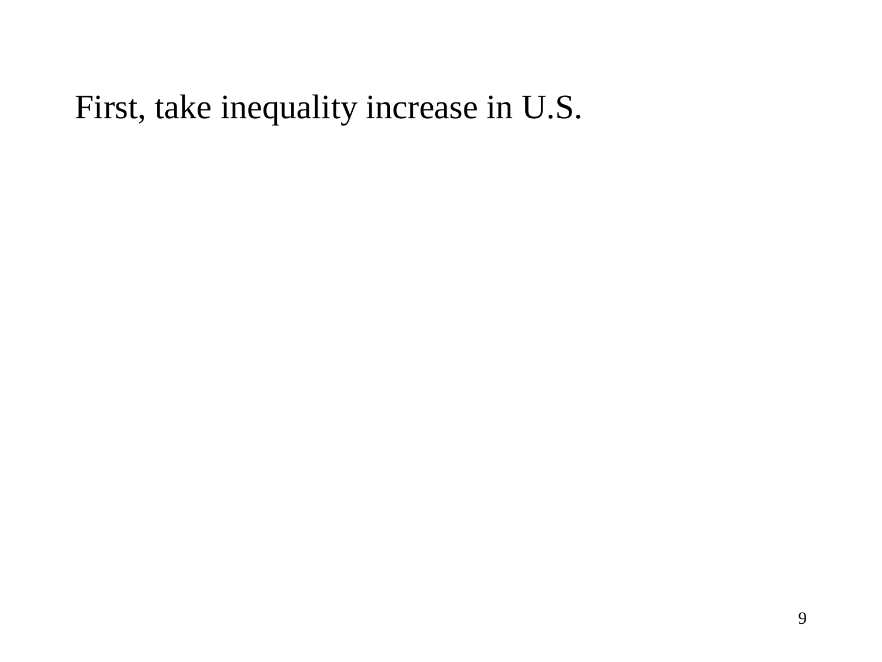First, take inequality increase in U.S.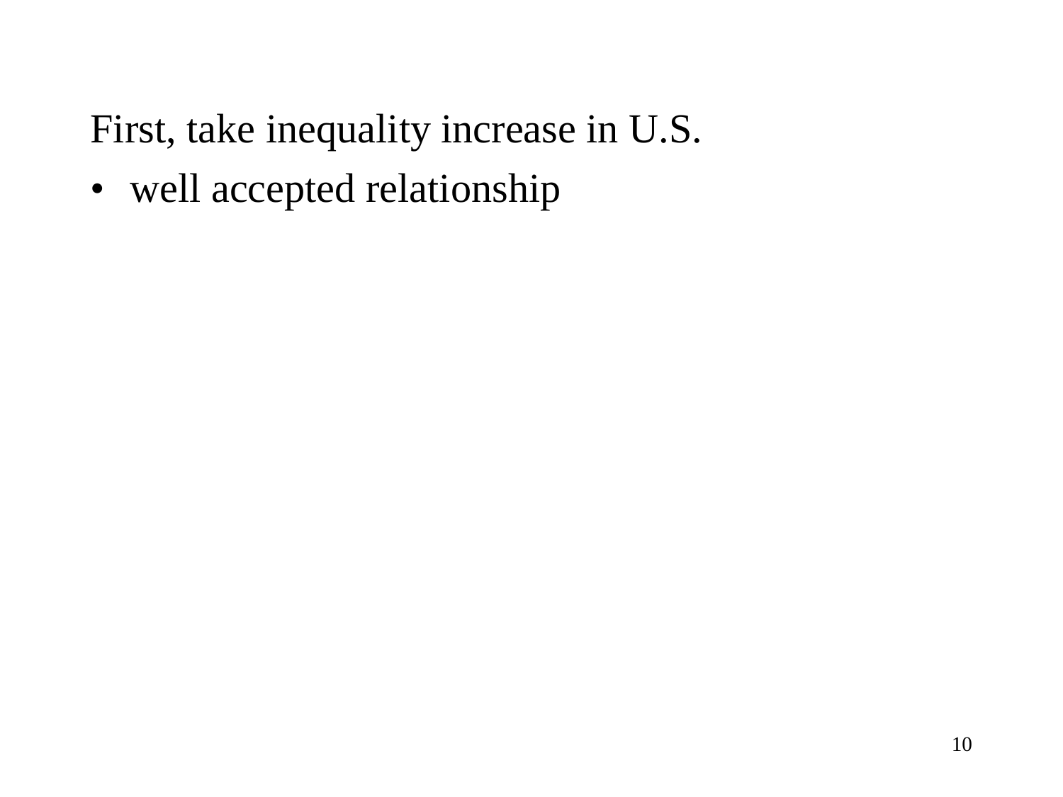First, take inequality increase in U.S.

- well accepted relationship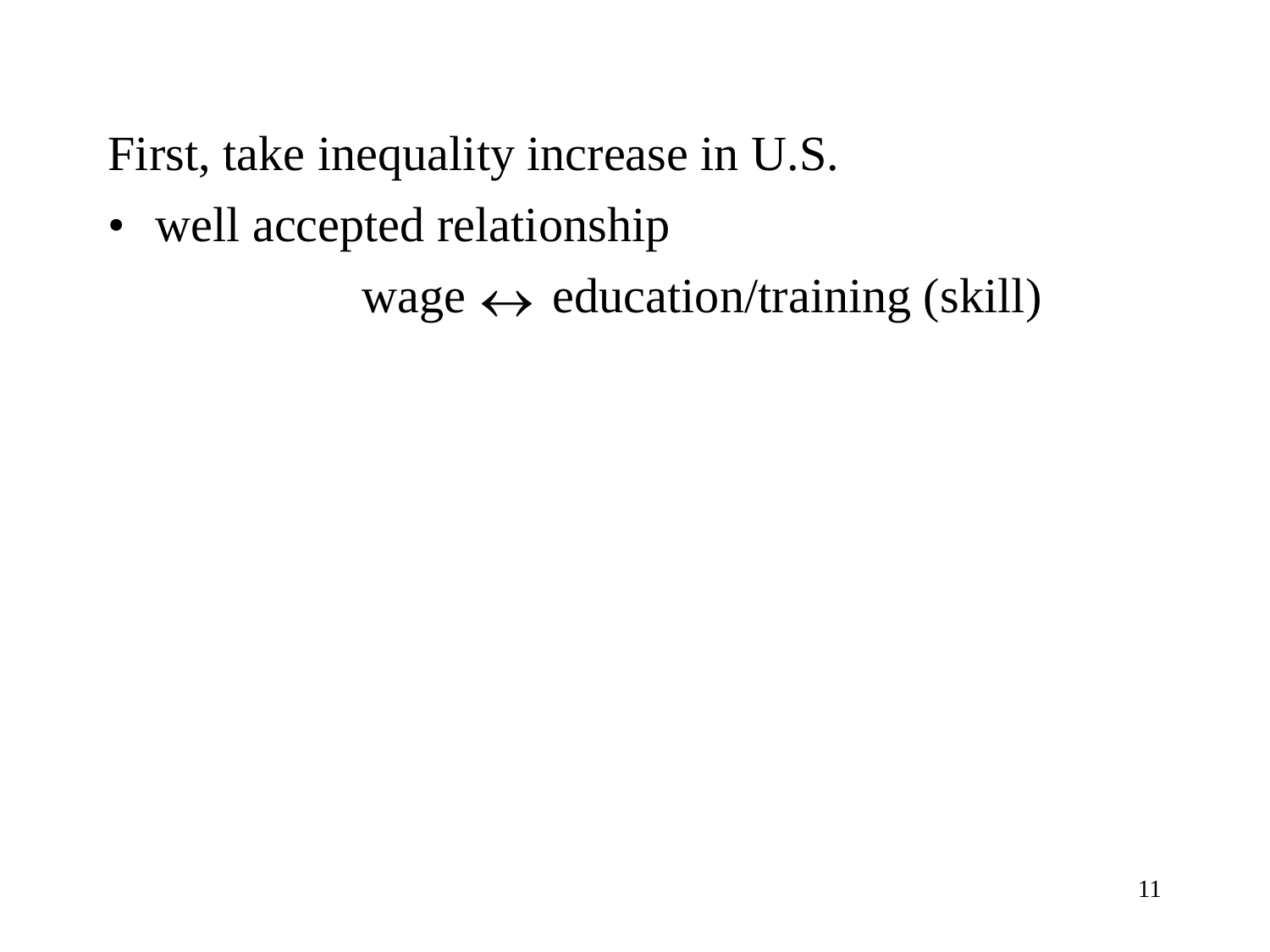First, take inequality increase in U.S.

- well accepted relationship

$$\text{wage} \leftrightarrow \text{education/training (skill)}$$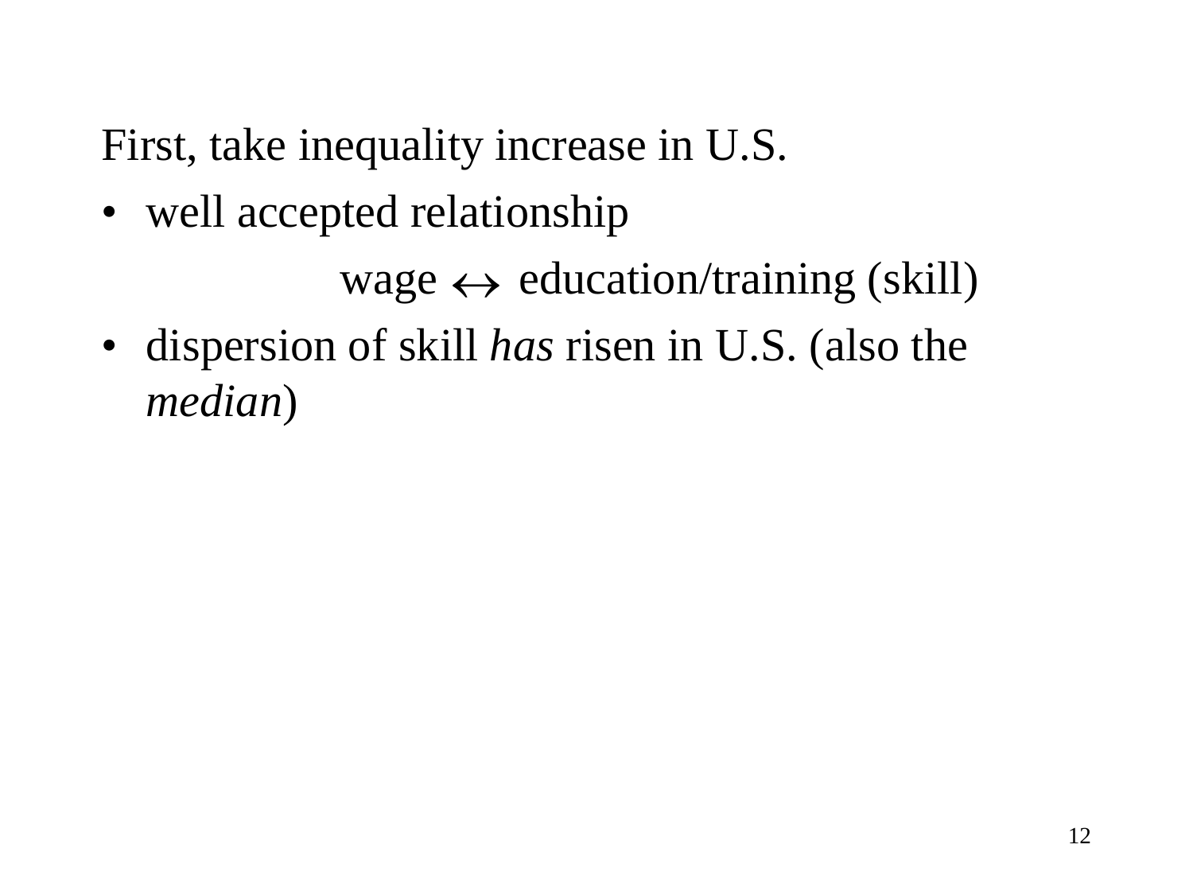First, take inequality increase in U.S.

- well accepted relationship

$$\text{wage} \leftrightarrow \text{education/training (skill)}$$

- dispersion of skill *has* risen in U.S. (also the *median*)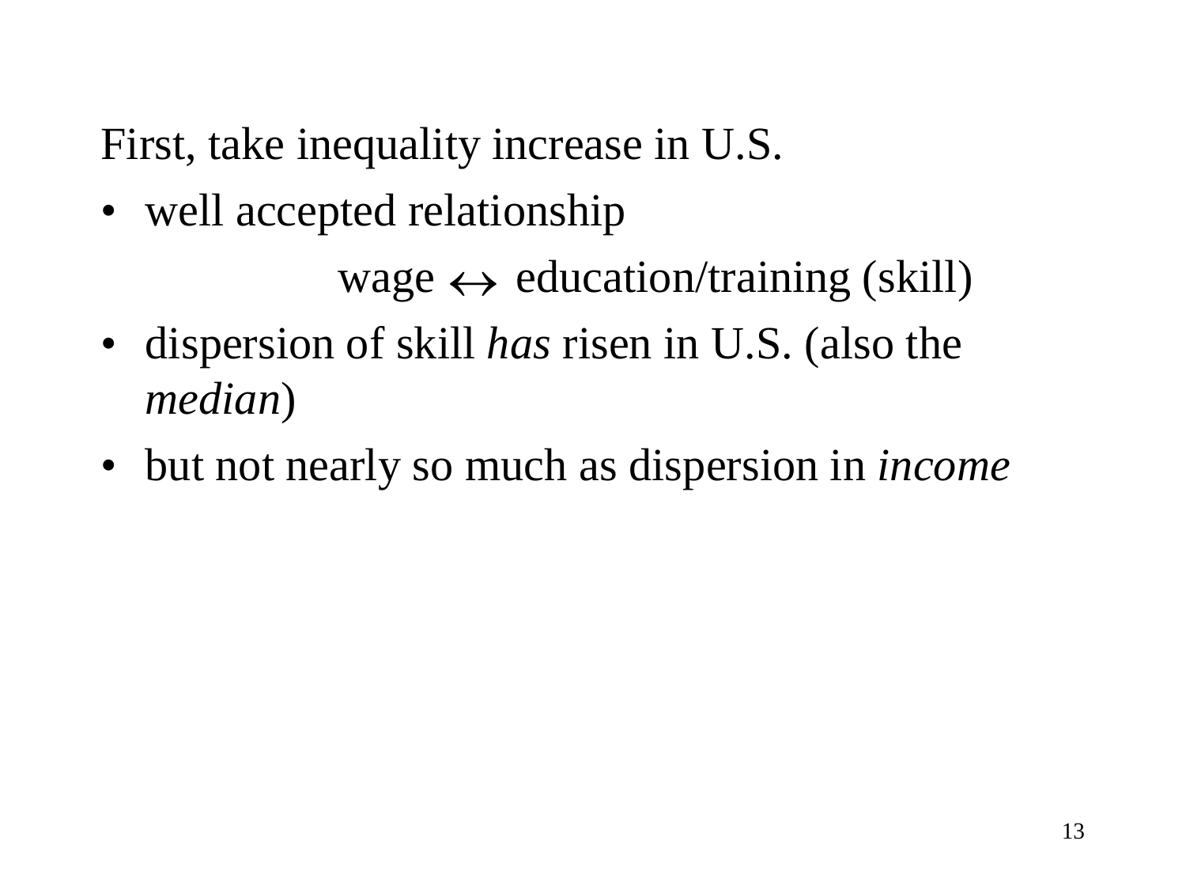First, take inequality increase in U.S.

- well accepted relationship

  wage $\leftrightarrow$ education/training (skill)

- dispersion of skill *has* risen in U.S. (also the *median*)
- but not nearly so much as dispersion in *income*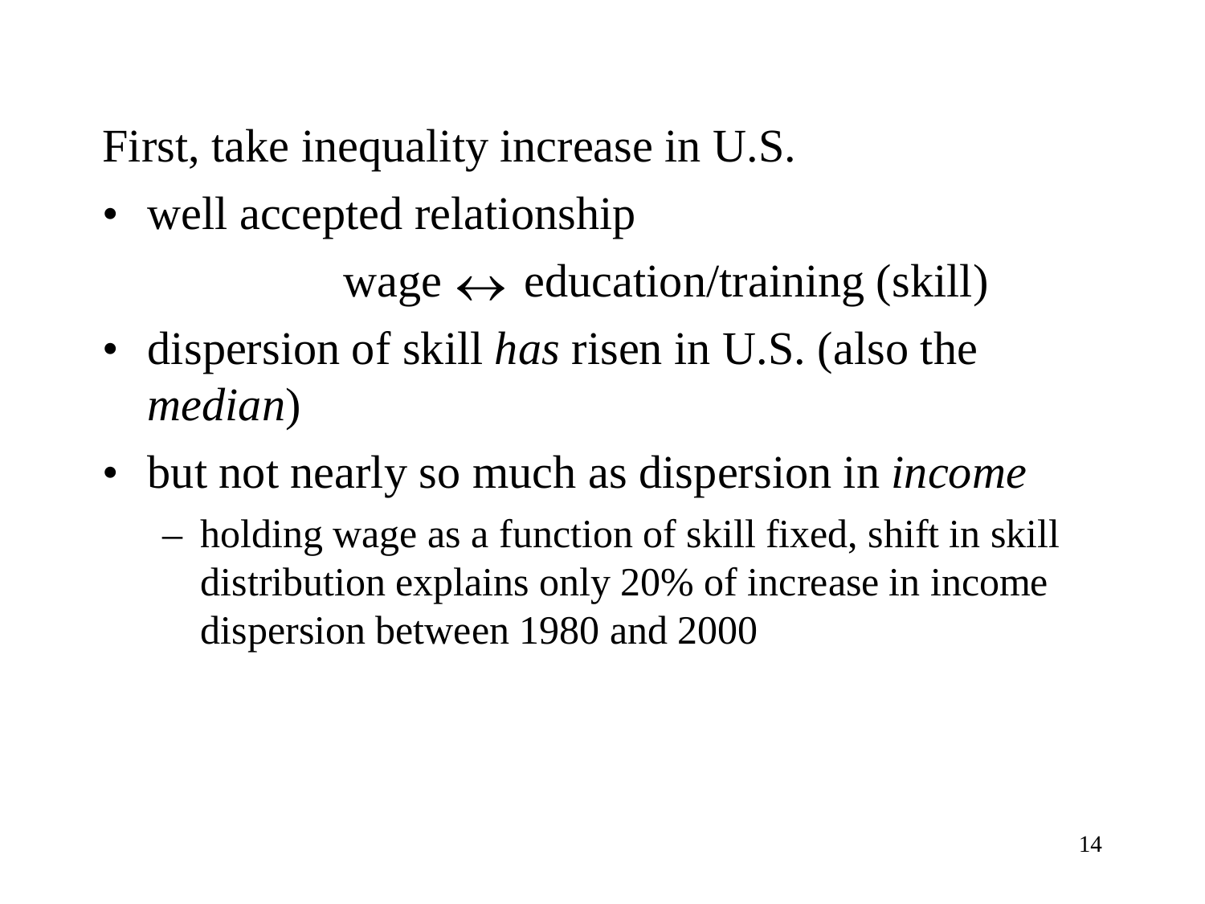First, take inequality increase in U.S.

- well accepted relationship

  $$\text{wage} \leftrightarrow \text{education/training (skill)}$$

- dispersion of skill *has* risen in U.S. (also the *median*)
- but not nearly so much as dispersion in *income*
  - holding wage as a function of skill fixed, shift in skill distribution explains only 20% of increase in income dispersion between 1980 and 2000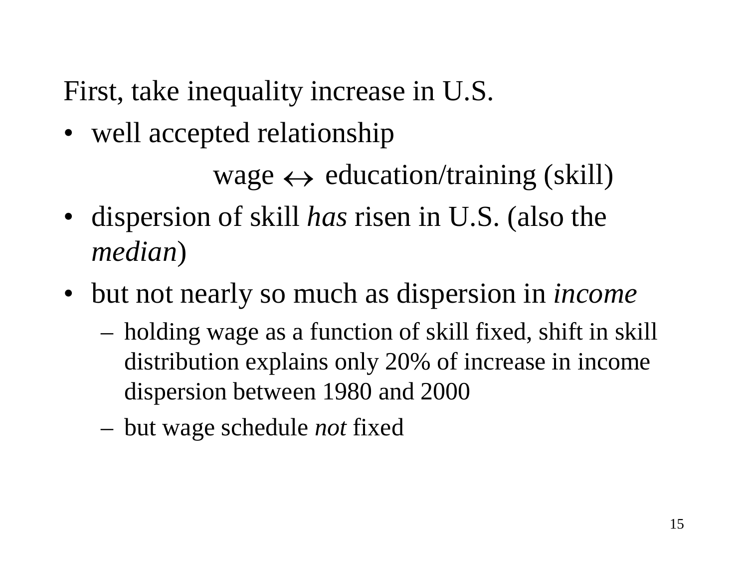First, take inequality increase in U.S.

- well accepted relationship

  $$\text{wage} \leftrightarrow \text{education/training (skill)}$$

- dispersion of skill *has* risen in U.S. (also the *median*)
- but not nearly so much as dispersion in *income*
  - holding wage as a function of skill fixed, shift in skill distribution explains only 20% of increase in income dispersion between 1980 and 2000
  - but wage schedule *not* fixed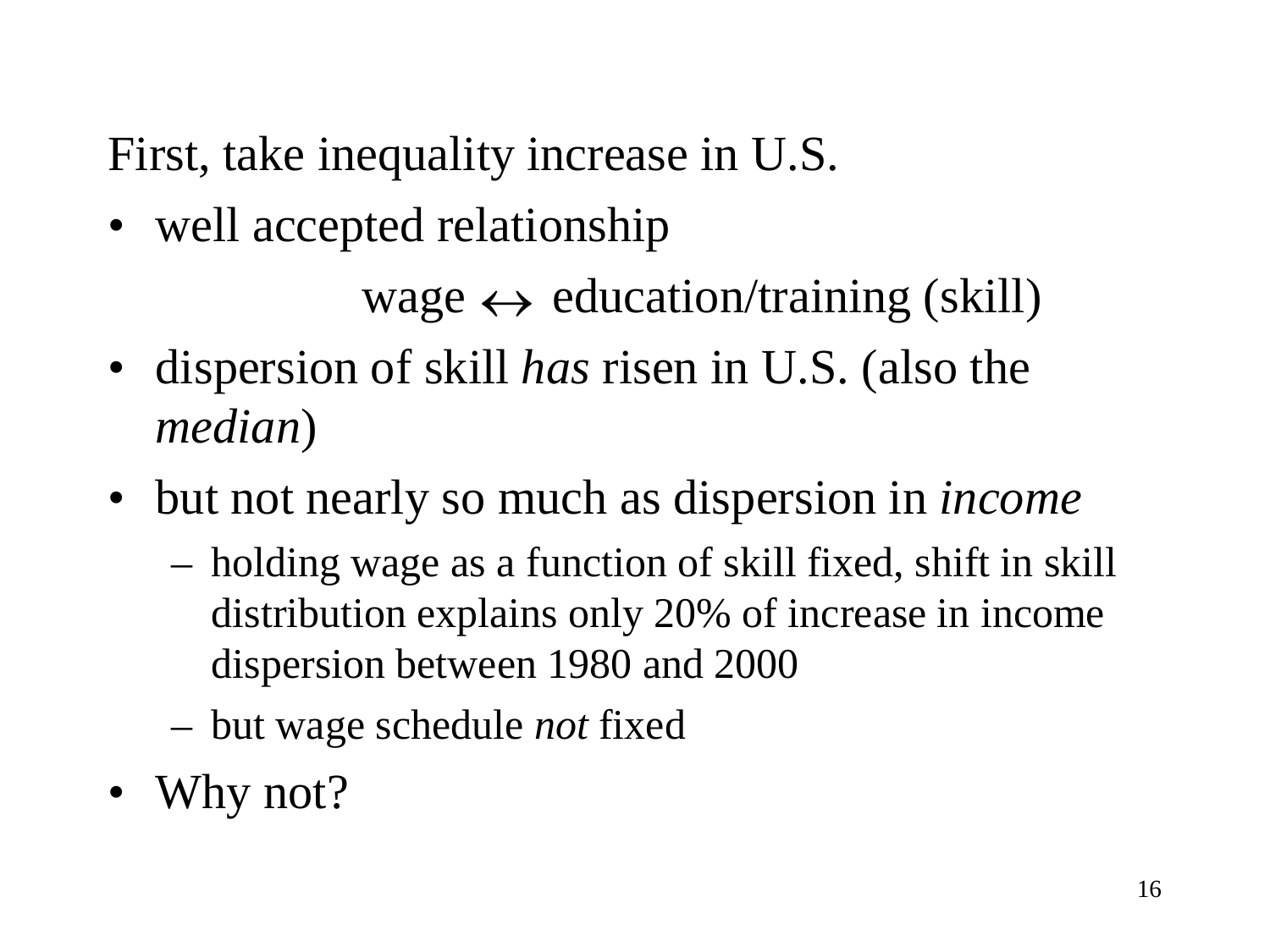First, take inequality increase in U.S.

- well accepted relationship

  $$\text{wage} \leftrightarrow \text{education/training (skill)}$$

- dispersion of skill *has* risen in U.S. (also the *median*)
- but not nearly so much as dispersion in *income*
  - holding wage as a function of skill fixed, shift in skill distribution explains only 20% of increase in income dispersion between 1980 and 2000
  - but wage schedule *not* fixed
- Why not?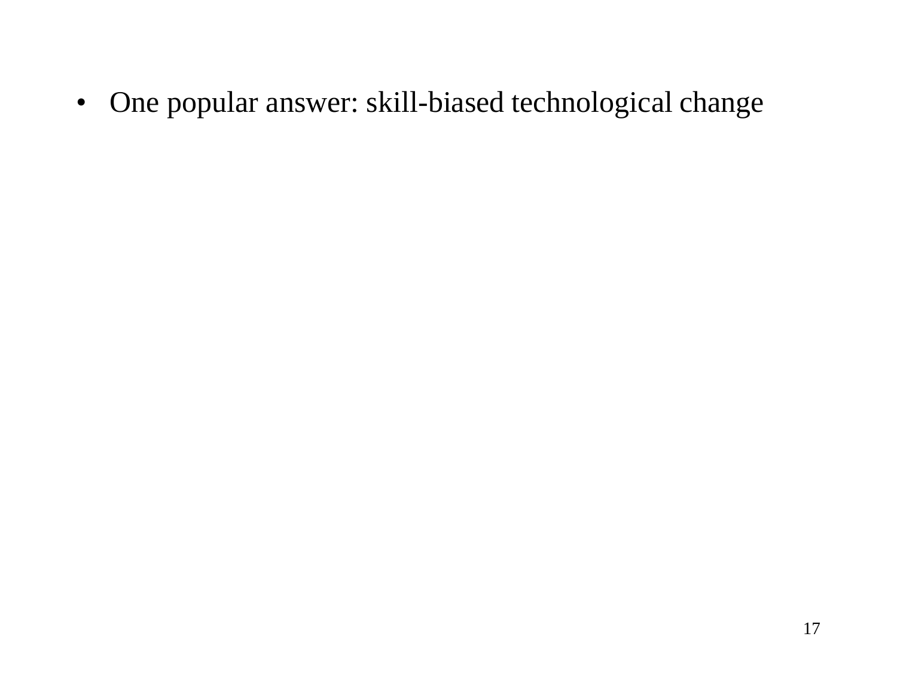- One popular answer: skill-biased technological change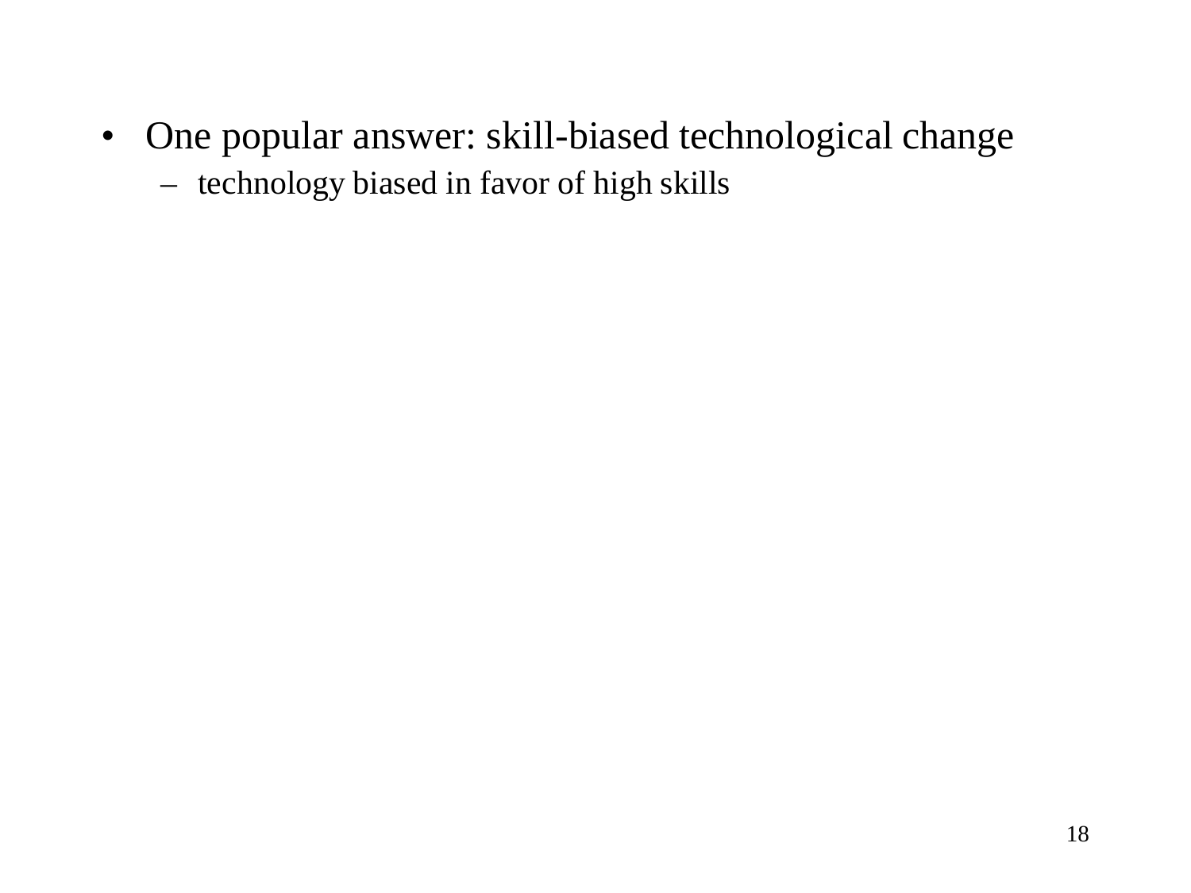- One popular answer: skill-biased technological change
  - technology biased in favor of high skills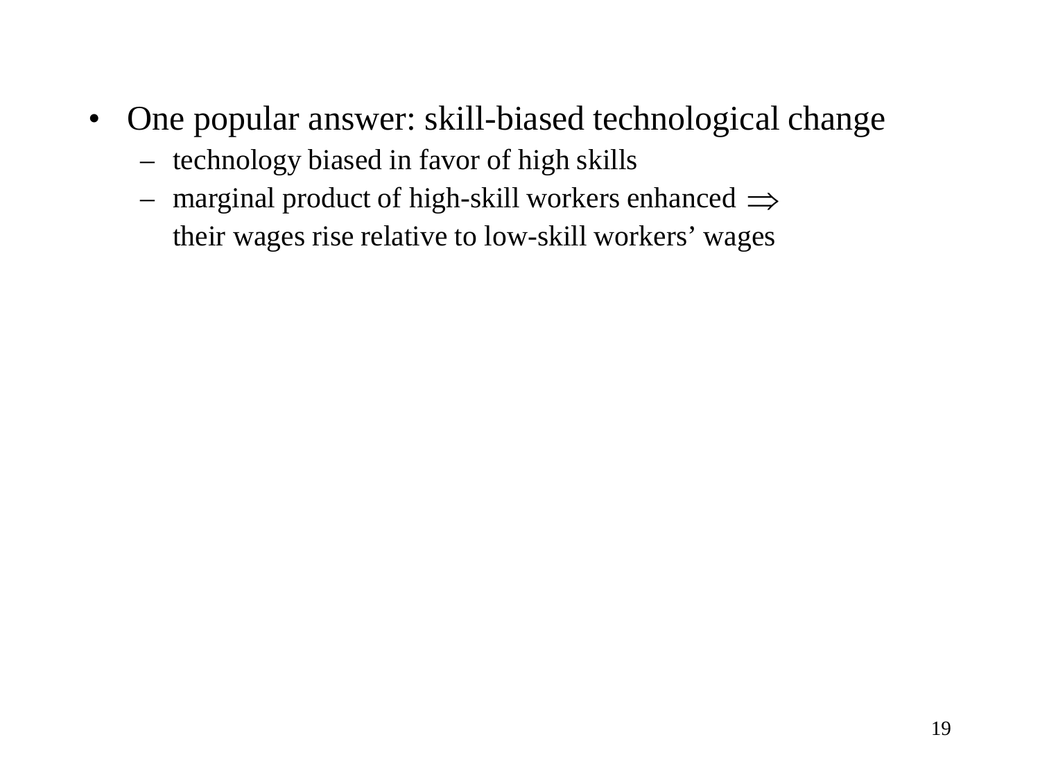- One popular answer: skill-biased technological change
  - technology biased in favor of high skills
  - marginal product of high-skill workers enhanced $\Rightarrow$ their wages rise relative to low-skill workers' wages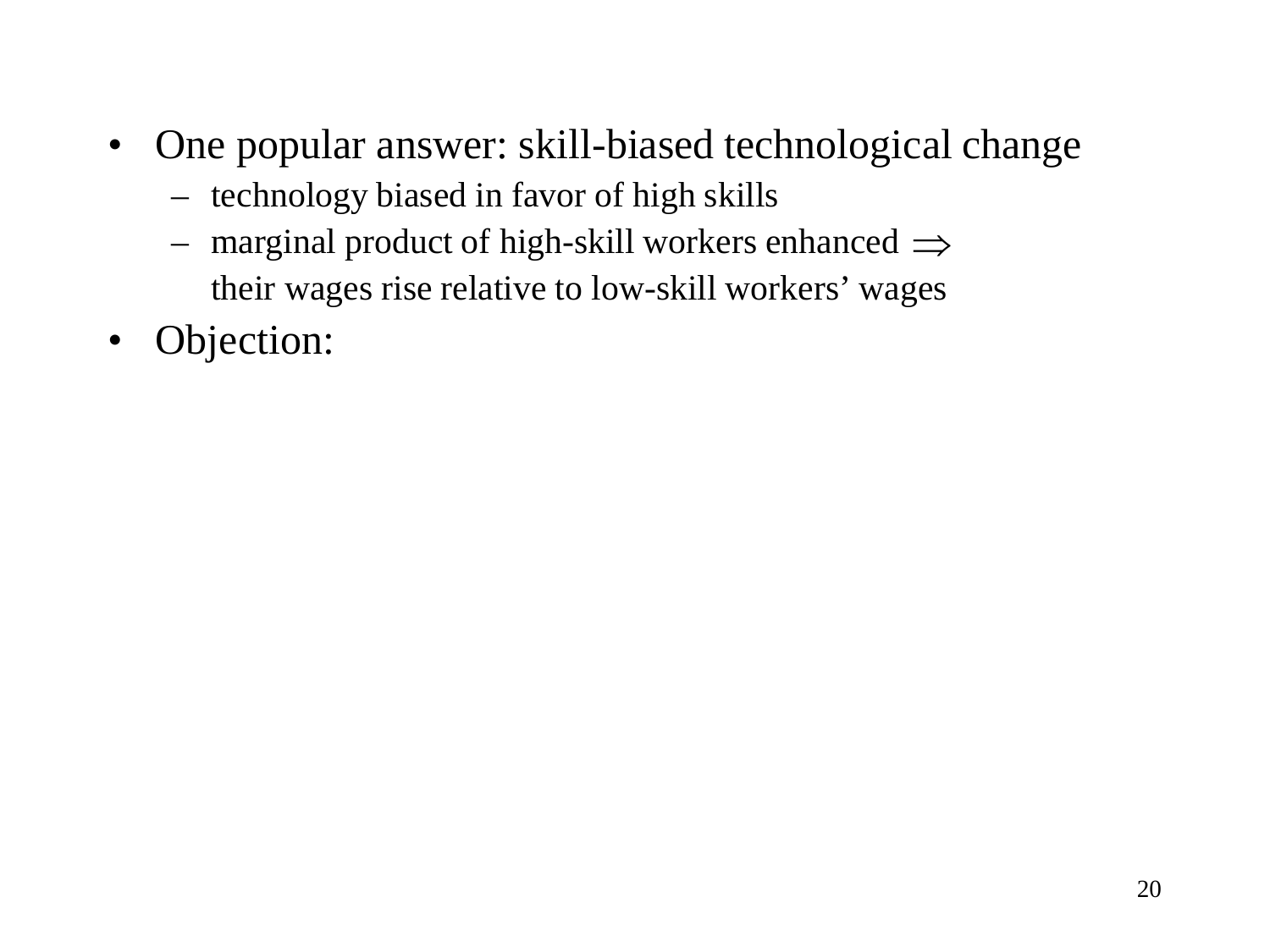- One popular answer: skill-biased technological change
  - technology biased in favor of high skills
  - marginal product of high-skill workers enhanced $\Rightarrow$ their wages rise relative to low-skill workers' wages
- Objection: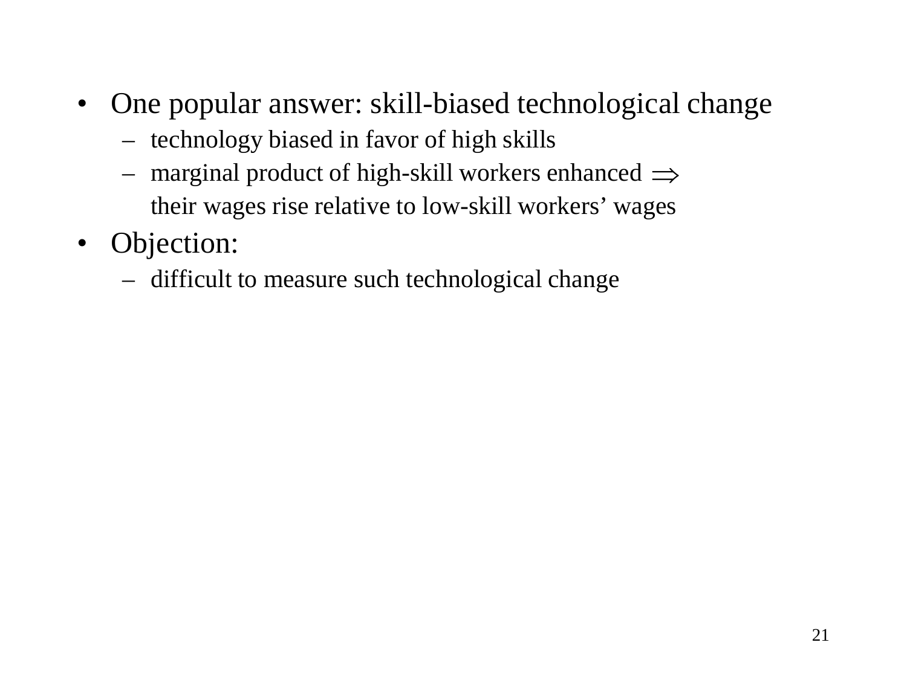- One popular answer: skill-biased technological change
  - technology biased in favor of high skills
  - marginal product of high-skill workers enhanced $\Rightarrow$ their wages rise relative to low-skill workers' wages
- Objection:
  - difficult to measure such technological change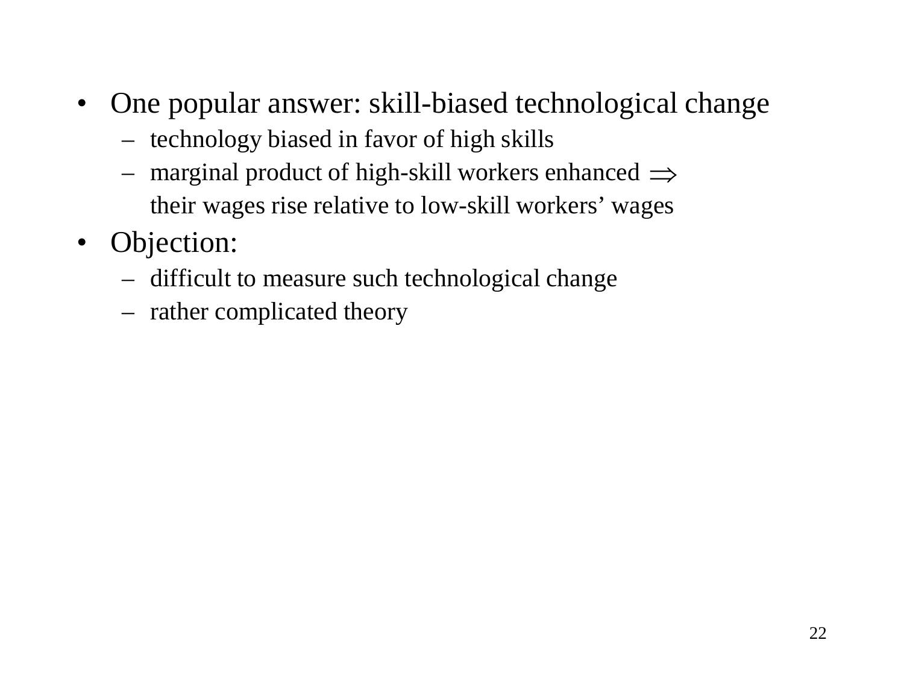- One popular answer: skill-biased technological change
  - technology biased in favor of high skills
  - marginal product of high-skill workers enhanced $\Rightarrow$ their wages rise relative to low-skill workers' wages
- Objection:
  - difficult to measure such technological change
  - rather complicated theory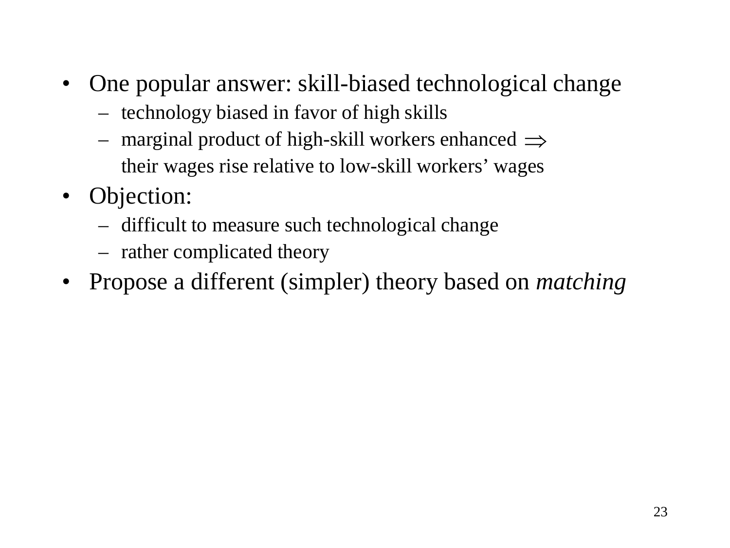- One popular answer: skill-biased technological change
  - technology biased in favor of high skills
  - marginal product of high-skill workers enhanced $\Rightarrow$ their wages rise relative to low-skill workers' wages
- Objection:
  - difficult to measure such technological change
  - rather complicated theory
- Propose a different (simpler) theory based on *matching*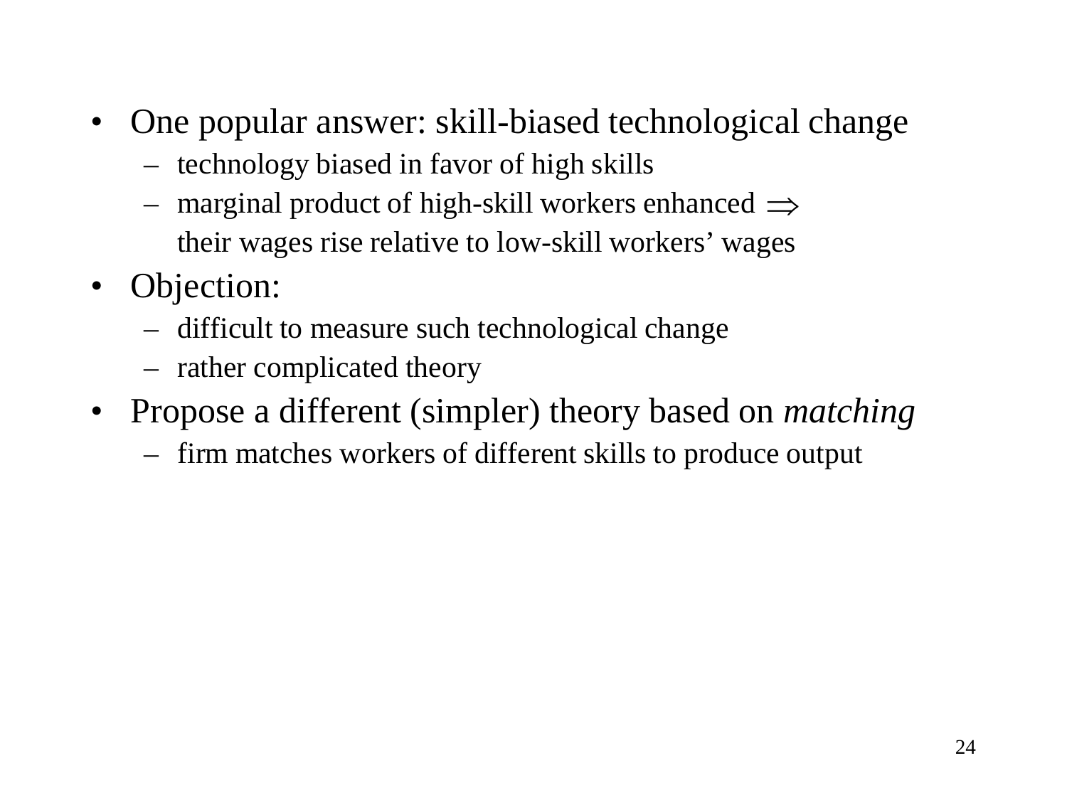- One popular answer: skill-biased technological change
  - technology biased in favor of high skills
  - marginal product of high-skill workers enhanced $\Rightarrow$ their wages rise relative to low-skill workers' wages
- Objection:
  - difficult to measure such technological change
  - rather complicated theory
- Propose a different (simpler) theory based on *matching*
  - firm matches workers of different skills to produce output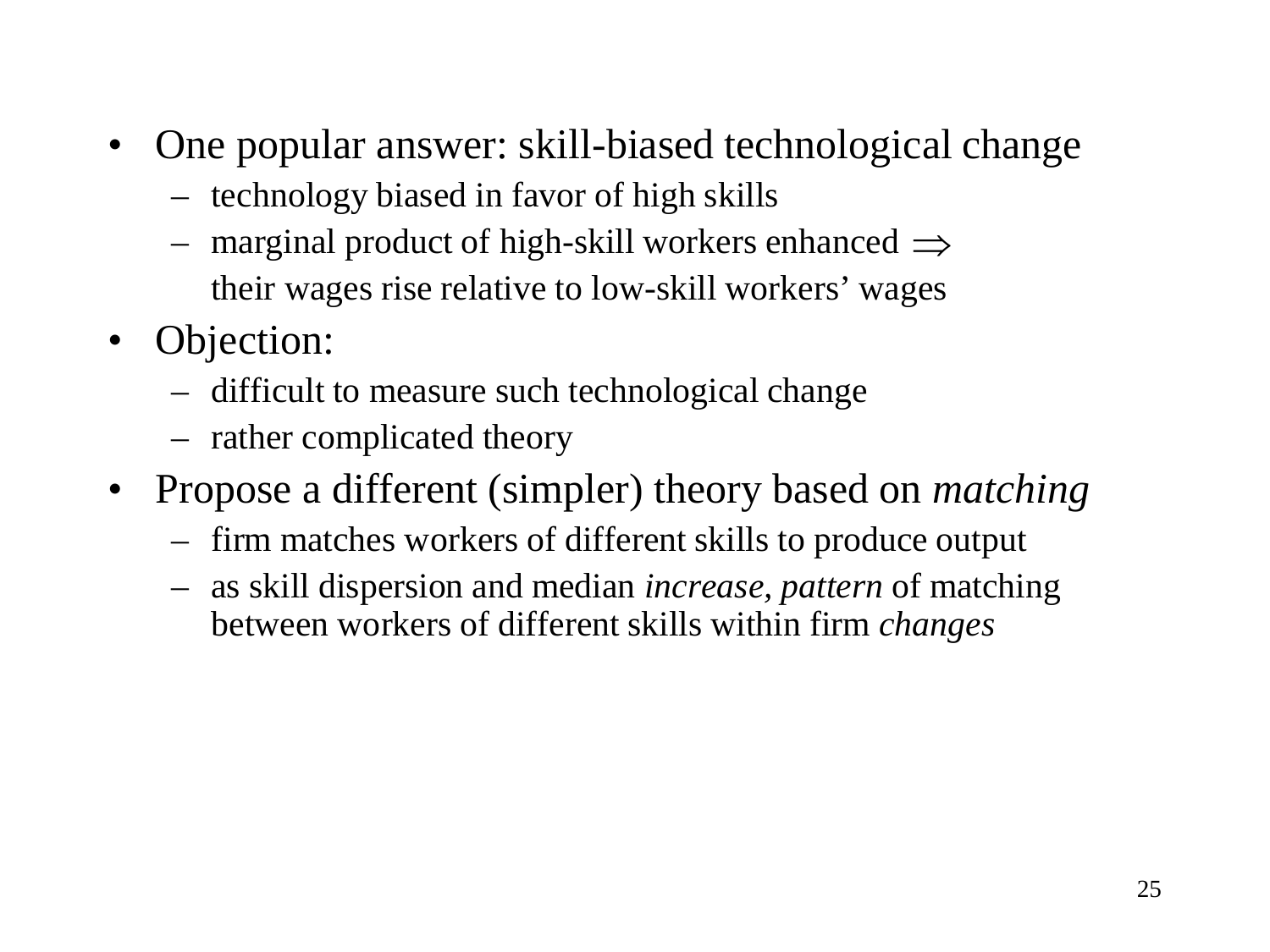- One popular answer: skill-biased technological change
  - technology biased in favor of high skills
  - marginal product of high-skill workers enhanced $\Rightarrow$ their wages rise relative to low-skill workers' wages
- Objection:
  - difficult to measure such technological change
  - rather complicated theory
- Propose a different (simpler) theory based on *matching*
  - firm matches workers of different skills to produce output
  - as skill dispersion and median *increase, pattern* of matching between workers of different skills within firm *changes*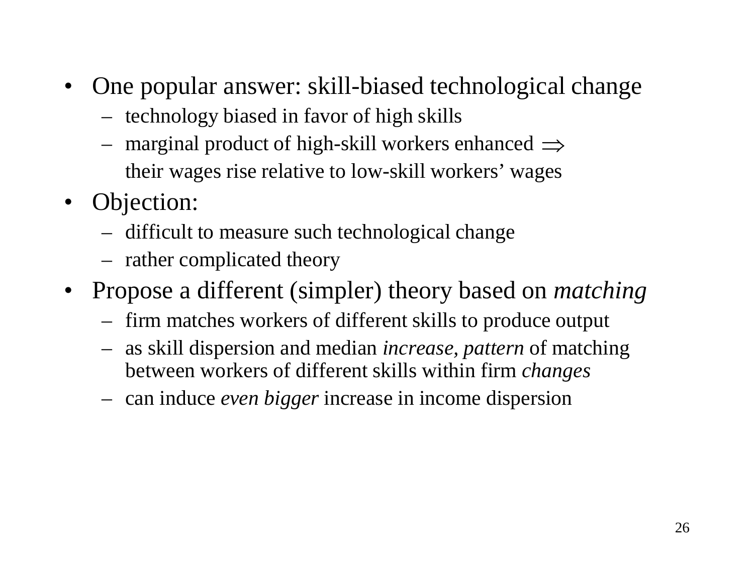- One popular answer: skill-biased technological change
  - technology biased in favor of high skills
  - marginal product of high-skill workers enhanced $\Rightarrow$ their wages rise relative to low-skill workers' wages
- Objection:
  - difficult to measure such technological change
  - rather complicated theory
- Propose a different (simpler) theory based on *matching*
  - firm matches workers of different skills to produce output
  - as skill dispersion and median *increase, pattern* of matching between workers of different skills within firm *changes*
  - can induce *even bigger* increase in income dispersion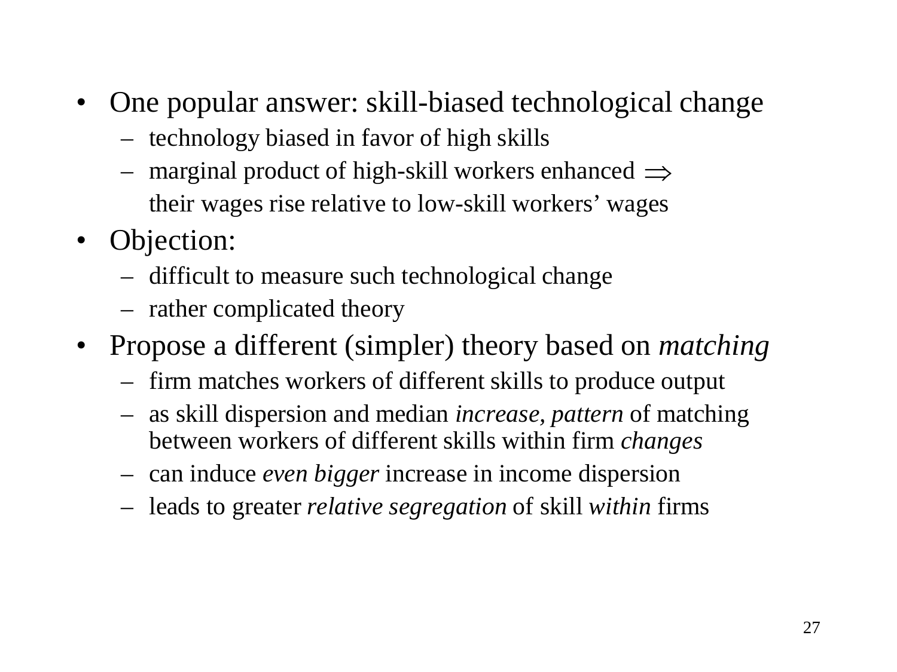- One popular answer: skill-biased technological change
  - technology biased in favor of high skills
  - marginal product of high-skill workers enhanced $\Rightarrow$ their wages rise relative to low-skill workers' wages
- Objection:
  - difficult to measure such technological change
  - rather complicated theory
- Propose a different (simpler) theory based on *matching*
  - firm matches workers of different skills to produce output
  - as skill dispersion and median *increase, pattern* of matching between workers of different skills within firm *changes*
  - can induce *even bigger* increase in income dispersion
  - leads to greater *relative segregation* of skill *within* firms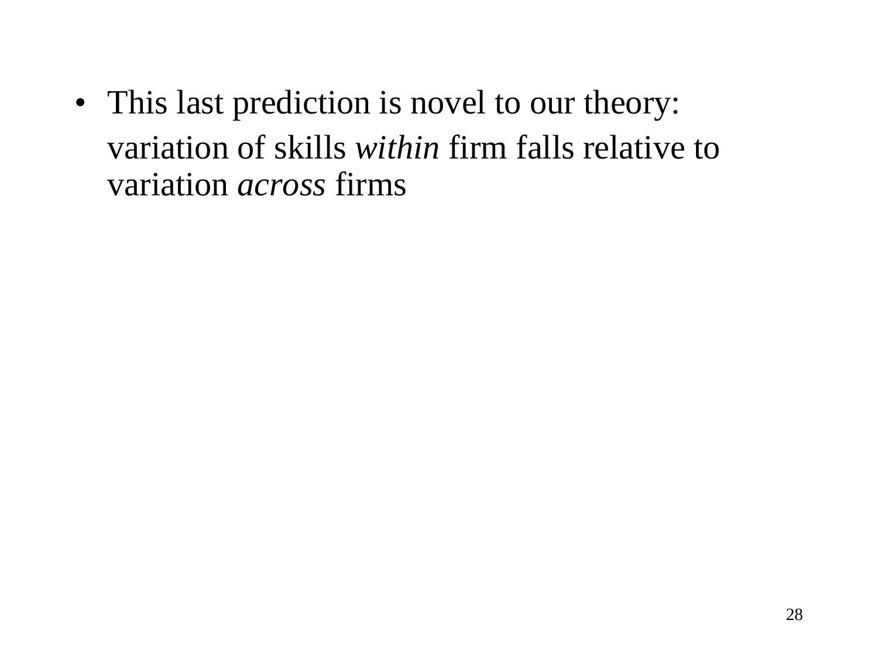- This last prediction is novel to our theory:

  variation of skills *within* firm falls relative to variation *across* firms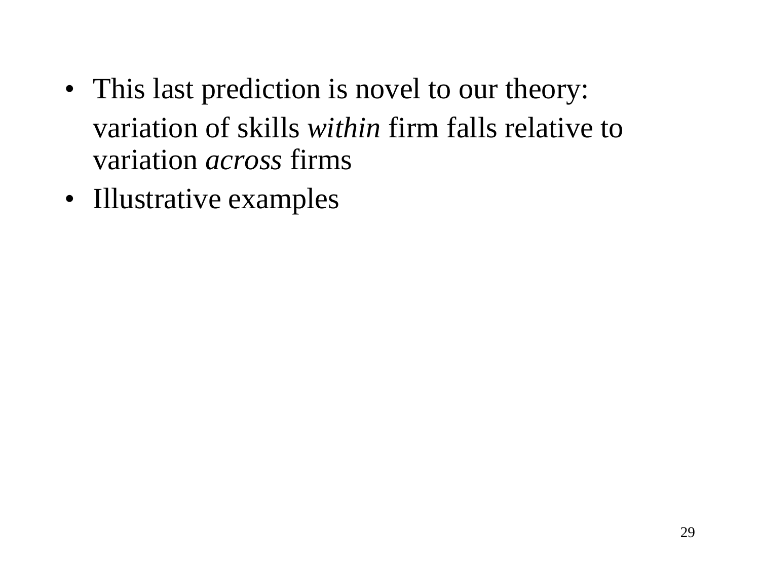- This last prediction is novel to our theory:

  variation of skills *within* firm falls relative to variation *across* firms
- Illustrative examples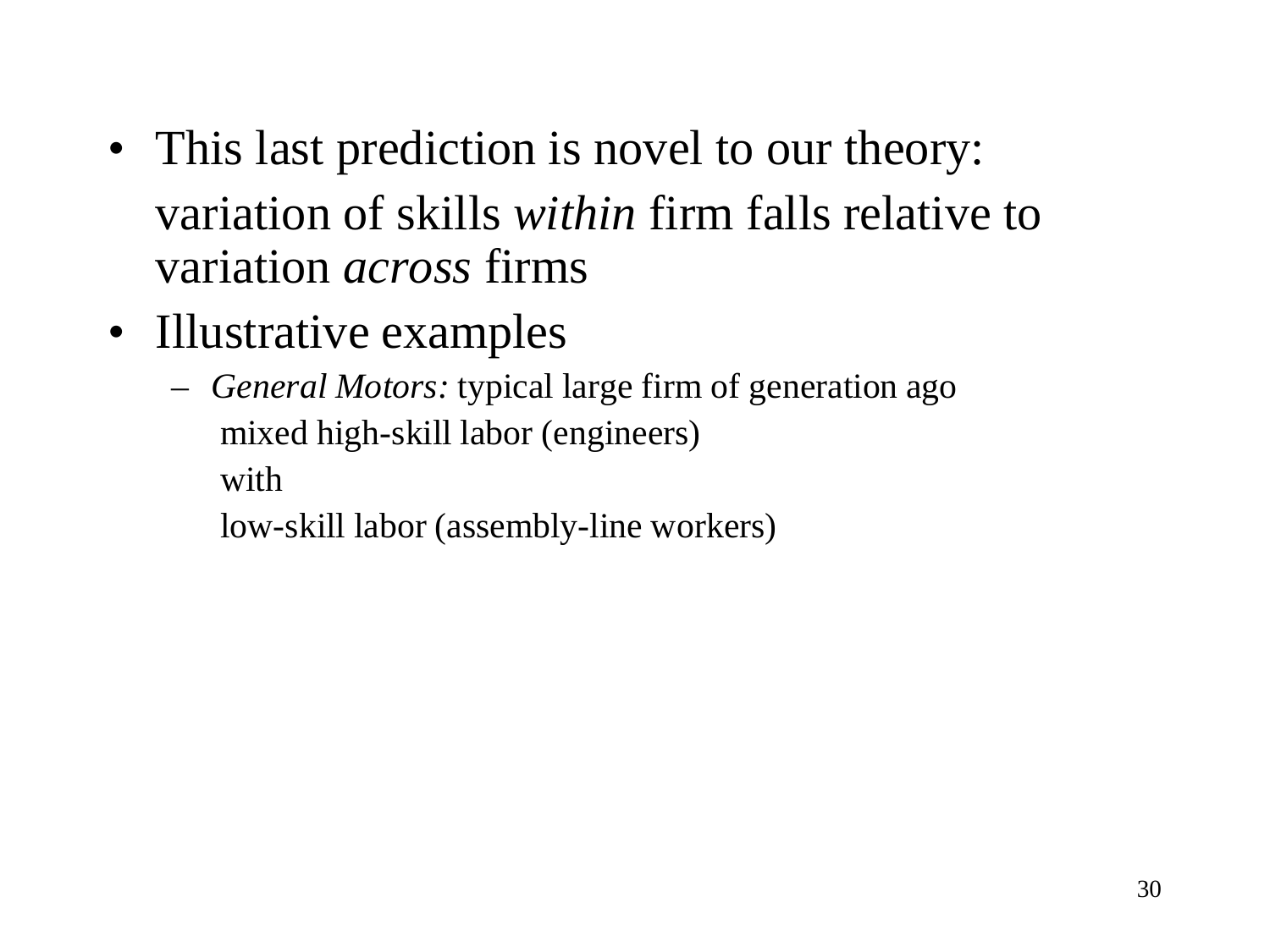- This last prediction is novel to our theory:

  variation of skills *within* firm falls relative to variation *across* firms
- Illustrative examples
  - *General Motors:* typical large firm of generation ago

    mixed high-skill labor (engineers)

    with

    low-skill labor (assembly-line workers)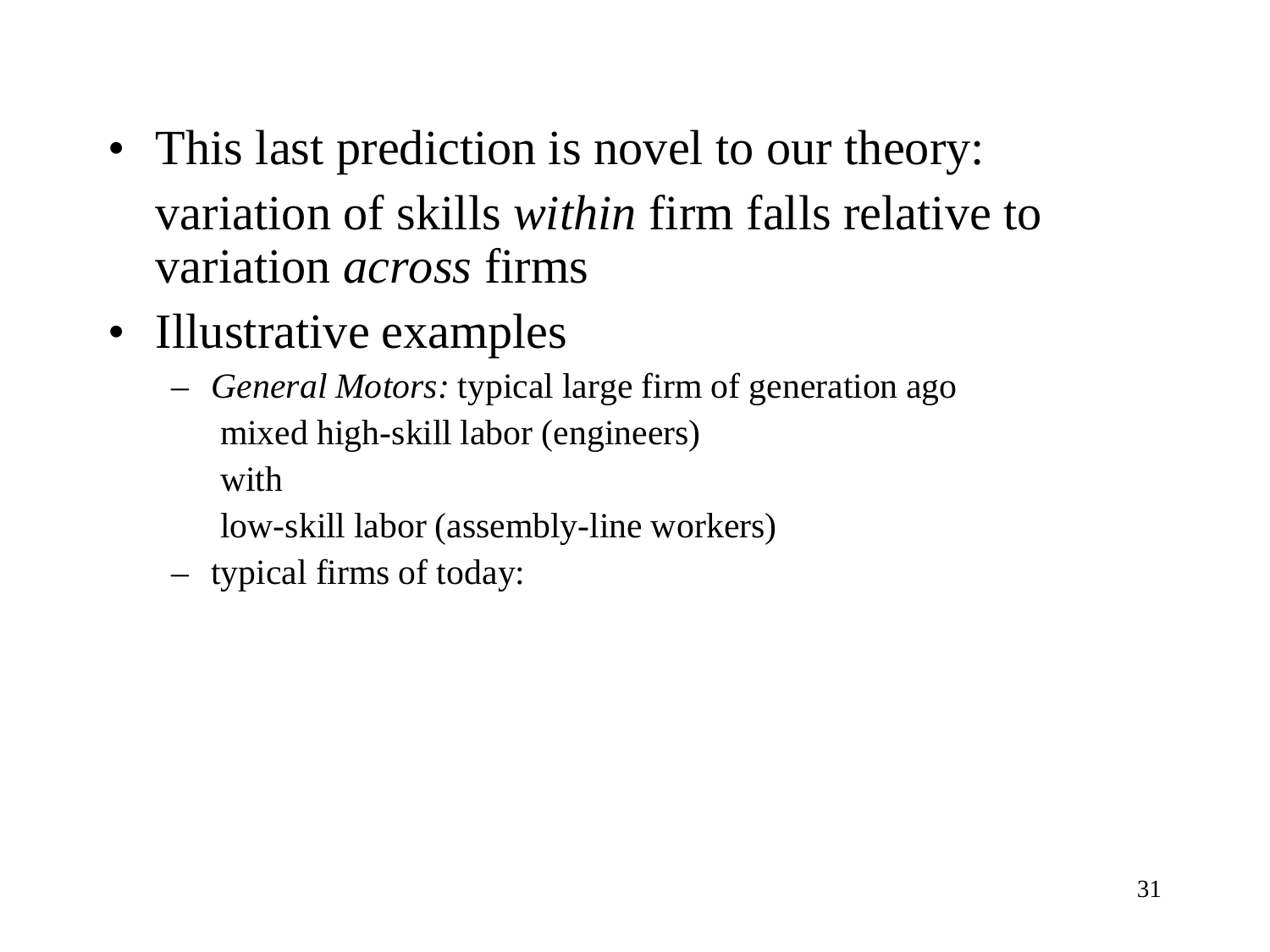- This last prediction is novel to our theory:

  variation of skills *within* firm falls relative to variation *across* firms
- Illustrative examples
  - *General Motors:* typical large firm of generation ago

    mixed high-skill labor (engineers)

    with

    low-skill labor (assembly-line workers)
  - typical firms of today: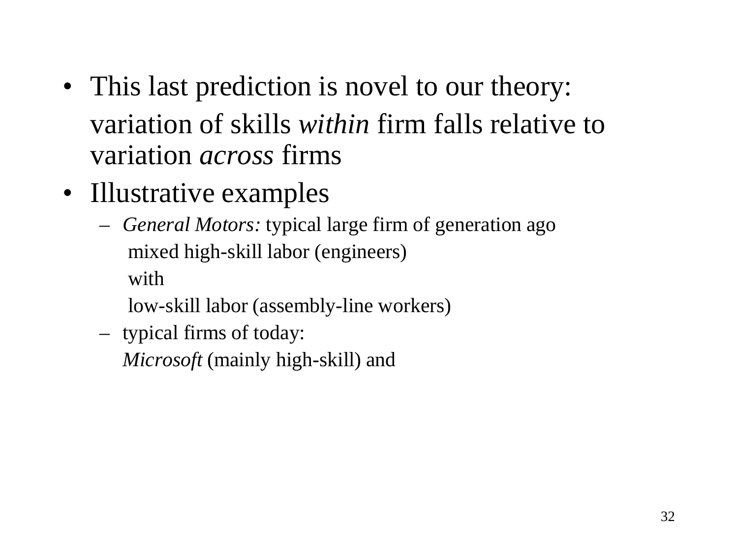- This last prediction is novel to our theory:

  variation of skills *within* firm falls relative to variation *across* firms

- Illustrative examples
  - *General Motors:* typical large firm of generation ago
    mixed high-skill labor (engineers)
    with
    low-skill labor (assembly-line workers)
  - typical firms of today:
    *Microsoft* (mainly high-skill) and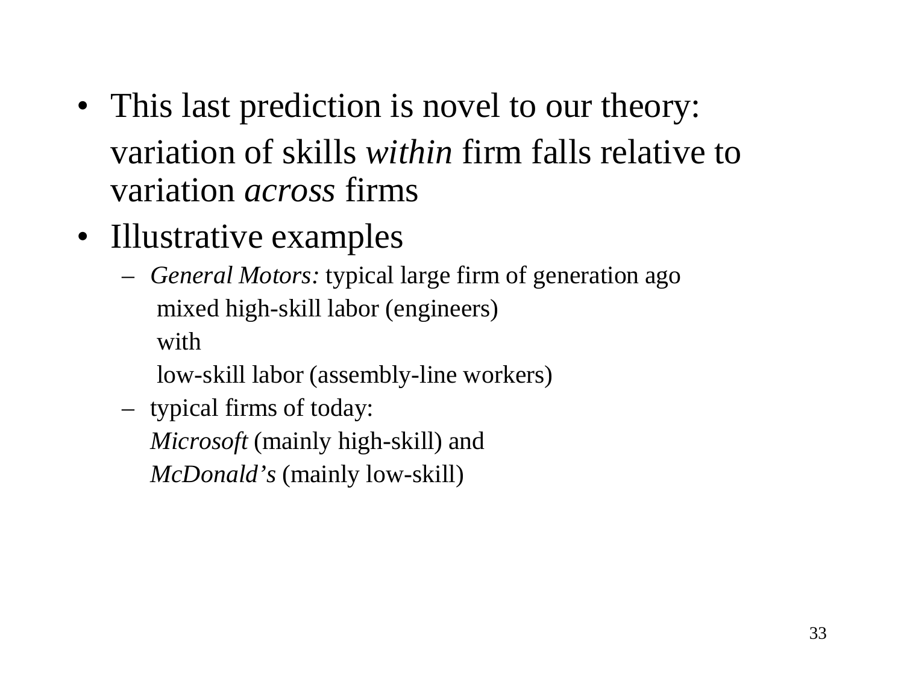- This last prediction is novel to our theory:

  variation of skills *within* firm falls relative to variation *across* firms

- Illustrative examples
  - *General Motors:* typical large firm of generation ago

    mixed high-skill labor (engineers)

    with

    low-skill labor (assembly-line workers)
  - typical firms of today:

    *Microsoft* (mainly high-skill) and

    *McDonald's* (mainly low-skill)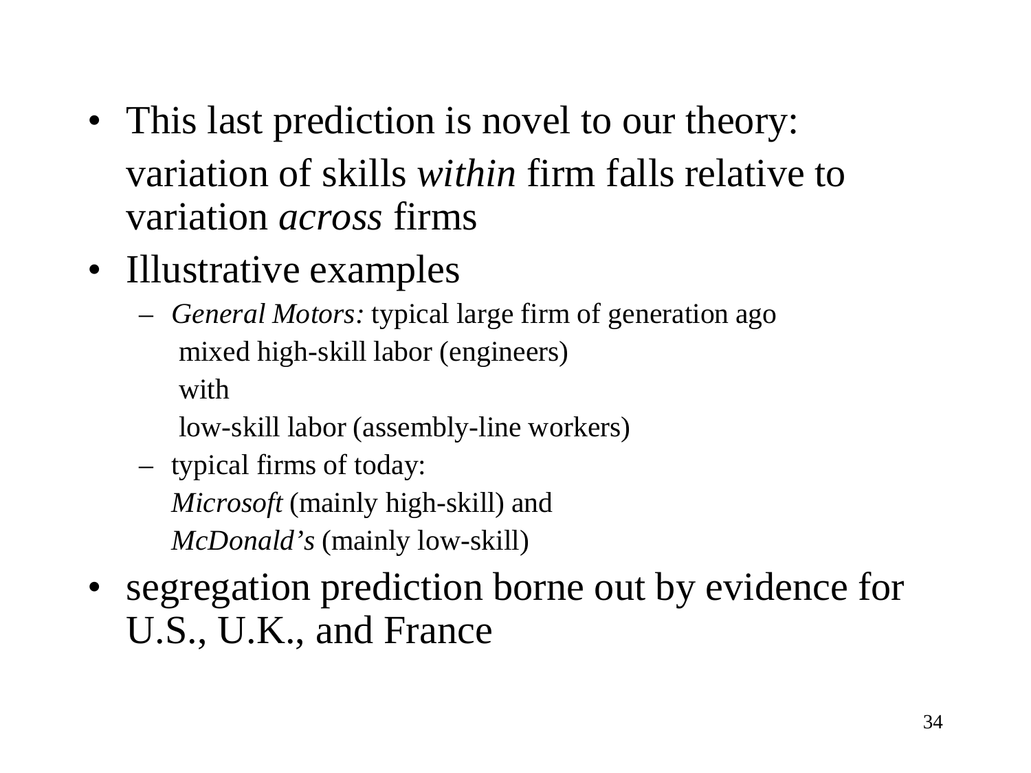- This last prediction is novel to our theory:

  variation of skills *within* firm falls relative to variation *across* firms
- Illustrative examples
  - *General Motors:* typical large firm of generation ago

    mixed high-skill labor (engineers)

    with

    low-skill labor (assembly-line workers)
  - typical firms of today:

    *Microsoft* (mainly high-skill) and

    *McDonald's* (mainly low-skill)
- segregation prediction borne out by evidence for U.S., U.K., and France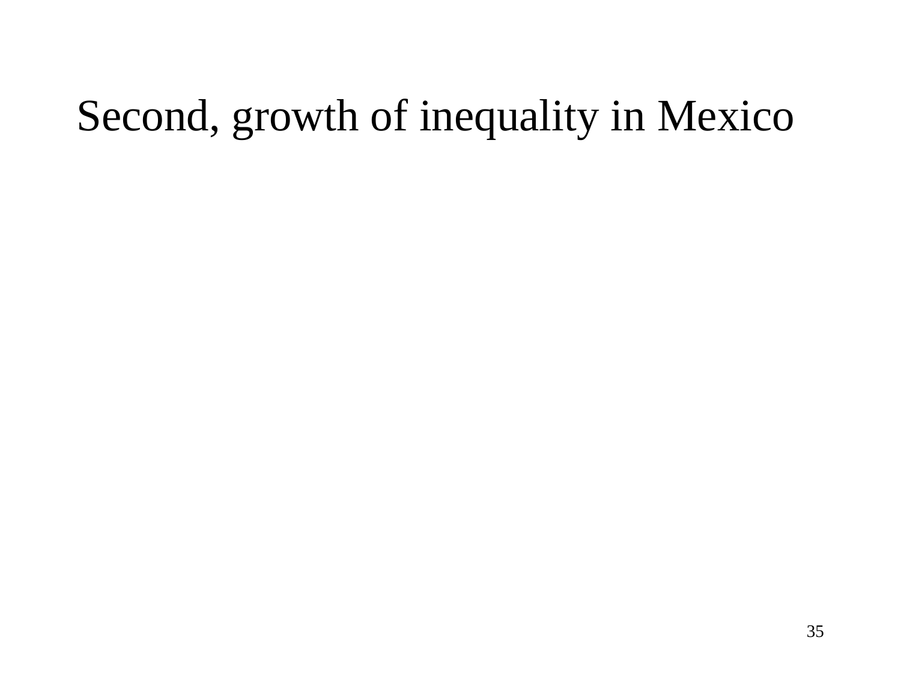# Second, growth of inequality in Mexico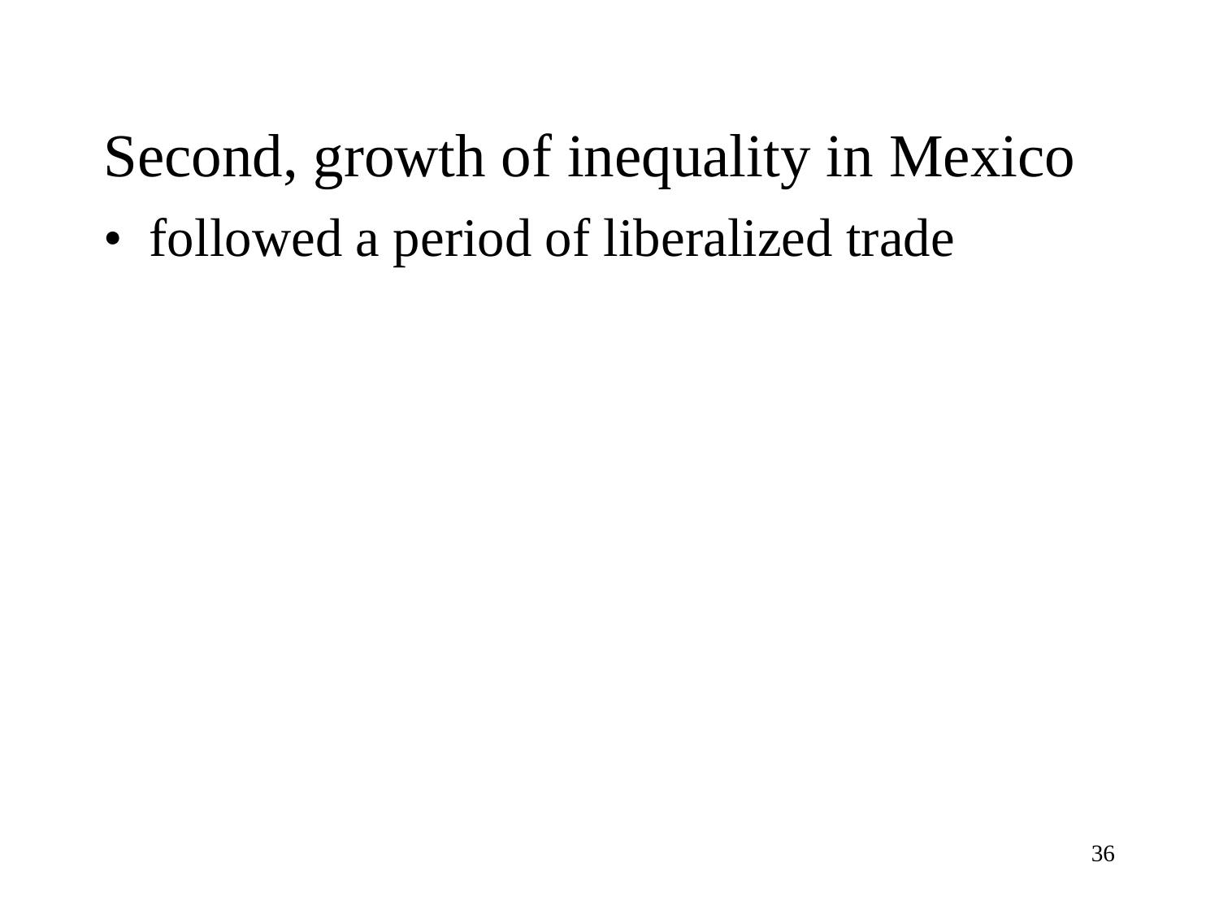# Second, growth of inequality in Mexico

- followed a period of liberalized trade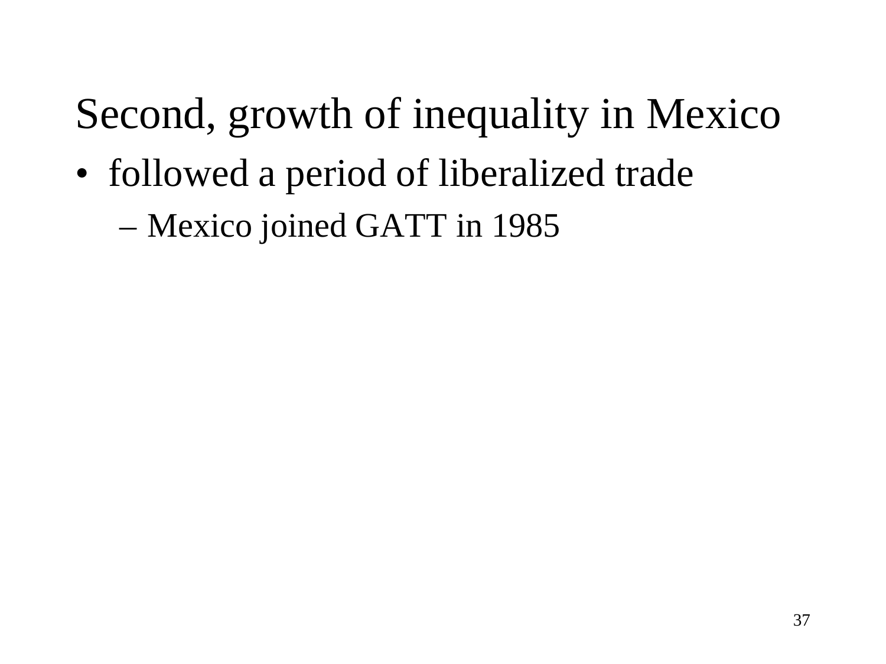# Second, growth of inequality in Mexico

- followed a period of liberalized trade
  - Mexico joined GATT in 1985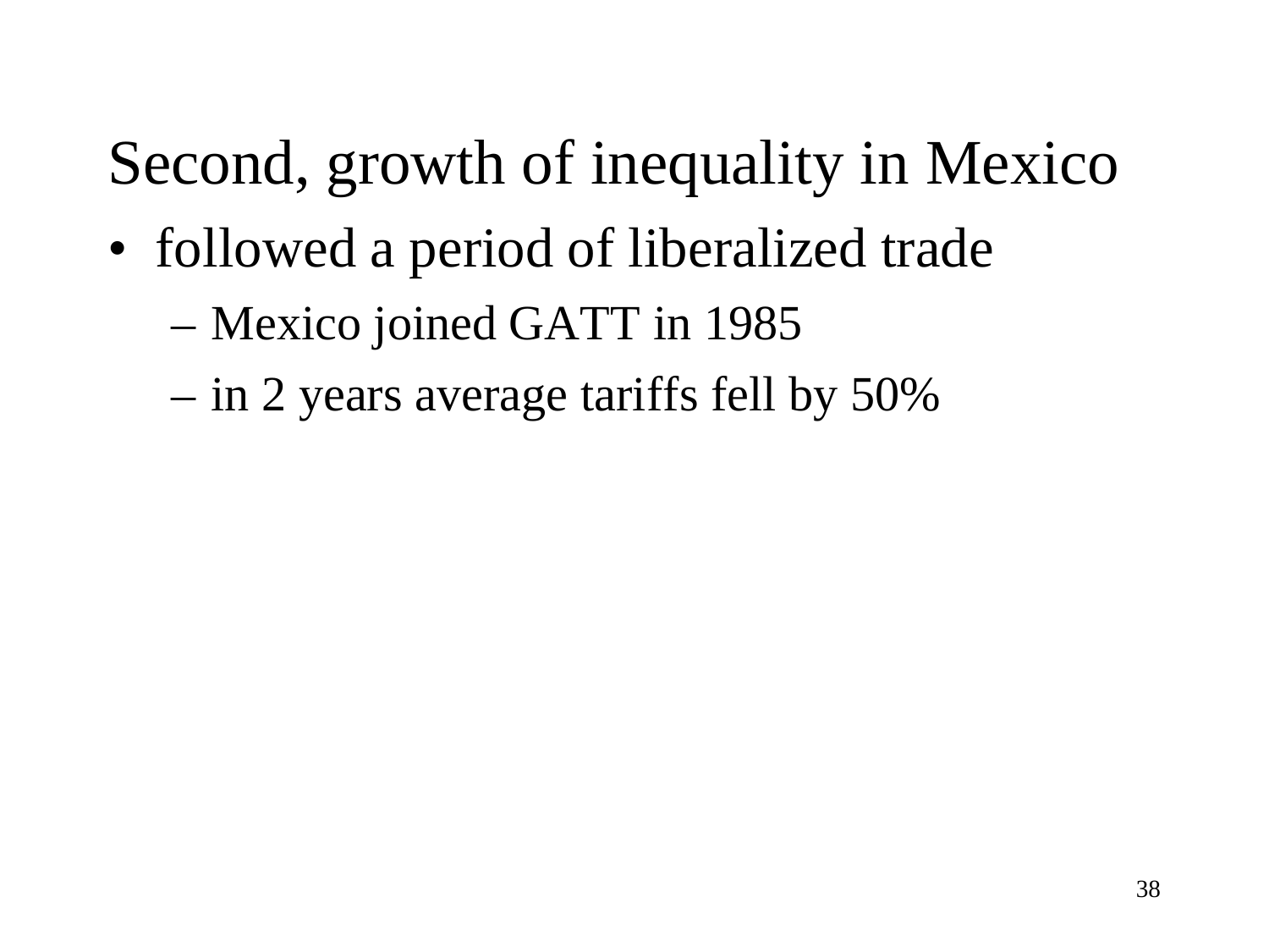# Second, growth of inequality in Mexico

- followed a period of liberalized trade
  - Mexico joined GATT in 1985
  - in 2 years average tariffs fell by 50%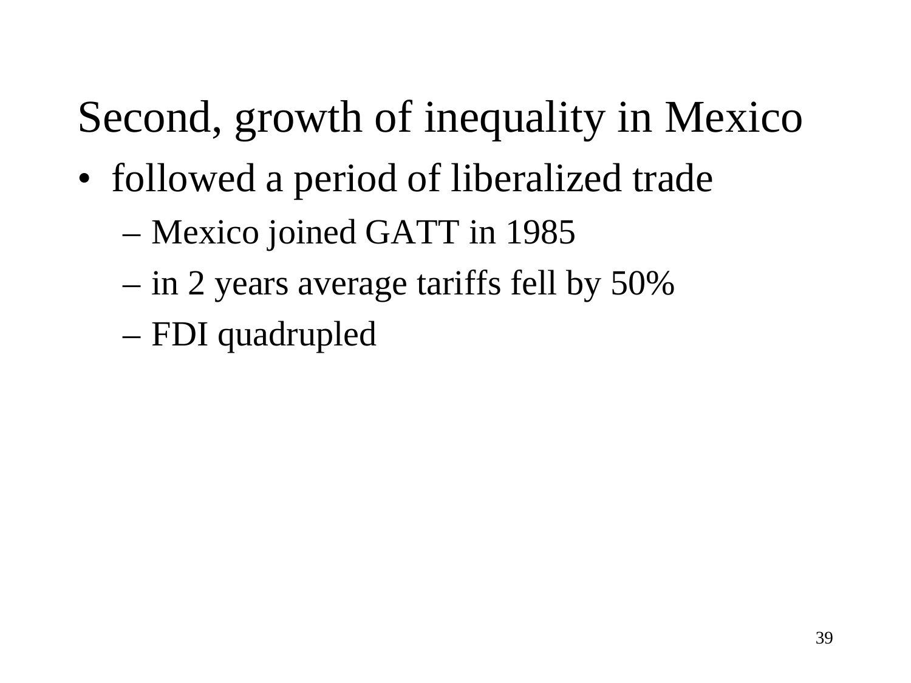# Second, growth of inequality in Mexico

- followed a period of liberalized trade
  - Mexico joined GATT in 1985
  - in 2 years average tariffs fell by 50%
  - FDI quadrupled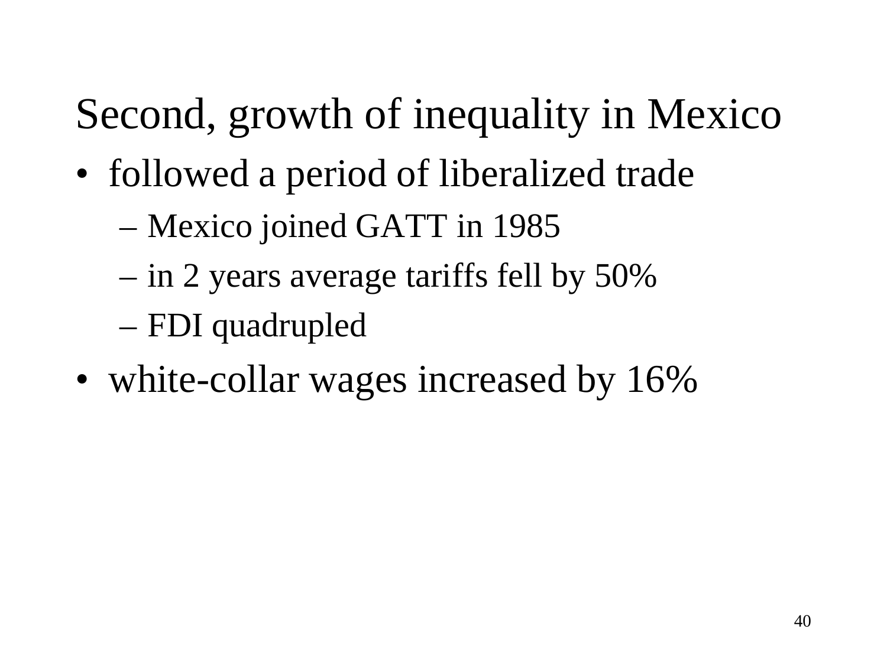# Second, growth of inequality in Mexico

- followed a period of liberalized trade
  - Mexico joined GATT in 1985
  - in 2 years average tariffs fell by 50%
  - FDI quadrupled
- white-collar wages increased by 16%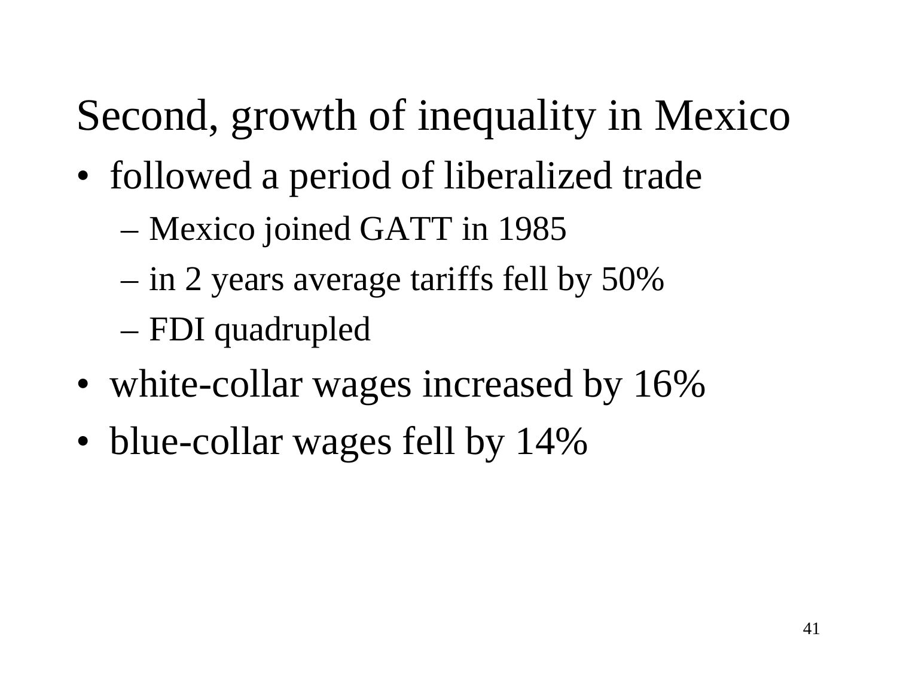# Second, growth of inequality in Mexico

- followed a period of liberalized trade
  - Mexico joined GATT in 1985
  - in 2 years average tariffs fell by 50%
  - FDI quadrupled
- white-collar wages increased by 16%
- blue-collar wages fell by 14%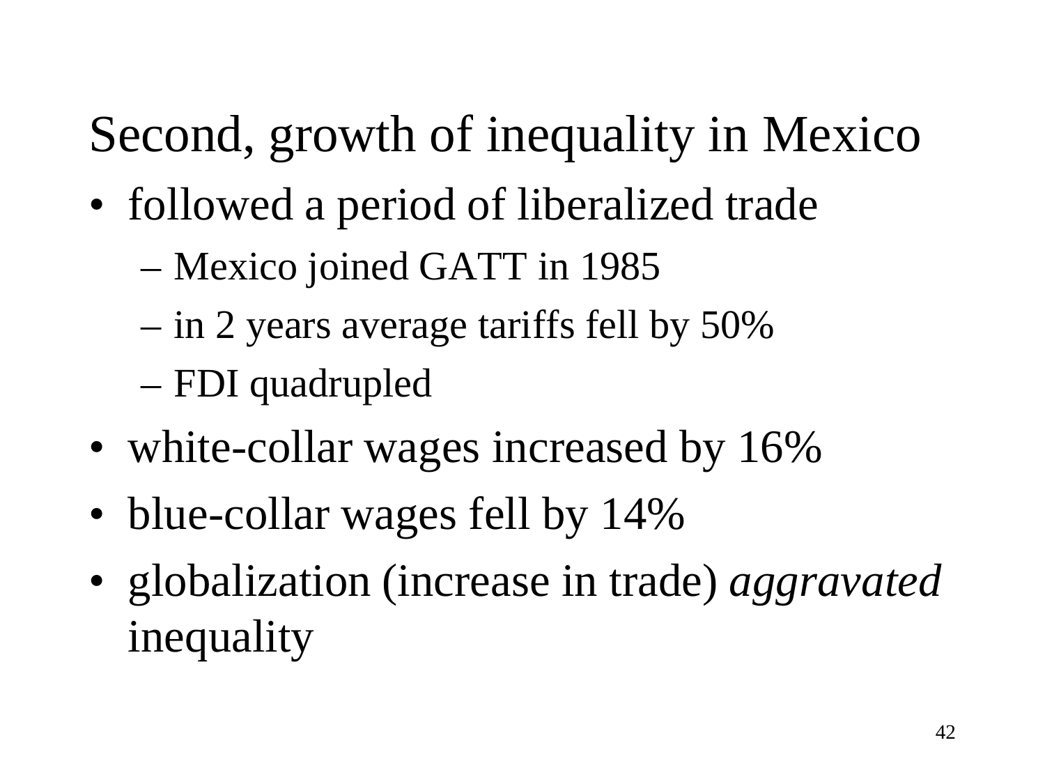## Second, growth of inequality in Mexico

- followed a period of liberalized trade
  - Mexico joined GATT in 1985
  - in 2 years average tariffs fell by 50%
  - FDI quadrupled
- white-collar wages increased by 16%
- blue-collar wages fell by 14%
- globalization (increase in trade) *aggravated* inequality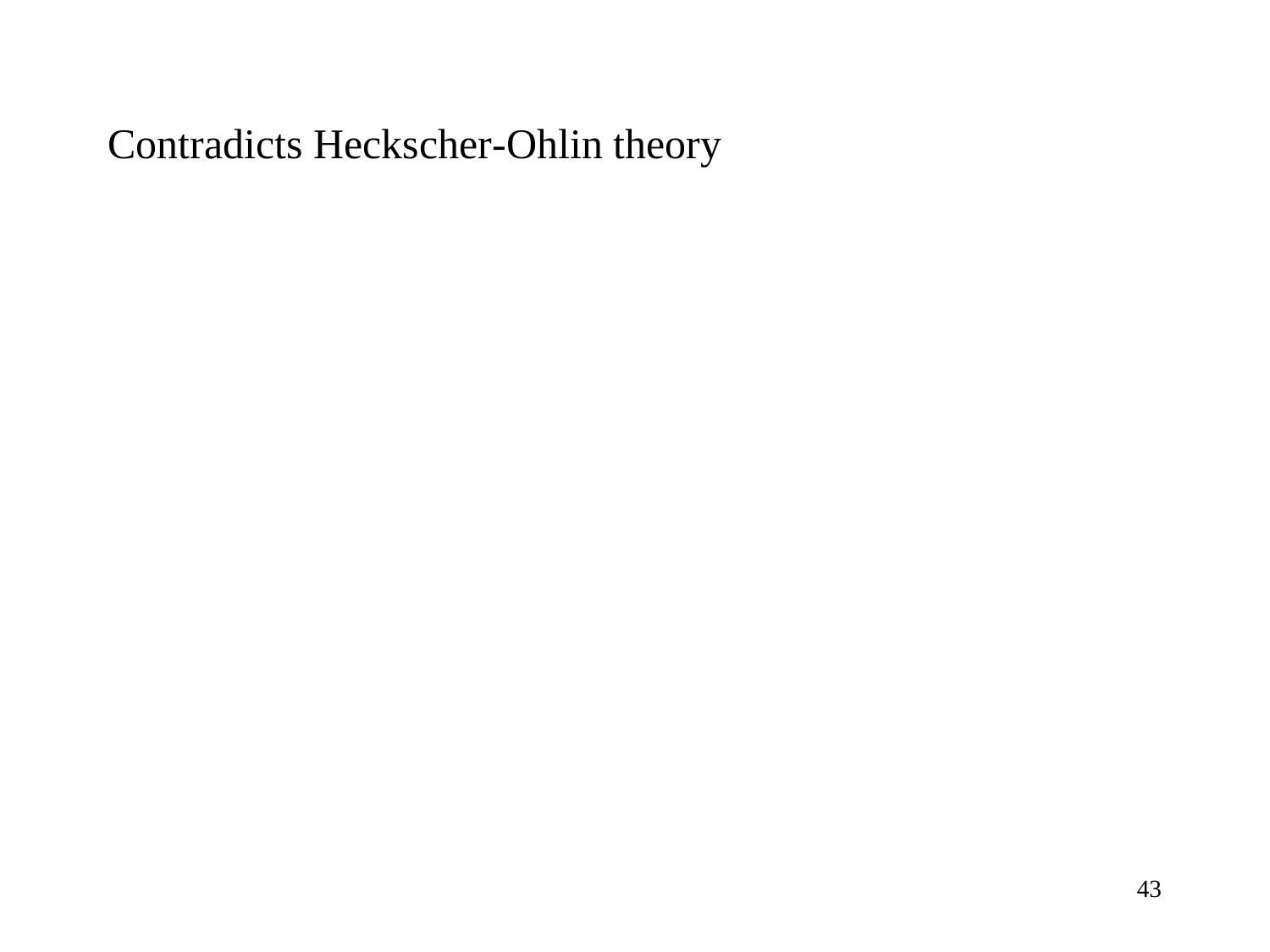Contradicts Heckscher-Ohlin theory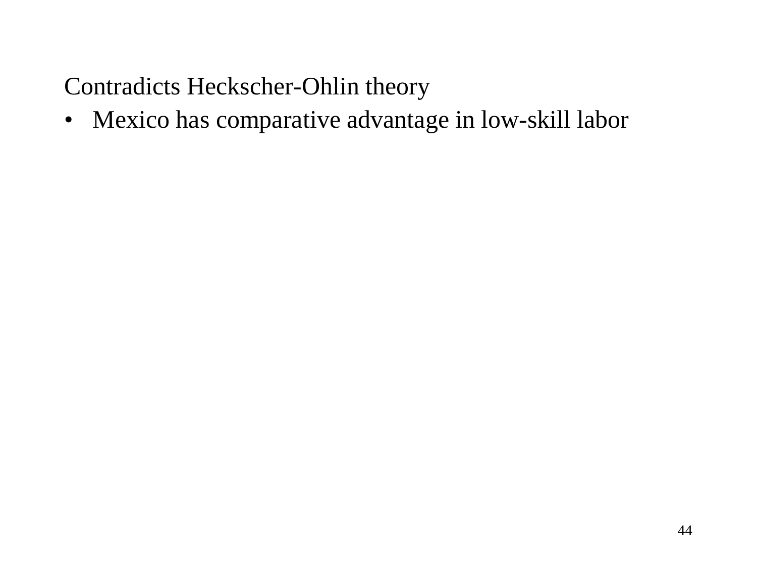Contradicts Heckscher-Ohlin theory

- Mexico has comparative advantage in low-skill labor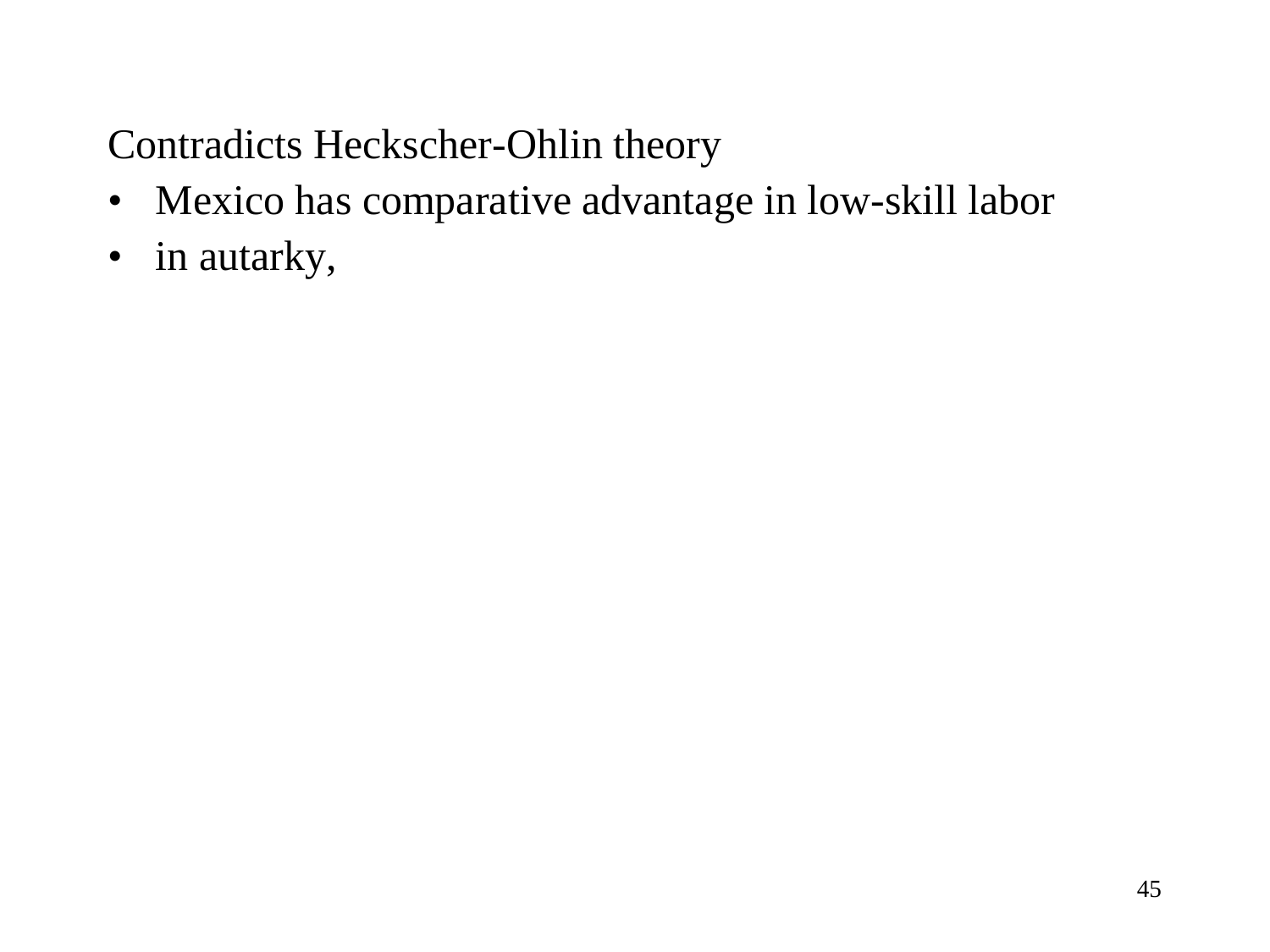Contradicts Heckscher-Ohlin theory

- Mexico has comparative advantage in low-skill labor
- in autarky,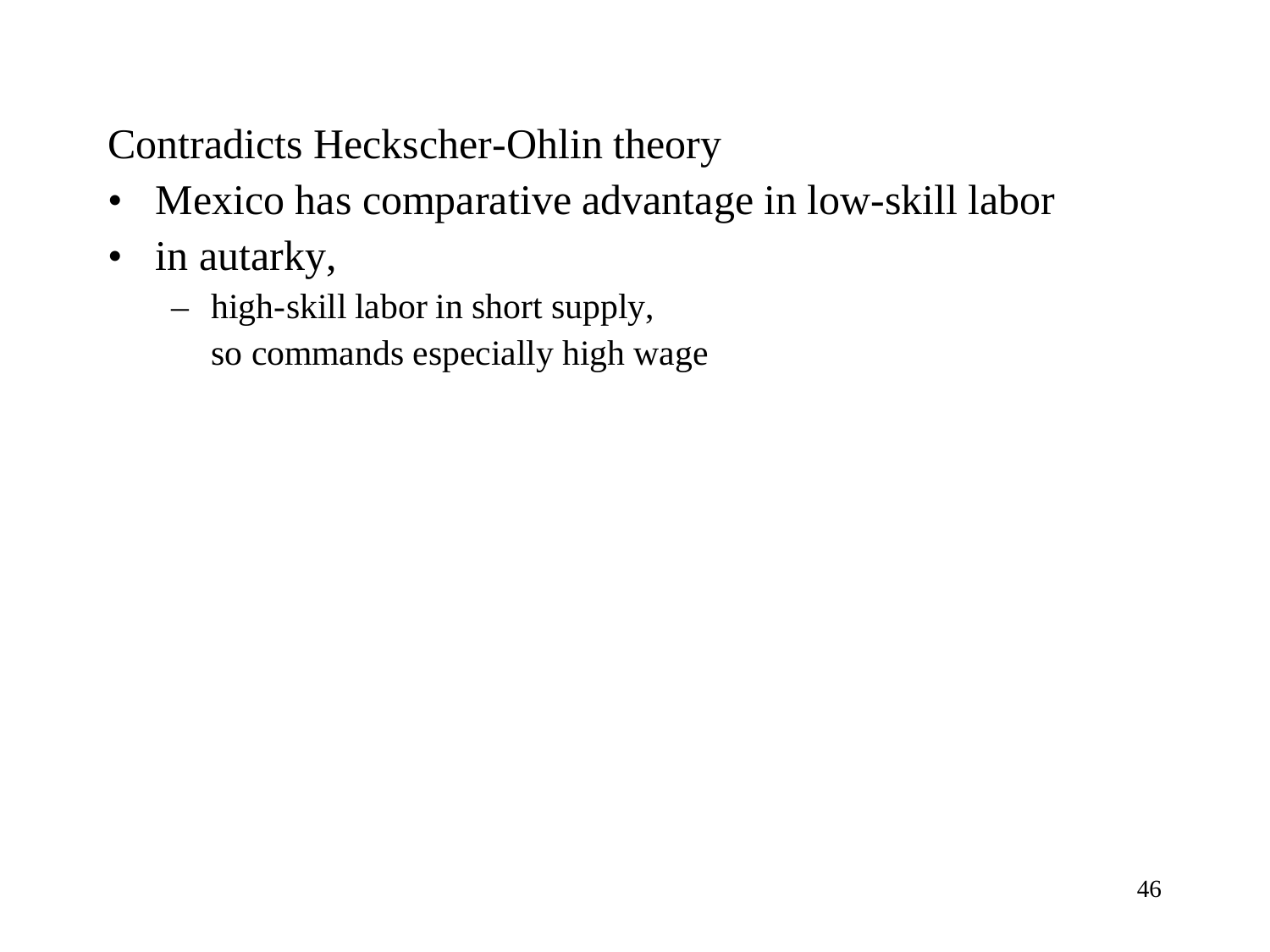Contradicts Heckscher-Ohlin theory

- Mexico has comparative advantage in low-skill labor
- in autarky,
  - high-skill labor in short supply,
    so commands especially high wage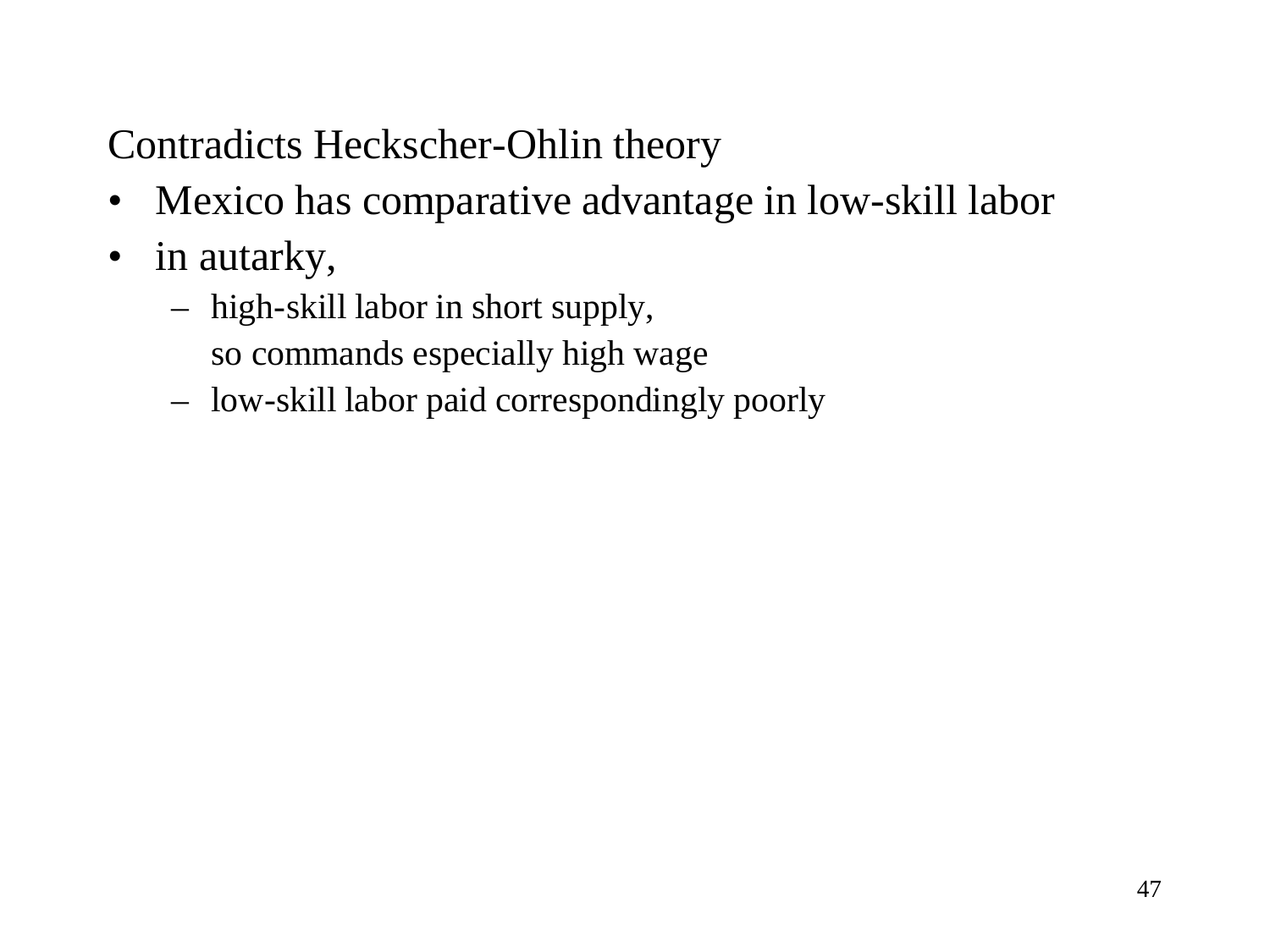Contradicts Heckscher-Ohlin theory

- Mexico has comparative advantage in low-skill labor
- in autarky,
  - high-skill labor in short supply,
    so commands especially high wage
  - low-skill labor paid correspondingly poorly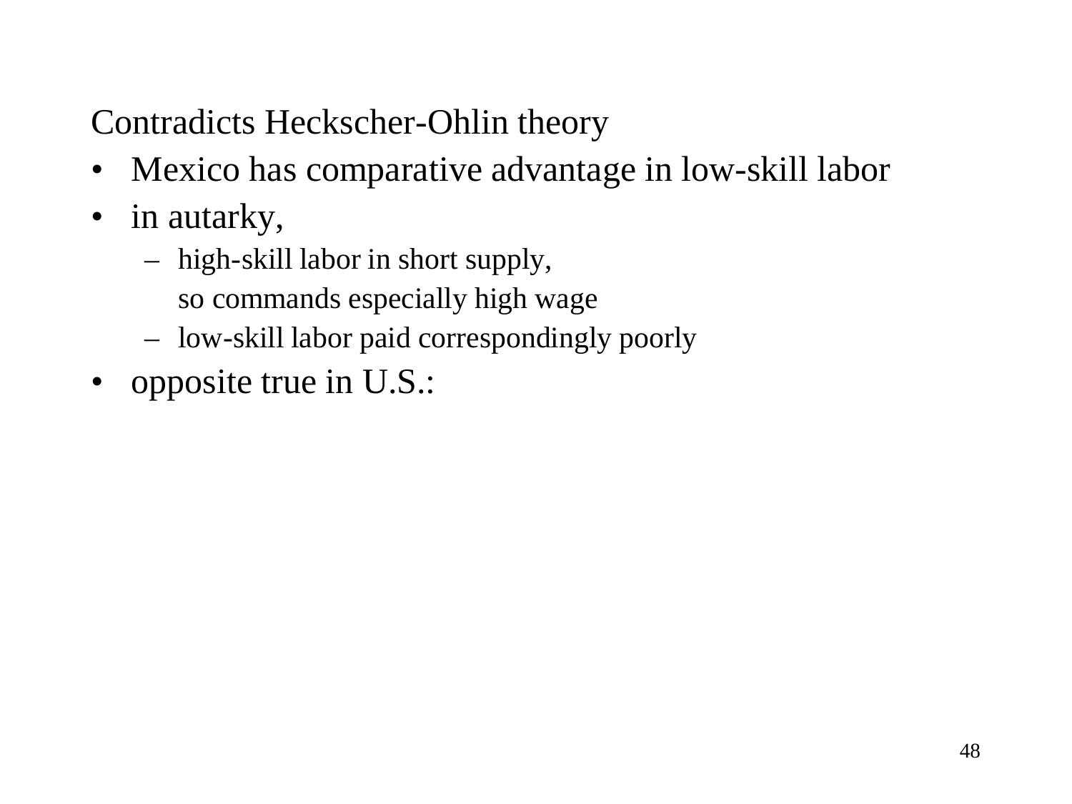Contradicts Heckscher-Ohlin theory

- Mexico has comparative advantage in low-skill labor
- in autarky,
  - high-skill labor in short supply,
    so commands especially high wage
  - low-skill labor paid correspondingly poorly
- opposite true in U.S.: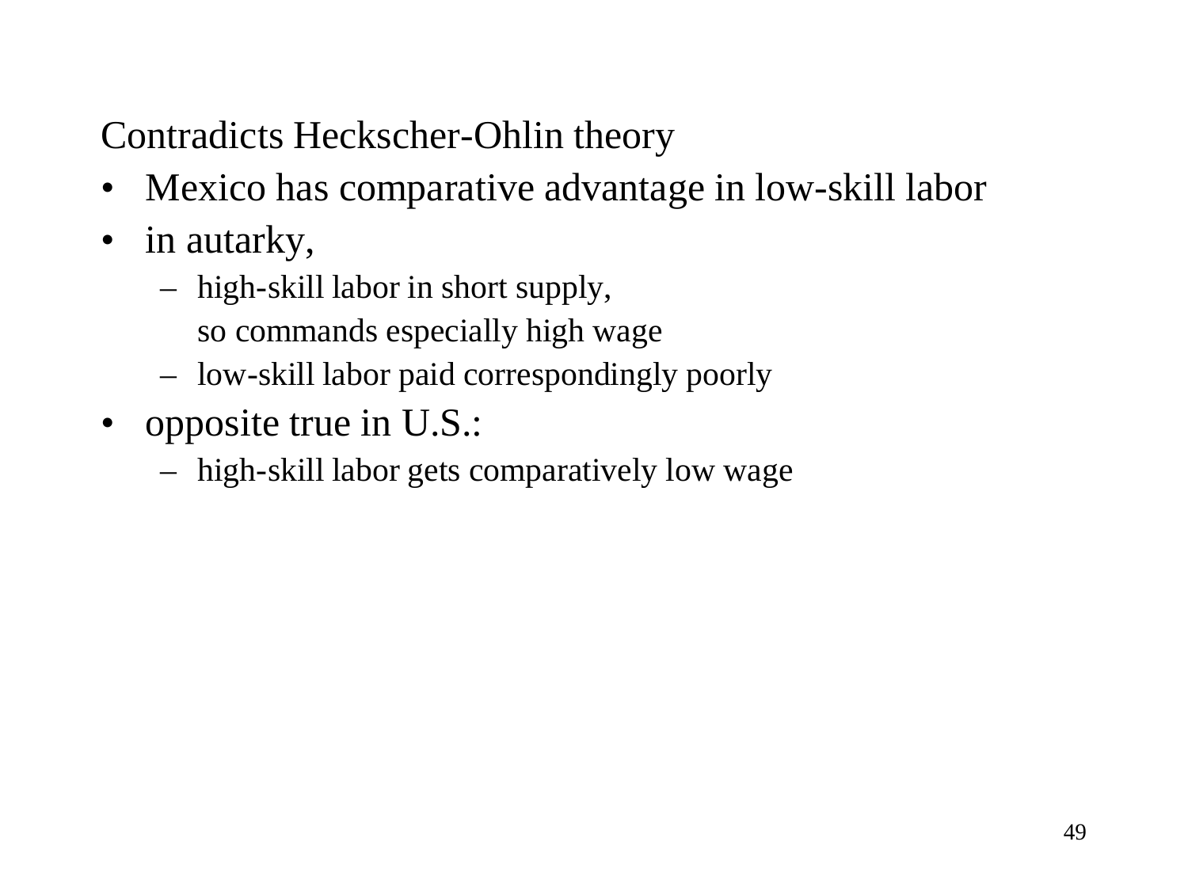Contradicts Heckscher-Ohlin theory

- Mexico has comparative advantage in low-skill labor
- in autarky,
  - high-skill labor in short supply,
    so commands especially high wage
  - low-skill labor paid correspondingly poorly
- opposite true in U.S.:
  - high-skill labor gets comparatively low wage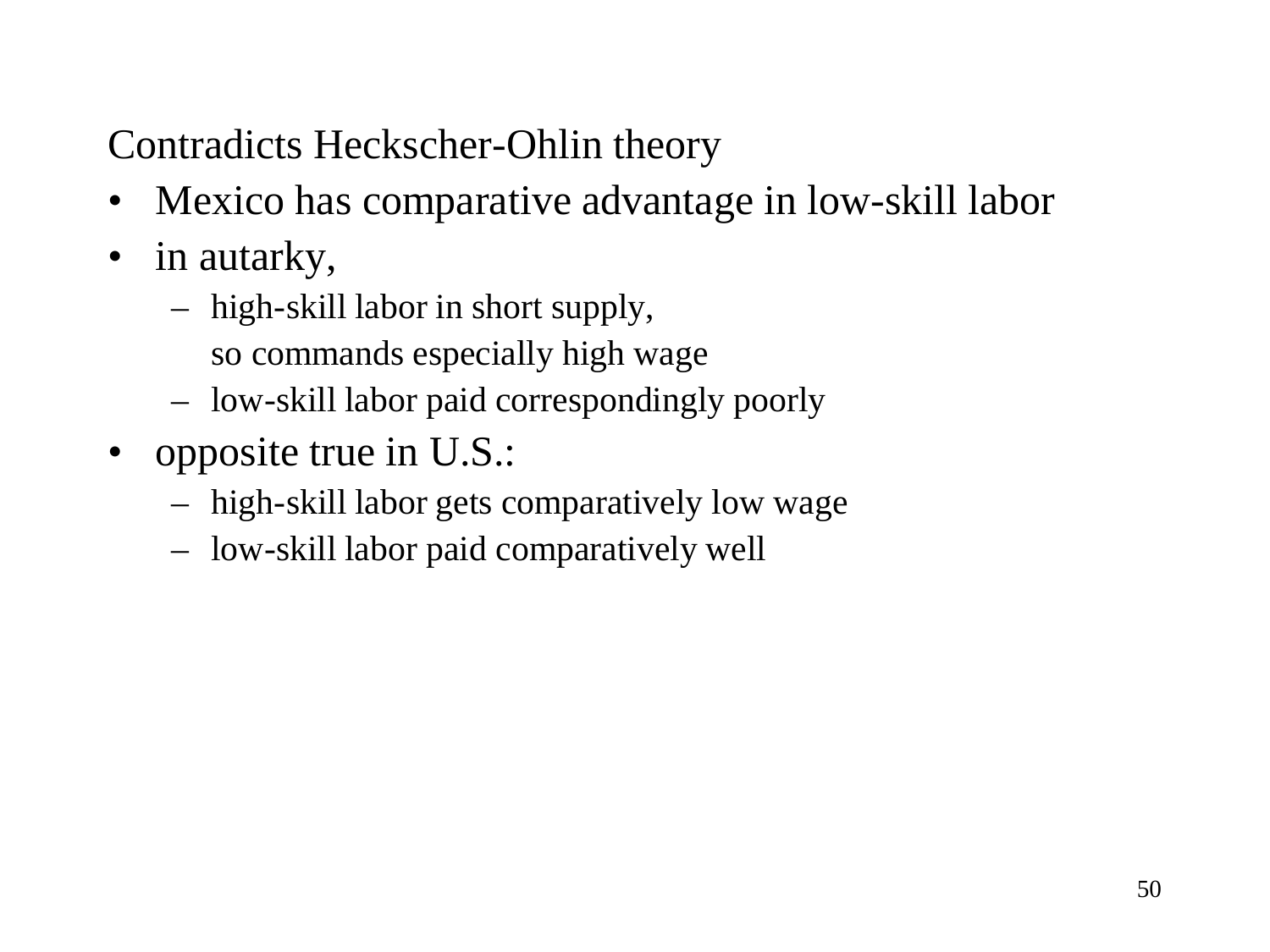Contradicts Heckscher-Ohlin theory

- Mexico has comparative advantage in low-skill labor
- in autarky,
  - high-skill labor in short supply, so commands especially high wage
  - low-skill labor paid correspondingly poorly
- opposite true in U.S.:
  - high-skill labor gets comparatively low wage
  - low-skill labor paid comparatively well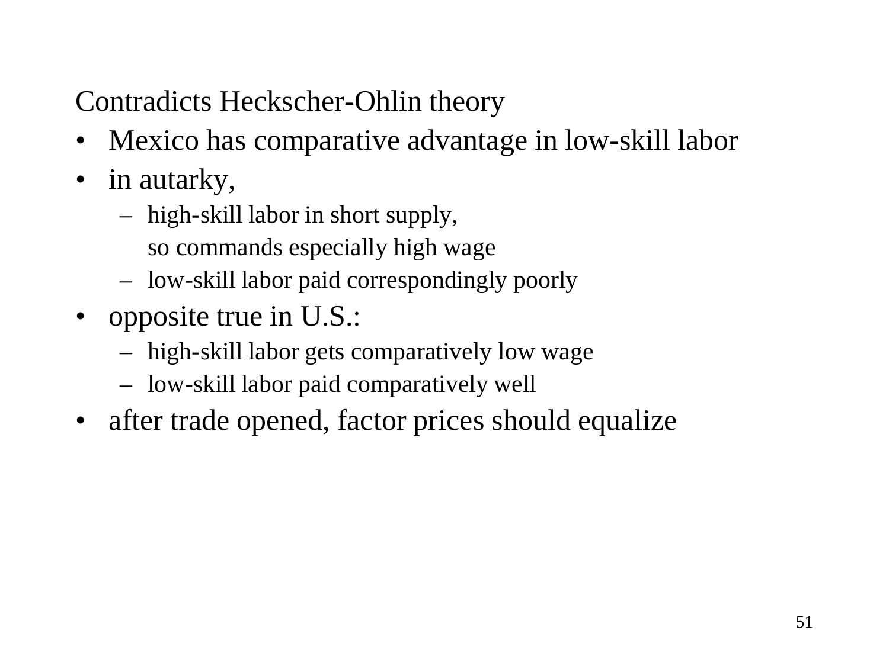Contradicts Heckscher-Ohlin theory

- Mexico has comparative advantage in low-skill labor
- in autarky,
  - high-skill labor in short supply,
    so commands especially high wage
  - low-skill labor paid correspondingly poorly
- opposite true in U.S.:
  - high-skill labor gets comparatively low wage
  - low-skill labor paid comparatively well
- after trade opened, factor prices should equalize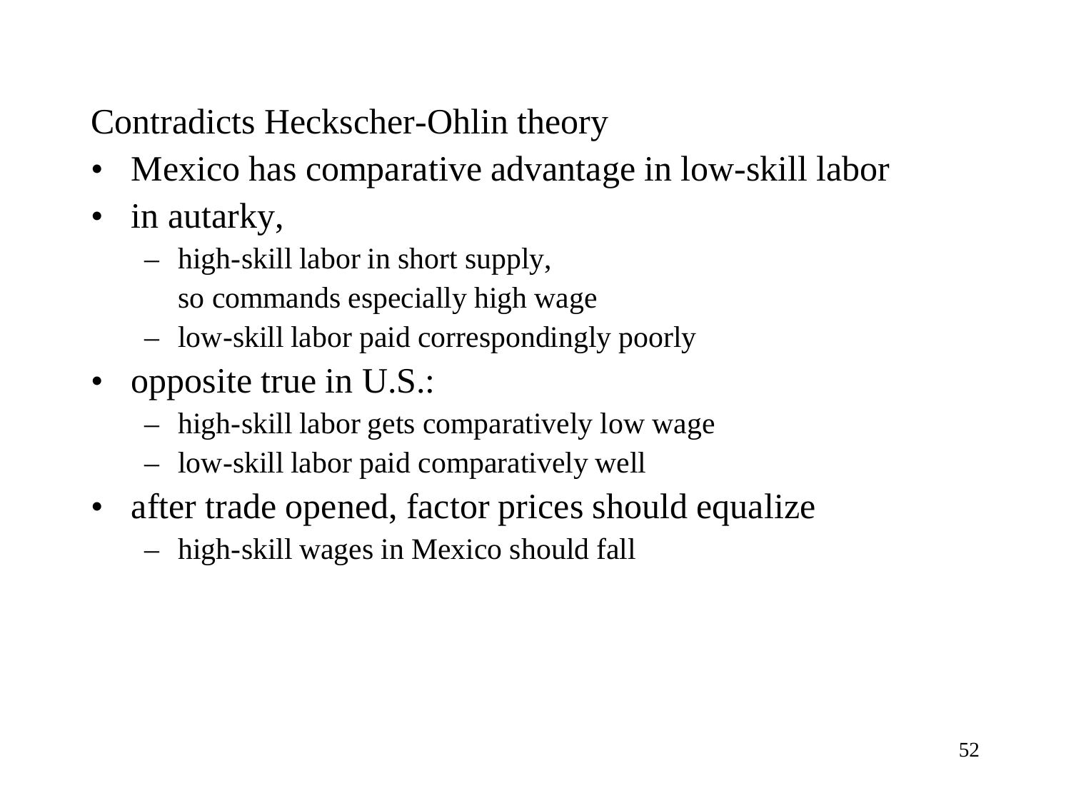Contradicts Heckscher-Ohlin theory

- Mexico has comparative advantage in low-skill labor
- in autarky,
  - high-skill labor in short supply,
    so commands especially high wage
  - low-skill labor paid correspondingly poorly
- opposite true in U.S.:
  - high-skill labor gets comparatively low wage
  - low-skill labor paid comparatively well
- after trade opened, factor prices should equalize
  - high-skill wages in Mexico should fall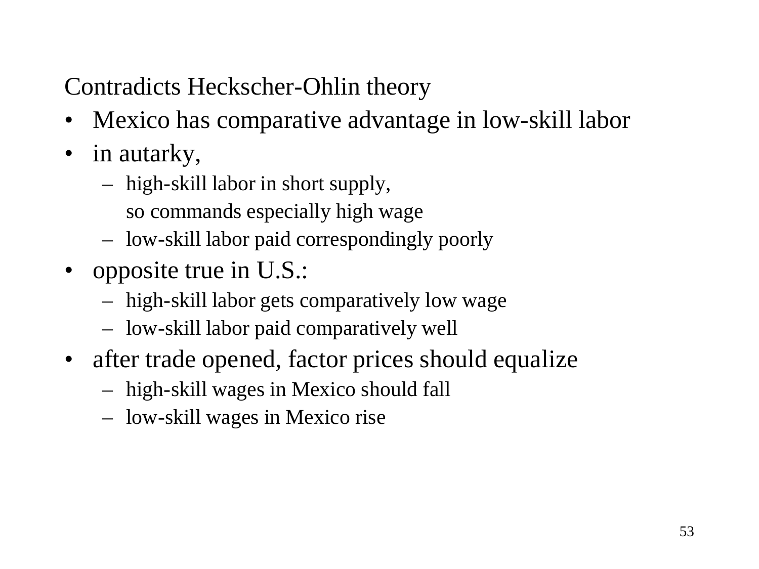Contradicts Heckscher-Ohlin theory

- Mexico has comparative advantage in low-skill labor
- in autarky,
  - high-skill labor in short supply,
    so commands especially high wage
  - low-skill labor paid correspondingly poorly
- opposite true in U.S.:
  - high-skill labor gets comparatively low wage
  - low-skill labor paid comparatively well
- after trade opened, factor prices should equalize
  - high-skill wages in Mexico should fall
  - low-skill wages in Mexico rise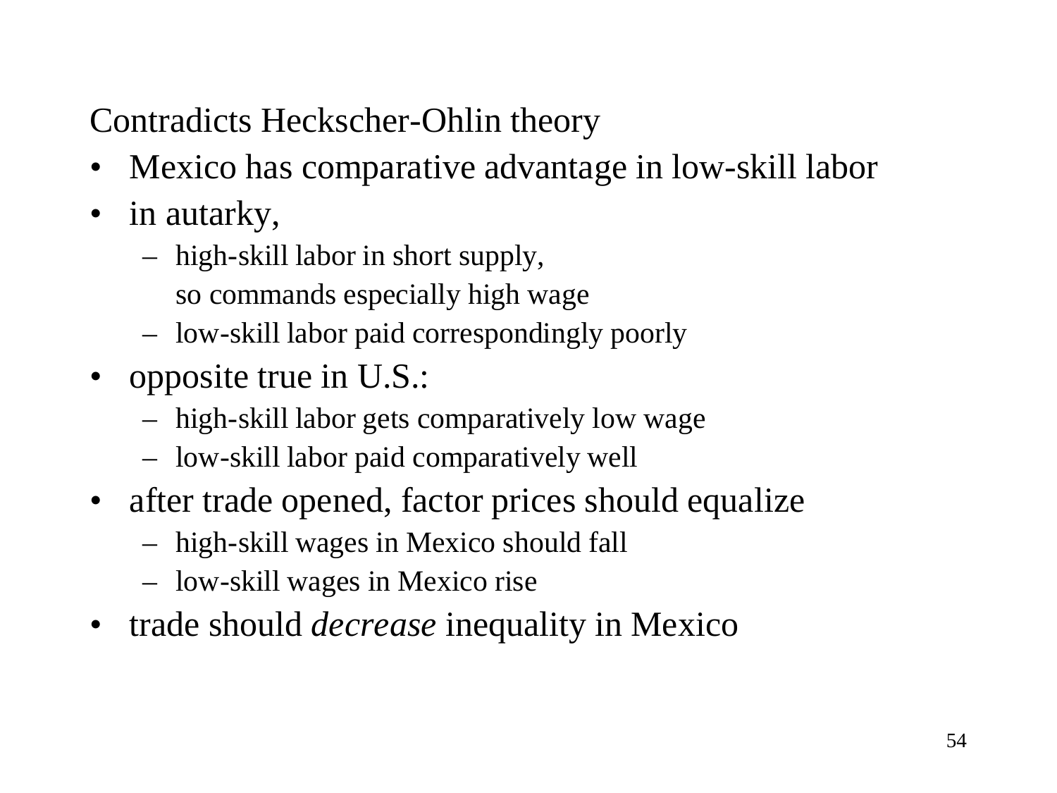Contradicts Heckscher-Ohlin theory

- Mexico has comparative advantage in low-skill labor
- in autarky,
  - high-skill labor in short supply,
    so commands especially high wage
  - low-skill labor paid correspondingly poorly
- opposite true in U.S.:
  - high-skill labor gets comparatively low wage
  - low-skill labor paid comparatively well
- after trade opened, factor prices should equalize
  - high-skill wages in Mexico should fall
  - low-skill wages in Mexico rise
- trade should *decrease* inequality in Mexico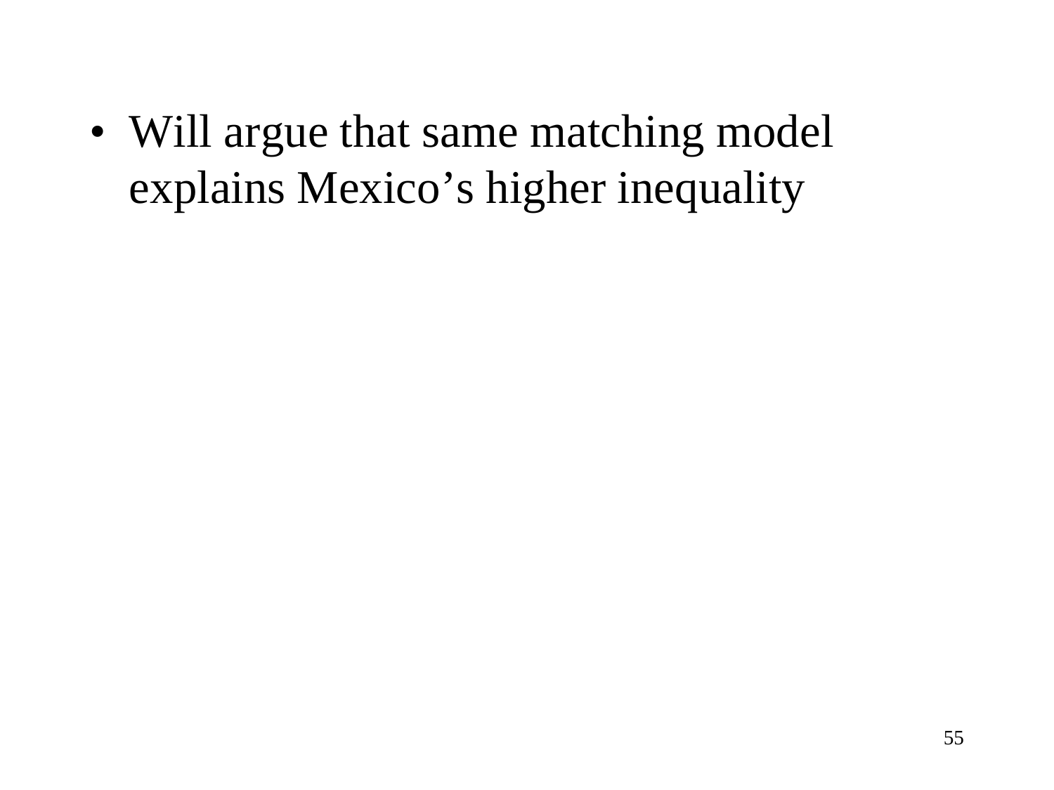- Will argue that same matching model explains Mexico’s higher inequality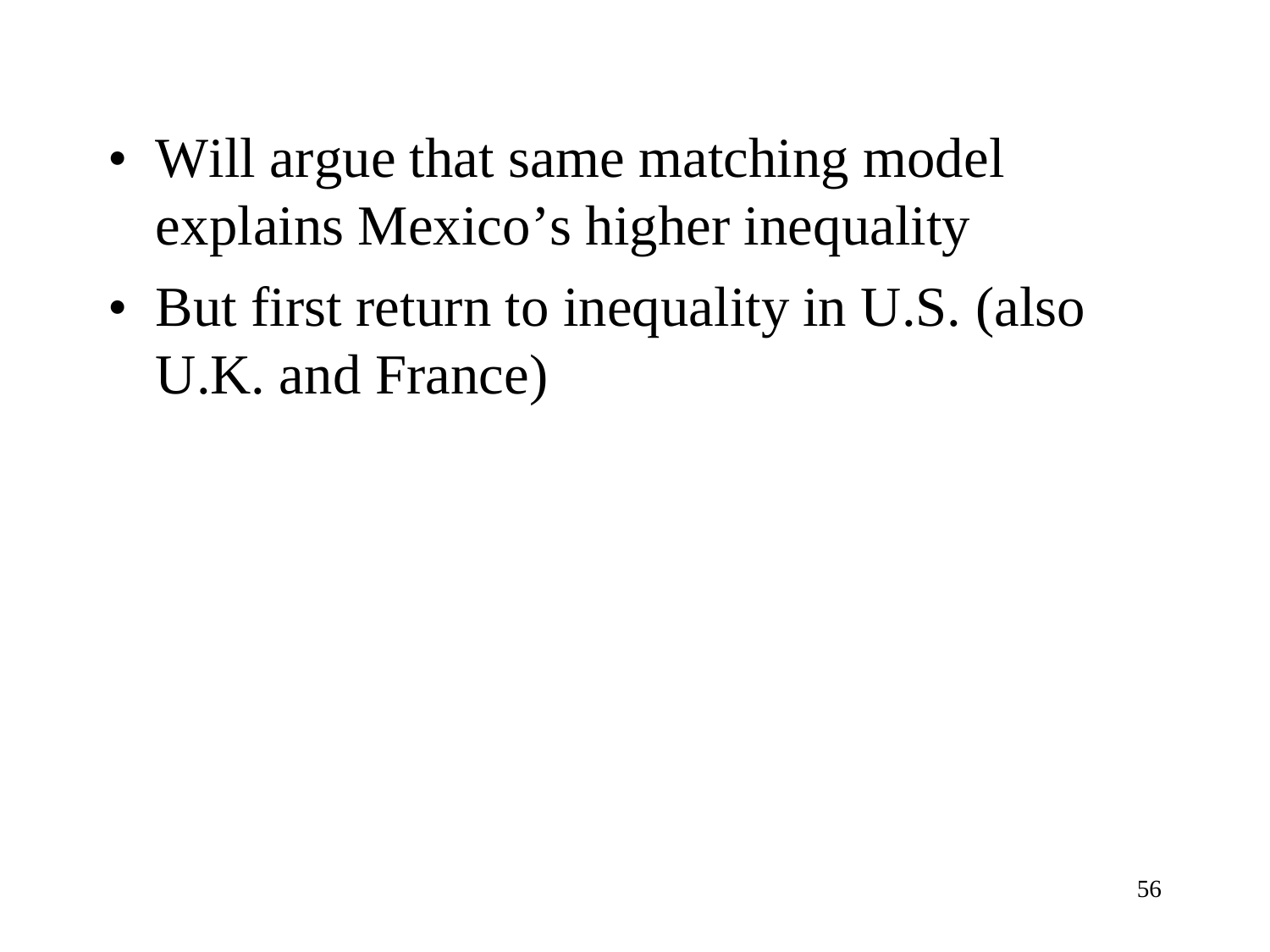- Will argue that same matching model explains Mexico’s higher inequality
- But first return to inequality in U.S. (also U.K. and France)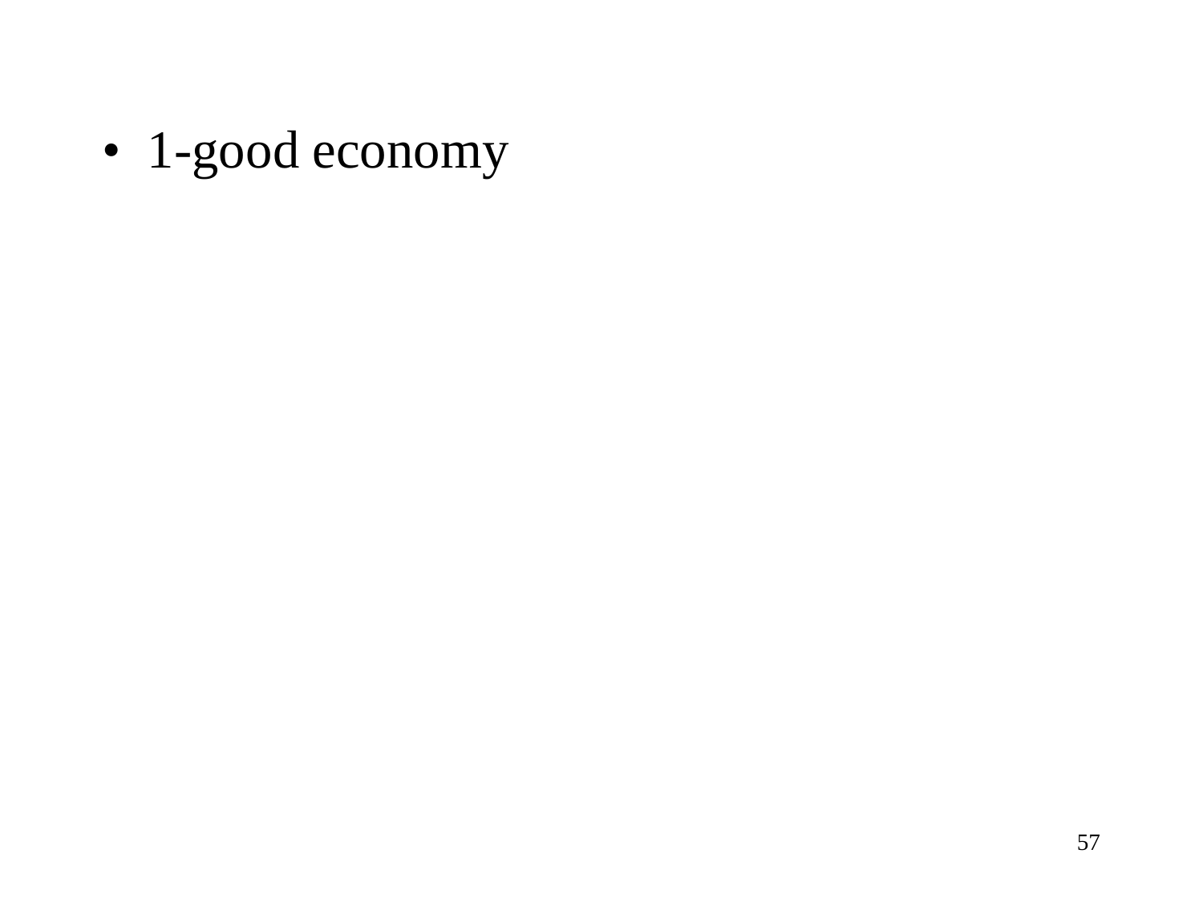- 1-good economy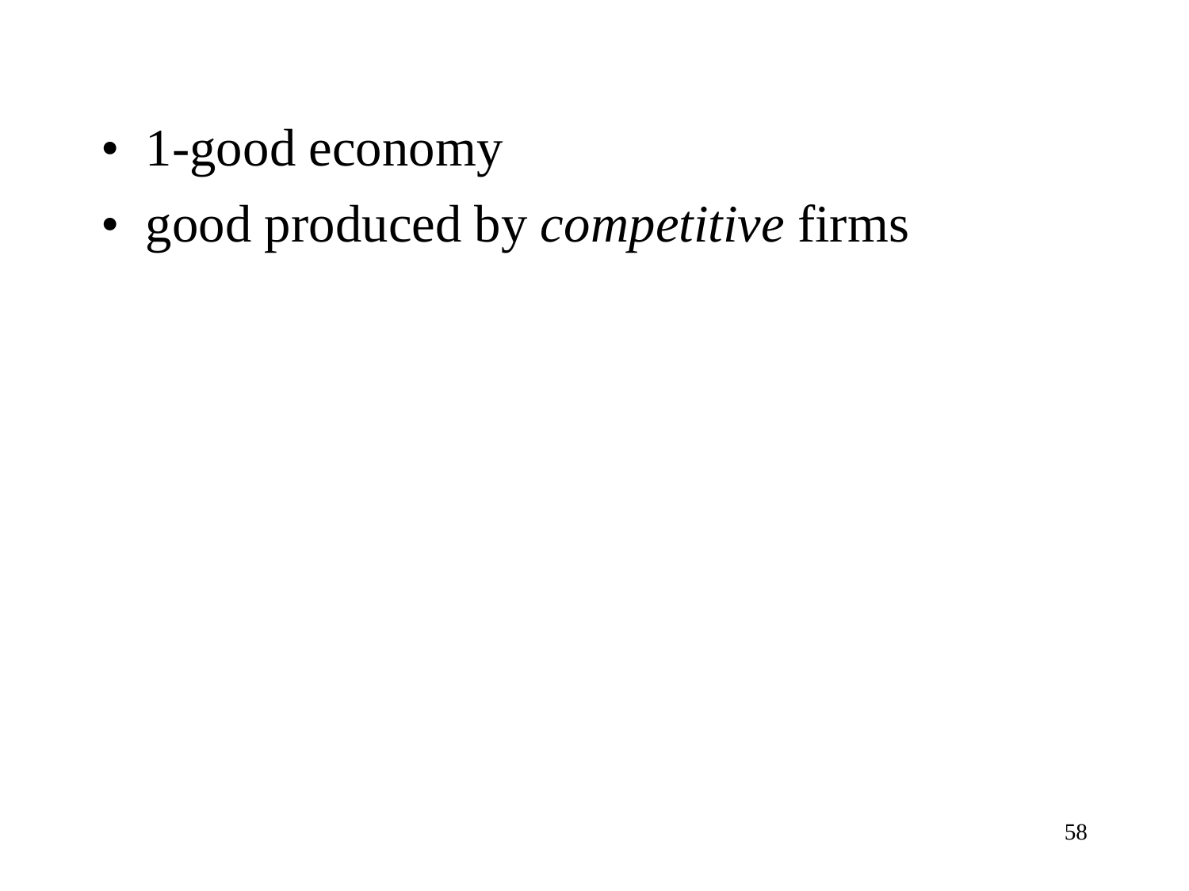- 1-good economy
- good produced by *competitive* firms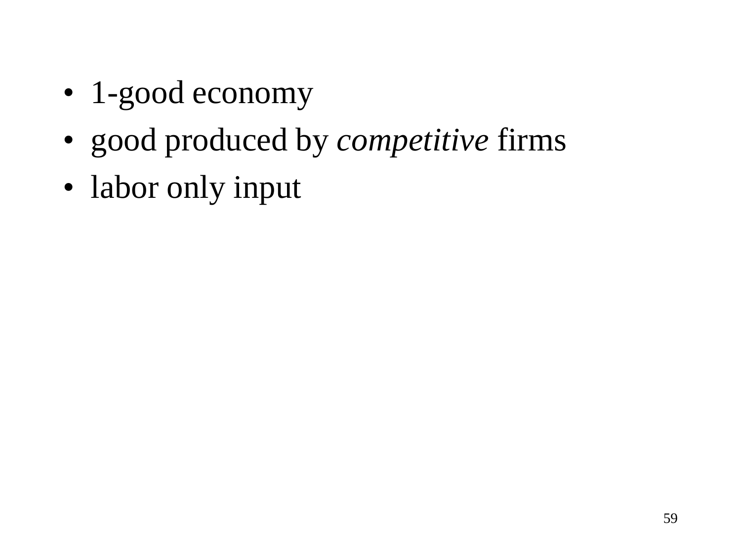- 1-good economy
- good produced by *competitive* firms
- labor only input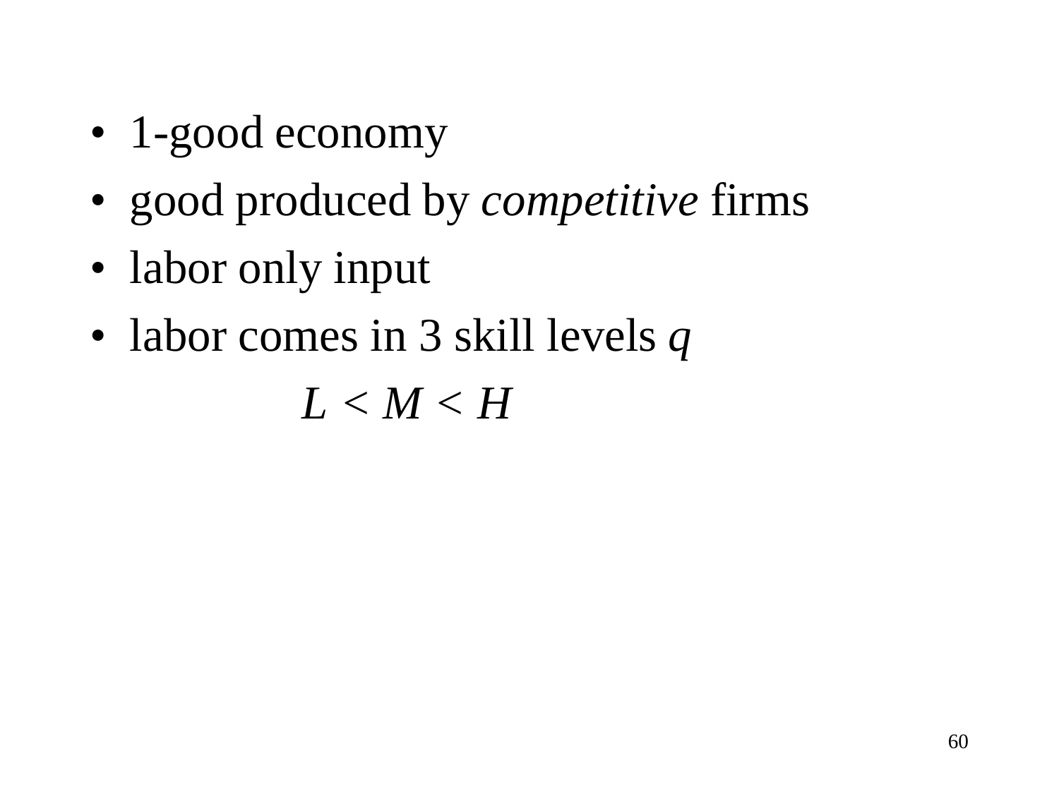- 1-good economy
- good produced by *competitive* firms
- labor only input
- labor comes in 3 skill levels $q$

$$L < M < H$$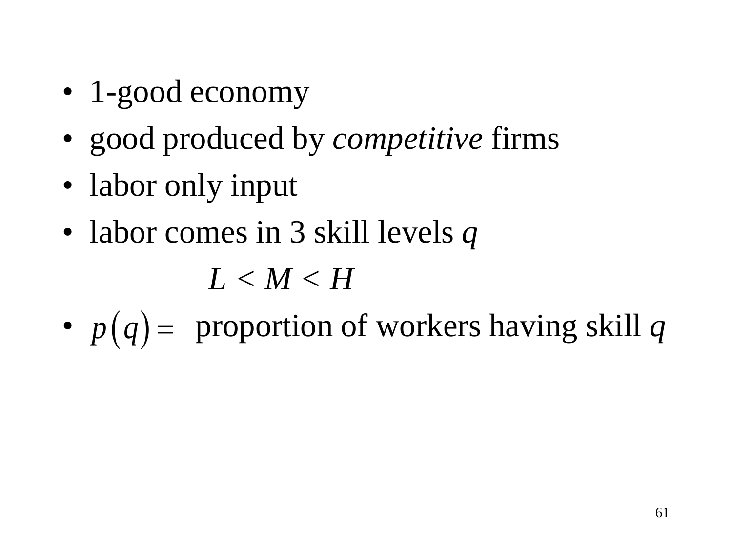- 1-good economy
- good produced by *competitive* firms
- labor only input
- labor comes in 3 skill levels $q$

$$L < M < H$$

- $p(q) =$ proportion of workers having skill $q$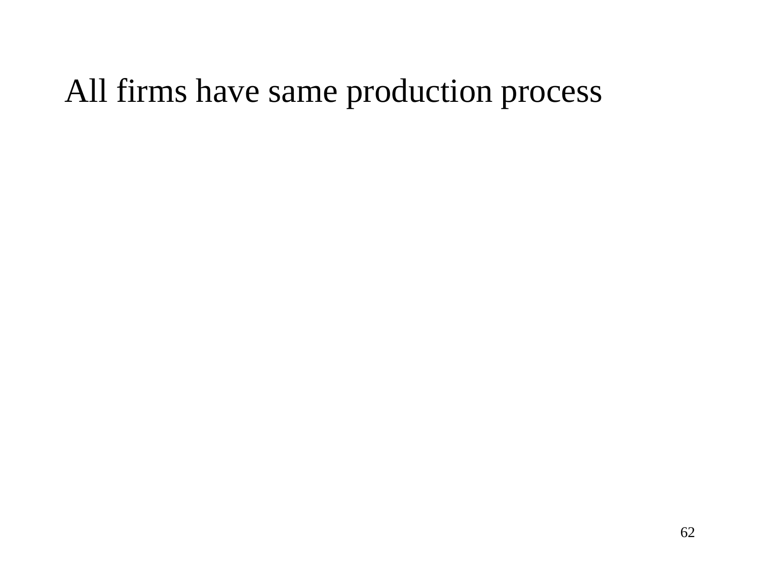All firms have same production process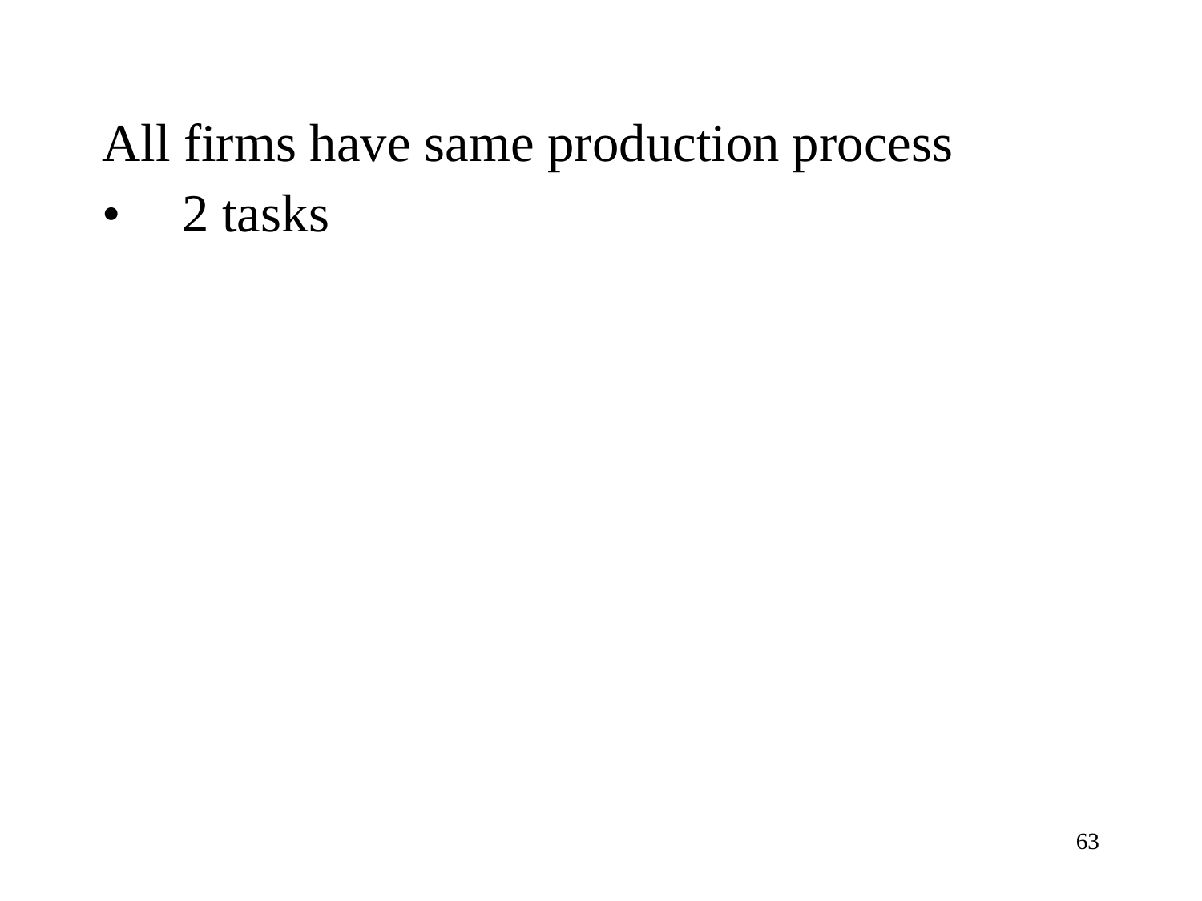All firms have same production process

- 2 tasks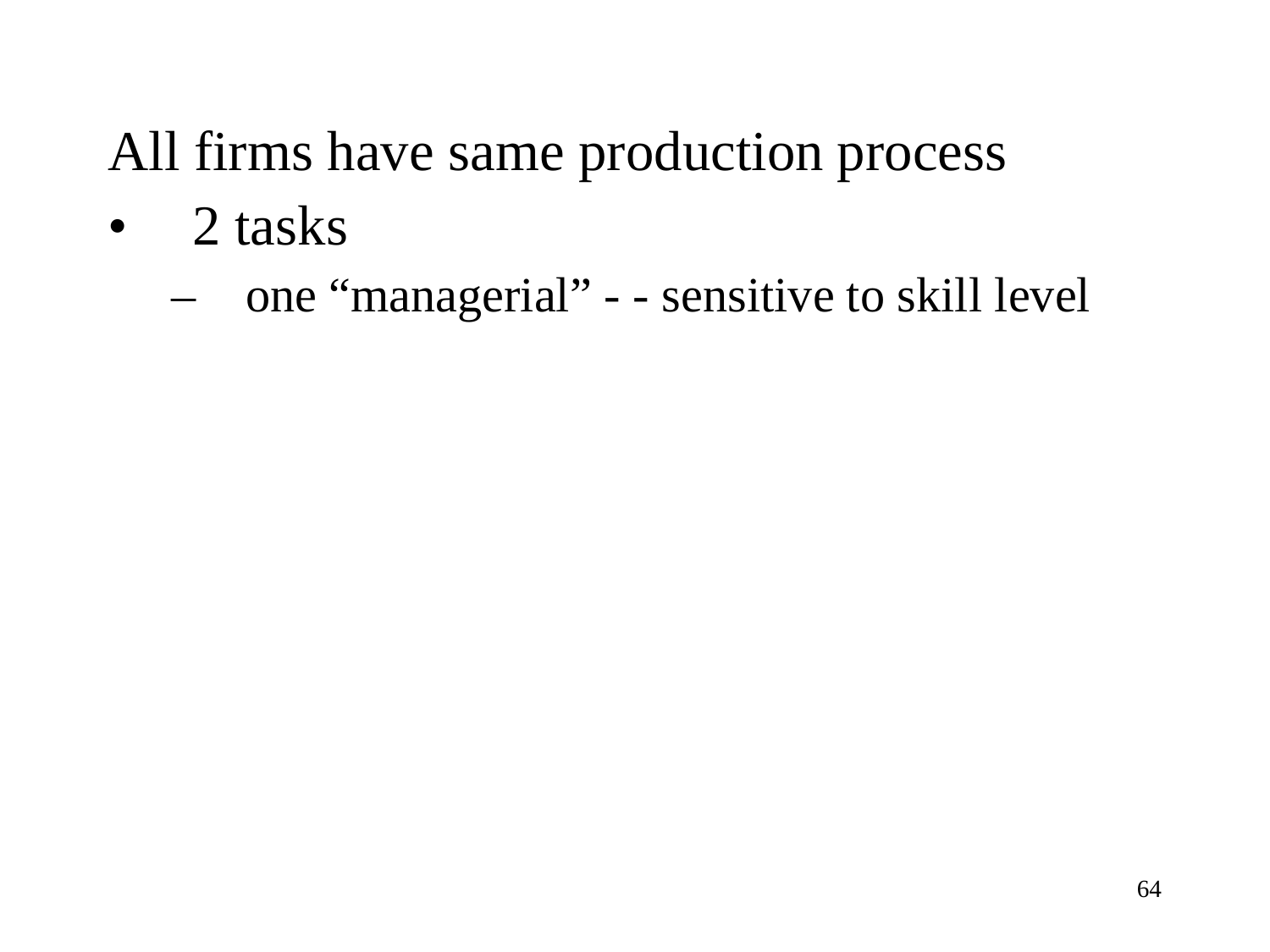All firms have same production process

- 2 tasks
  - one "managerial" - - sensitive to skill level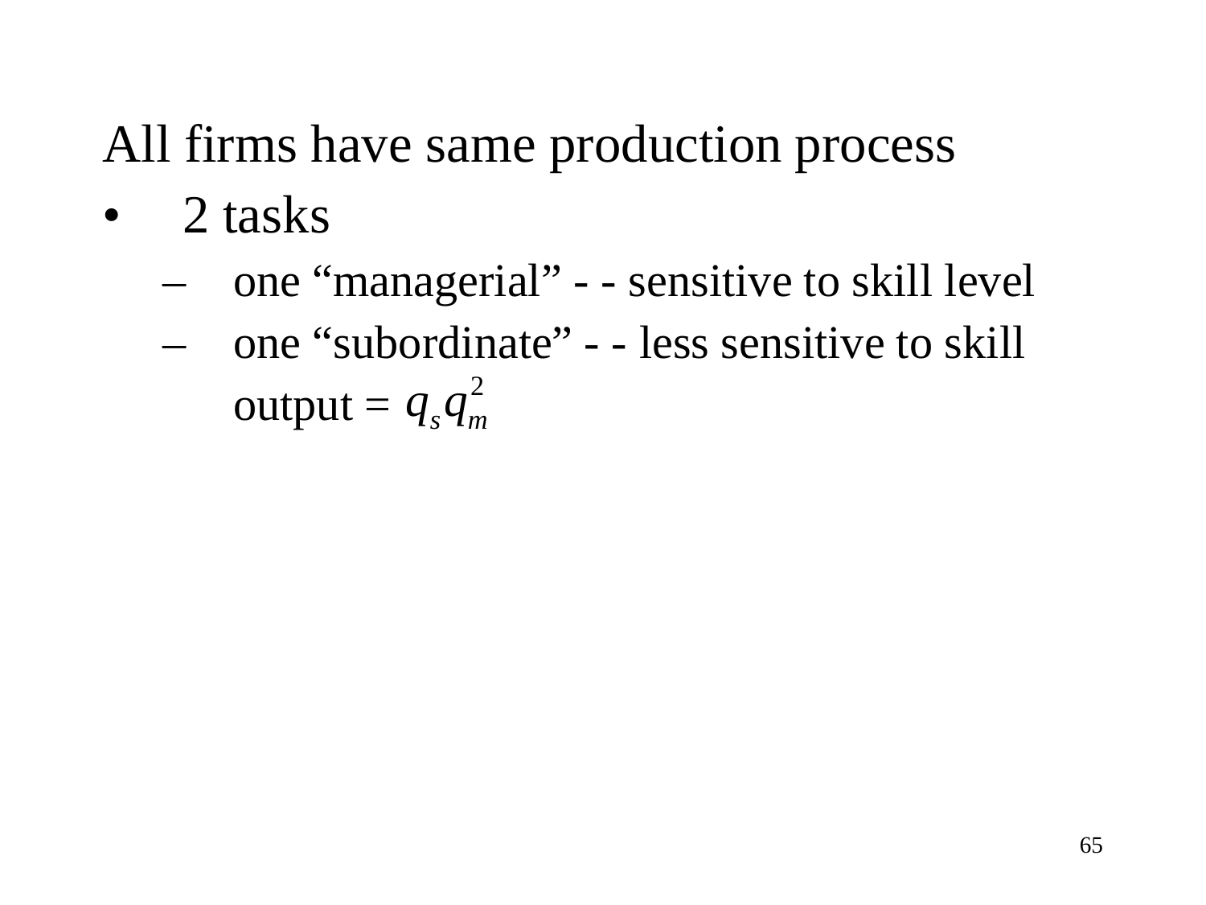All firms have same production process

- 2 tasks
  - one "managerial" - - sensitive to skill level
  - one "subordinate" - - less sensitive to skill

    output = $q_s q_m^2$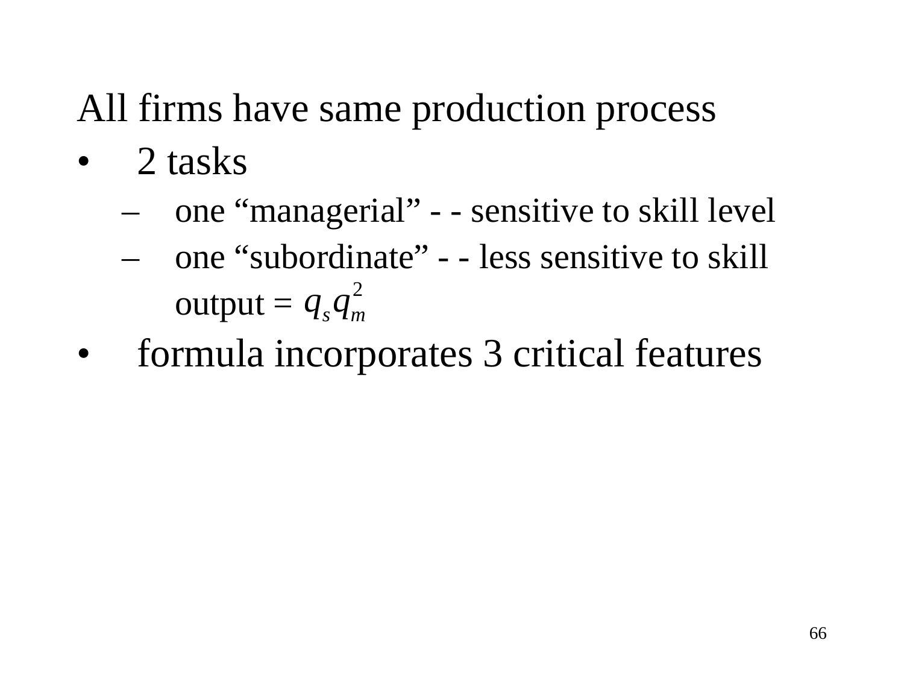All firms have same production process

- 2 tasks
  - one “managerial” - - sensitive to skill level
  - one “subordinate” - - less sensitive to skill

    output = $q_s q_m^2$
- formula incorporates 3 critical features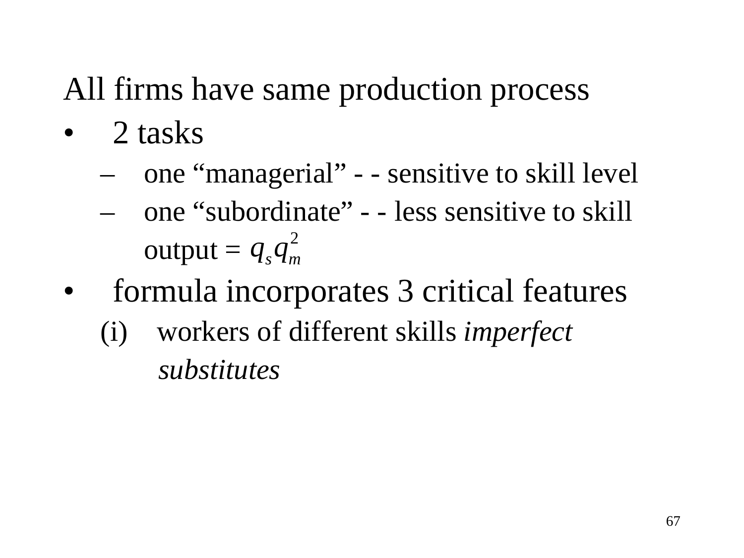All firms have same production process

- 2 tasks
  - one "managerial" - - sensitive to skill level
  - one "subordinate" - - less sensitive to skill

    output = $q_s q_m^2$
- formula incorporates 3 critical features

  (i) workers of different skills *imperfect substitutes*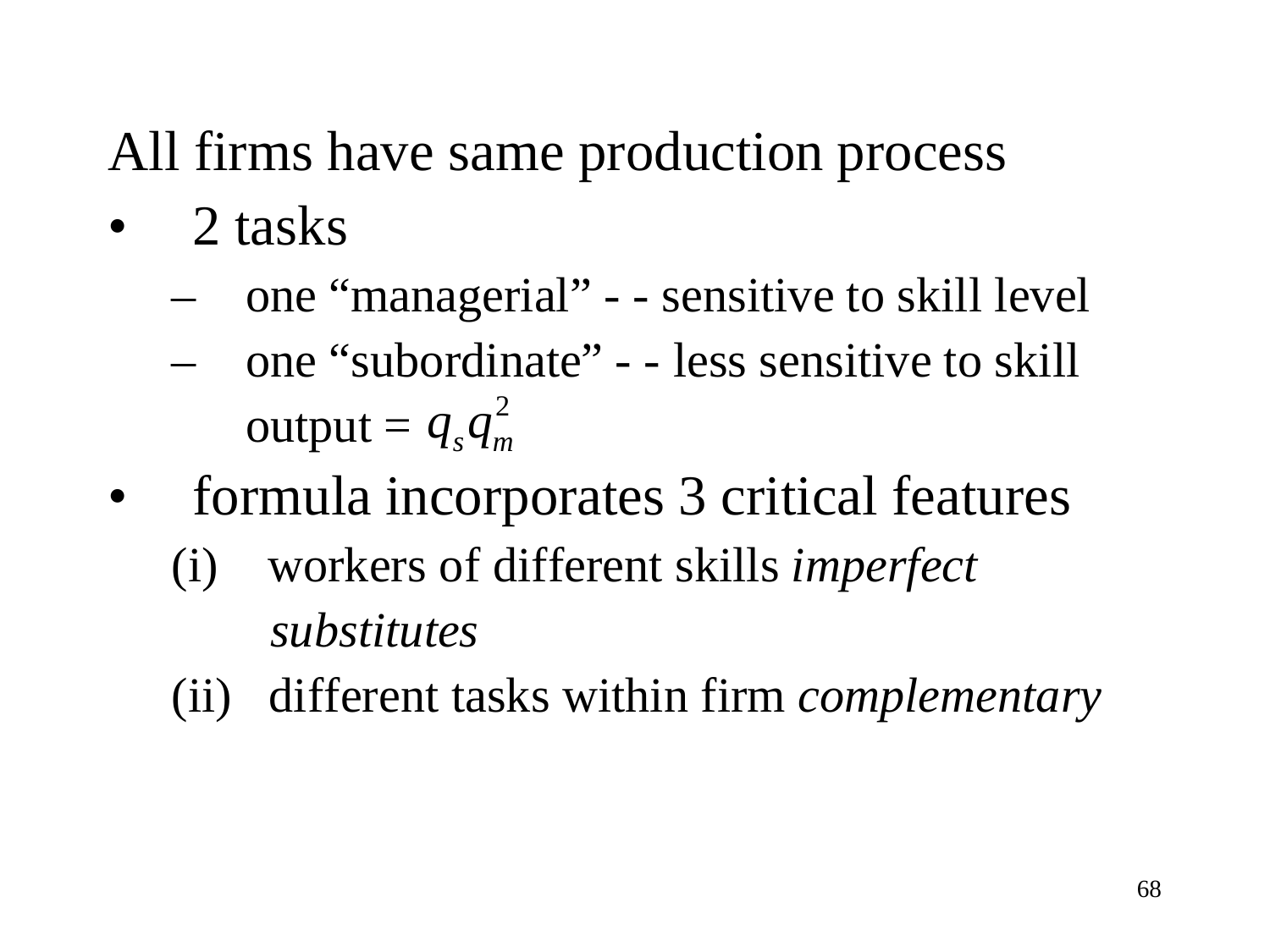All firms have same production process

- 2 tasks
  - one "managerial" - - sensitive to skill level
  - one "subordinate" - - less sensitive to skill

    output = $q_s q_m^2$
- formula incorporates 3 critical features
  - (i) workers of different skills *imperfect substitutes*
  - (ii) different tasks within firm *complementary*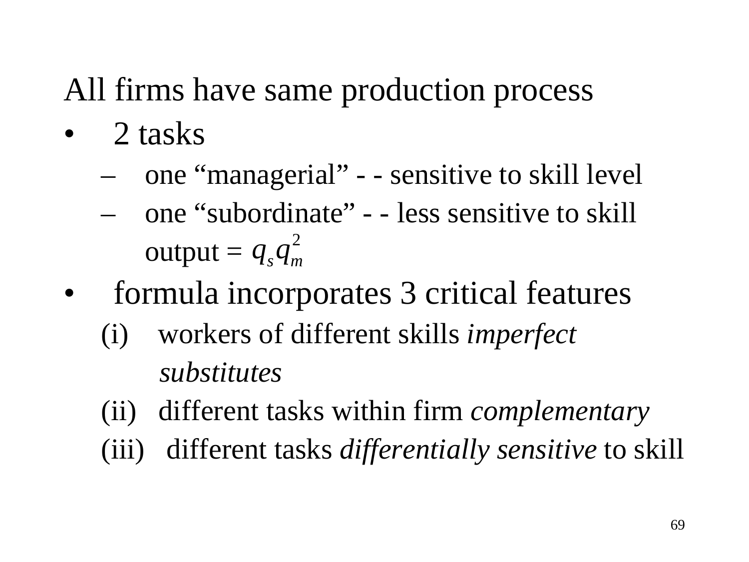All firms have same production process

- 2 tasks
  - one "managerial" - - sensitive to skill level
  - one "subordinate" - - less sensitive to skill

    output = $q_s q_m^2$
- formula incorporates 3 critical features

  (i) workers of different skills *imperfect substitutes*

  (ii) different tasks within firm *complementary*

  (iii) different tasks *differentially sensitive* to skill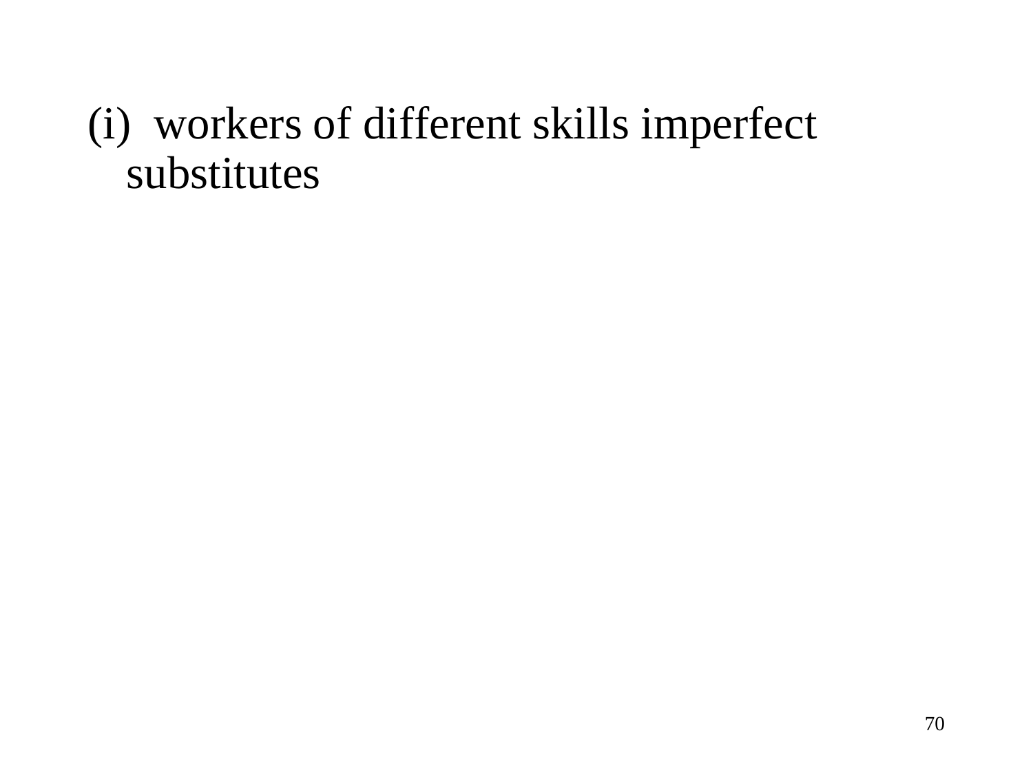(i) workers of different skills imperfect substitutes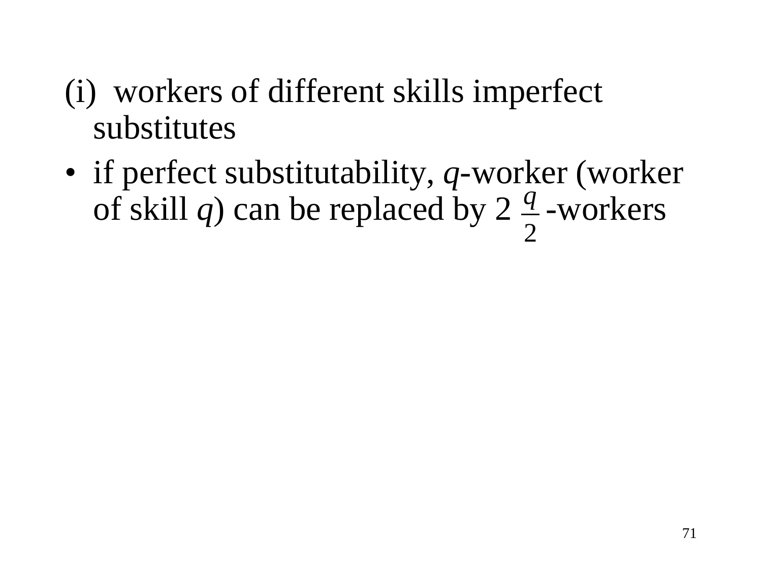(i) workers of different skills imperfect substitutes

- if perfect substitutability, *q*-worker (worker of skill *q*) can be replaced by 2 $\frac{q}{2}$-workers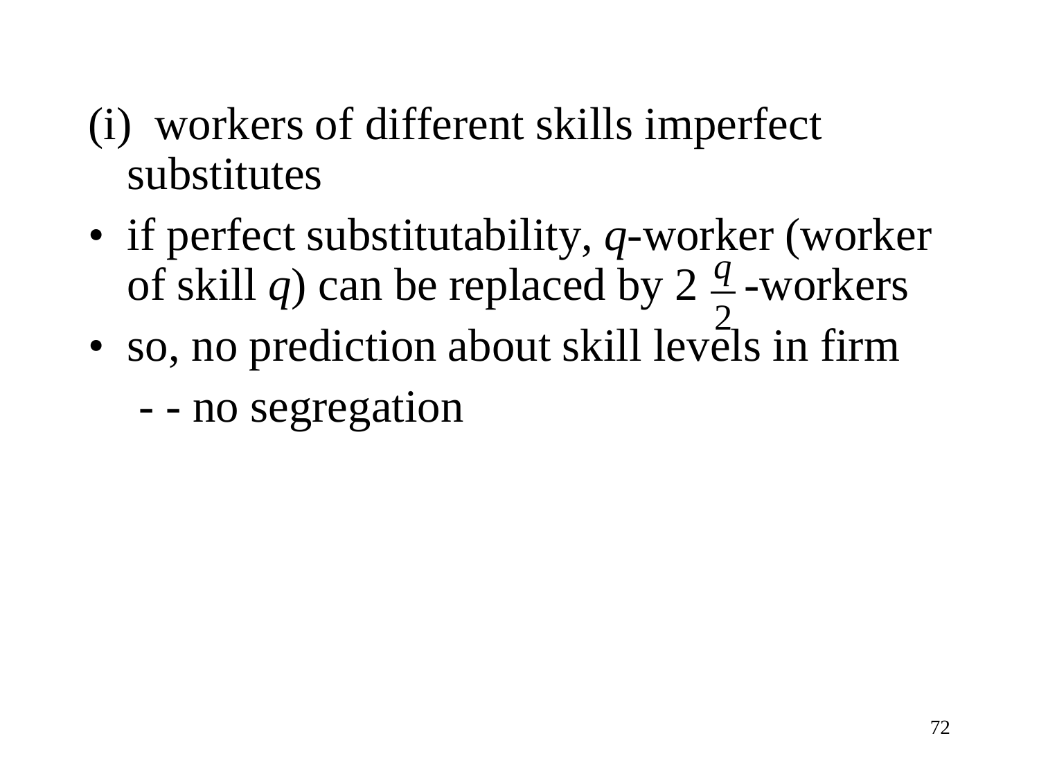(i) workers of different skills imperfect substitutes

- if perfect substitutability, $q$-worker (worker of skill $q$) can be replaced by 2 $\frac{q}{2}$-workers
- so, no prediction about skill levels in firm

  - - no segregation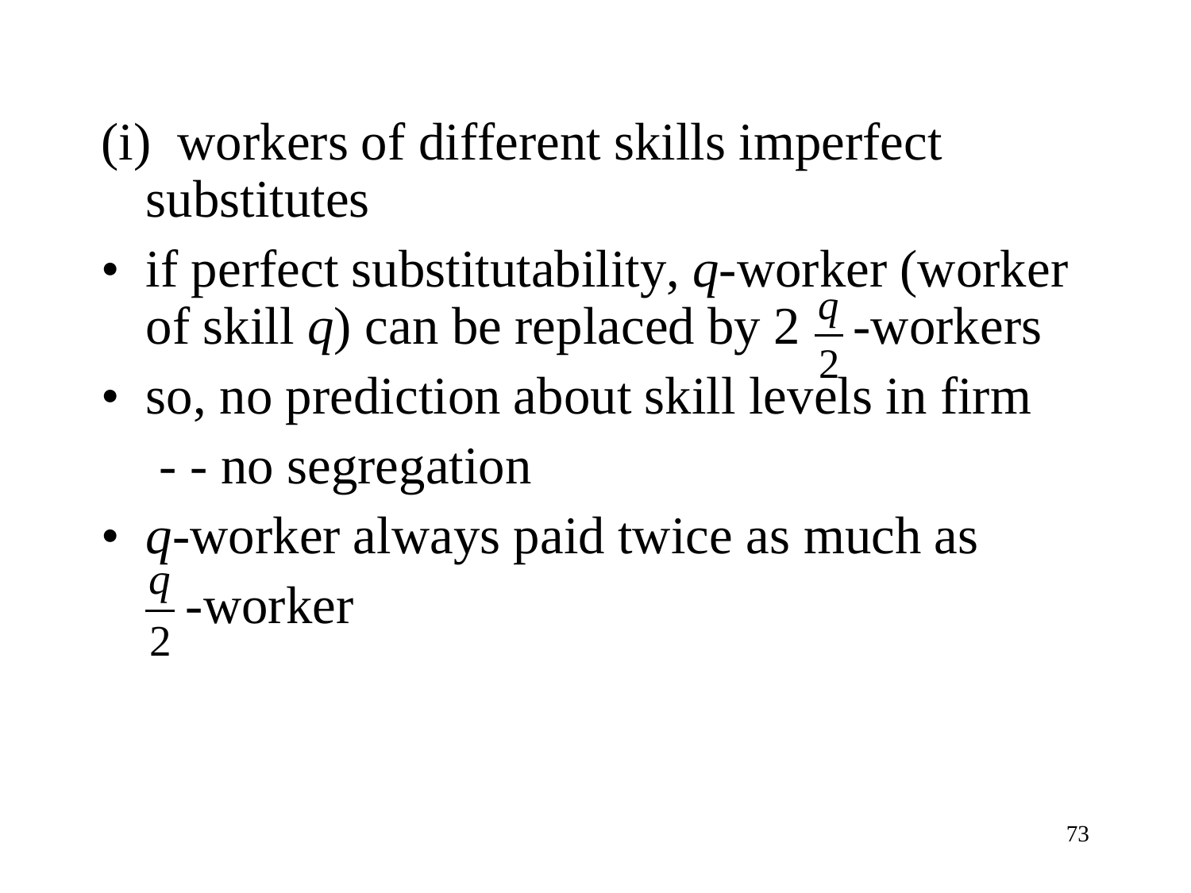(i) workers of different skills imperfect substitutes

- if perfect substitutability, $q$-worker (worker of skill $q$) can be replaced by 2 $\frac{q}{2}$-workers
- so, no prediction about skill levels in firm

  - - no segregation
- $q$-worker always paid twice as much as $\frac{q}{2}$-worker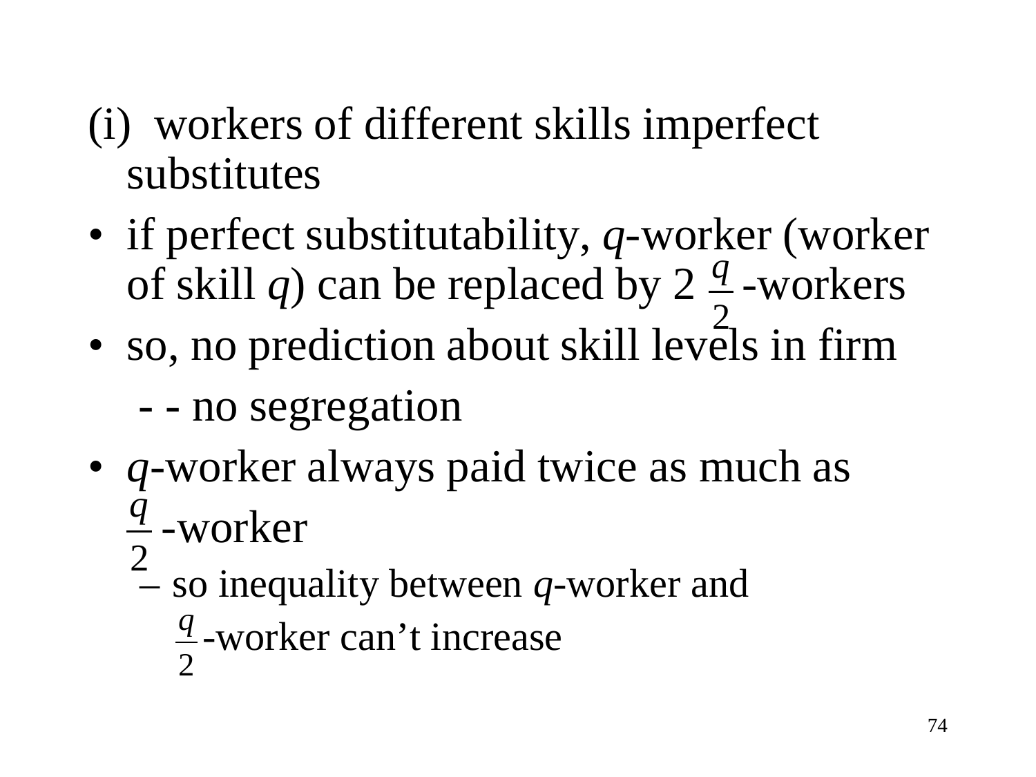(i) workers of different skills imperfect substitutes

- if perfect substitutability, $q$-worker (worker of skill $q$) can be replaced by 2 $\frac{q}{2}$-workers
- so, no prediction about skill levels in firm

  - - no segregation
- $q$-worker always paid twice as much as $\frac{q}{2}$-worker
  - so inequality between $q$-worker and $\frac{q}{2}$-worker can't increase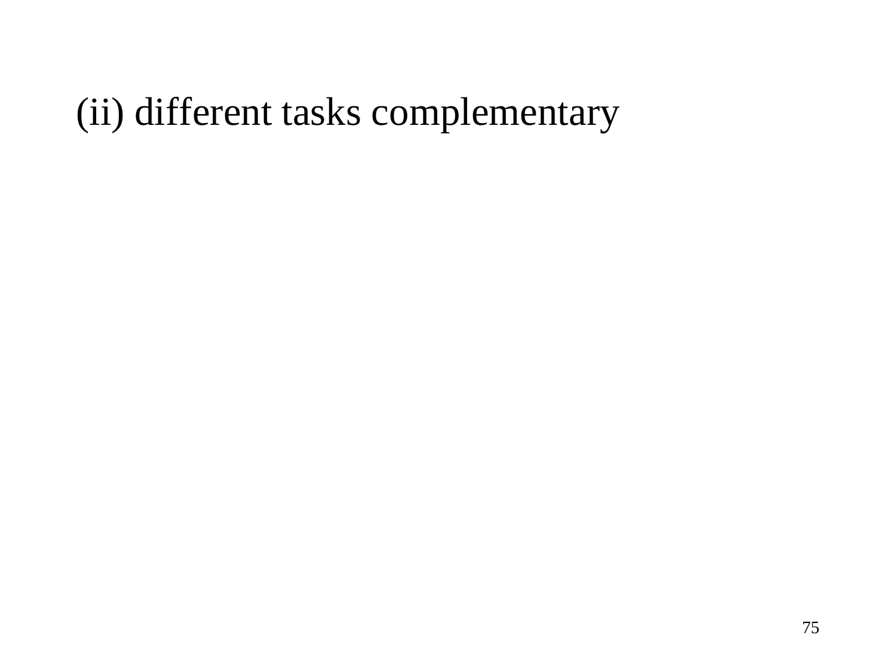(ii) different tasks complementary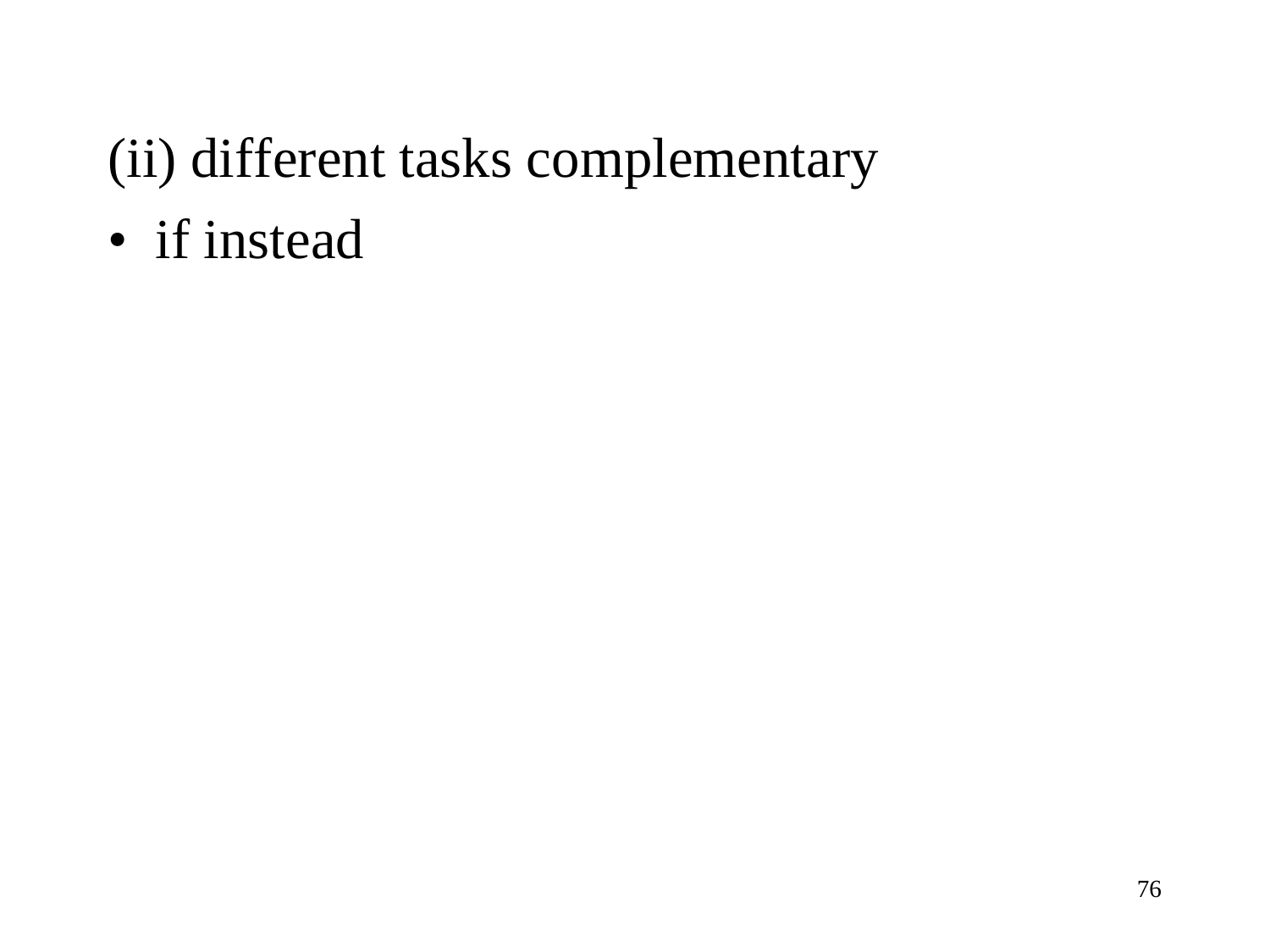(ii) different tasks complementary

- if instead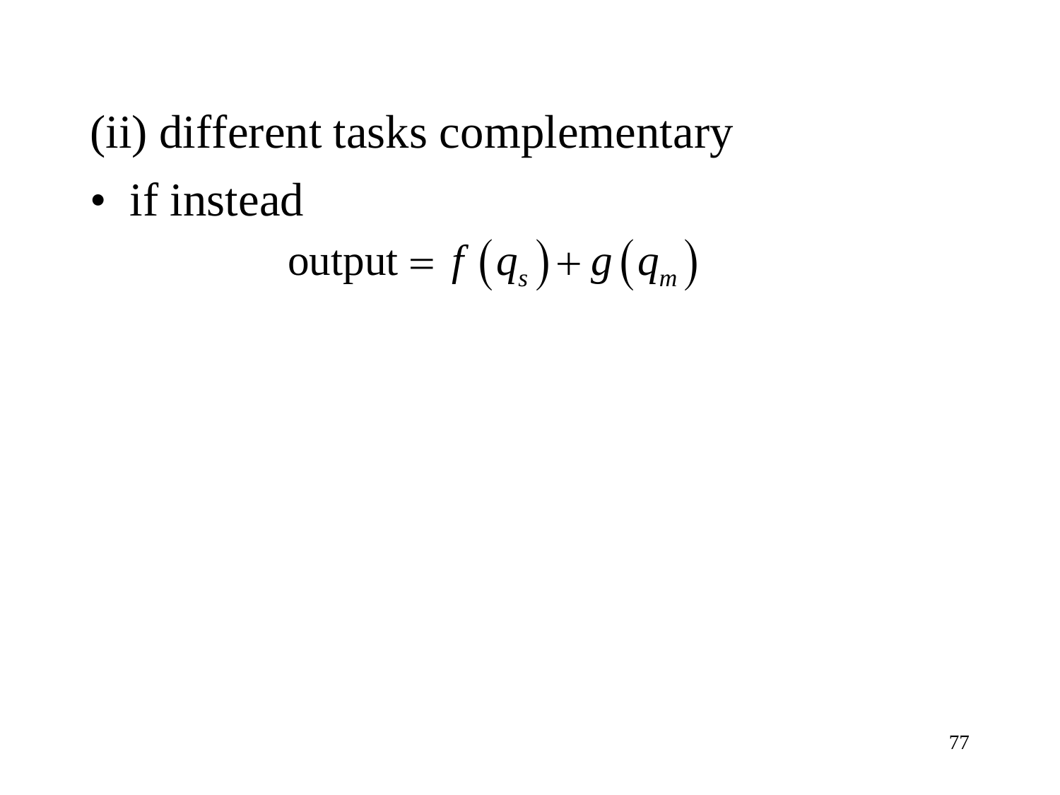(ii) different tasks complementary

- if instead

$$\text{output} = f\left(q_s\right) + g\left(q_m\right)$$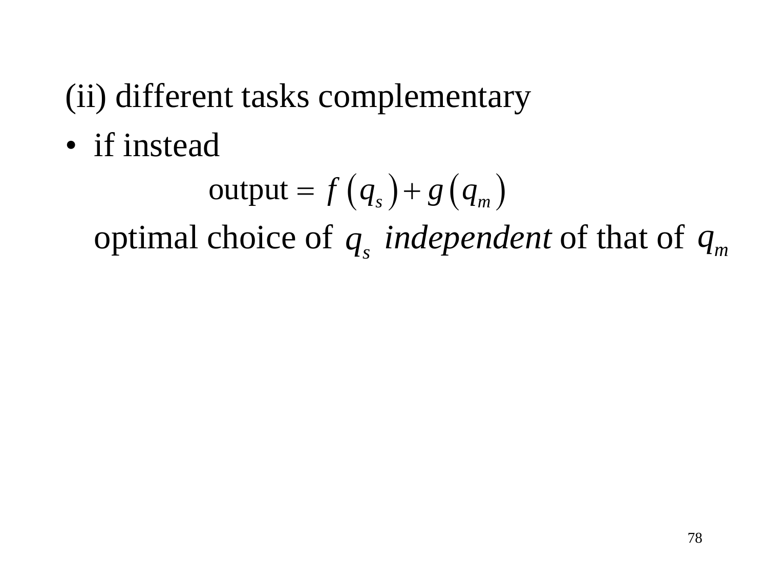(ii) different tasks complementary

- if instead

$$\text{output} = f(q_s) + g(q_m)$$

optimal choice of $q_s$ *independent* of that of $q_m$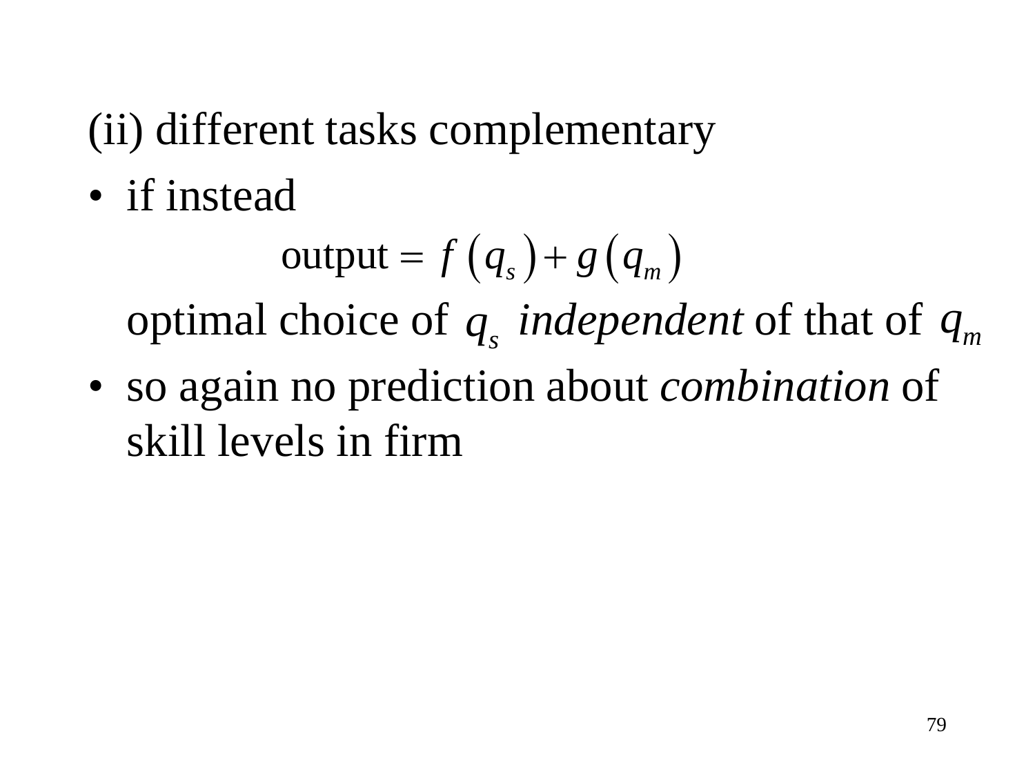(ii) different tasks complementary

- if instead

$$\text{output} = f\left(q_s\right) + g\left(q_m\right)$$

  optimal choice of $q_s$ *independent* of that of $q_m$

- so again no prediction about *combination* of skill levels in firm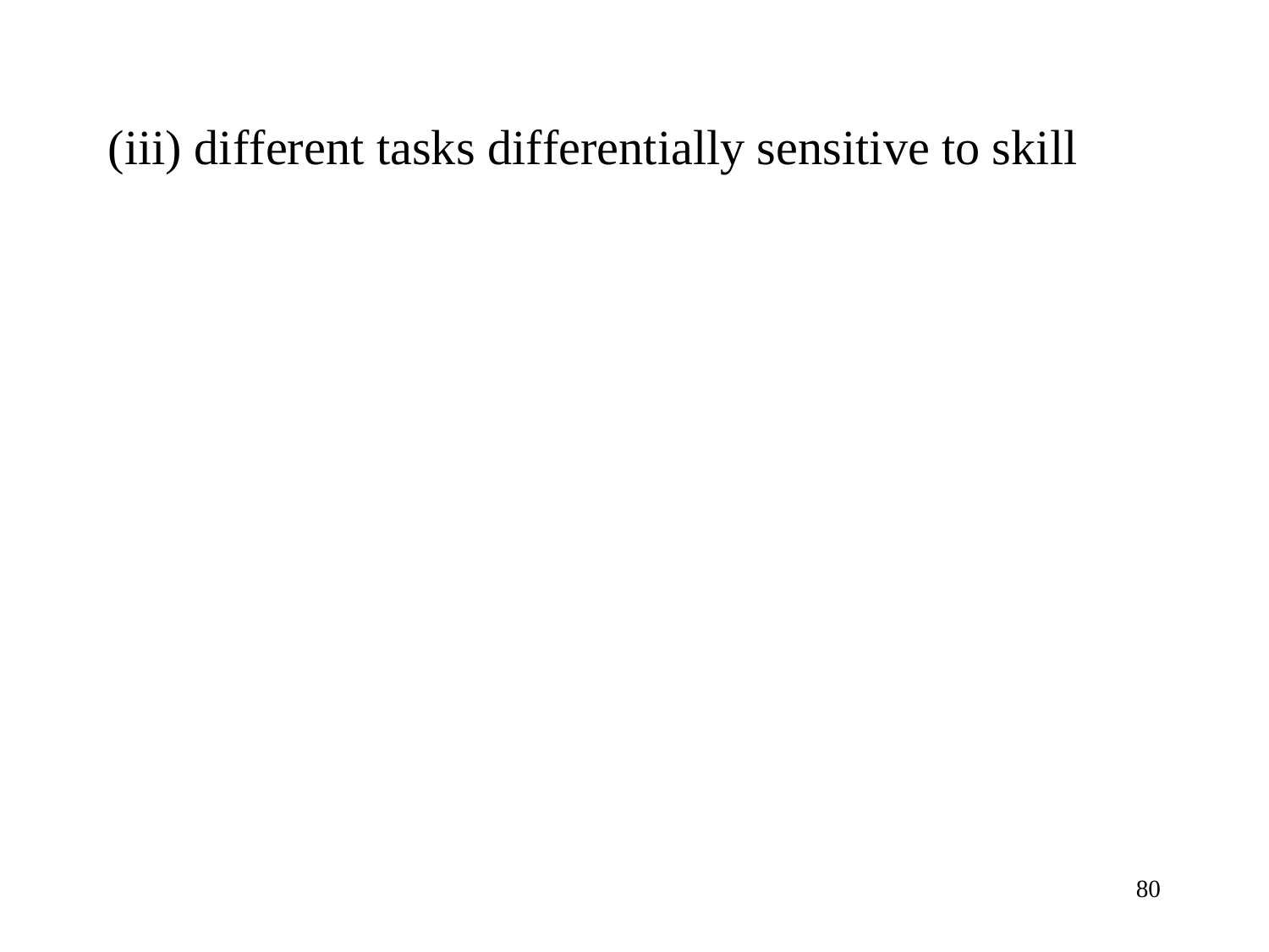(iii) different tasks differentially sensitive to skill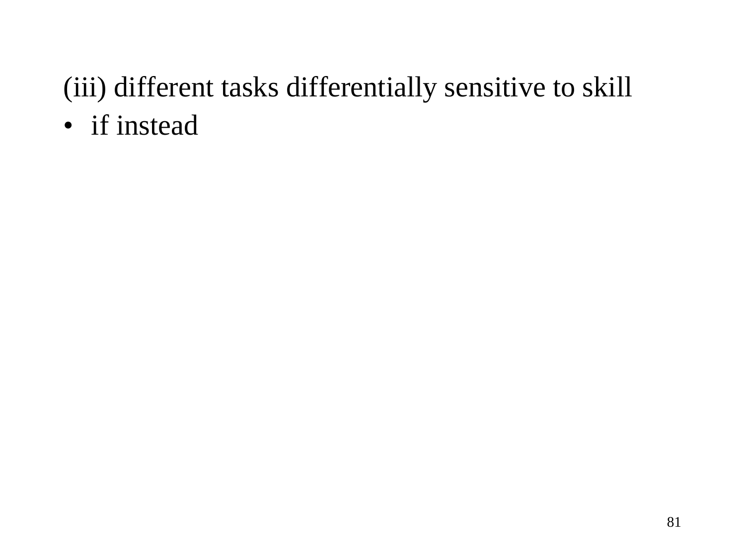(iii) different tasks differentially sensitive to skill

- if instead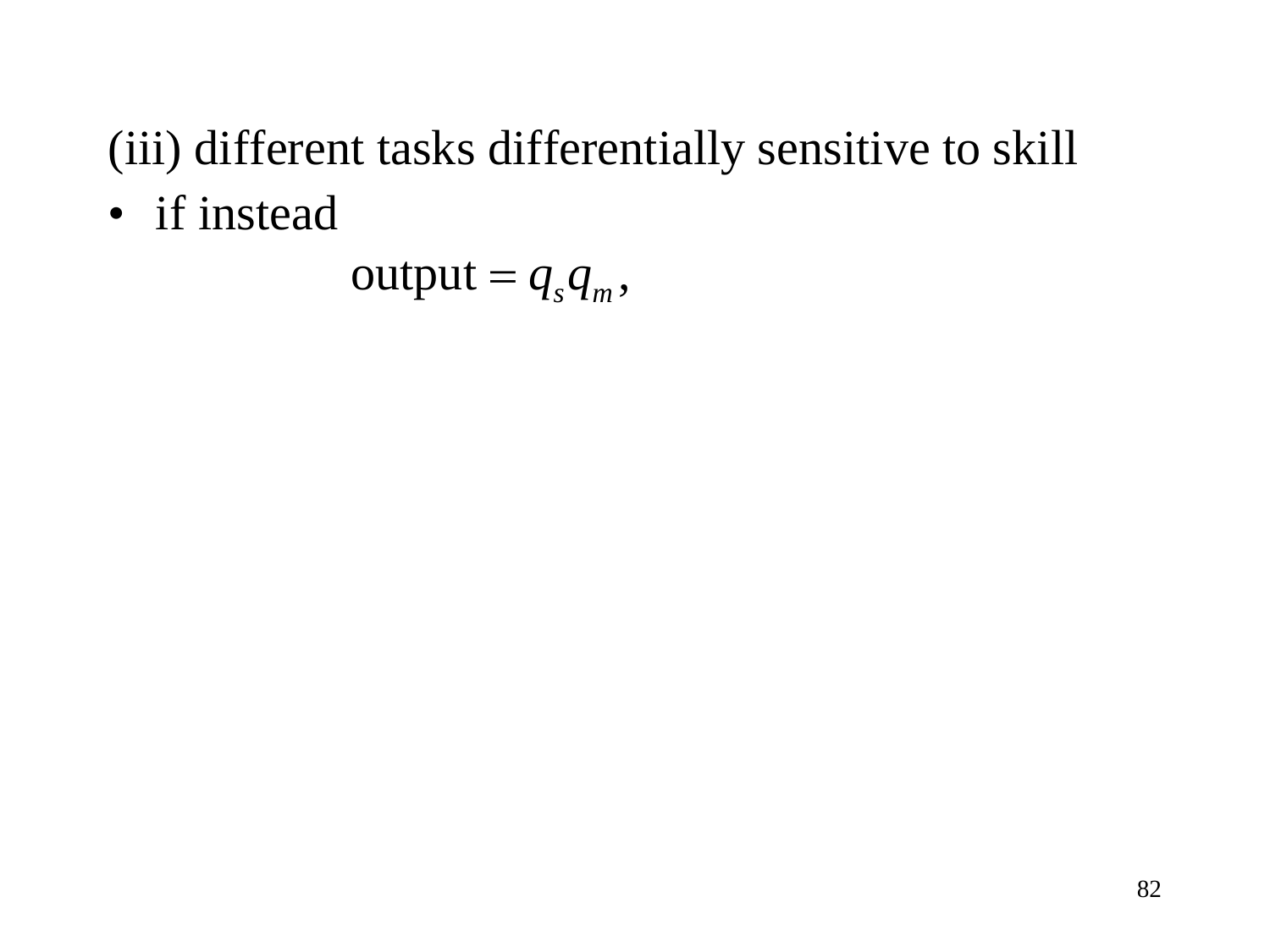(iii) different tasks differentially sensitive to skill

- if instead

$$\text{output} = q_s q_m ,$$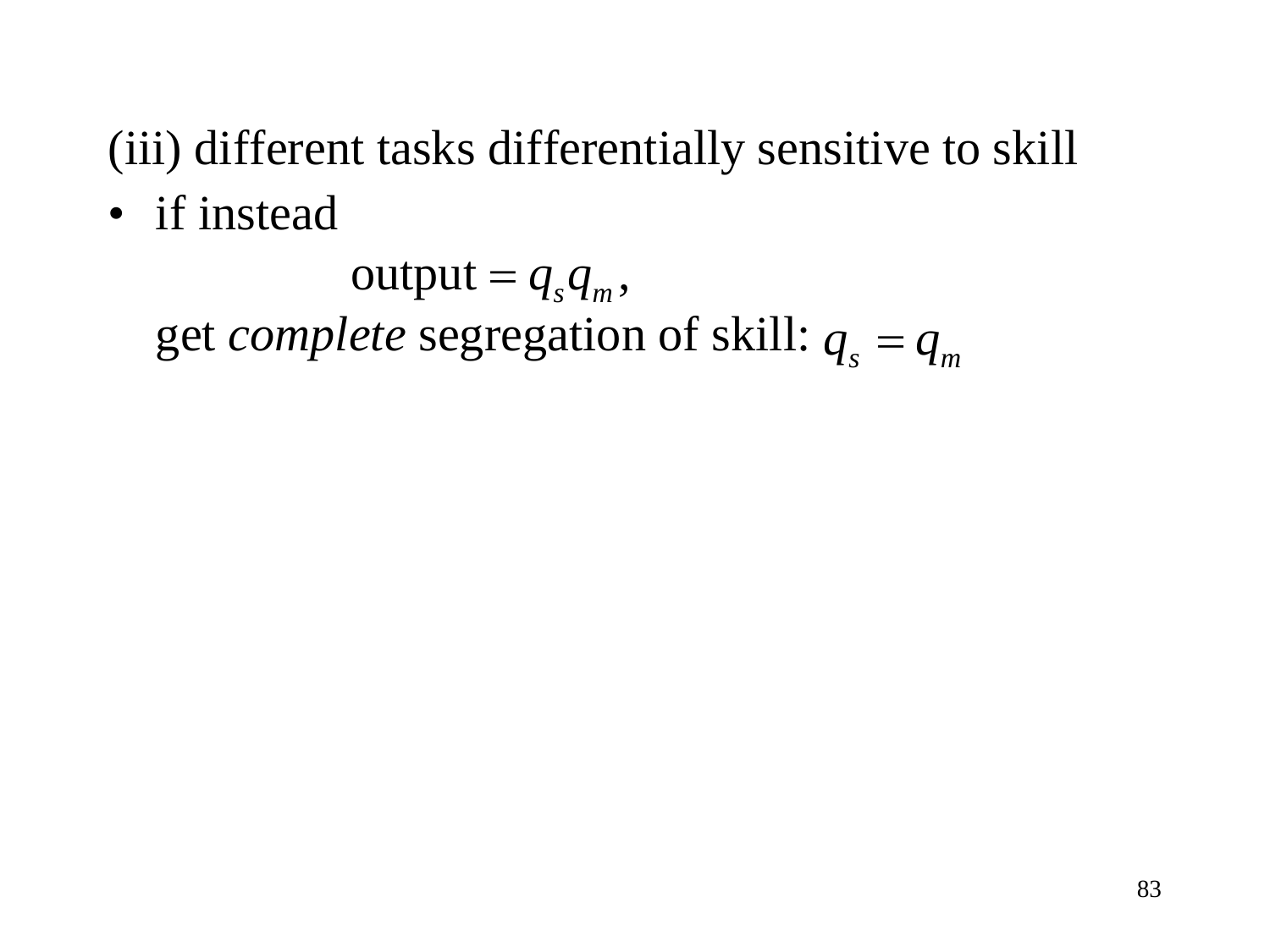(iii) different tasks differentially sensitive to skill

- if instead

$$\text{output} = q_s q_m,$$

  get *complete* segregation of skill: $q_s = q_m$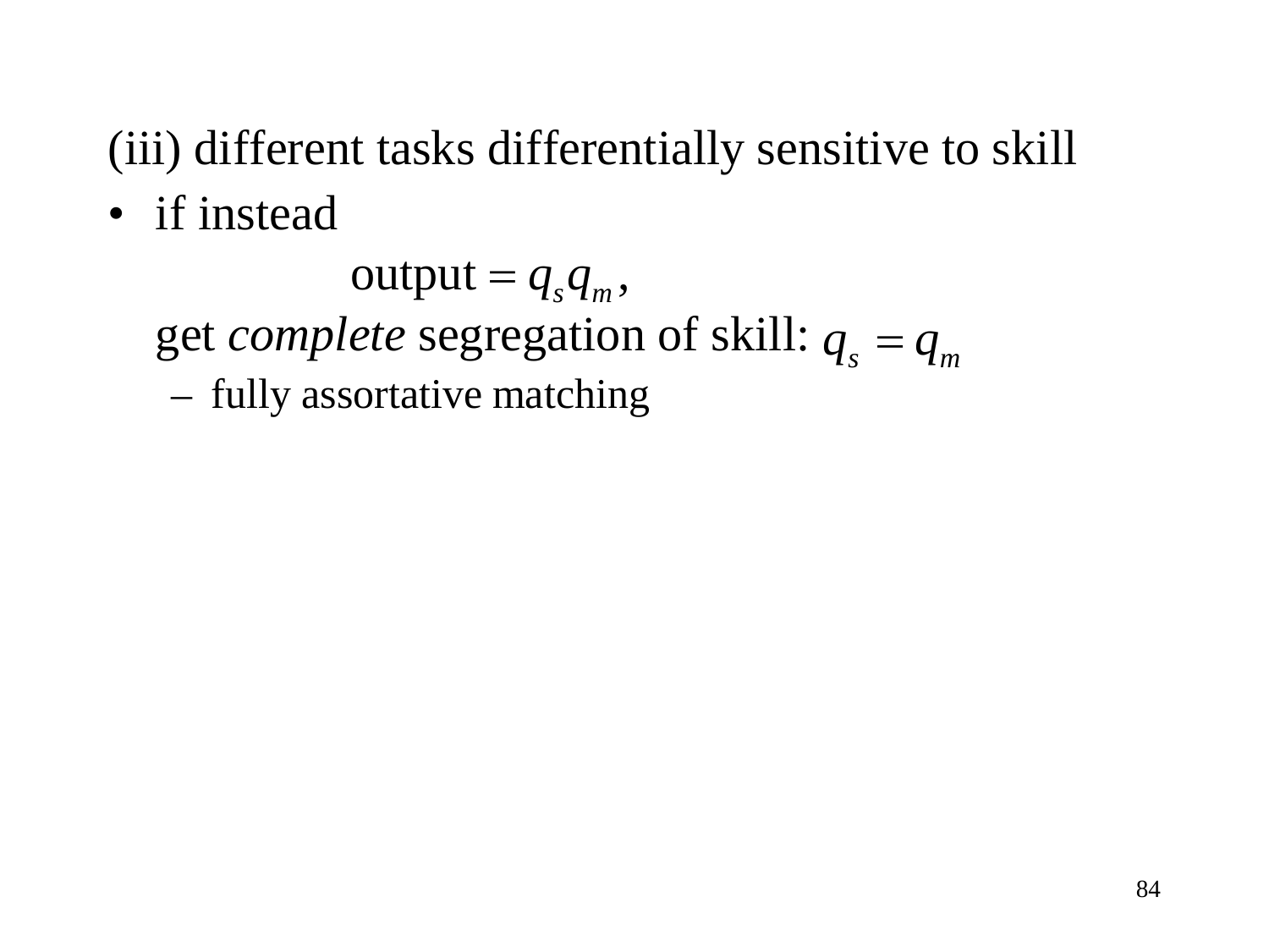(iii) different tasks differentially sensitive to skill

- if instead

$$\text{output} = q_s q_m,$$

  get *complete* segregation of skill: $q_s = q_m$

  - fully assortative matching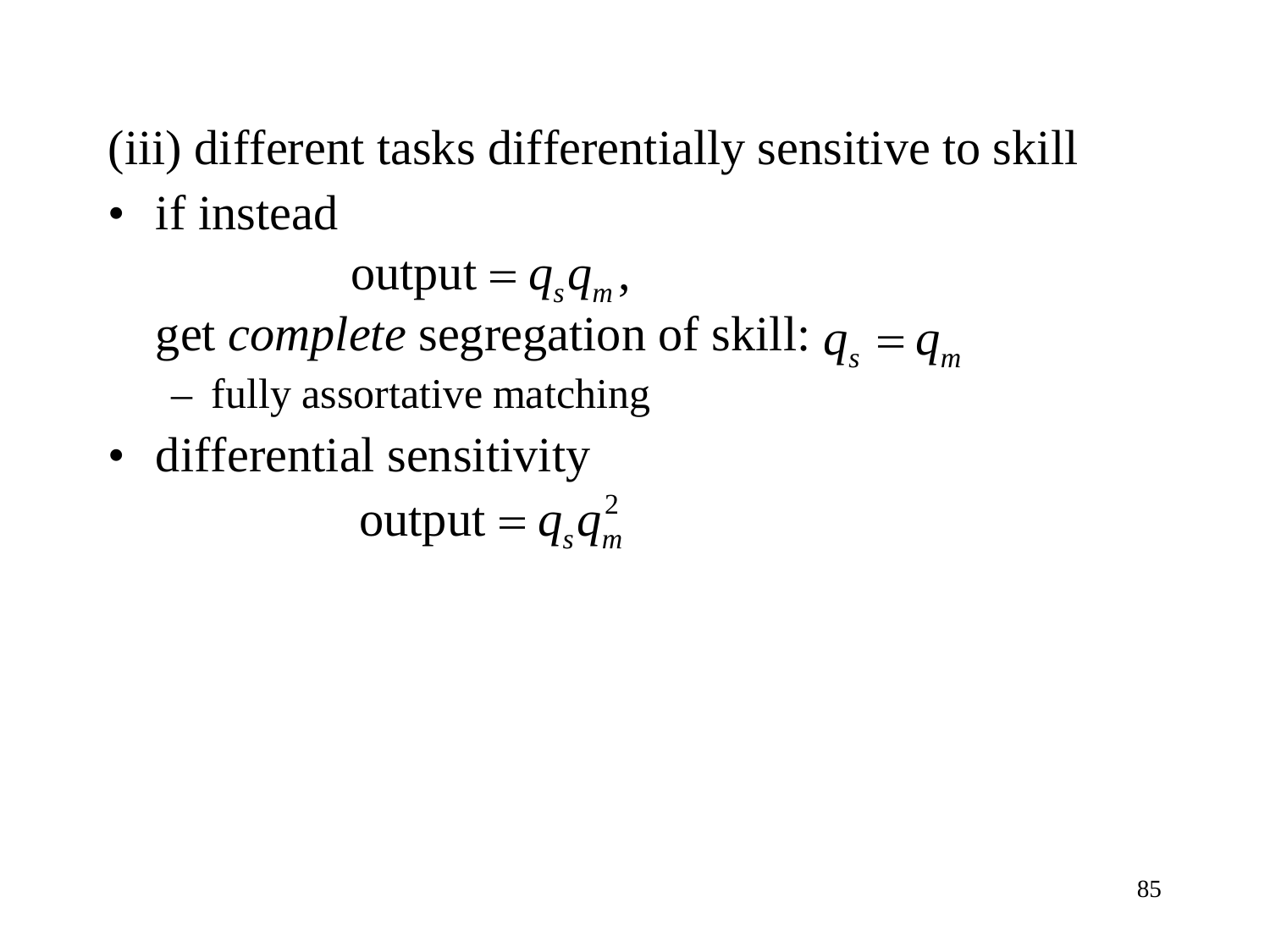(iii) different tasks differentially sensitive to skill

- if instead

$$\text{output} = q_s q_m,$$

  get *complete* segregation of skill: $q_s = q_m$
  - fully assortative matching
- differential sensitivity

$$\text{output} = q_s q_m^2$$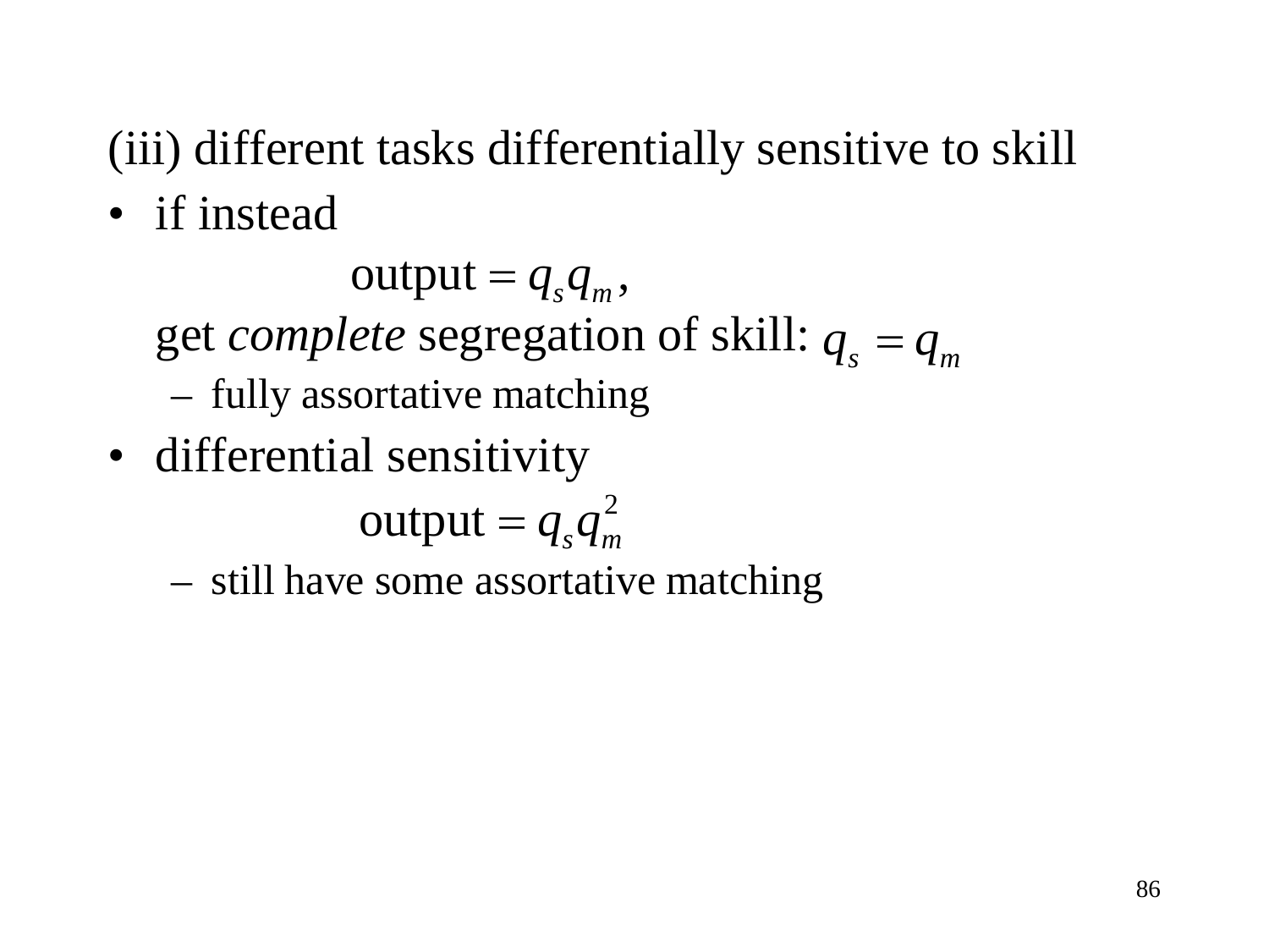(iii) different tasks differentially sensitive to skill

- if instead

  $$\text{output} = q_s q_m,$$

  get *complete* segregation of skill: $q_s = q_m$

  - fully assortative matching

- differential sensitivity

  $$\text{output} = q_s q_m^2$$

  - still have some assortative matching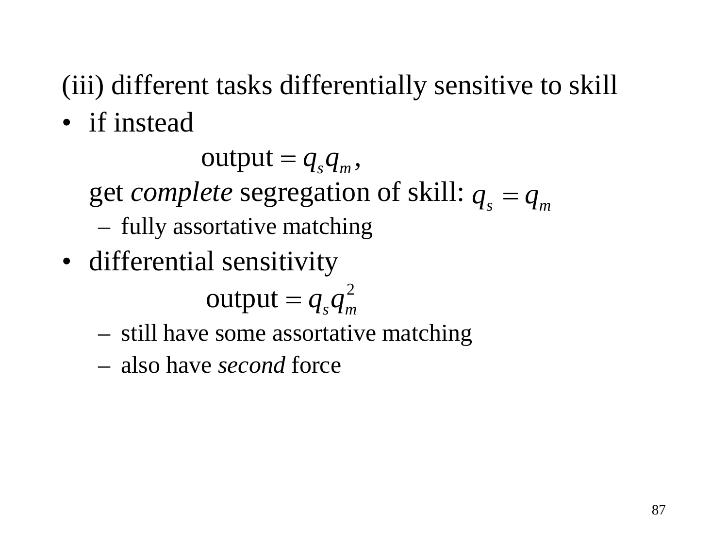(iii) different tasks differentially sensitive to skill

- if instead

$$\text{output} = q_s q_m,$$

  get *complete* segregation of skill: $q_s = q_m$

  - fully assortative matching

- differential sensitivity

$$\text{output} = q_s q_m^2$$

  - still have some assortative matching
  - also have *second* force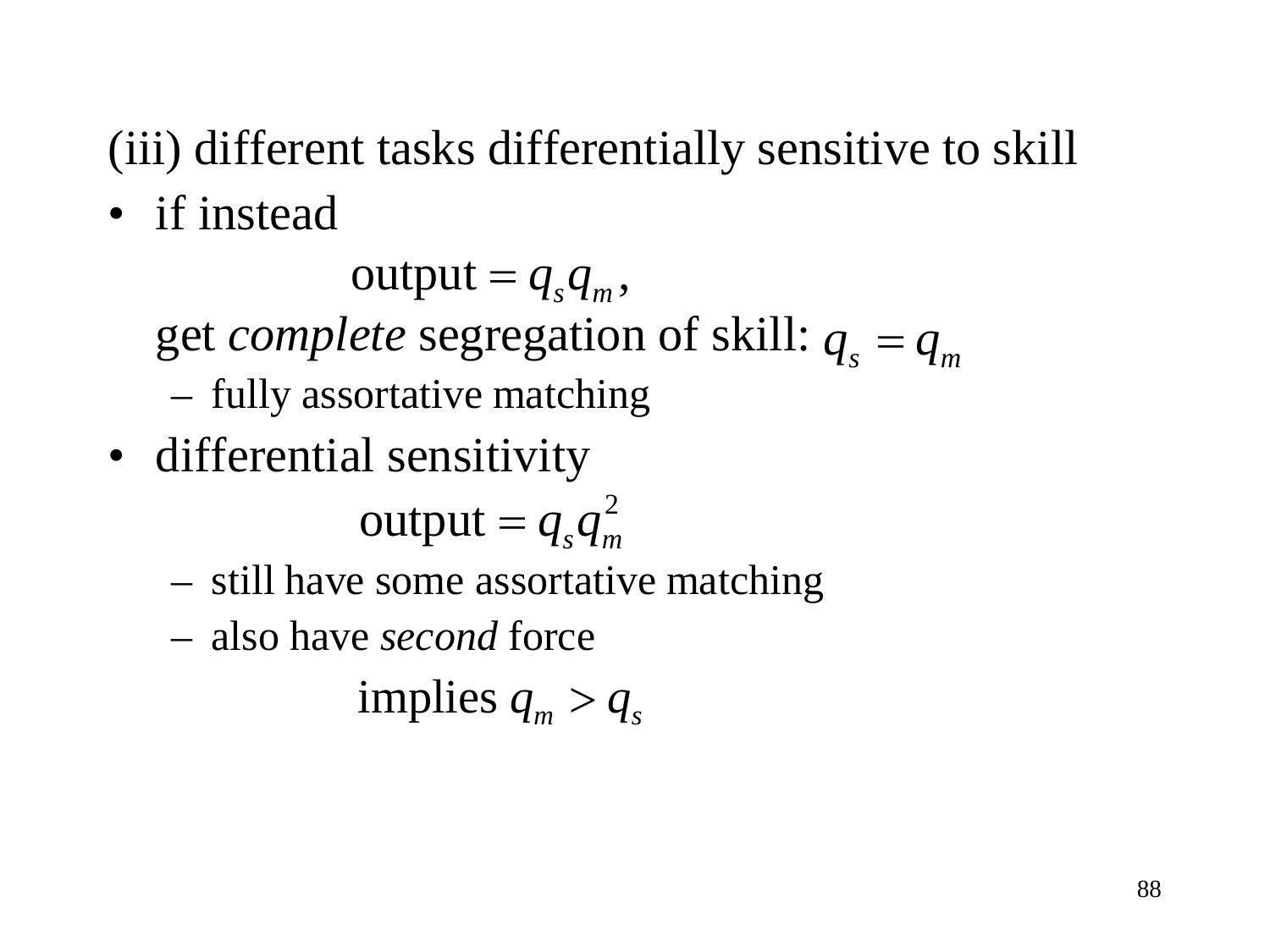(iii) different tasks differentially sensitive to skill

- if instead

$$\text{output} = q_s q_m,$$

  get *complete* segregation of skill: $q_s = q_m$
  - fully assortative matching
- differential sensitivity

$$\text{output} = q_s q_m^2$$

  - still have some assortative matching
  - also have *second* force

$$\text{implies } q_m > q_s$$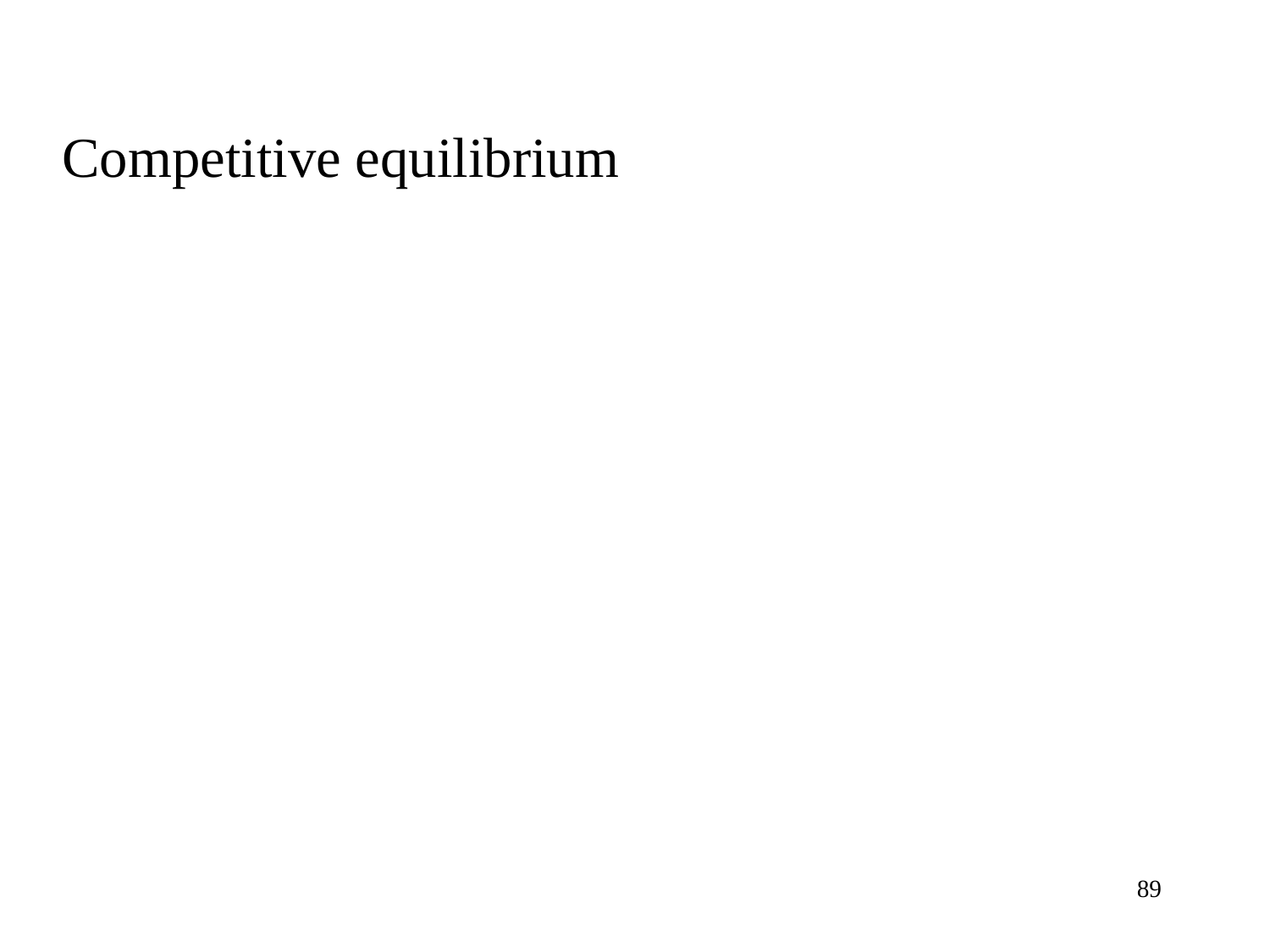# Competitive equilibrium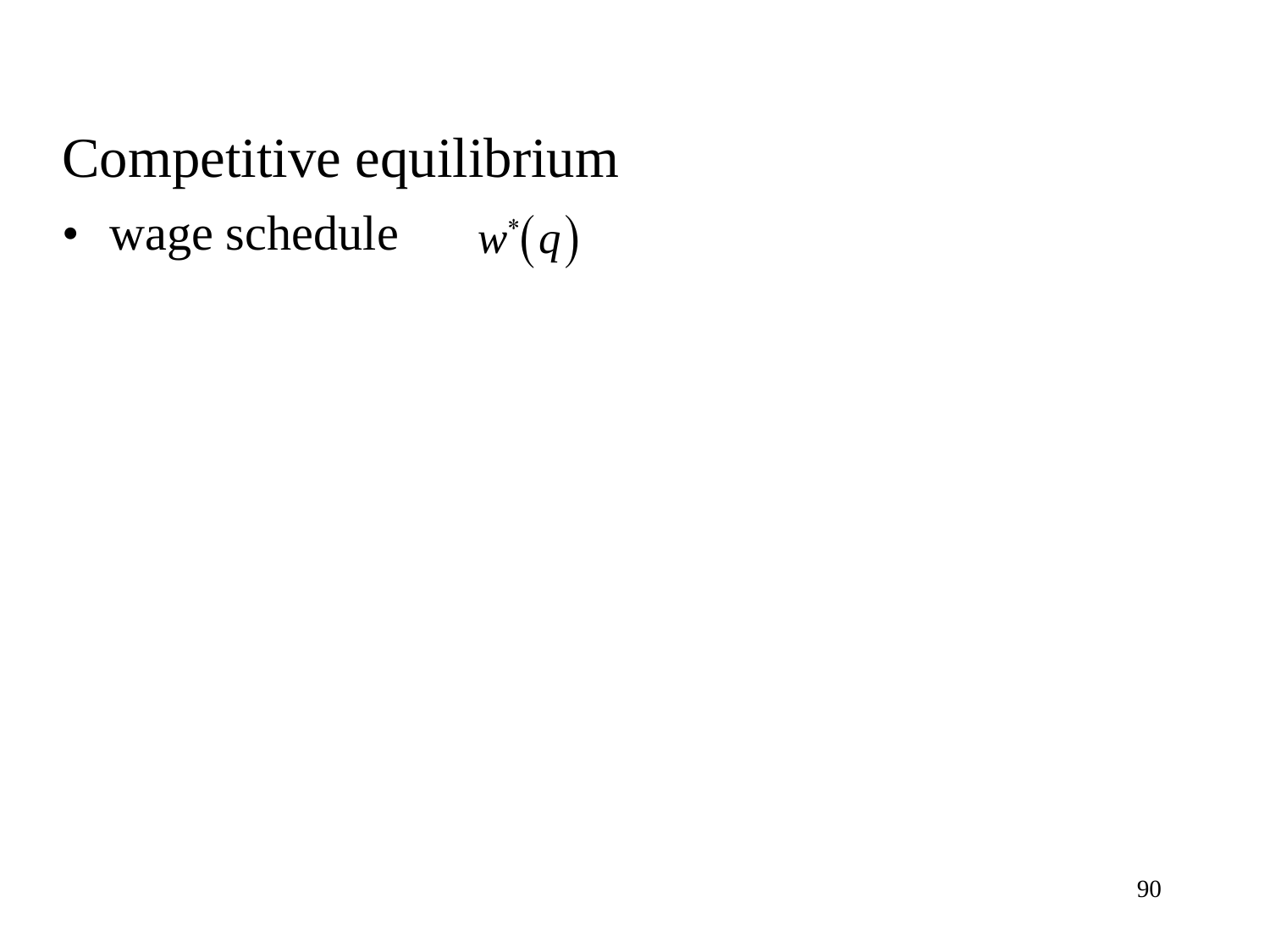# Competitive equilibrium

- wage schedule $w^*(q)$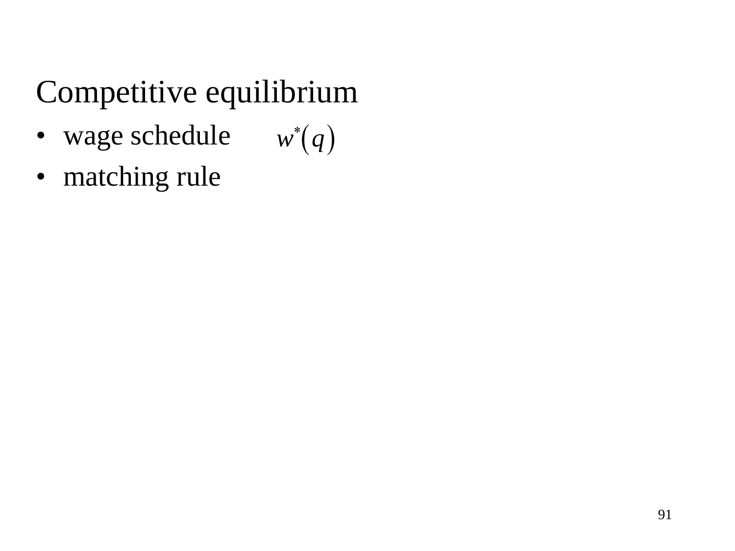# Competitive equilibrium

- wage schedule $w^*(q)$
- matching rule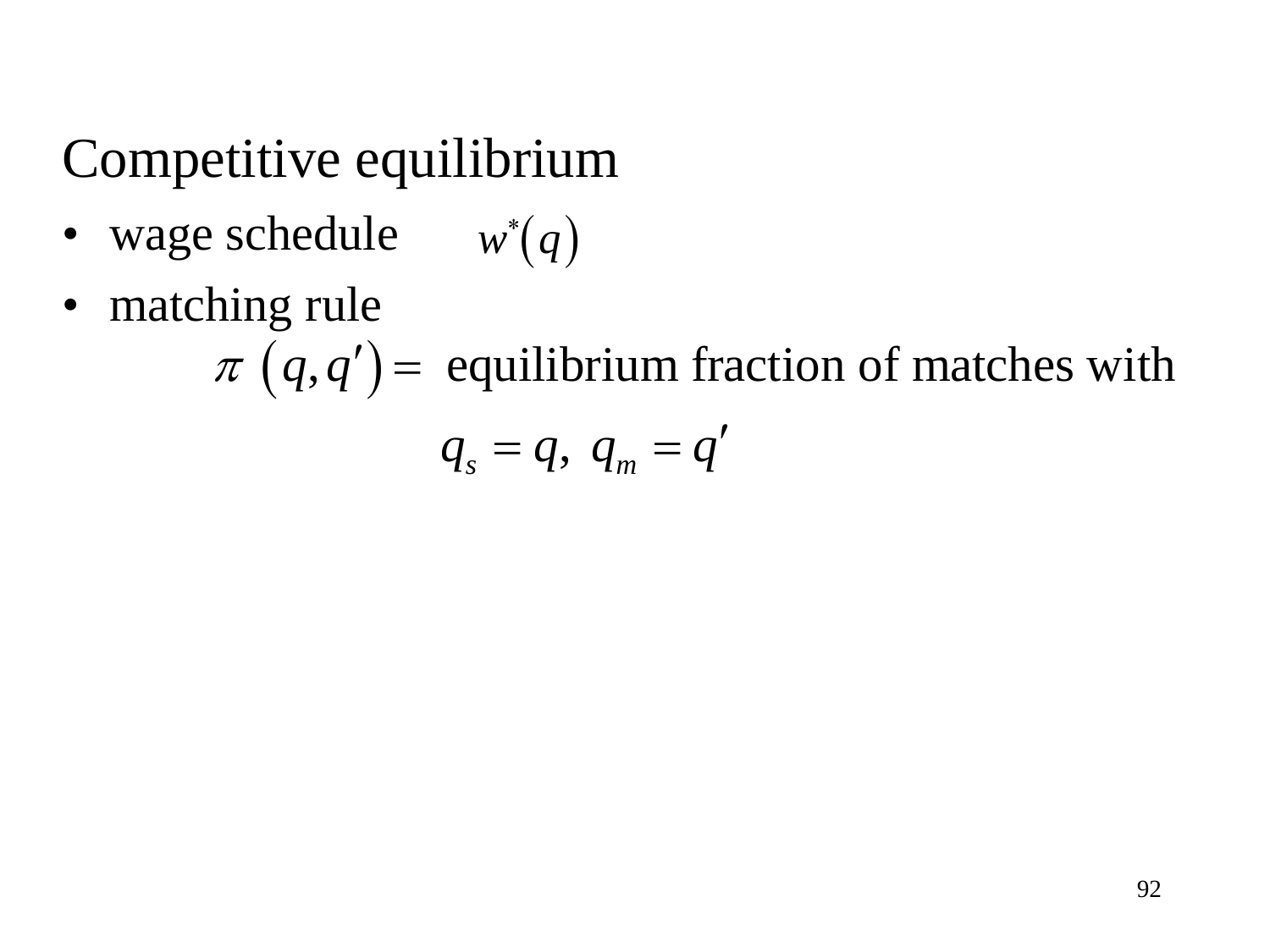## Competitive equilibrium

- wage schedule $w^*(q)$
- matching rule

$$\pi\left(q,q'\right) = \text{ equilibrium fraction of matches with}$$

$$q_s = q,\ q_m = q'$$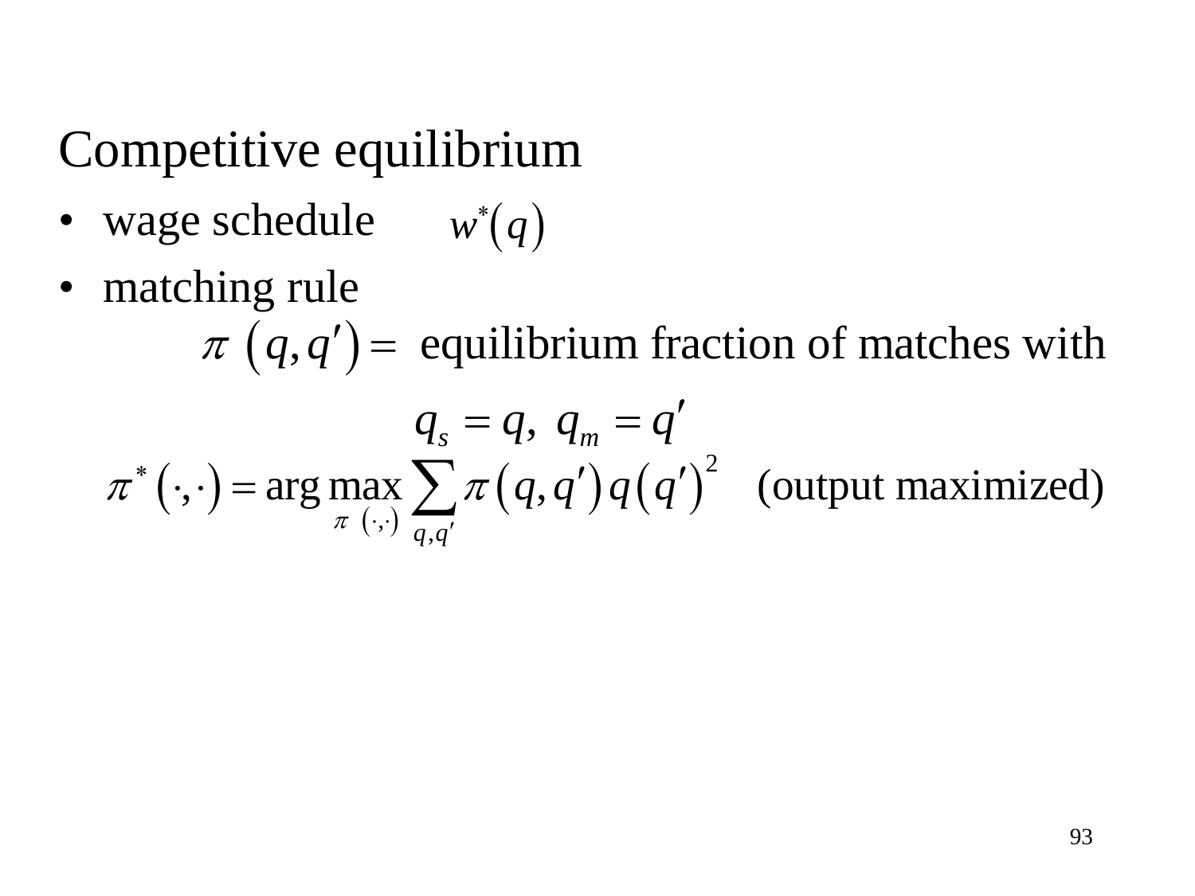## Competitive equilibrium

- wage schedule $w^*(q)$
- matching rule

$$\pi\left(q,q'\right) = \text{ equilibrium fraction of matches with}$$

$$q_s = q,\ q_m = q'$$

$$\pi^*\left(\cdot,\cdot\right) = \arg\max_{\pi\left(\cdot,\cdot\right)} \sum_{q,q'} \pi\left(q,q'\right) q\left(q'\right)^2 \quad \text{(output maximized)}$$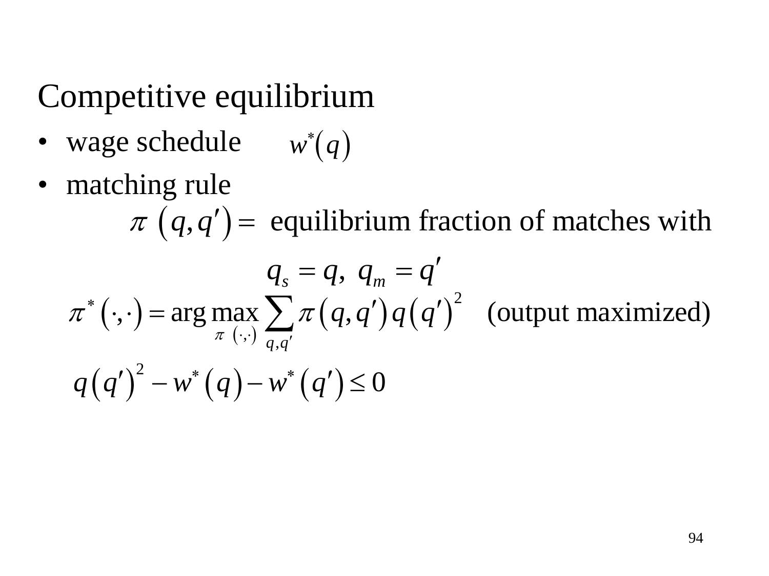# Competitive equilibrium

- wage schedule $w^*(q)$
- matching rule

  $\pi\left(q, q'\right) =$ equilibrium fraction of matches with

$$q_s = q,\ q_m = q'$$

$$\pi^*\left(\cdot,\cdot\right) = \arg\max_{\pi\left(\cdot,\cdot\right)} \sum_{q,q'} \pi\left(q, q'\right) q\left(q'\right)^2 \quad \text{(output maximized)}$$

$$q\left(q'\right)^2 - w^*\left(q\right) - w^*\left(q'\right) \leq 0$$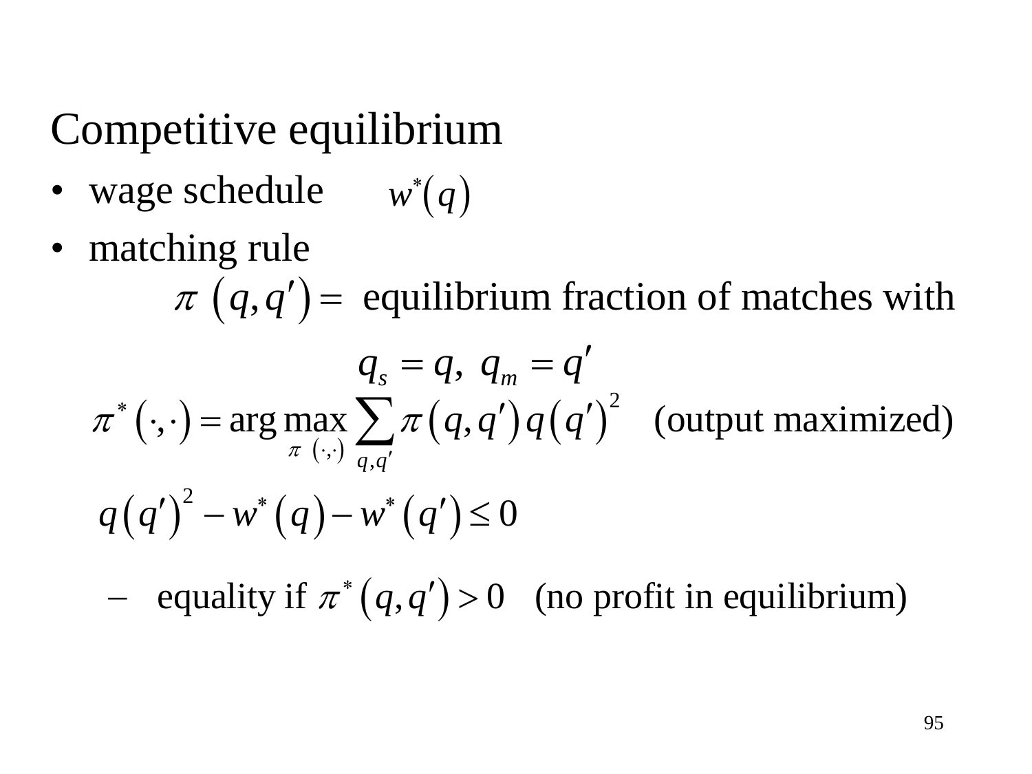## Competitive equilibrium

- wage schedule $w^*(q)$
- matching rule

  $\pi\left(q,q'\right) =$ equilibrium fraction of matches with

$$q_s = q,\ q_m = q'$$

$$\pi^*\left(\cdot,\cdot\right) = \arg\max_{\pi\left(\cdot,\cdot\right)} \sum_{q,q'} \pi\left(q,q'\right) q\left(q'\right)^2 \quad \text{(output maximized)}$$

$$q\left(q'\right)^2 - w^*\left(q\right) - w^*\left(q'\right) \leq 0$$

  - equality if $\pi^*\left(q,q'\right) > 0$ (no profit in equilibrium)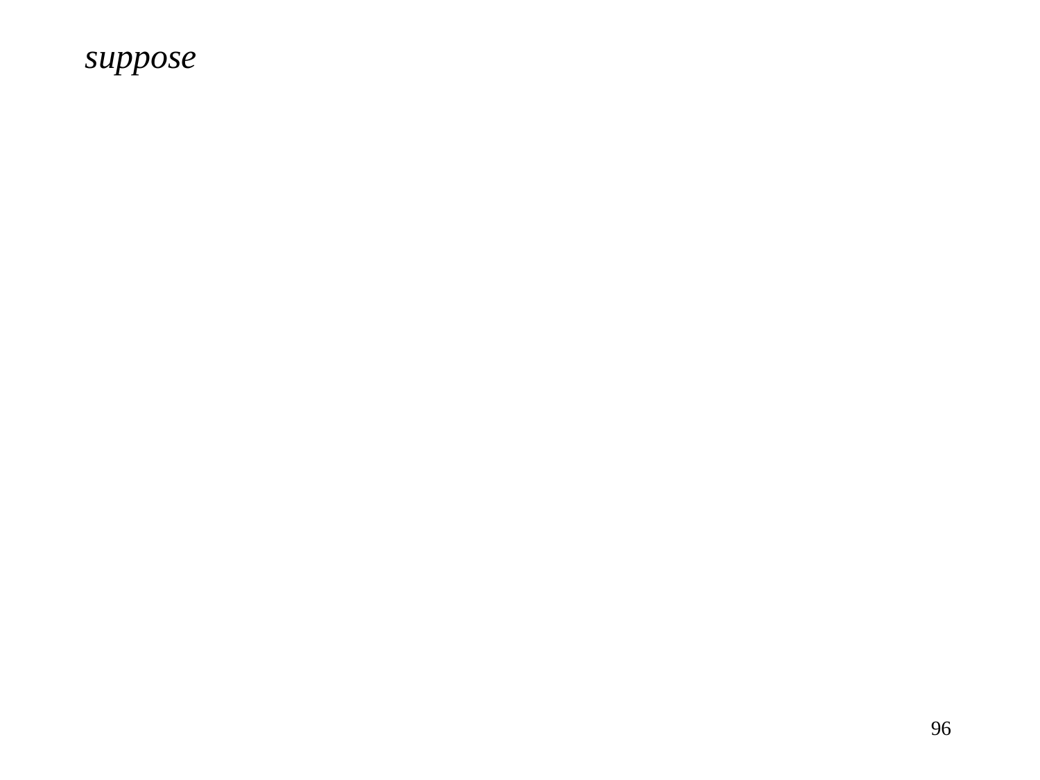*suppose*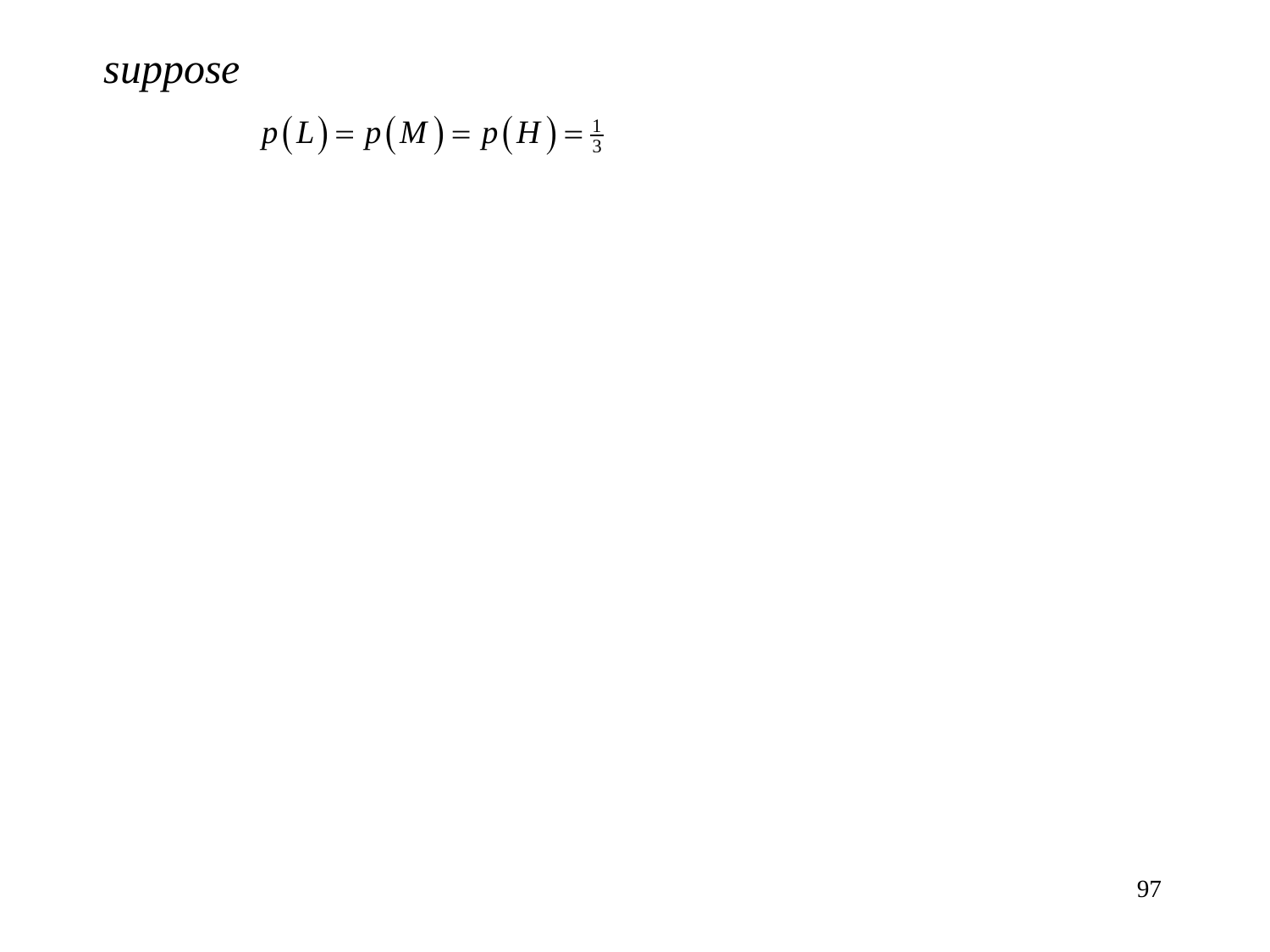*suppose*

$$p(L) = p(M) = p(H) = \tfrac{1}{3}$$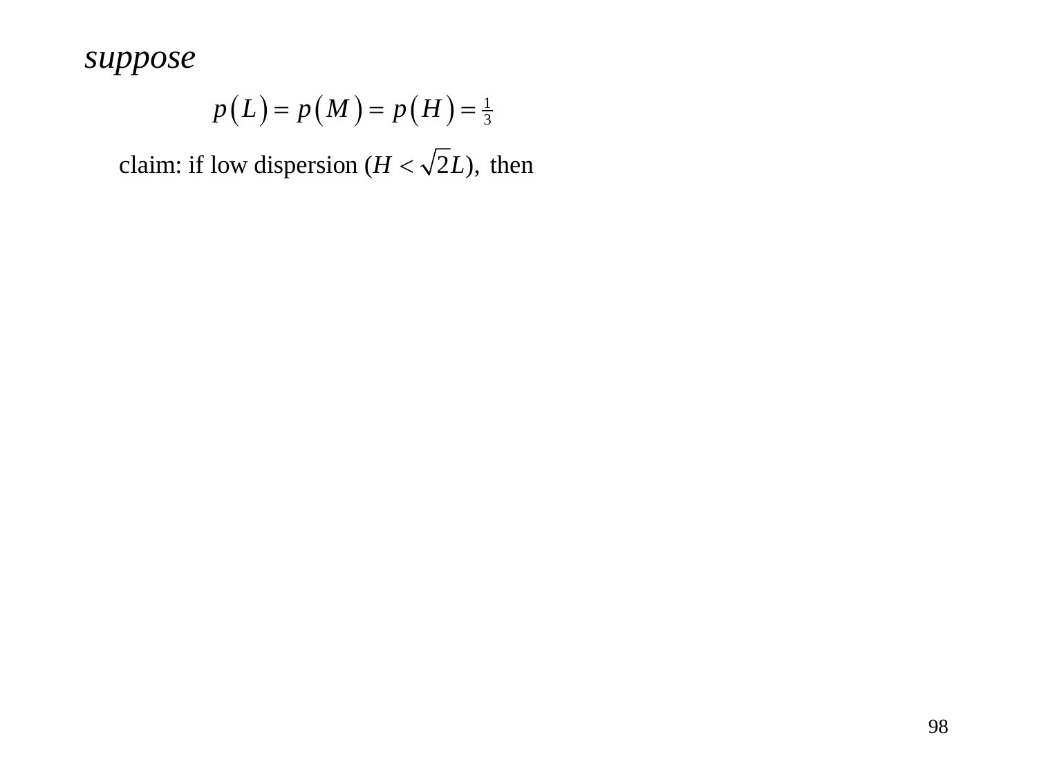*suppose*

$$p(L) = p(M) = p(H) = \tfrac{1}{3}$$

claim: if low dispersion ($H < \sqrt{2}L$), then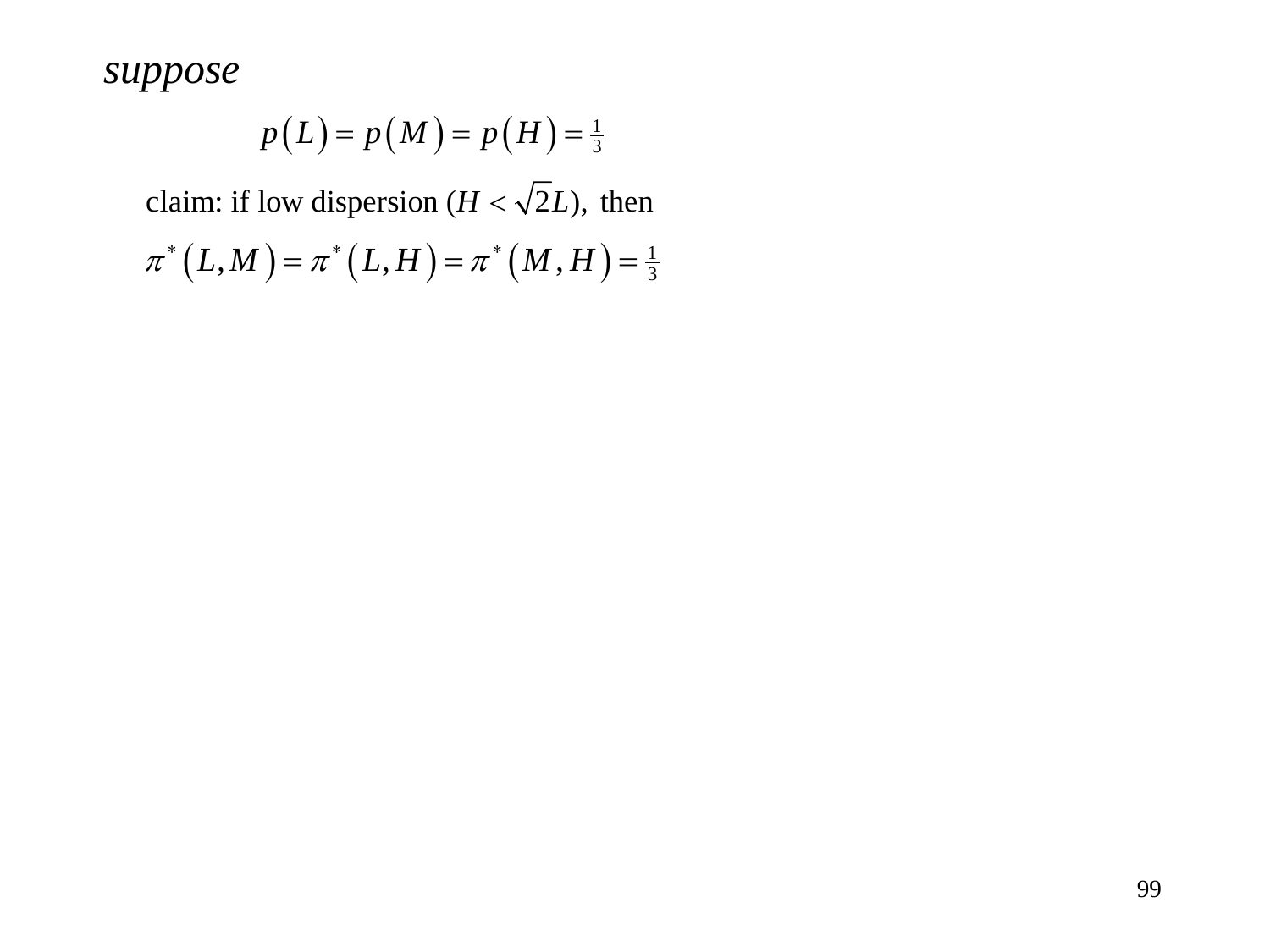*suppose*

$$p(L) = p(M) = p(H) = \tfrac{1}{3}$$

claim: if low dispersion ($H < \sqrt{2}L$), then

$$\pi^*(L,M) = \pi^*(L,H) = \pi^*(M,H) = \tfrac{1}{3}$$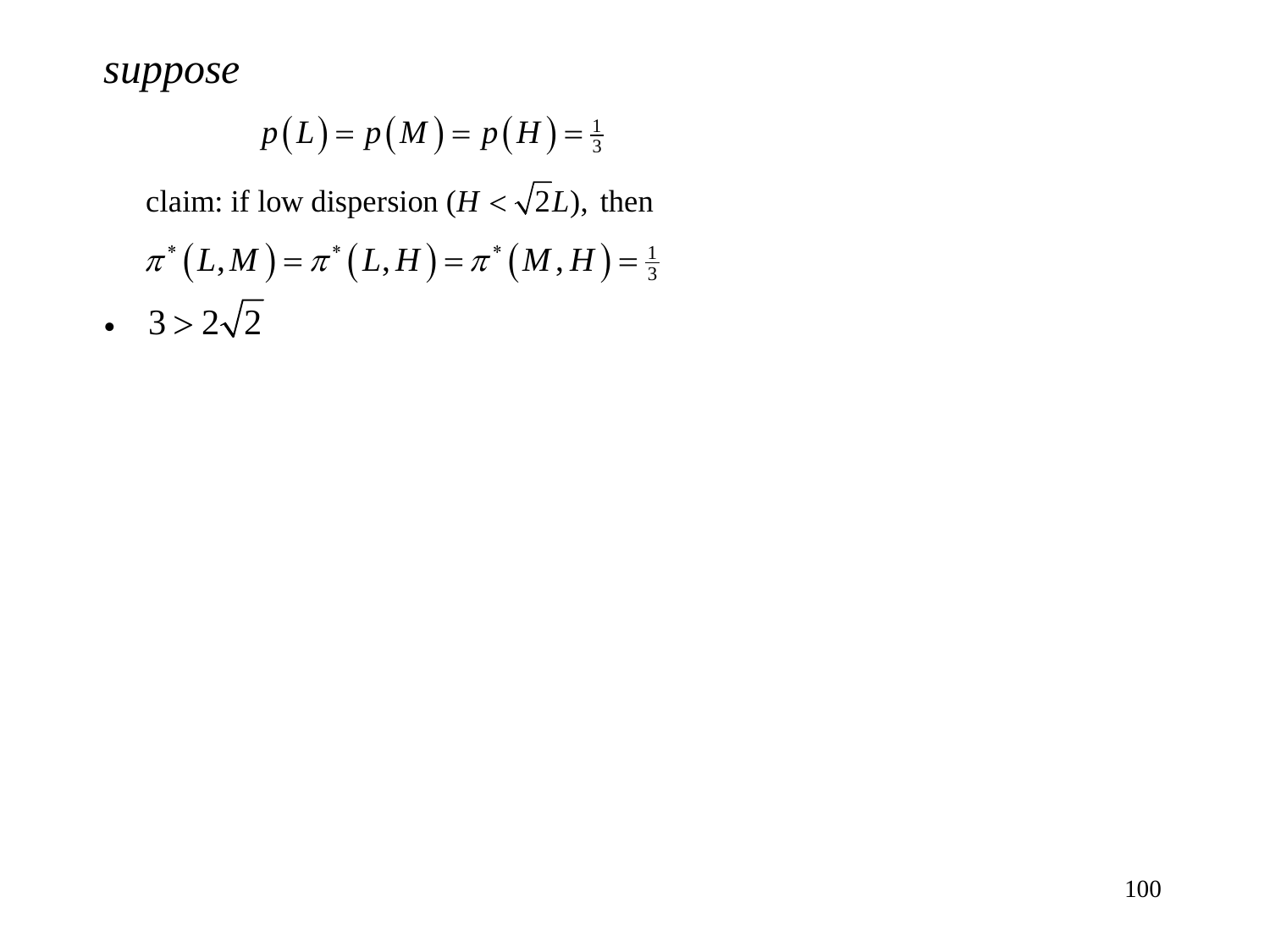*suppose*

$$p(L) = p(M) = p(H) = \tfrac{1}{3}$$

claim: if low dispersion ($H < \sqrt{2}L$), then

$\pi^*(L, M) = \pi^*(L, H) = \pi^*(M, H) = \tfrac{1}{3}$

- $3 > 2\sqrt{2}$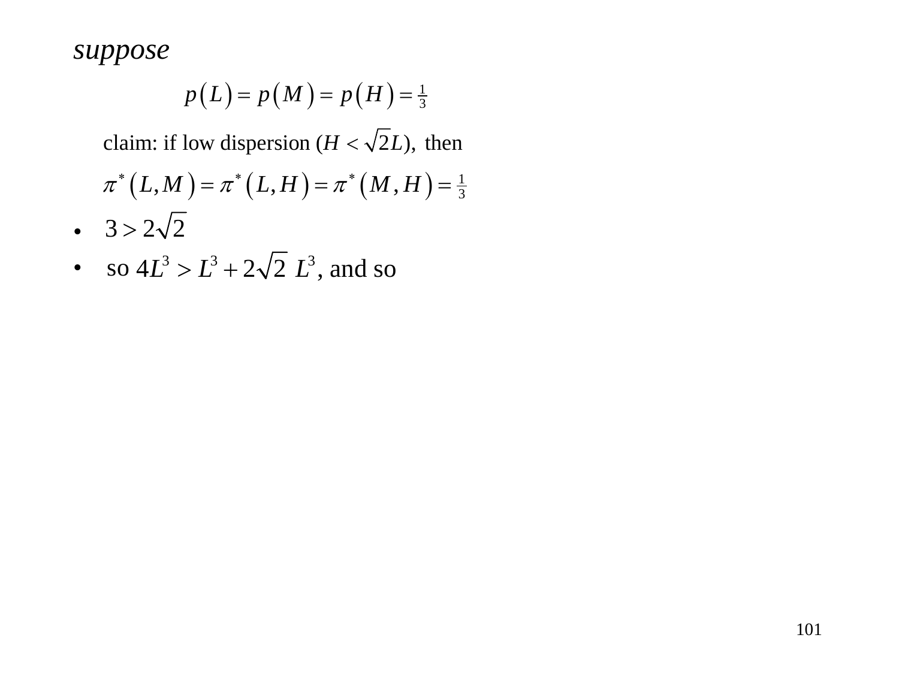*suppose*

$$p(L) = p(M) = p(H) = \tfrac{1}{3}$$

claim: if low dispersion ($H < \sqrt{2}L$), then

$$\pi^*(L,M) = \pi^*(L,H) = \pi^*(M,H) = \tfrac{1}{3}$$

- $3 > 2\sqrt{2}$
- so $4L^3 > L^3 + 2\sqrt{2}\ L^3$, and so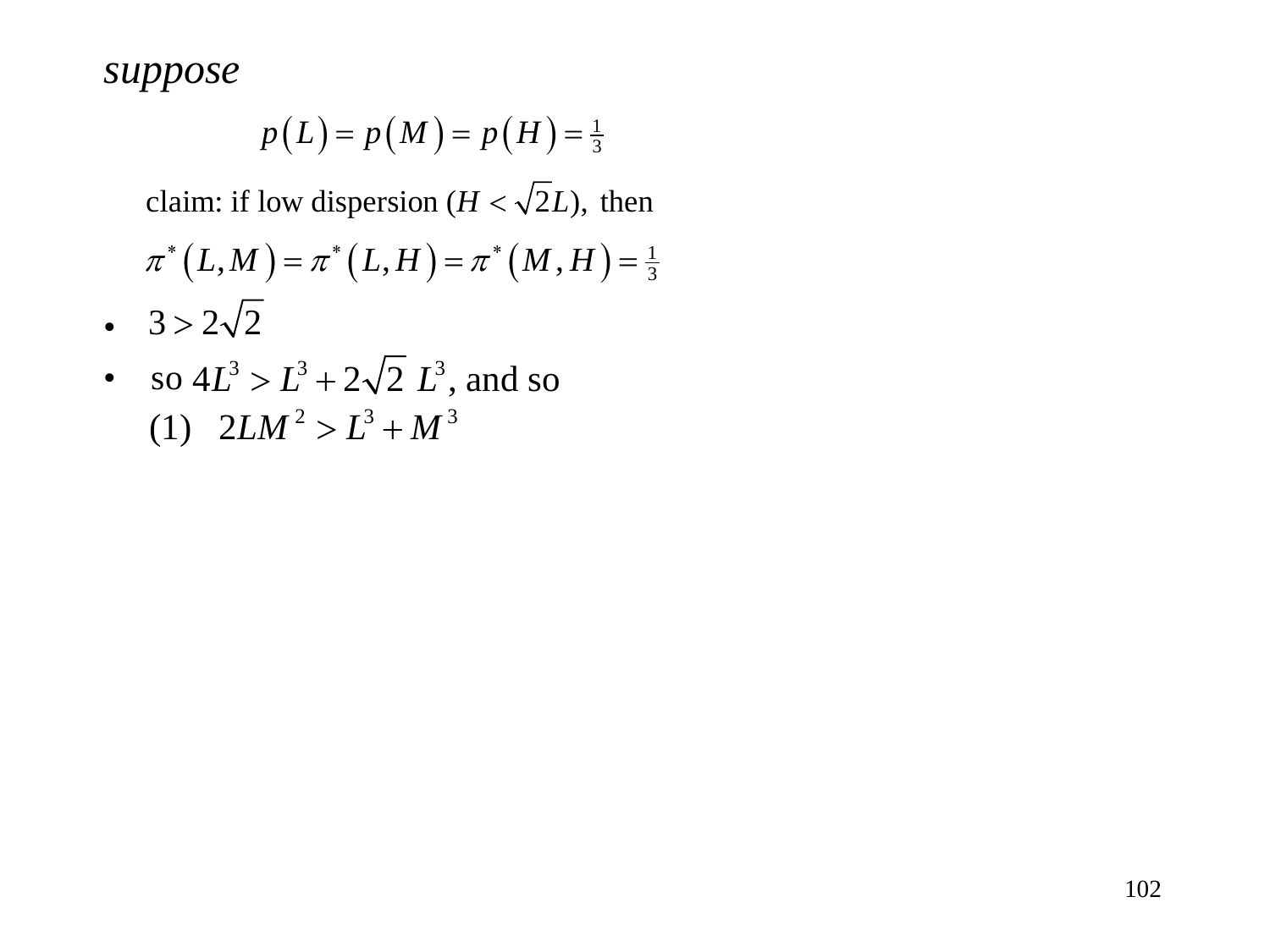*suppose*

$$p(L) = p(M) = p(H) = \tfrac{1}{3}$$

claim: if low dispersion ($H < \sqrt{2}L$), then

$$\pi^*(L, M) = \pi^*(L, H) = \pi^*(M, H) = \tfrac{1}{3}$$

- $3 > 2\sqrt{2}$
- so $4L^3 > L^3 + 2\sqrt{2}\ L^3$, and so

  (1) $2LM^2 > L^3 + M^3$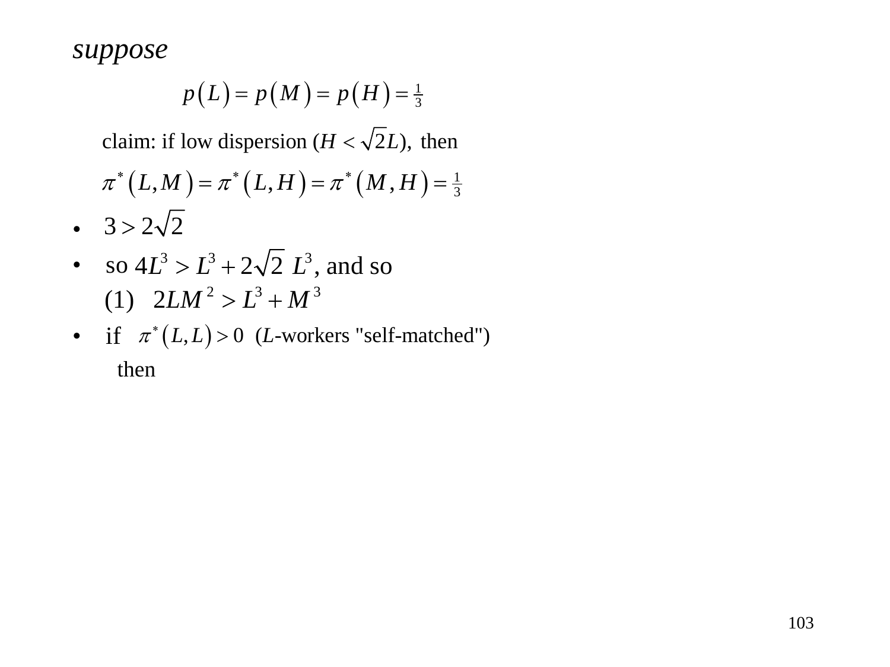*suppose*

$$p(L) = p(M) = p(H) = \tfrac{1}{3}$$

claim: if low dispersion ($H < \sqrt{2}L$), then

$$\pi^*(L,M) = \pi^*(L,H) = \pi^*(M,H) = \tfrac{1}{3}$$

- $3 > 2\sqrt{2}$
- so $4L^3 > L^3 + 2\sqrt{2}\ L^3$, and so

  (1) $2LM^2 > L^3 + M^3$
- if $\pi^*(L,L) > 0$ ($L$-workers "self-matched")

  then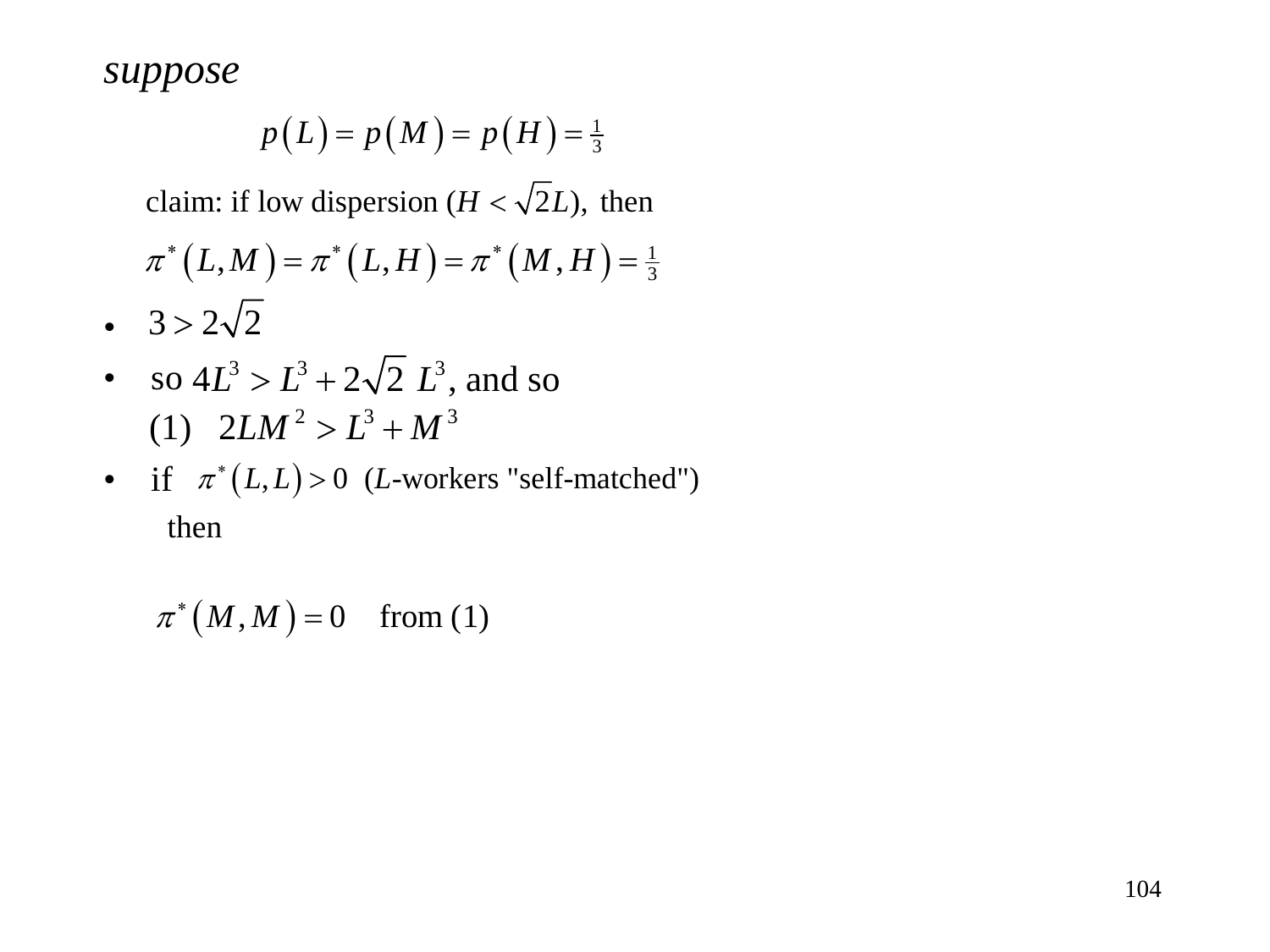*suppose*

$$p(L) = p(M) = p(H) = \tfrac{1}{3}$$

claim: if low dispersion ($H < \sqrt{2}L$), then

$$\pi^*(L, M) = \pi^*(L, H) = \pi^*(M, H) = \tfrac{1}{3}$$

- $3 > 2\sqrt{2}$
- so $4L^3 > L^3 + 2\sqrt{2}\ L^3$, and so

  (1) $2LM^2 > L^3 + M^3$
- if $\pi^*(L, L) > 0$ (*L*-workers "self-matched")

  then

  $\pi^*(M, M) = 0$ from (1)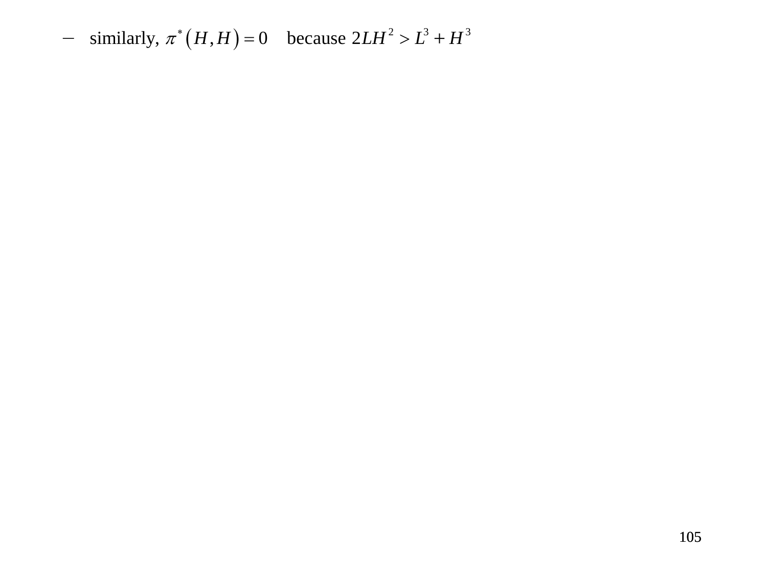- similarly, $\pi^*\left(H,H\right)=0$ because $2LH^2 > L^3 + H^3$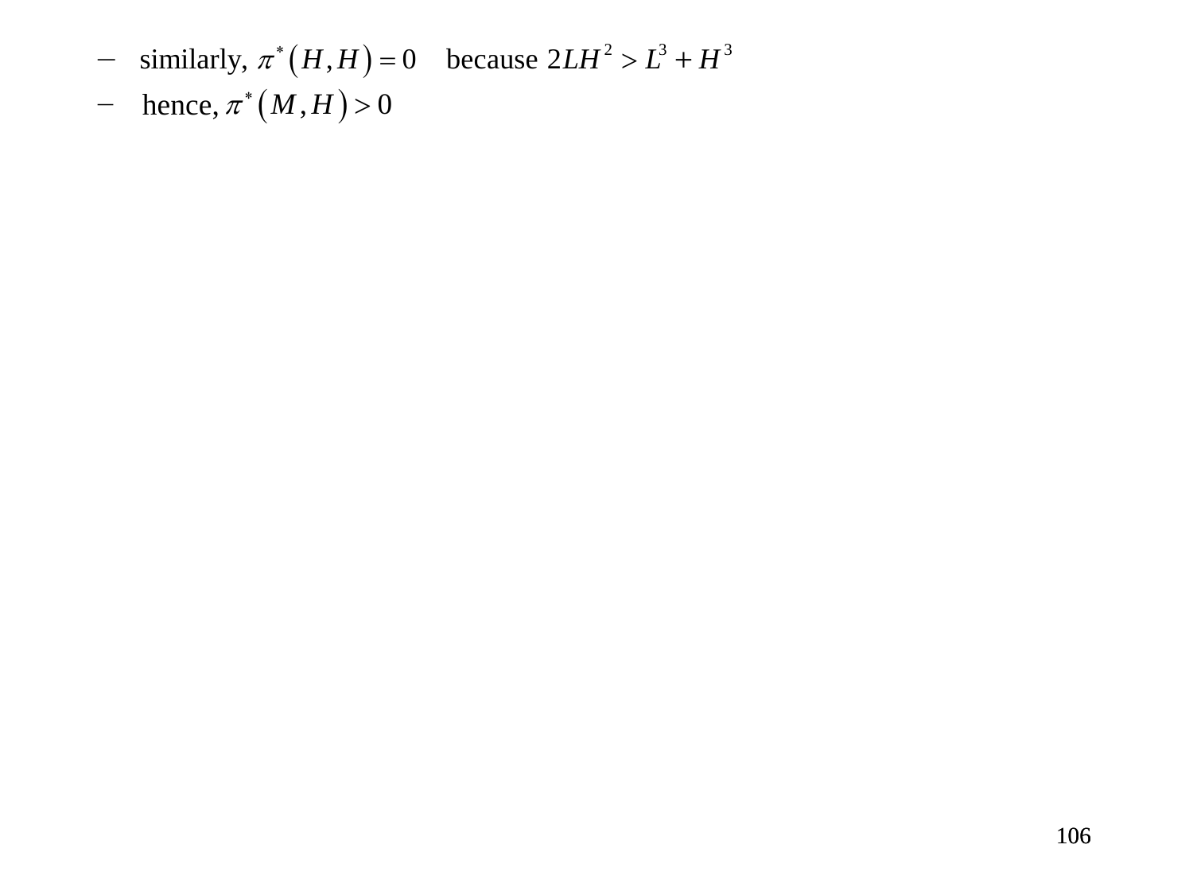- similarly, $\pi^*\left(H,H\right)=0$ because $2LH^2 > L^3 + H^3$
- hence, $\pi^*\left(M,H\right)>0$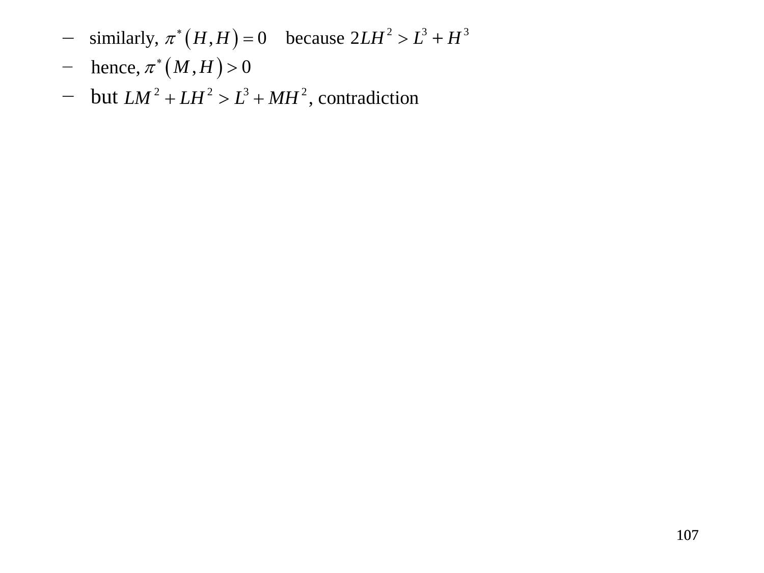- similarly, $\pi^*(H,H) = 0$ because $2LH^2 > L^3 + H^3$
- hence, $\pi^*(M,H) > 0$
- but $LM^2 + LH^2 > L^3 + MH^2$, contradiction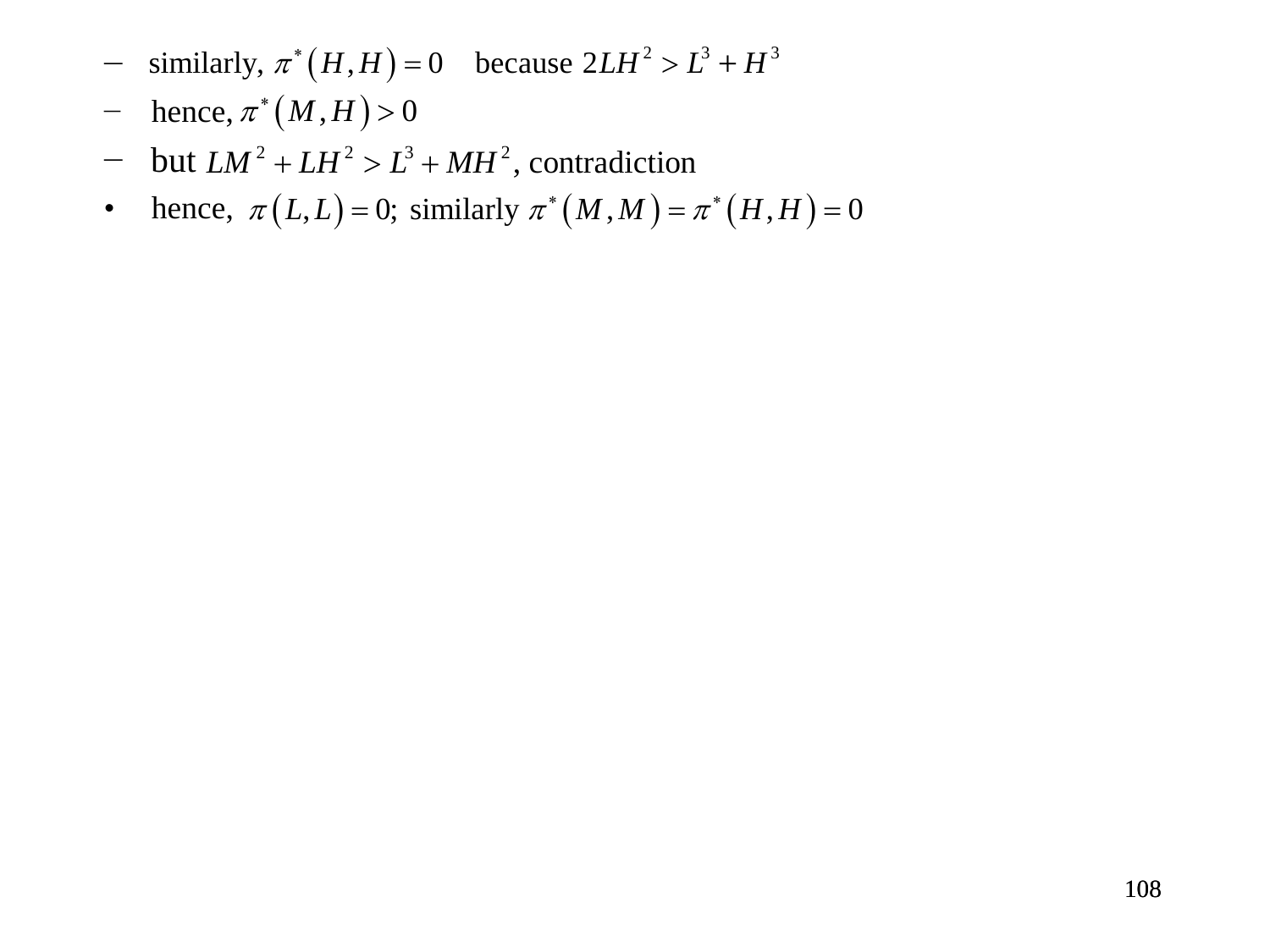- similarly, $\pi^*\left(H,H\right)=0$ because $2LH^2 > L^3 + H^3$
- hence, $\pi^*\left(M,H\right)>0$
- but $LM^2 + LH^2 > L^3 + MH^2$, contradiction

• hence, $\pi\left(L,L\right)=0$; similarly $\pi^*\left(M,M\right)=\pi^*\left(H,H\right)=0$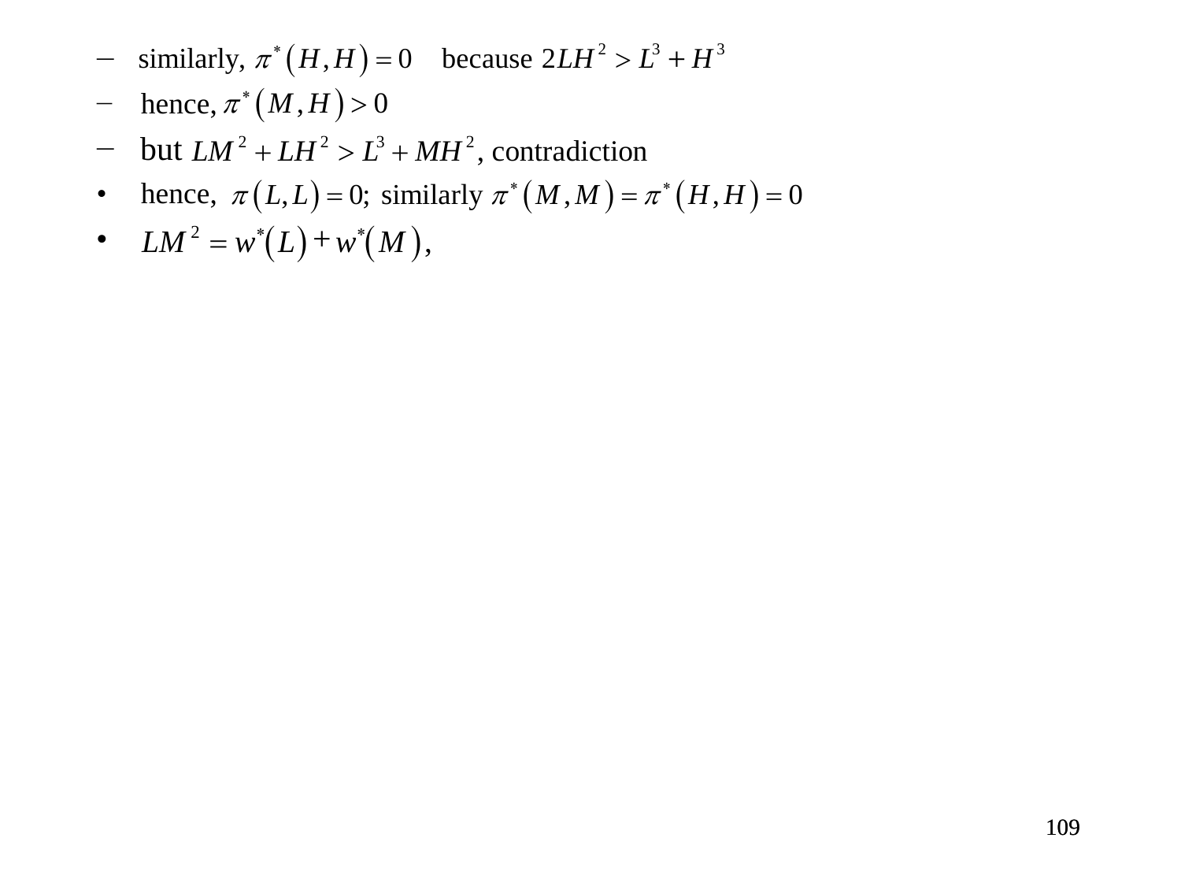- similarly, $\pi^*(H,H)=0$ because $2LH^2 > L^3 + H^3$
- hence, $\pi^*(M,H) > 0$
- but $LM^2 + LH^2 > L^3 + MH^2$, contradiction

- hence, $\pi(L,L)=0$; similarly $\pi^*(M,M) = \pi^*(H,H) = 0$
- $LM^2 = w^*(L) + w^*(M)$,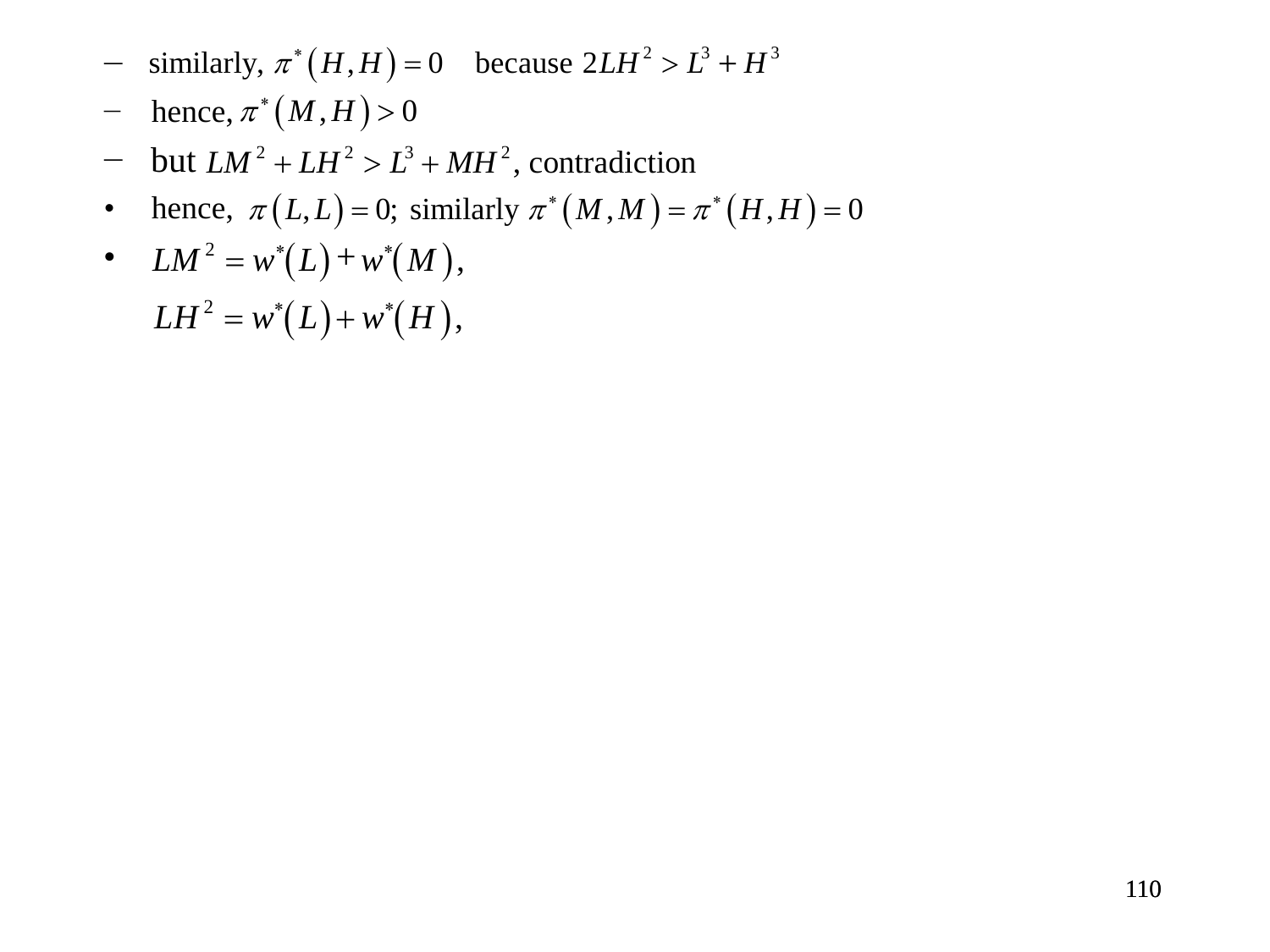- similarly, $\pi^*(H,H) = 0$ because $2LH^2 > L^3 + H^3$
- hence, $\pi^*(M,H) > 0$
- but $LM^2 + LH^2 > L^3 + MH^2$, contradiction

- hence, $\pi(L,L) = 0$; similarly $\pi^*(M,M) = \pi^*(H,H) = 0$
- $LM^2 = w^*(L) + w^*(M)$,

  $LH^2 = w^*(L) + w^*(H)$,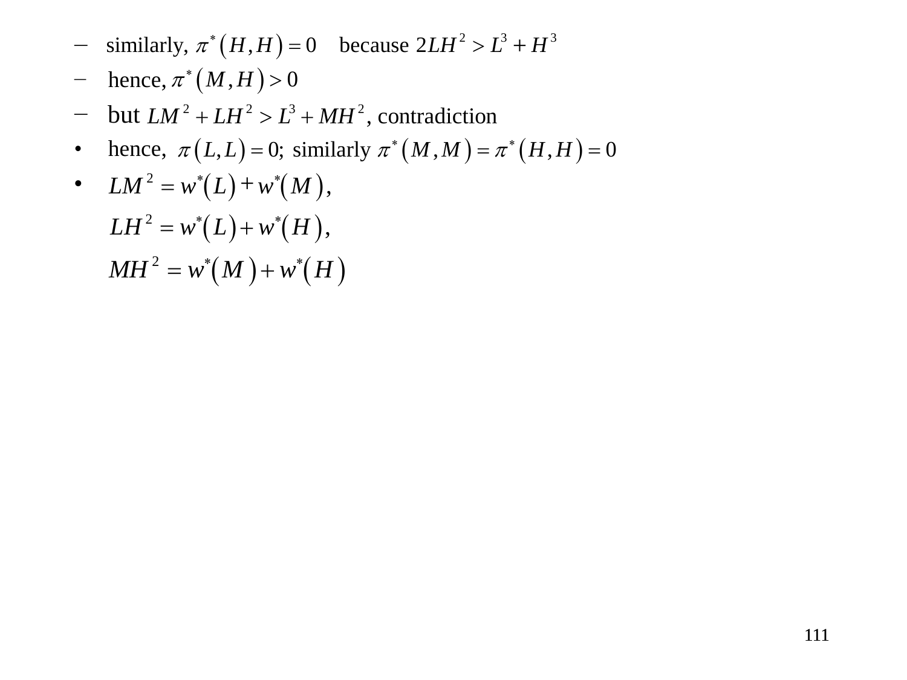- similarly, $\pi^*(H,H) = 0$ because $2LH^2 > L^3 + H^3$
- hence, $\pi^*(M,H) > 0$
- but $LM^2 + LH^2 > L^3 + MH^2$, contradiction

• hence, $\pi(L,L) = 0$; similarly $\pi^*(M,M) = \pi^*(H,H) = 0$

• $LM^2 = w^*(L) + w^*(M)$,

  $LH^2 = w^*(L) + w^*(H)$,

  $MH^2 = w^*(M) + w^*(H)$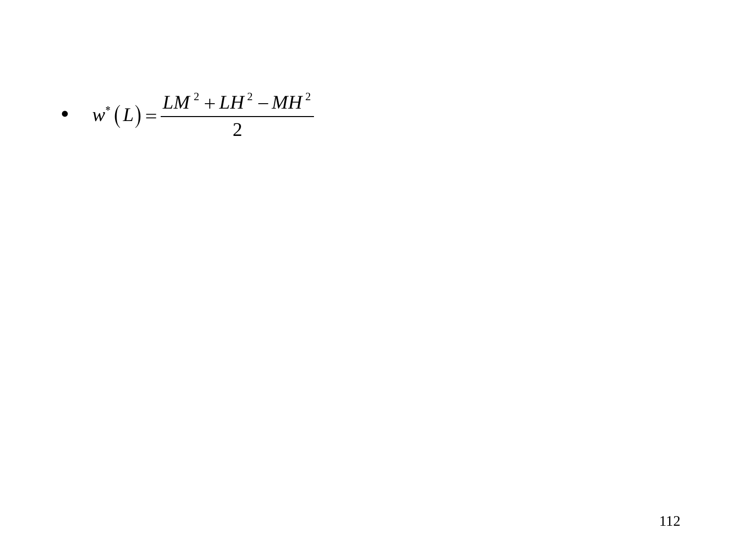- $w^*\left(L\right)=\dfrac{LM^2+LH^2-MH^2}{2}$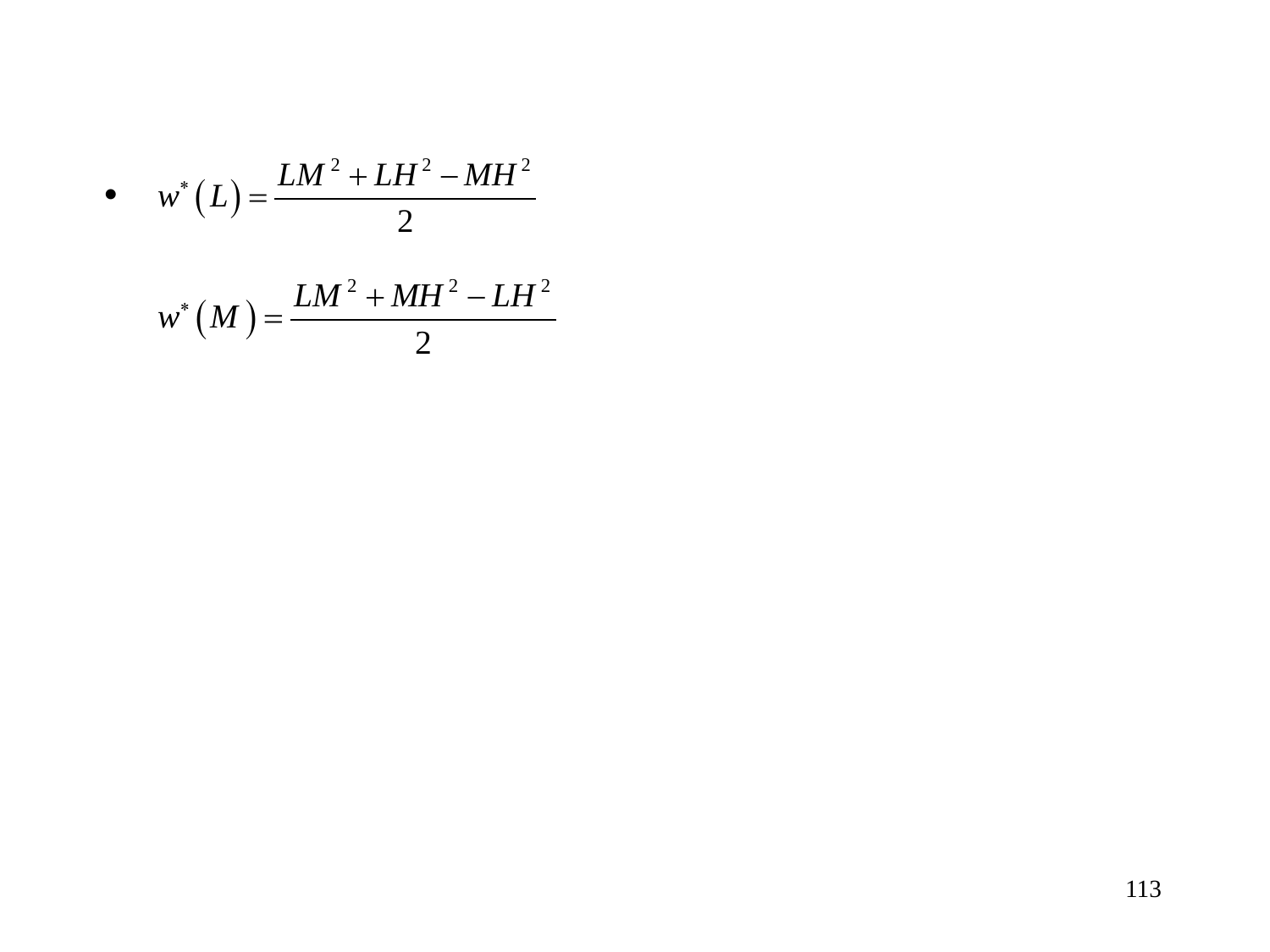- $$w^*(L) = \frac{LM^2 + LH^2 - MH^2}{2}$$

  $$w^*(M) = \frac{LM^2 + MH^2 - LH^2}{2}$$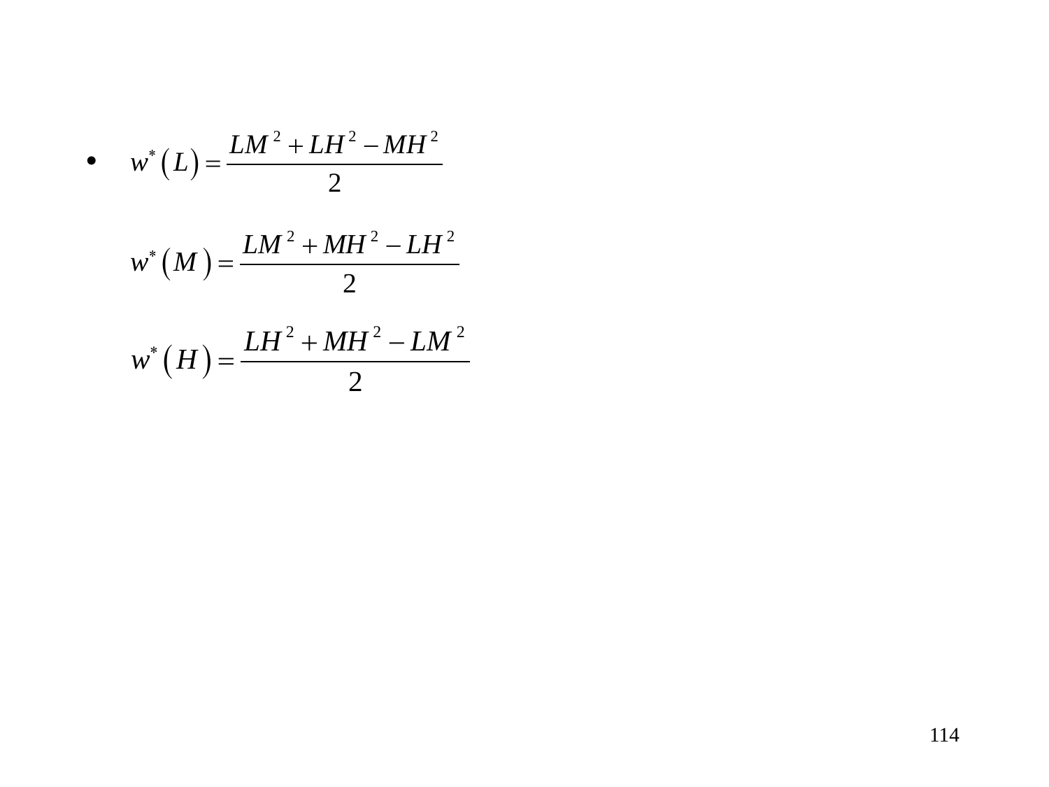- $$w^*\left(L\right) = \frac{LM^2 + LH^2 - MH^2}{2}$$

  $$w^*\left(M\right) = \frac{LM^2 + MH^2 - LH^2}{2}$$

  $$w^*\left(H\right) = \frac{LH^2 + MH^2 - LM^2}{2}$$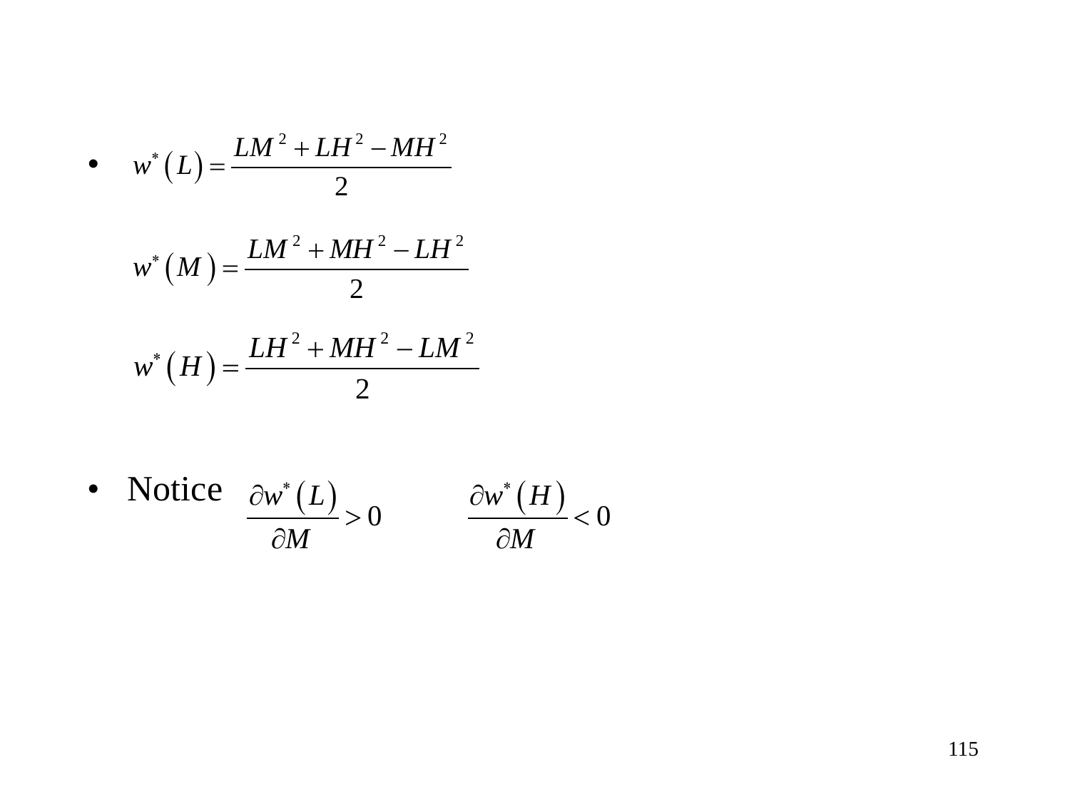- $$w^*\left(L\right) = \frac{LM^2 + LH^2 - MH^2}{2}$$

  $$w^*\left(M\right) = \frac{LM^2 + MH^2 - LH^2}{2}$$

  $$w^*\left(H\right) = \frac{LH^2 + MH^2 - LM^2}{2}$$

- Notice $\dfrac{\partial w^*\left(L\right)}{\partial M} > 0 \qquad \dfrac{\partial w^*\left(H\right)}{\partial M} < 0$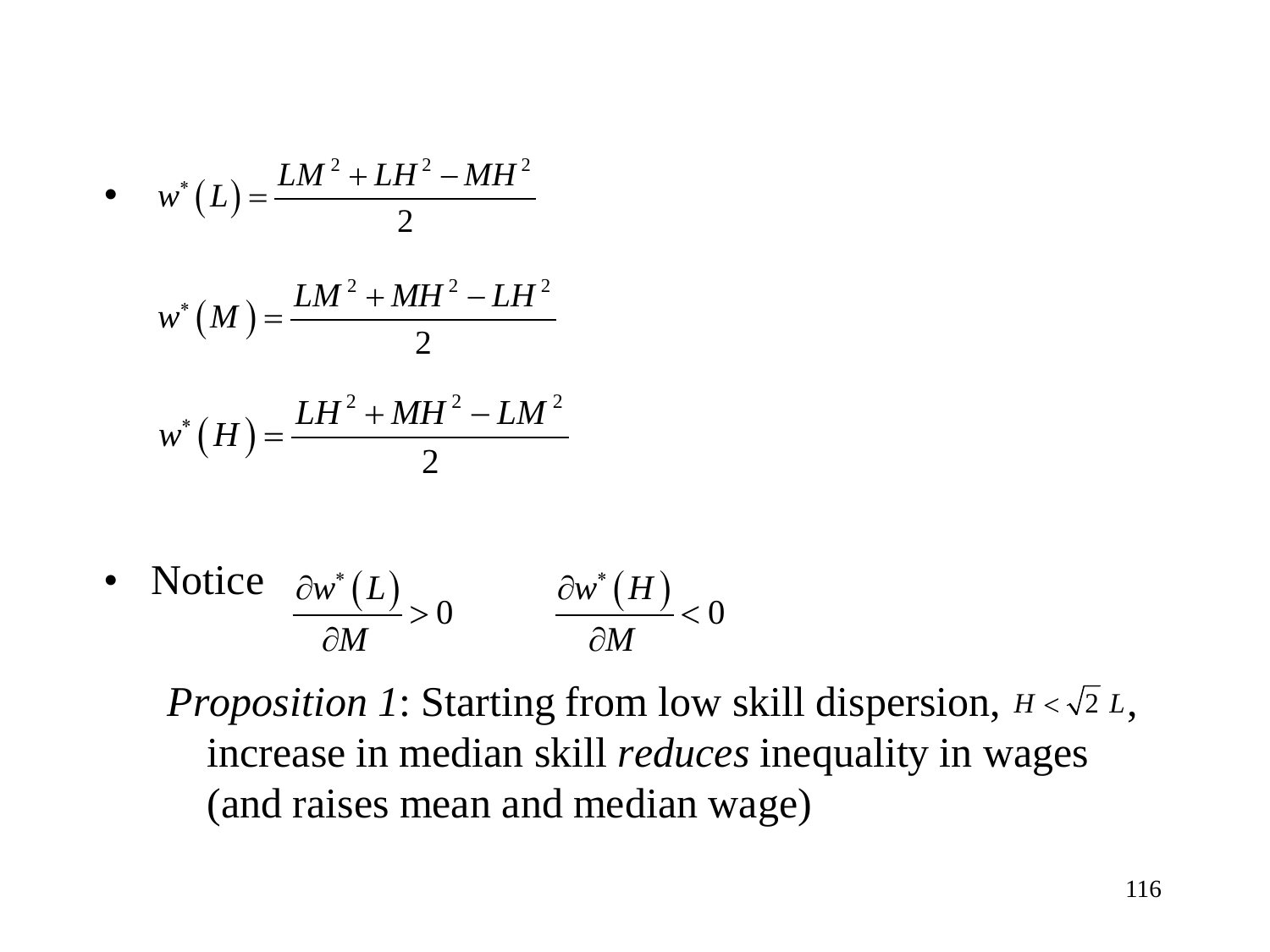- $$w^*\left(L\right)=\frac{LM^2+LH^2-MH^2}{2}$$

  $$w^*\left(M\right)=\frac{LM^2+MH^2-LH^2}{2}$$

  $$w^*\left(H\right)=\frac{LH^2+MH^2-LM^2}{2}$$

- Notice $\dfrac{\partial w^*\left(L\right)}{\partial M}>0$ $\qquad$ $\dfrac{\partial w^*\left(H\right)}{\partial M}<0$

  *Proposition 1*: Starting from low skill dispersion, $H<\sqrt{2}\,L$, increase in median skill *reduces* inequality in wages (and raises mean and median wage)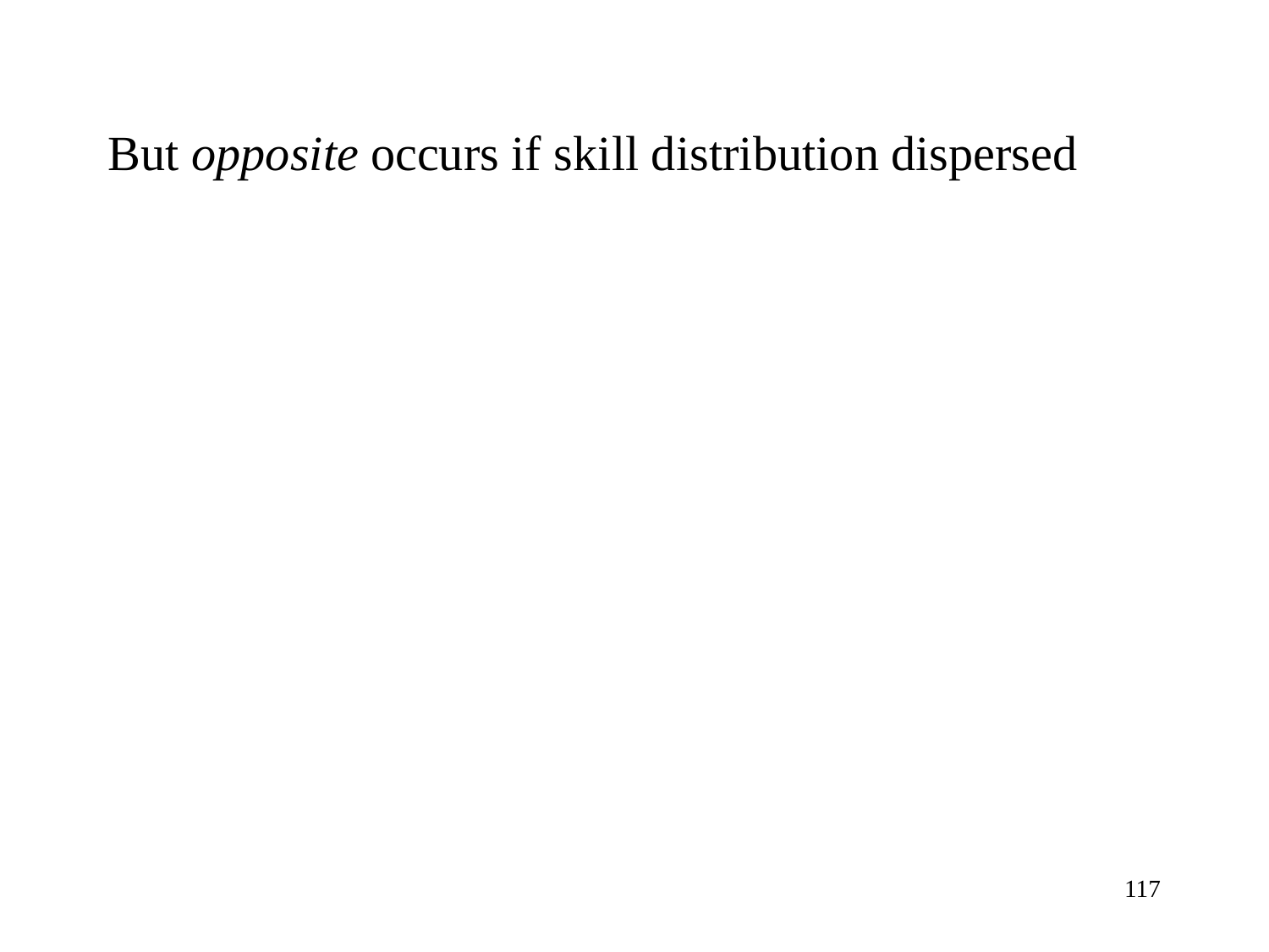But *opposite* occurs if skill distribution dispersed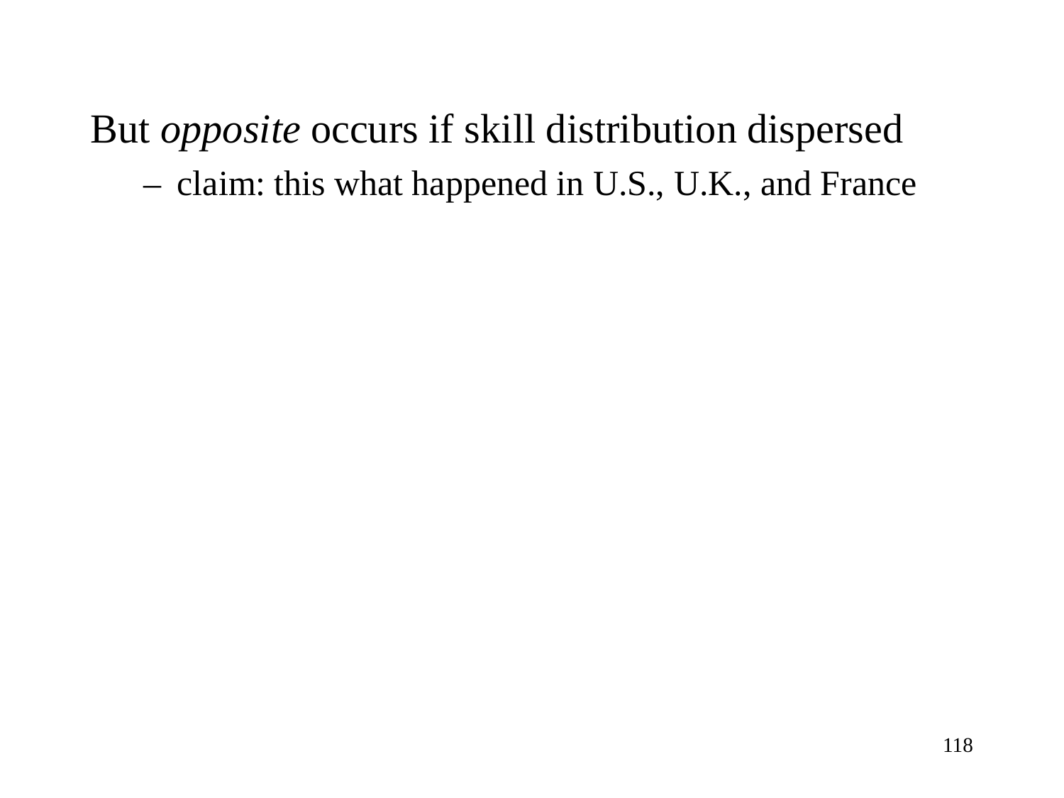But *opposite* occurs if skill distribution dispersed

- claim: this what happened in U.S., U.K., and France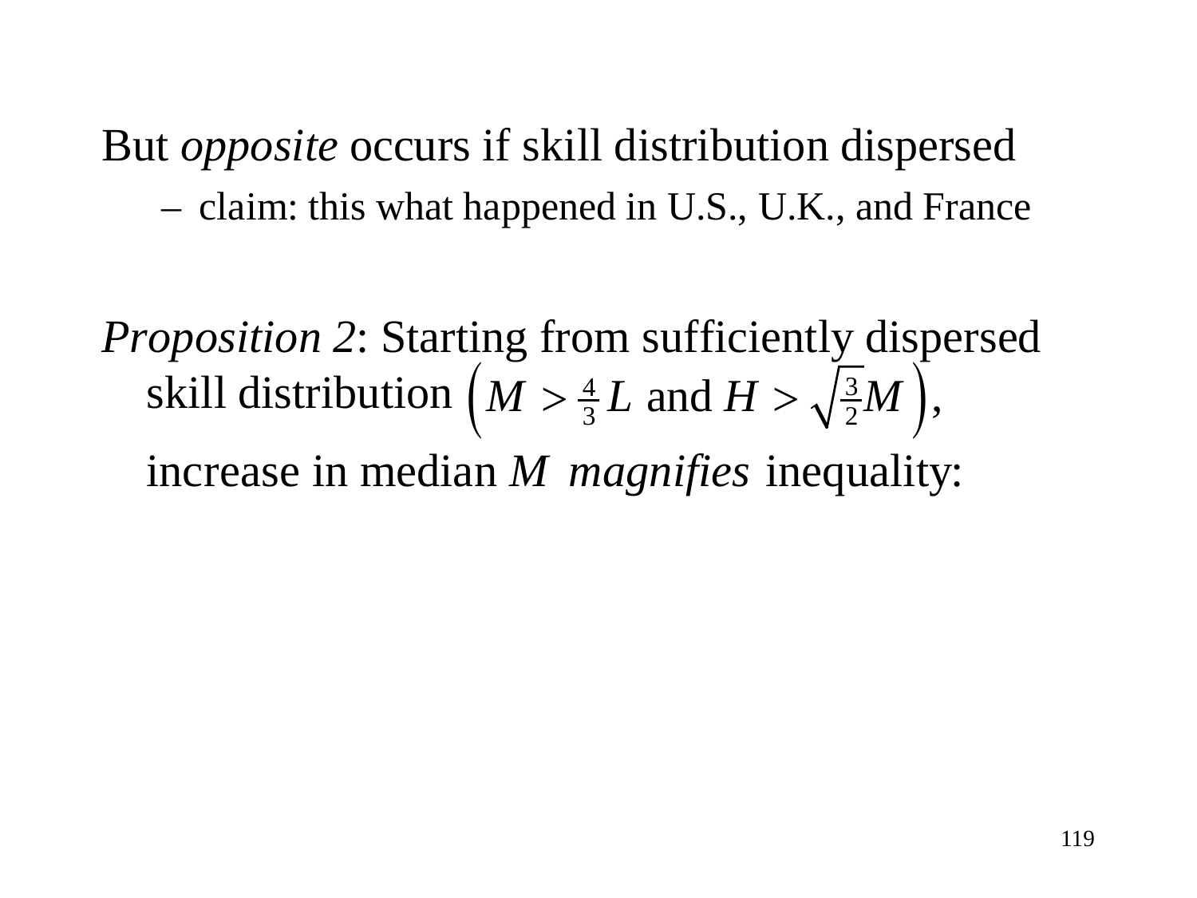But *opposite* occurs if skill distribution dispersed

- claim: this what happened in U.S., U.K., and France

*Proposition 2*: Starting from sufficiently dispersed skill distribution $\left( M > \frac{4}{3} L \text{ and } H > \sqrt{\frac{3}{2}} M \right)$,

increase in median $M$ *magnifies* inequality: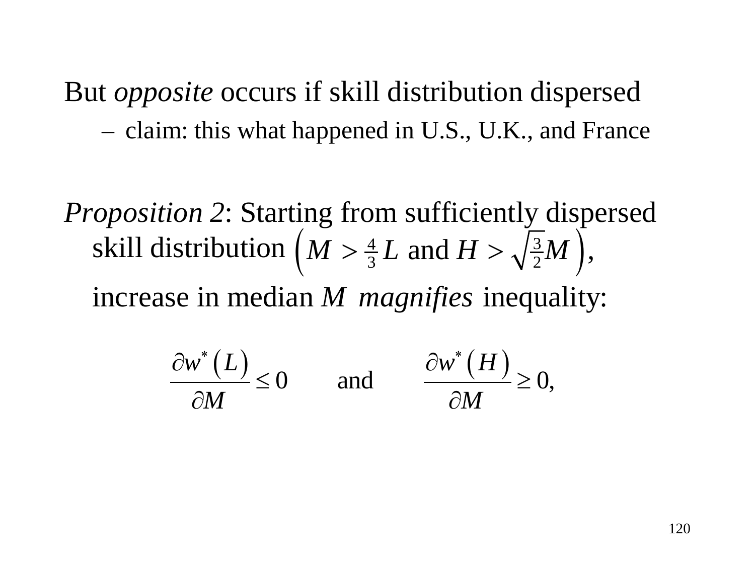But *opposite* occurs if skill distribution dispersed

- claim: this what happened in U.S., U.K., and France

*Proposition 2*: Starting from sufficiently dispersed skill distribution $\left( M > \frac{4}{3} L \text{ and } H > \sqrt{\frac{3}{2}} M \right)$,

increase in median $M$ *magnifies* inequality:

$$\frac{\partial w^* \left( L \right)}{\partial M} \leq 0 \qquad \text{and} \qquad \frac{\partial w^* \left( H \right)}{\partial M} \geq 0,$$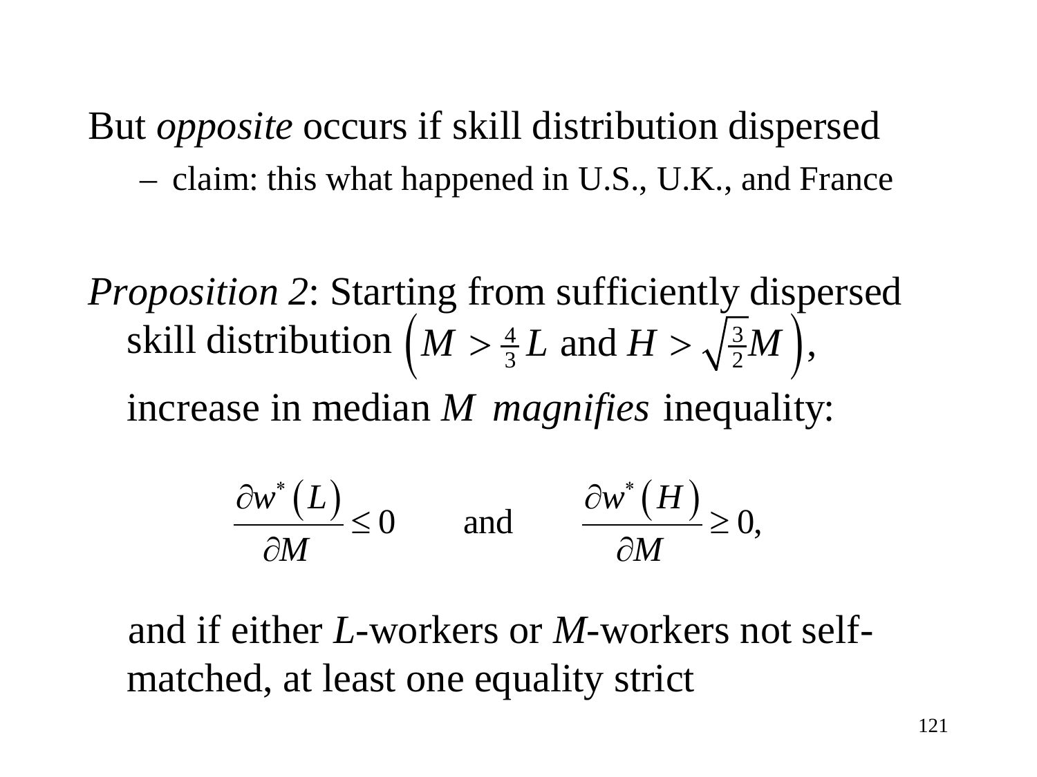But *opposite* occurs if skill distribution dispersed

- claim: this what happened in U.S., U.K., and France

*Proposition 2*: Starting from sufficiently dispersed skill distribution $\left(M > \frac{4}{3}L \text{ and } H > \sqrt{\frac{3}{2}}M\right)$,

increase in median $M$ *magnifies* inequality:

$$\frac{\partial w^*(L)}{\partial M} \leq 0 \qquad \text{and} \qquad \frac{\partial w^*(H)}{\partial M} \geq 0,$$

and if either $L$-workers or $M$-workers not self-matched, at least one equality strict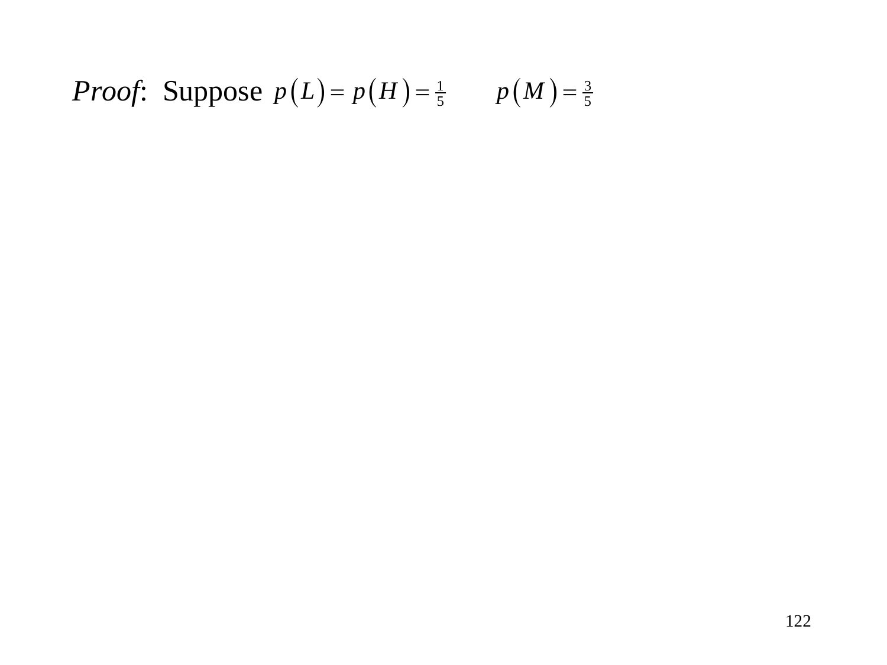*Proof*: Suppose $p(L) = p(H) = \frac{1}{5} \qquad p(M) = \frac{3}{5}$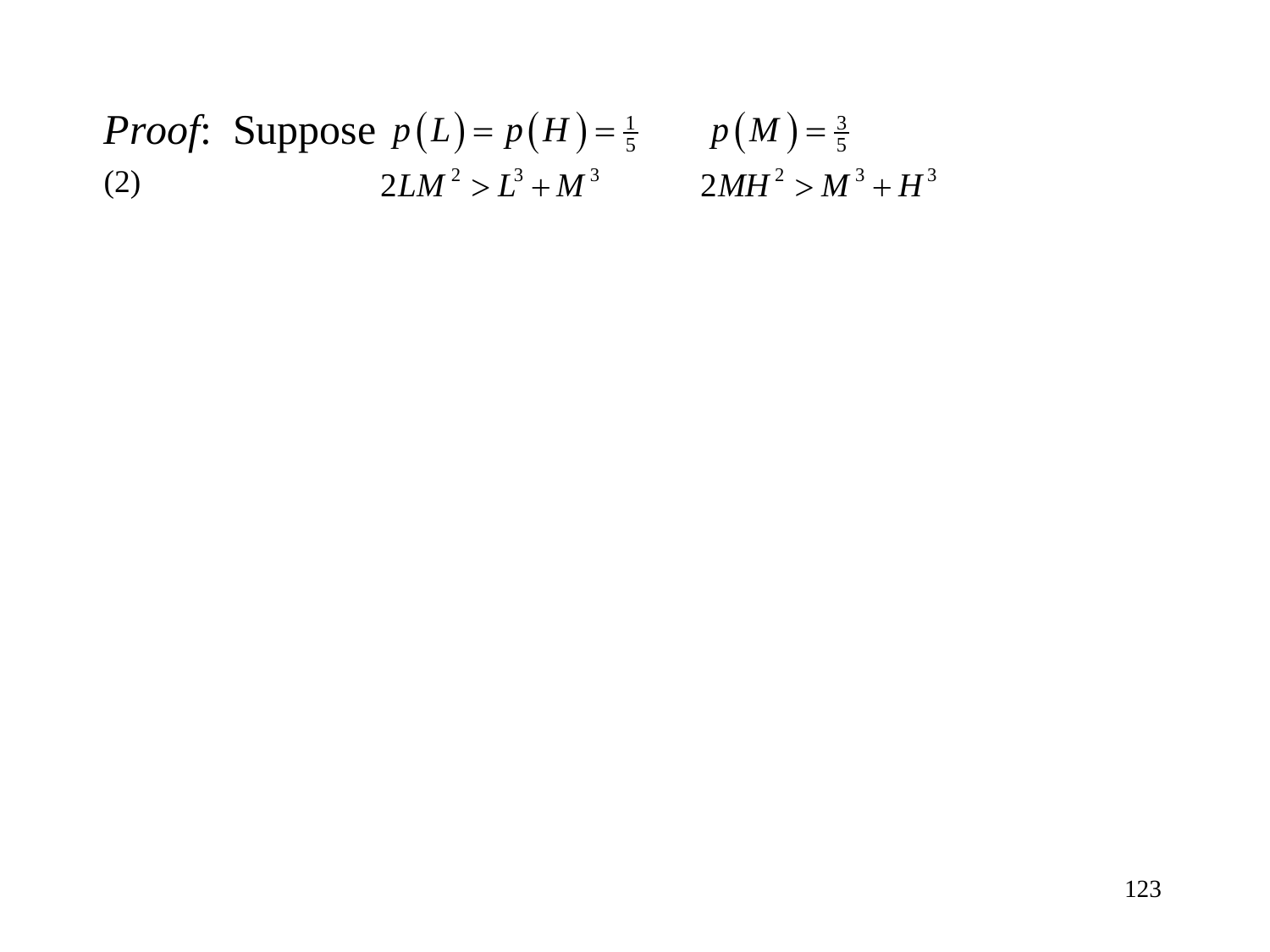*Proof*: Suppose $p(L) = p(H) = \frac{1}{5}$ $\quad p(M) = \frac{3}{5}$

(2) $\quad 2LM^2 > L^3 + M^3 \qquad 2MH^2 > M^3 + H^3$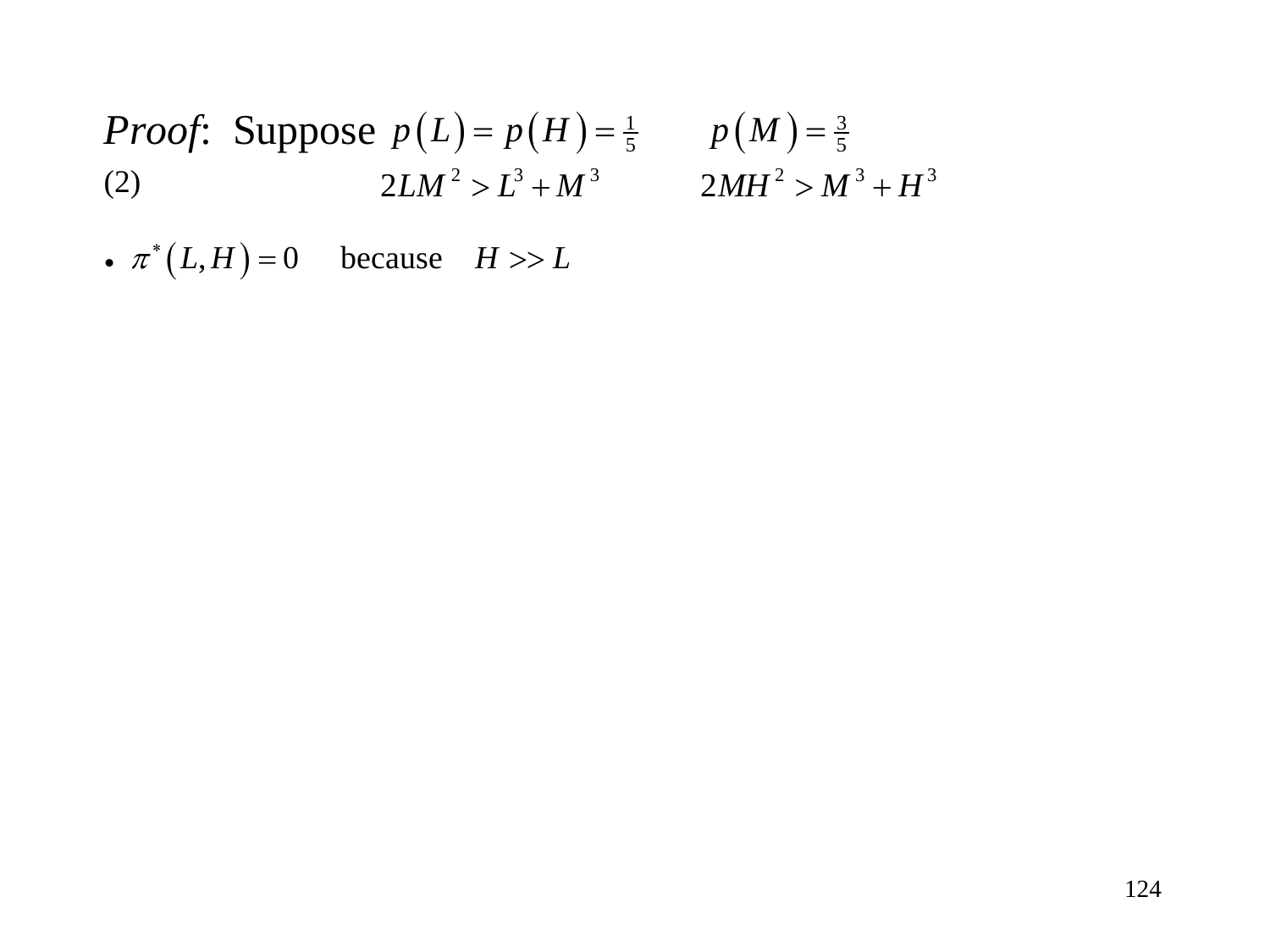*Proof*: Suppose $p(L) = p(H) = \frac{1}{5}$ $\quad p(M) = \frac{3}{5}$

(2) $\quad 2LM^2 > L^3 + M^3 \quad\quad 2MH^2 > M^3 + H^3$

- $\pi^*(L,H) = 0$ because $H >> L$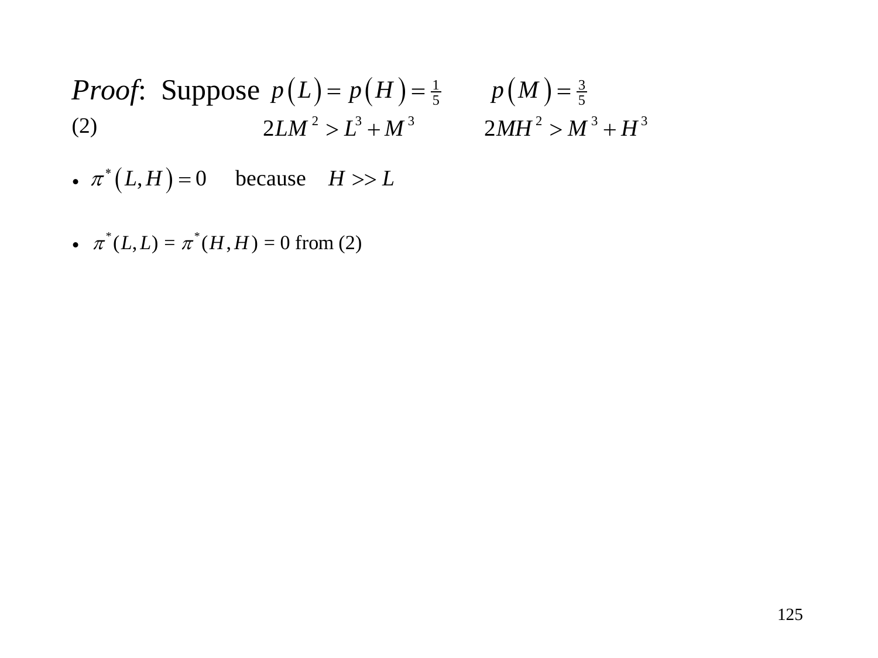*Proof*: Suppose $p(L) = p(H) = \frac{1}{5}$ $\quad p(M) = \frac{3}{5}$

(2) $\quad 2LM^2 > L^3 + M^3 \quad 2MH^2 > M^3 + H^3$

- $\pi^*(L, H) = 0$ because $H >> L$

- $\pi^*(L, L) = \pi^*(H, H) = 0$ from (2)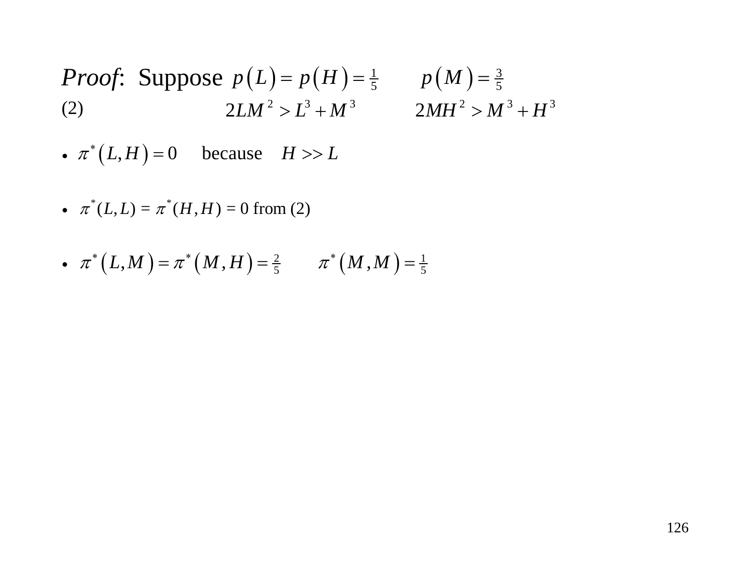*Proof*: Suppose $p(L) = p(H) = \frac{1}{5}$ $\quad$ $p(M) = \frac{3}{5}$

(2) $\quad$ $2LM^2 > L^3 + M^3$ $\quad$ $2MH^2 > M^3 + H^3$

- $\pi^*(L,H) = 0$ because $H >> L$
- $\pi^*(L,L) = \pi^*(H,H) = 0$ from (2)
- $\pi^*(L,M) = \pi^*(M,H) = \frac{2}{5}$ $\quad$ $\pi^*(M,M) = \frac{1}{5}$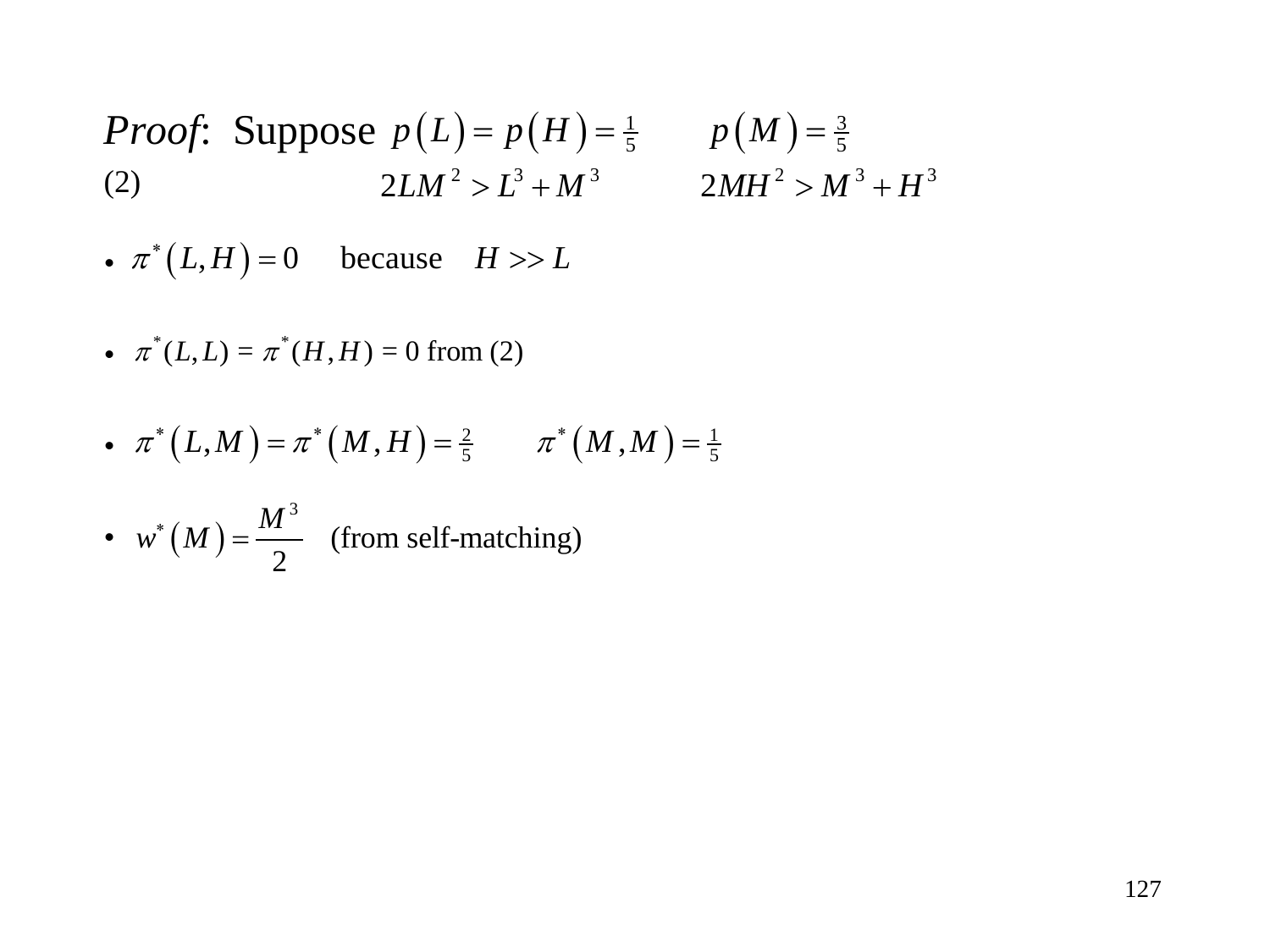*Proof*: Suppose $p(L) = p(H) = \frac{1}{5}$ $\quad p(M) = \frac{3}{5}$

(2) $\quad 2LM^2 > L^3 + M^3 \qquad 2MH^2 > M^3 + H^3$

- $\pi^*(L,H) = 0$ because $H >> L$
- $\pi^*(L,L) = \pi^*(H,H) = 0$ from (2)
- $\pi^*(L,M) = \pi^*(M,H) = \frac{2}{5} \qquad \pi^*(M,M) = \frac{1}{5}$
- $w^*(M) = \dfrac{M^3}{2}$ (from self-matching)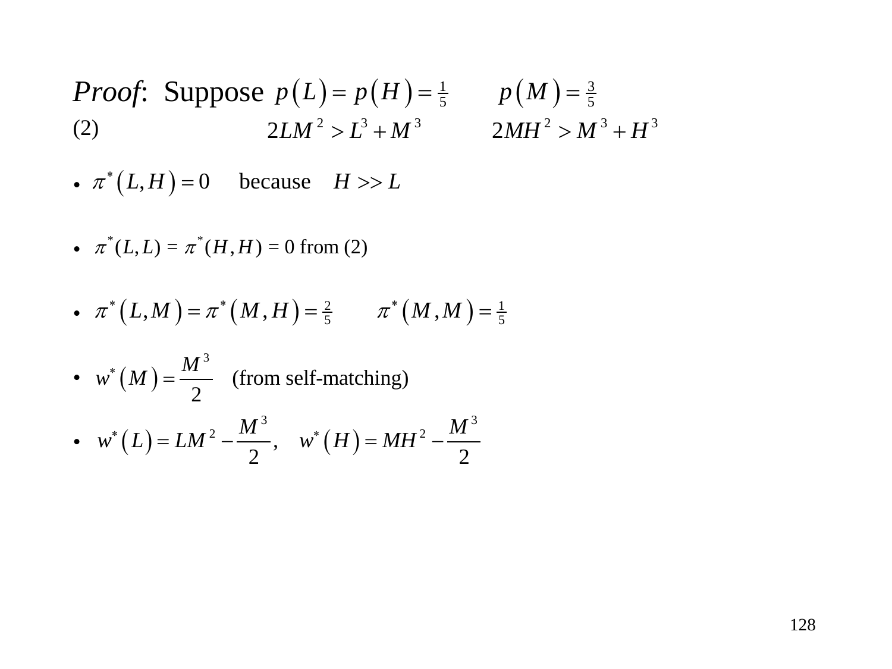*Proof*: Suppose $p(L) = p(H) = \frac{1}{5}$ $\quad p(M) = \frac{3}{5}$

(2) $\quad 2LM^2 > L^3 + M^3 \qquad 2MH^2 > M^3 + H^3$

- $\pi^*(L, H) = 0$ because $H >> L$
- $\pi^*(L, L) = \pi^*(H, H) = 0$ from (2)
- $\pi^*(L, M) = \pi^*(M, H) = \frac{2}{5} \qquad \pi^*(M, M) = \frac{1}{5}$
- $w^*(M) = \dfrac{M^3}{2}$ (from self-matching)
- $w^*(L) = LM^2 - \dfrac{M^3}{2}, \quad w^*(H) = MH^2 - \dfrac{M^3}{2}$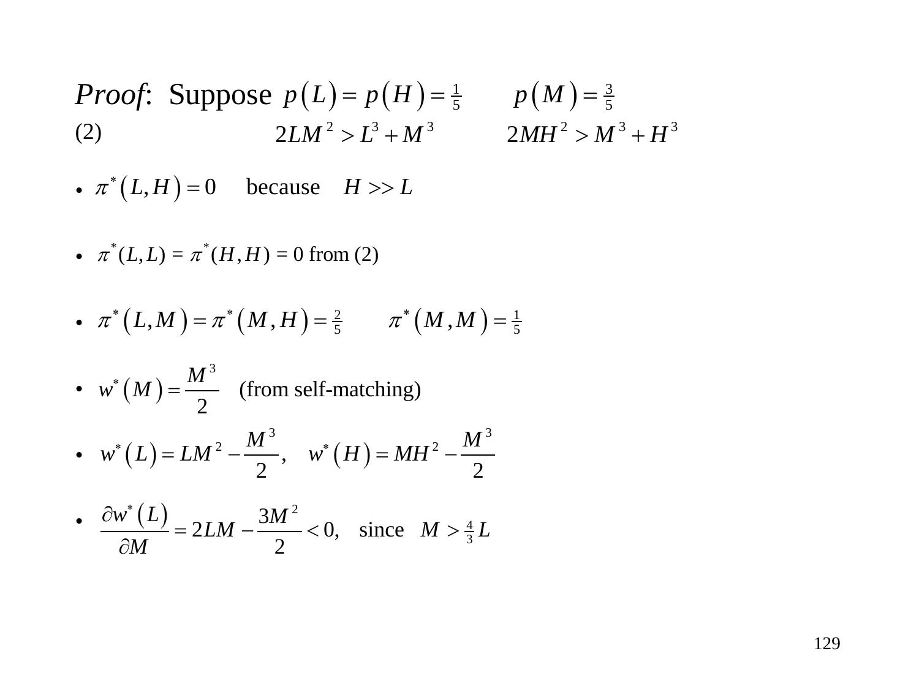*Proof*: Suppose $p(L) = p(H) = \frac{1}{5}$ $\quad p(M) = \frac{3}{5}$

(2) $\quad 2LM^2 > L^3 + M^3 \quad 2MH^2 > M^3 + H^3$

- $\pi^*(L,H) = 0$ because $H >> L$
- $\pi^*(L,L) = \pi^*(H,H) = 0$ from (2)
- $\pi^*(L,M) = \pi^*(M,H) = \frac{2}{5} \qquad \pi^*(M,M) = \frac{1}{5}$
- $w^*(M) = \dfrac{M^3}{2}$ (from self-matching)
- $w^*(L) = LM^2 - \dfrac{M^3}{2}, \quad w^*(H) = MH^2 - \dfrac{M^3}{2}$
- $\dfrac{\partial w^*(L)}{\partial M} = 2LM - \dfrac{3M^2}{2} < 0, \quad$ since $M > \frac{4}{3}L$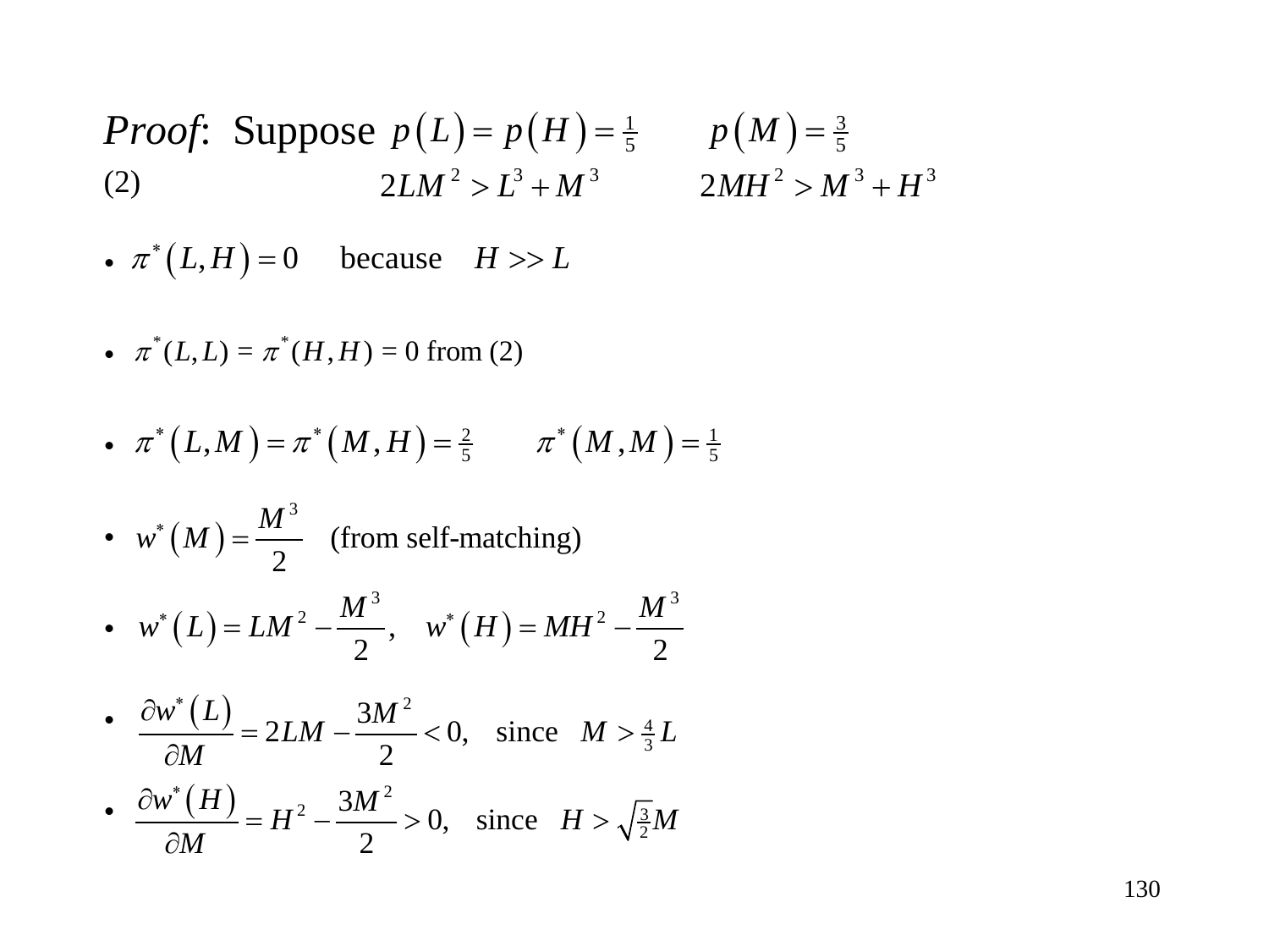*Proof*: Suppose $p(L) = p(H) = \frac{1}{5} \qquad p(M) = \frac{3}{5}$

(2) $\qquad 2LM^2 > L^3 + M^3 \qquad 2MH^2 > M^3 + H^3$

- $\pi^*(L,H) = 0$ because $H >> L$
- $\pi^*(L,L) = \pi^*(H,H) = 0$ from (2)
- $\pi^*(L,M) = \pi^*(M,H) = \frac{2}{5} \qquad \pi^*(M,M) = \frac{1}{5}$
- $w^*(M) = \dfrac{M^3}{2}$ (from self-matching)
- $w^*(L) = LM^2 - \dfrac{M^3}{2}, \quad w^*(H) = MH^2 - \dfrac{M^3}{2}$
- $\dfrac{\partial w^*(L)}{\partial M} = 2LM - \dfrac{3M^2}{2} < 0,$ since $M > \frac{4}{3}L$
- $\dfrac{\partial w^*(H)}{\partial M} = H^2 - \dfrac{3M^2}{2} > 0,$ since $H > \sqrt{\frac{3}{2}}M$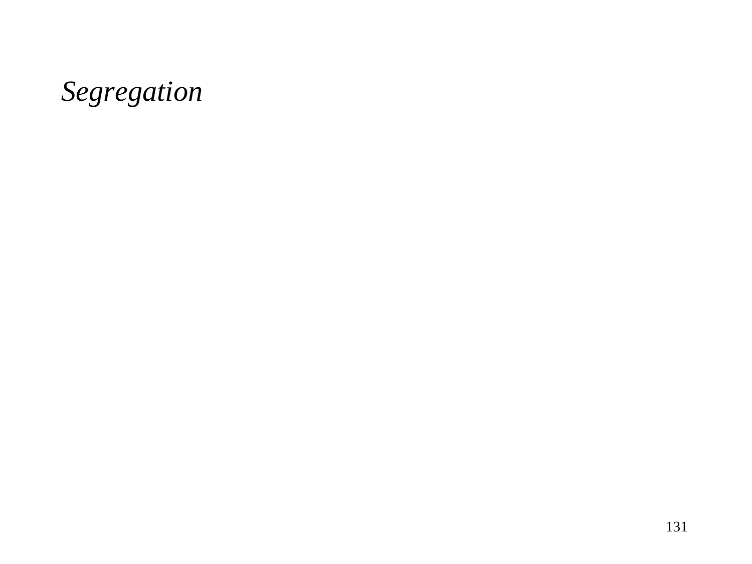*Segregation*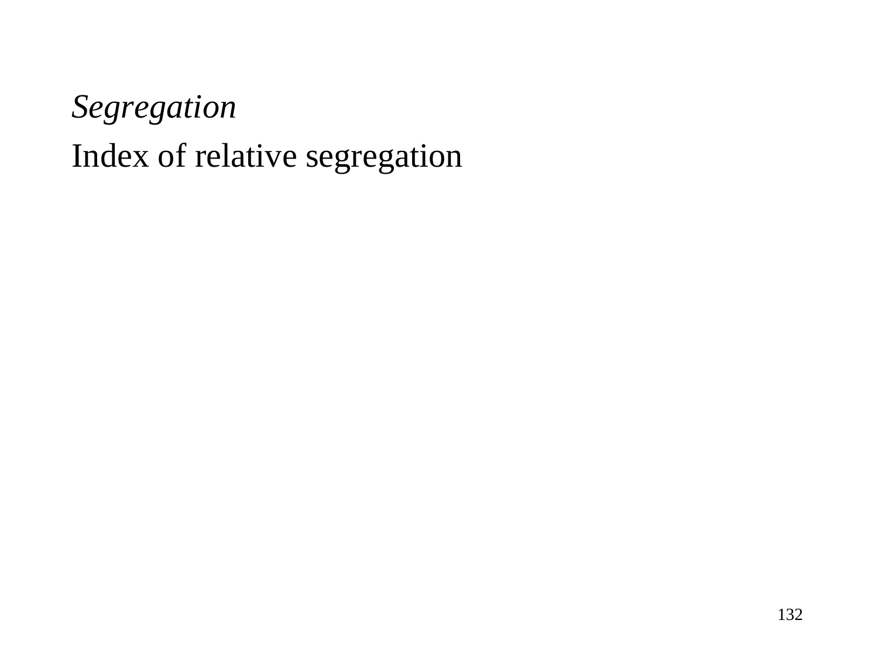*Segregation*

Index of relative segregation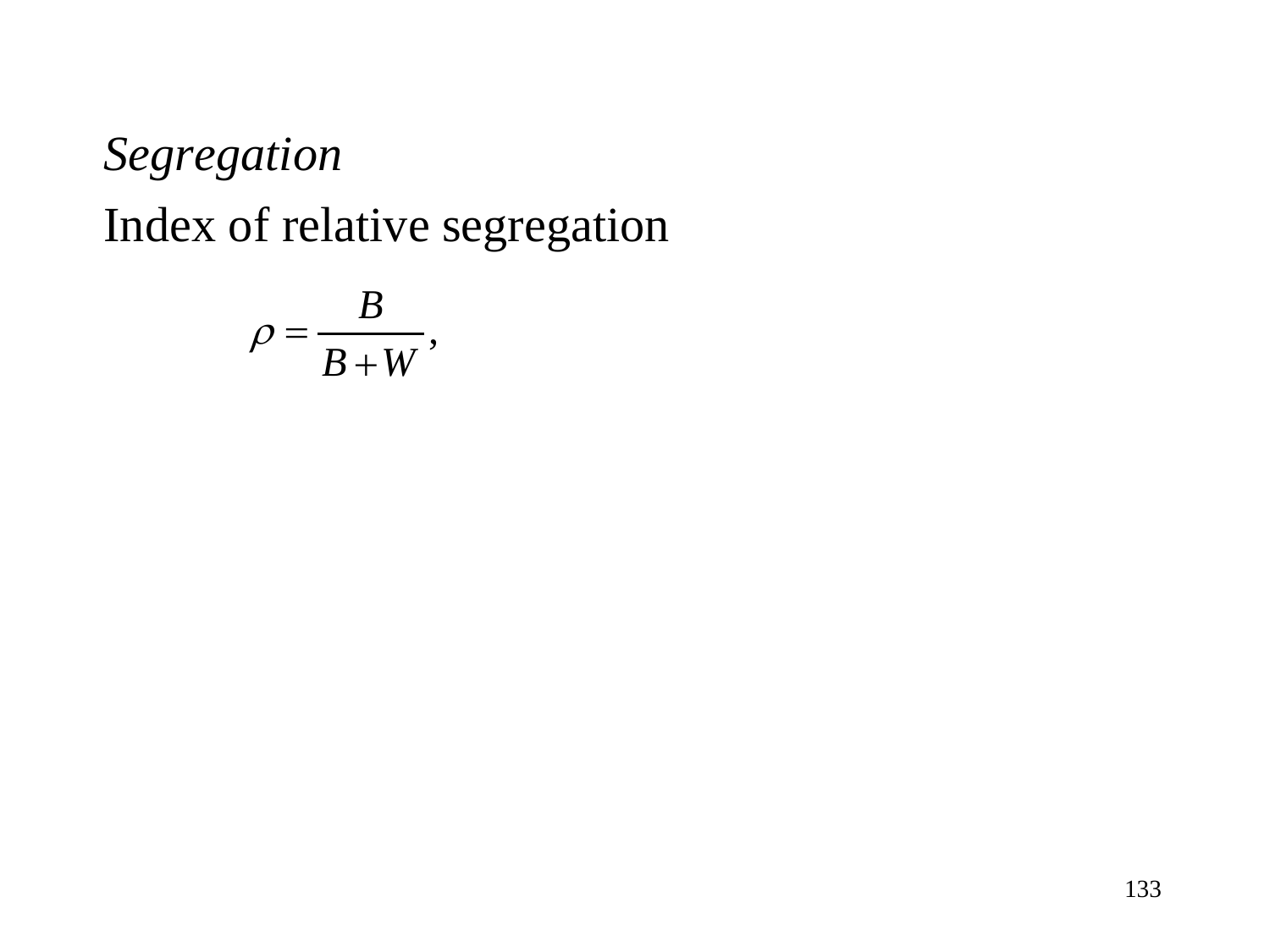*Segregation*

Index of relative segregation

$$\rho = \frac{B}{B+W},$$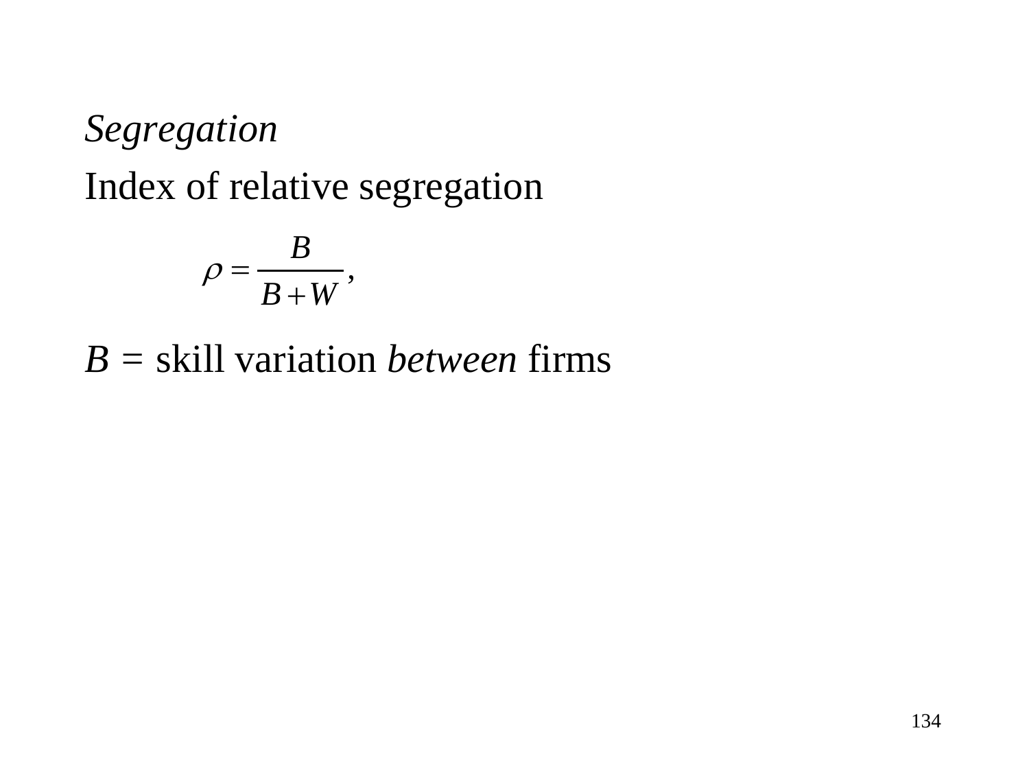*Segregation*

Index of relative segregation

$$\rho = \frac{B}{B + W},$$

$B$ = skill variation *between* firms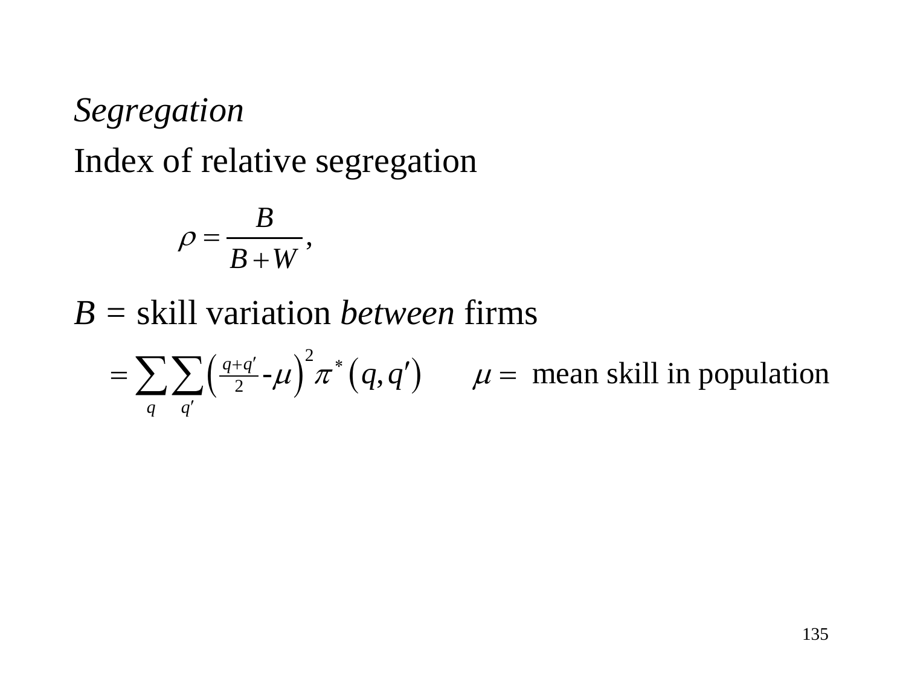*Segregation*

Index of relative segregation

$$\rho = \frac{B}{B+W},$$

$B$ = skill variation *between* firms

$$= \sum_{q} \sum_{q'} \left( \tfrac{q+q'}{2} - \mu \right)^2 \pi^* \left( q, q' \right) \qquad \mu = \text{ mean skill in population}$$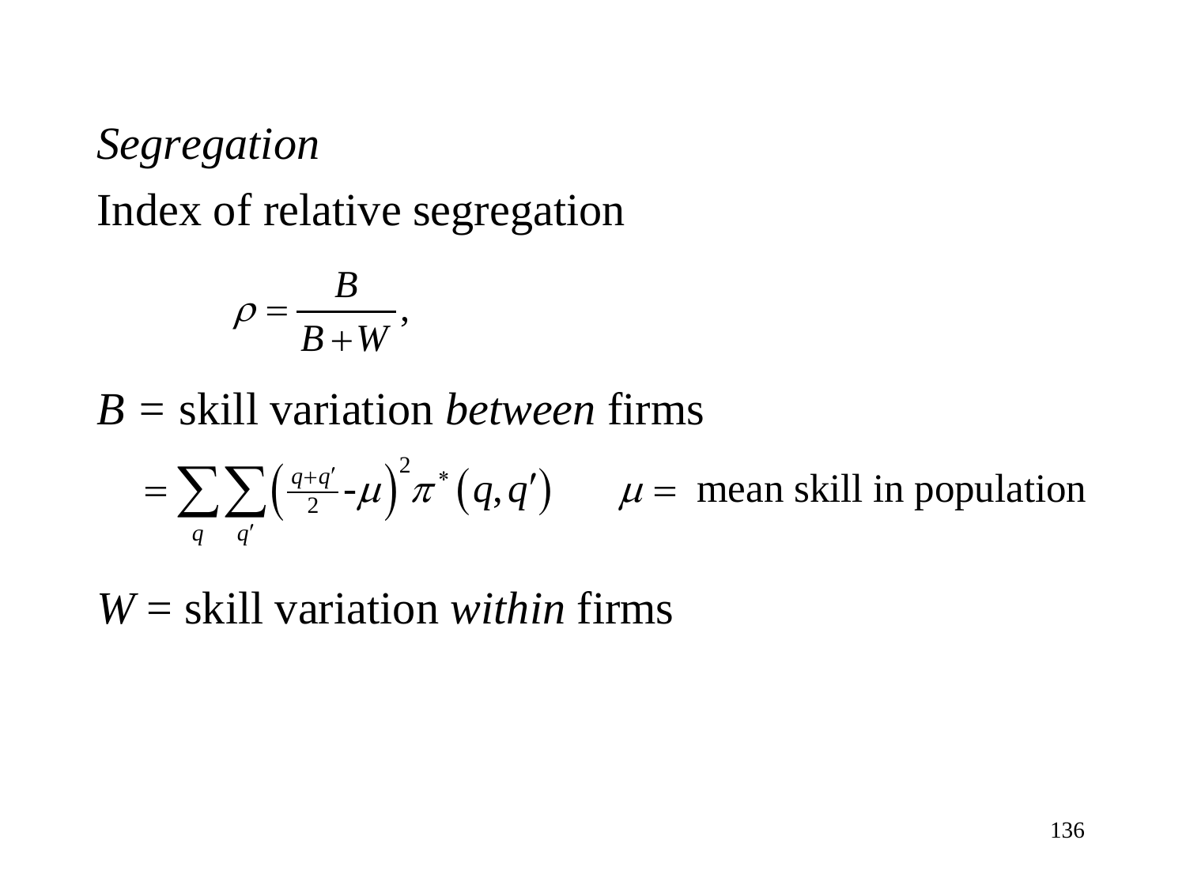*Segregation*

Index of relative segregation

$$\rho = \frac{B}{B+W},$$

$B$ = skill variation *between* firms

$$= \sum_{q} \sum_{q'} \left( \tfrac{q+q'}{2} - \mu \right)^2 \pi^* \left( q, q' \right) \qquad \mu = \text{ mean skill in population}$$

$W$ = skill variation *within* firms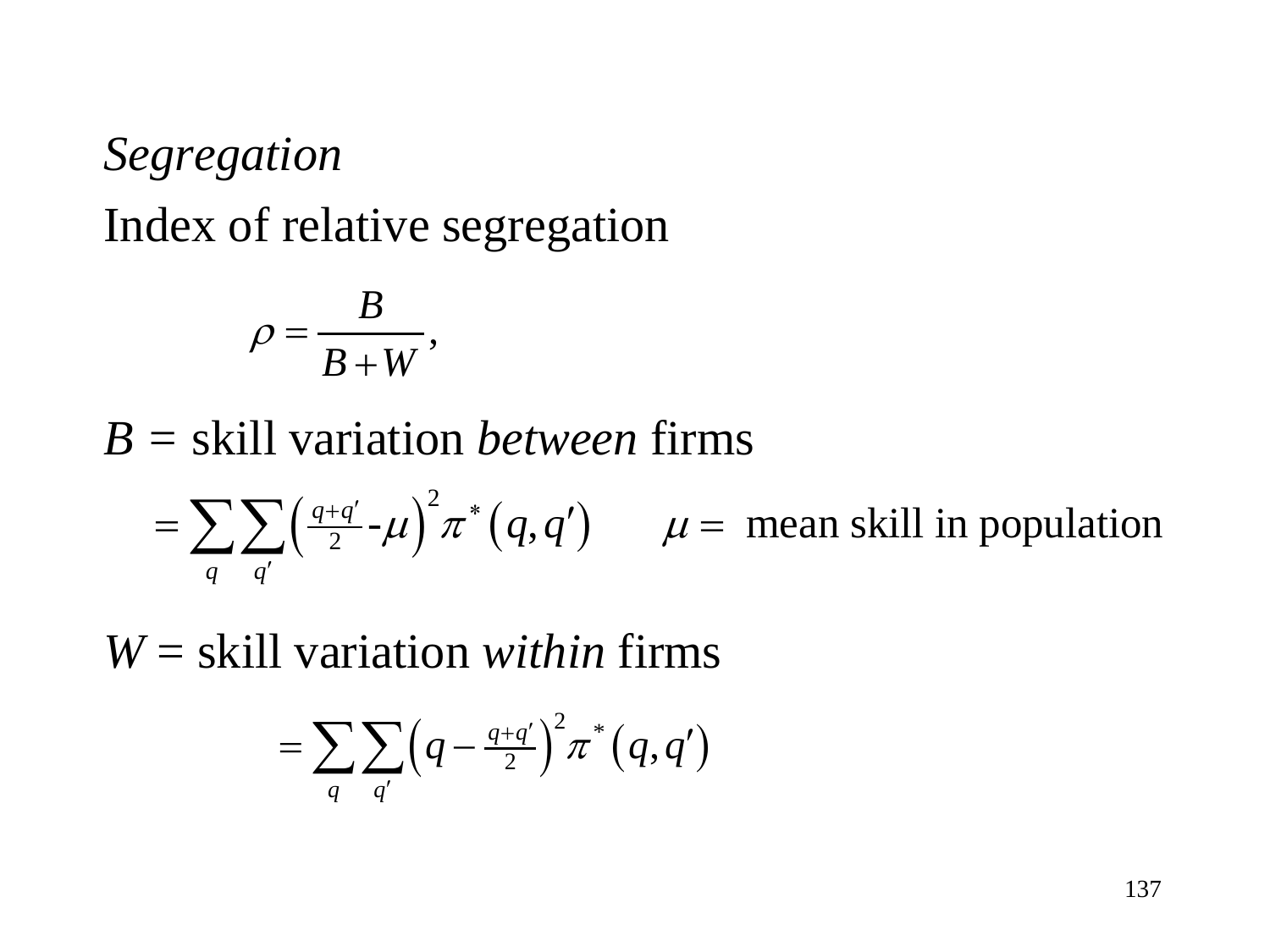*Segregation*

Index of relative segregation

$$\rho = \frac{B}{B+W},$$

$B$ = skill variation *between* firms

$$= \sum_{q} \sum_{q'} \left( \tfrac{q+q'}{2} - \mu \right)^2 \pi^* \left( q, q' \right) \qquad \mu = \text{ mean skill in population}$$

$W$ = skill variation *within* firms

$$= \sum_{q} \sum_{q'} \left( q - \tfrac{q+q'}{2} \right)^2 \pi^* \left( q, q' \right)$$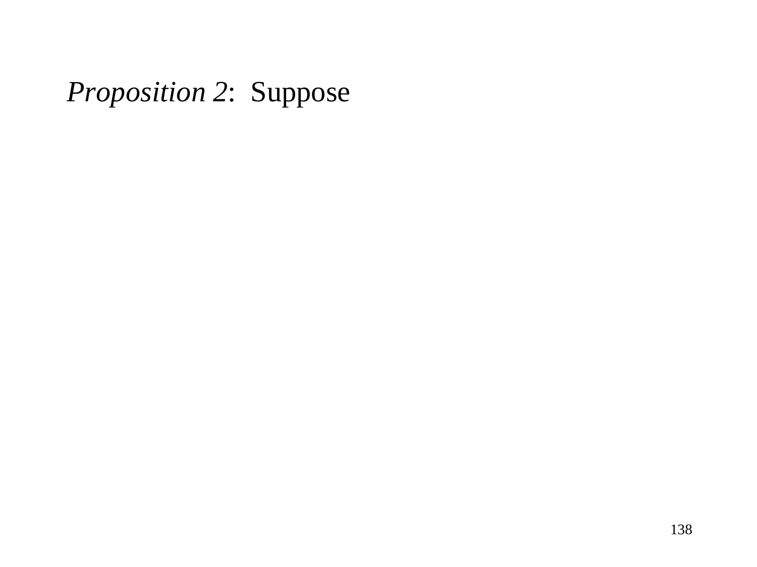*Proposition 2*: Suppose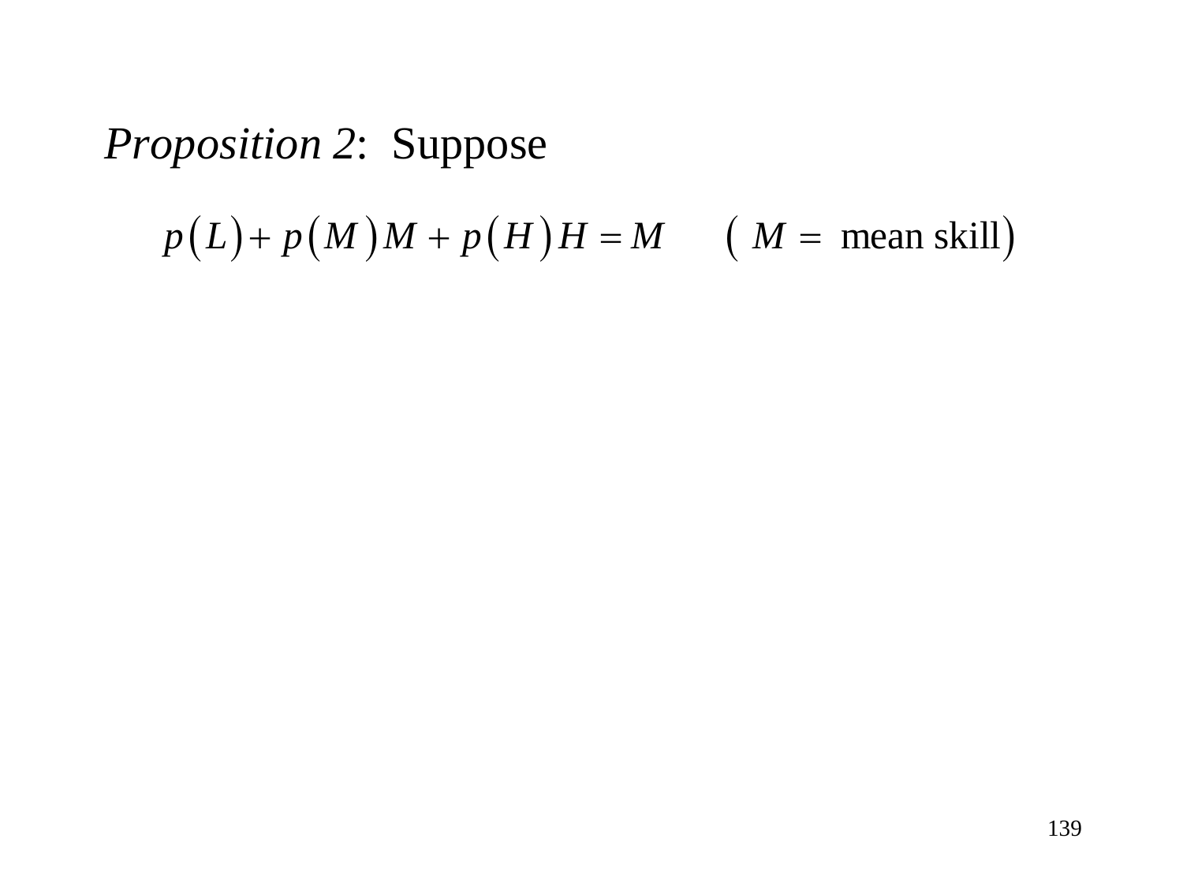*Proposition 2*: Suppose

$$p(L) + p(M)M + p(H)H = M \qquad (\ M = \text{ mean skill})$$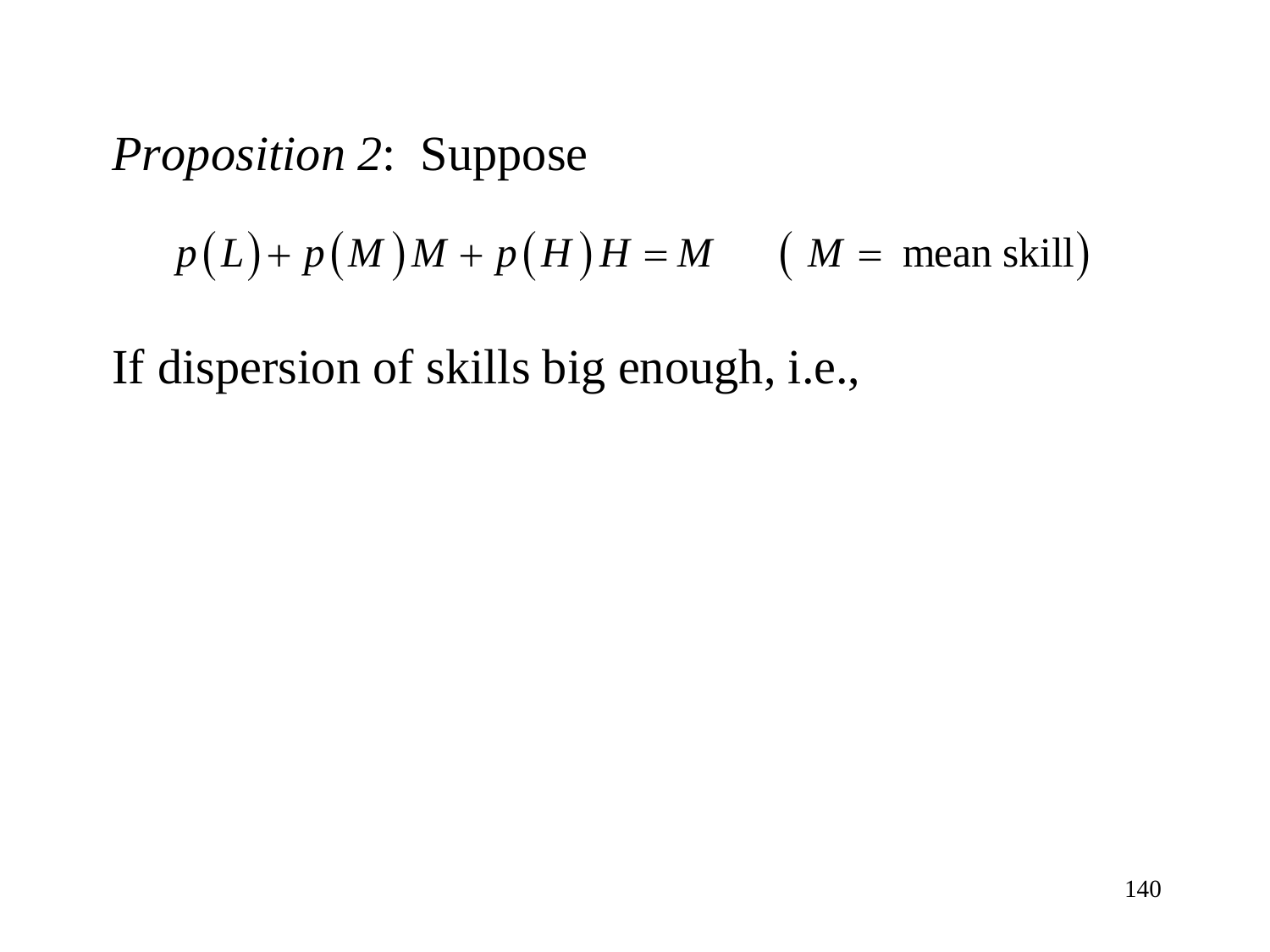*Proposition 2*: Suppose

$$p(L) + p(M)M + p(H)H = M \qquad (M = \text{ mean skill})$$

If dispersion of skills big enough, i.e.,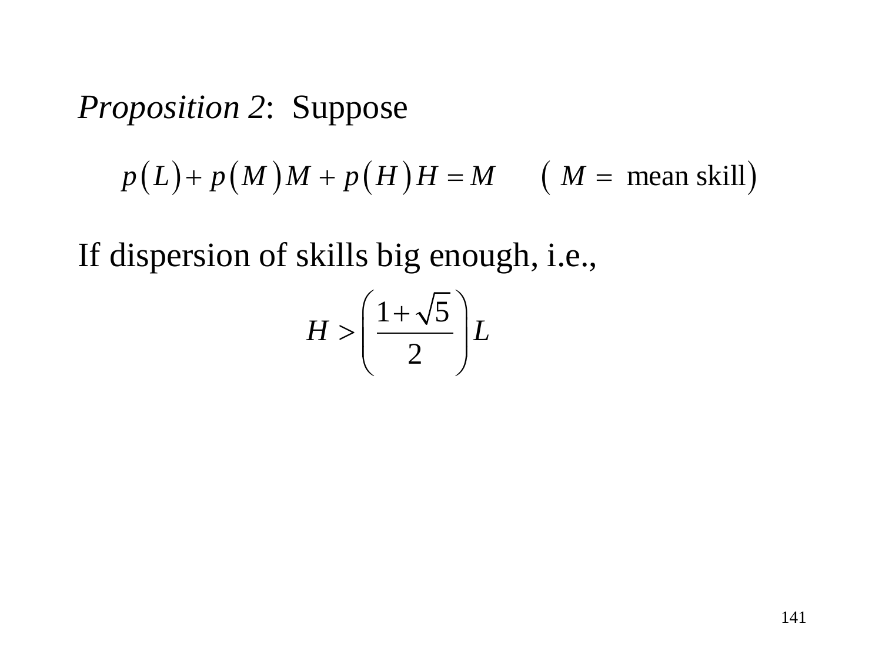*Proposition 2*: Suppose

$$p(L) + p(M)M + p(H)H = M \qquad (\, M = \text{ mean skill})$$

If dispersion of skills big enough, i.e.,

$$H > \left(\frac{1+\sqrt{5}}{2}\right)L$$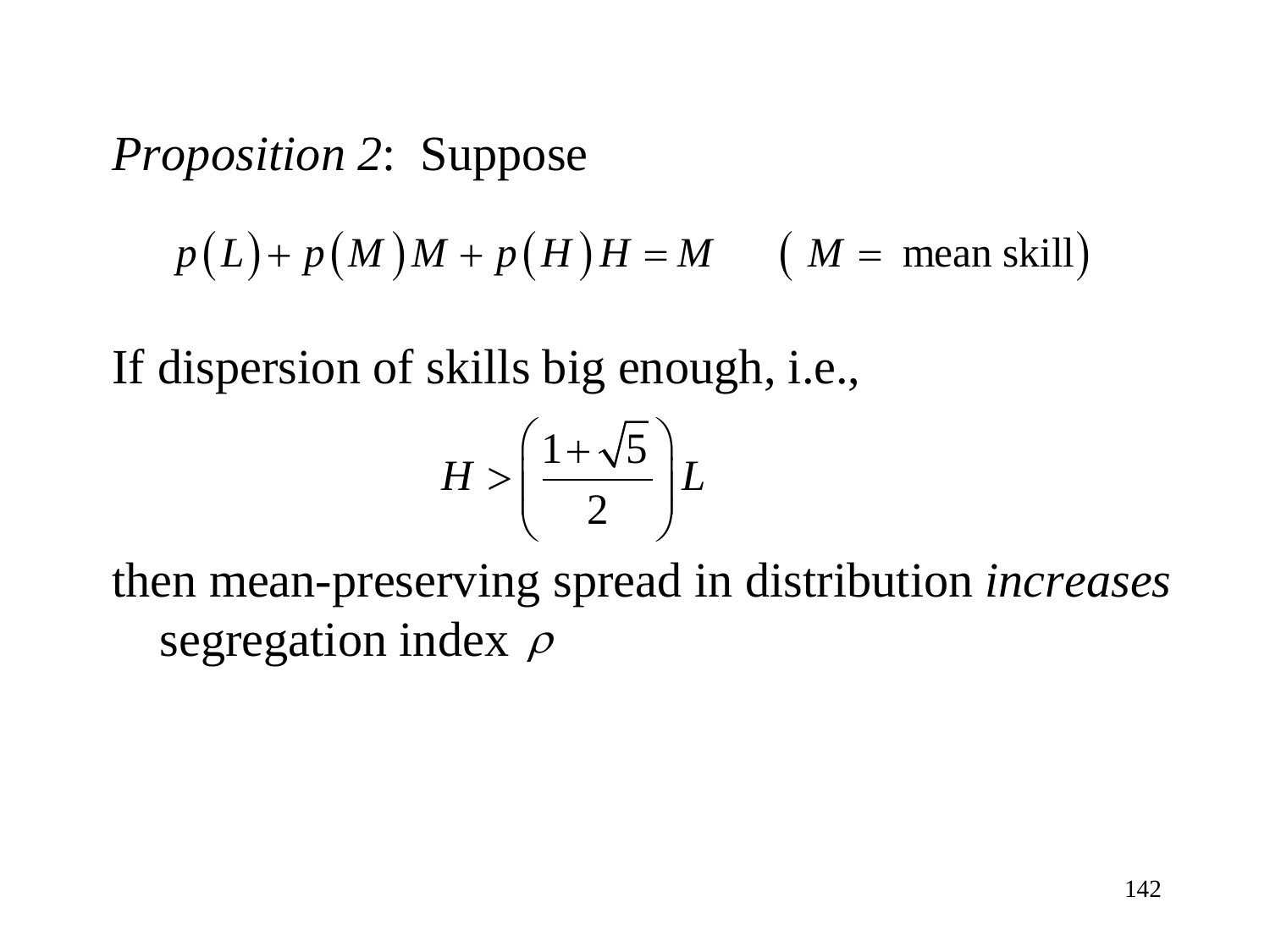*Proposition 2*: Suppose

$$p(L) + p(M)M + p(H)H = M \qquad (M = \text{ mean skill})$$

If dispersion of skills big enough, i.e.,

$$H > \left(\frac{1+\sqrt{5}}{2}\right)L$$

then mean-preserving spread in distribution *increases* segregation index $\rho$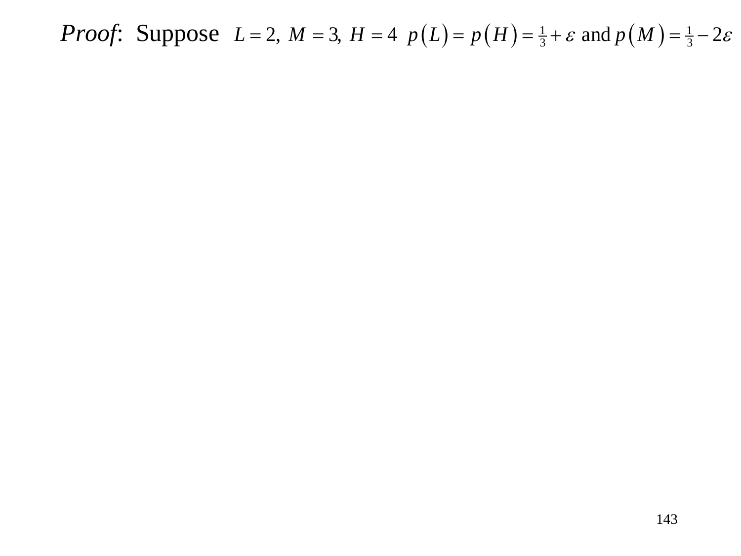*Proof*: Suppose $L = 2,\ M = 3,\ H = 4\ \ p(L) = p(H) = \frac{1}{3} + \varepsilon$ and $p(M) = \frac{1}{3} - 2\varepsilon$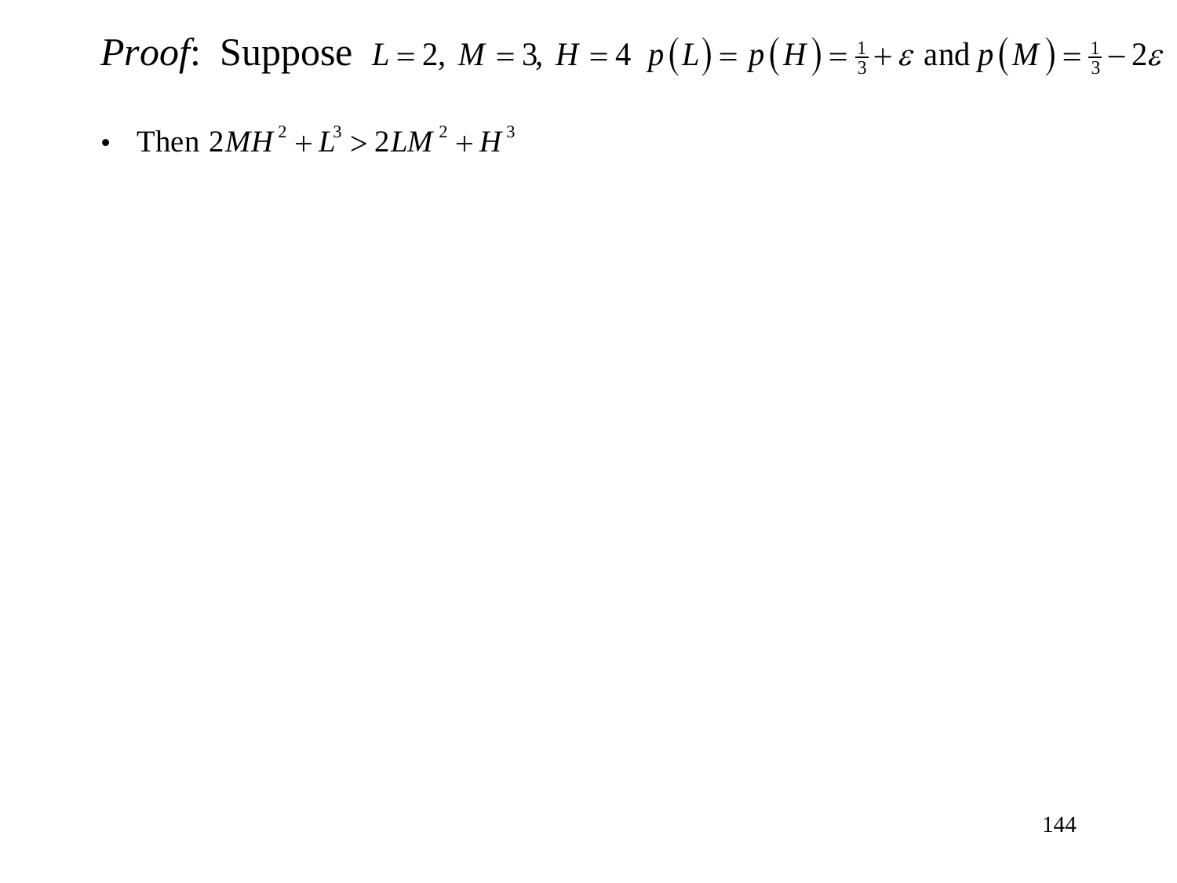*Proof*: Suppose $L = 2,\ M = 3,\ H = 4\ \ p(L) = p(H) = \frac{1}{3} + \varepsilon$ and $p(M) = \frac{1}{3} - 2\varepsilon$

- Then $2MH^2 + L^3 > 2LM^2 + H^3$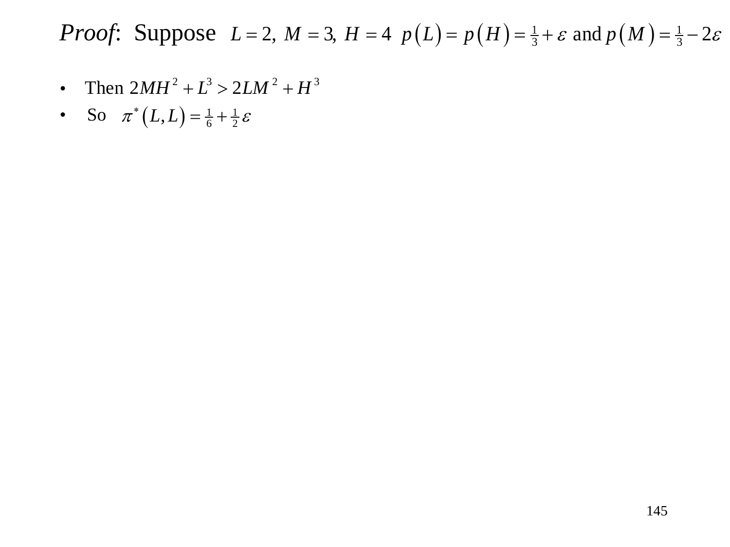*Proof*: Suppose $L = 2,\ M = 3,\ H = 4\ \ p(L) = p(H) = \frac{1}{3} + \varepsilon$ and $p(M) = \frac{1}{3} - 2\varepsilon$

- Then $2MH^2 + L^3 > 2LM^2 + H^3$
- So $\pi^*(L, L) = \frac{1}{6} + \frac{1}{2}\varepsilon$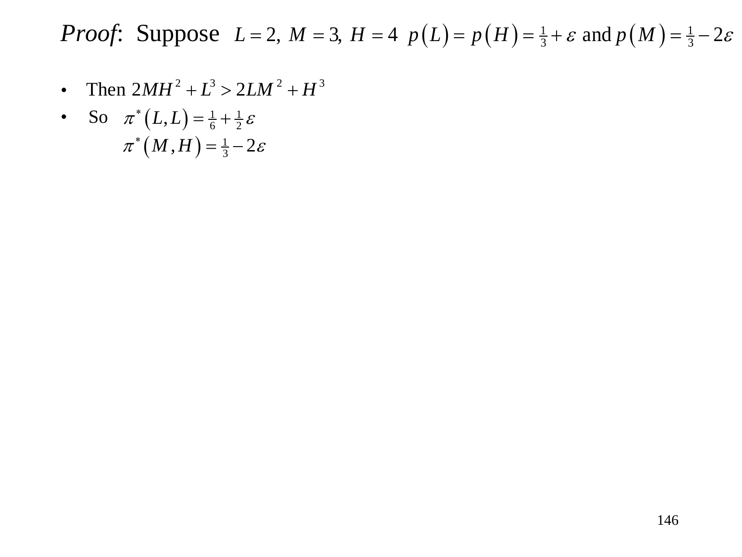*Proof*: Suppose $L = 2,\ M = 3,\ H = 4\ \ p(L) = p(H) = \frac{1}{3} + \varepsilon$ and $p(M) = \frac{1}{3} - 2\varepsilon$

- Then $2MH^2 + L^3 > 2LM^2 + H^3$
- So $\pi^*(L, L) = \frac{1}{6} + \frac{1}{2}\varepsilon$

  $\pi^*(M, H) = \frac{1}{3} - 2\varepsilon$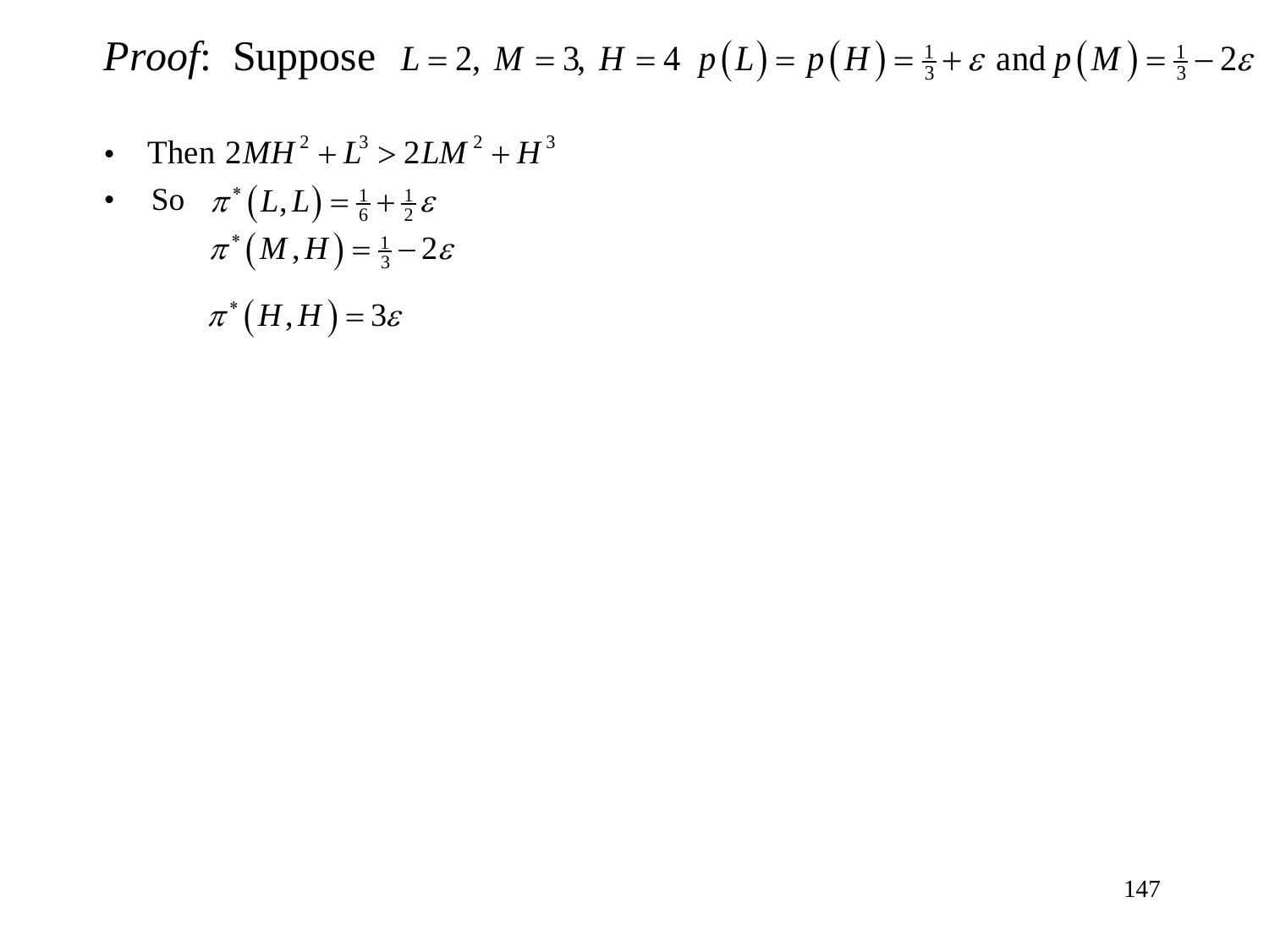*Proof*: Suppose $L = 2,\ M = 3,\ H = 4\ \ p(L) = p(H) = \frac{1}{3} + \varepsilon$ and $p(M) = \frac{1}{3} - 2\varepsilon$

- Then $2MH^2 + L^3 > 2LM^2 + H^3$
- So $\pi^*(L,L) = \frac{1}{6} + \frac{1}{2}\varepsilon$

  $\pi^*(M,H) = \frac{1}{3} - 2\varepsilon$

  $\pi^*(H,H) = 3\varepsilon$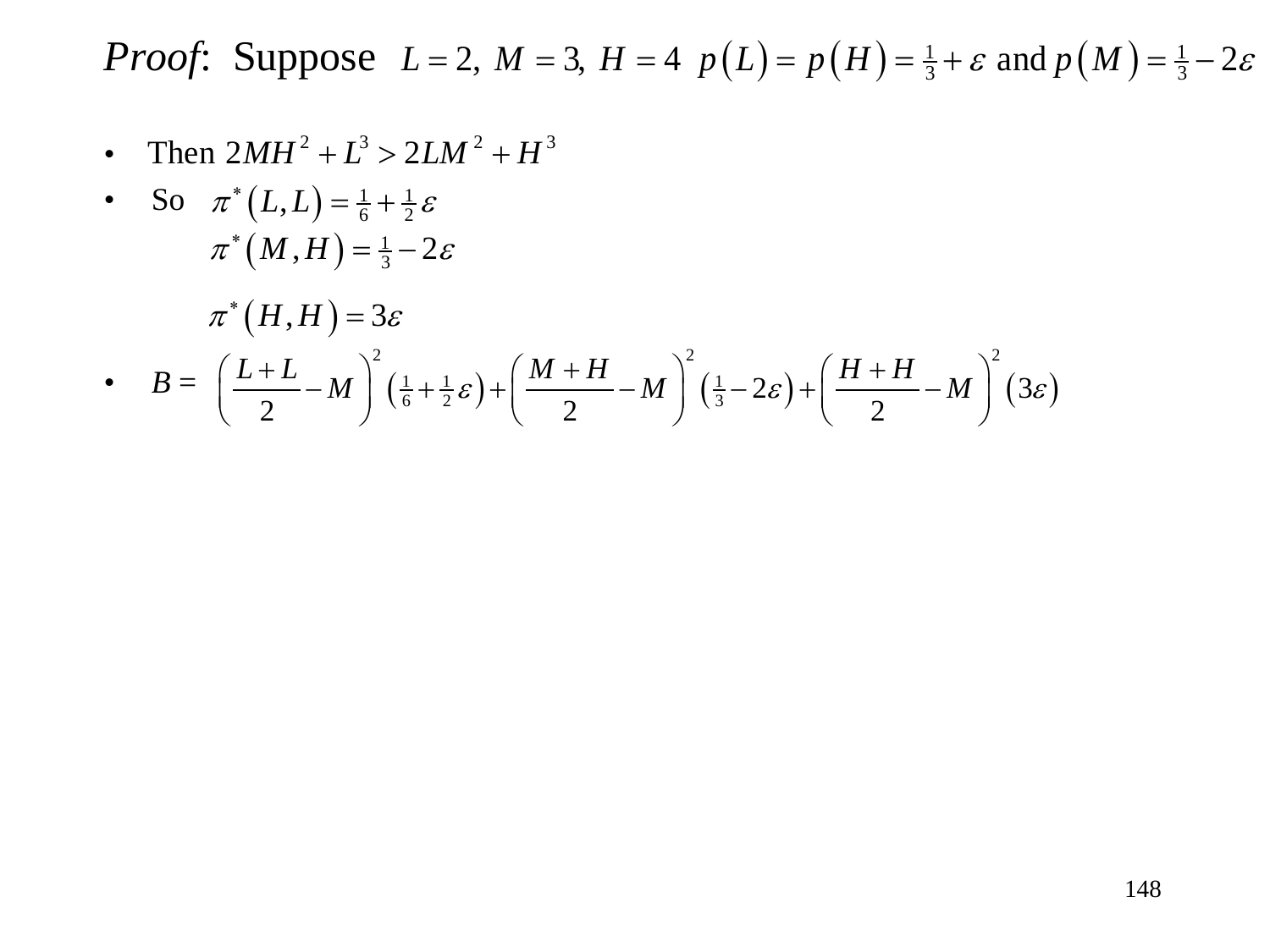*Proof*: Suppose $L = 2,\ M = 3,\ H = 4\ \ p(L) = p(H) = \frac{1}{3} + \varepsilon$ and $p(M) = \frac{1}{3} - 2\varepsilon$

- Then $2MH^2 + L^3 > 2LM^2 + H^3$
- So $\pi^*(L,L) = \frac{1}{6} + \frac{1}{2}\varepsilon$

  $\pi^*(M,H) = \frac{1}{3} - 2\varepsilon$

  $\pi^*(H,H) = 3\varepsilon$
- $B = \left(\dfrac{L+L}{2} - M\right)^2\left(\frac{1}{6} + \frac{1}{2}\varepsilon\right) + \left(\dfrac{M+H}{2} - M\right)^2\left(\frac{1}{3} - 2\varepsilon\right) + \left(\dfrac{H+H}{2} - M\right)^2(3\varepsilon)$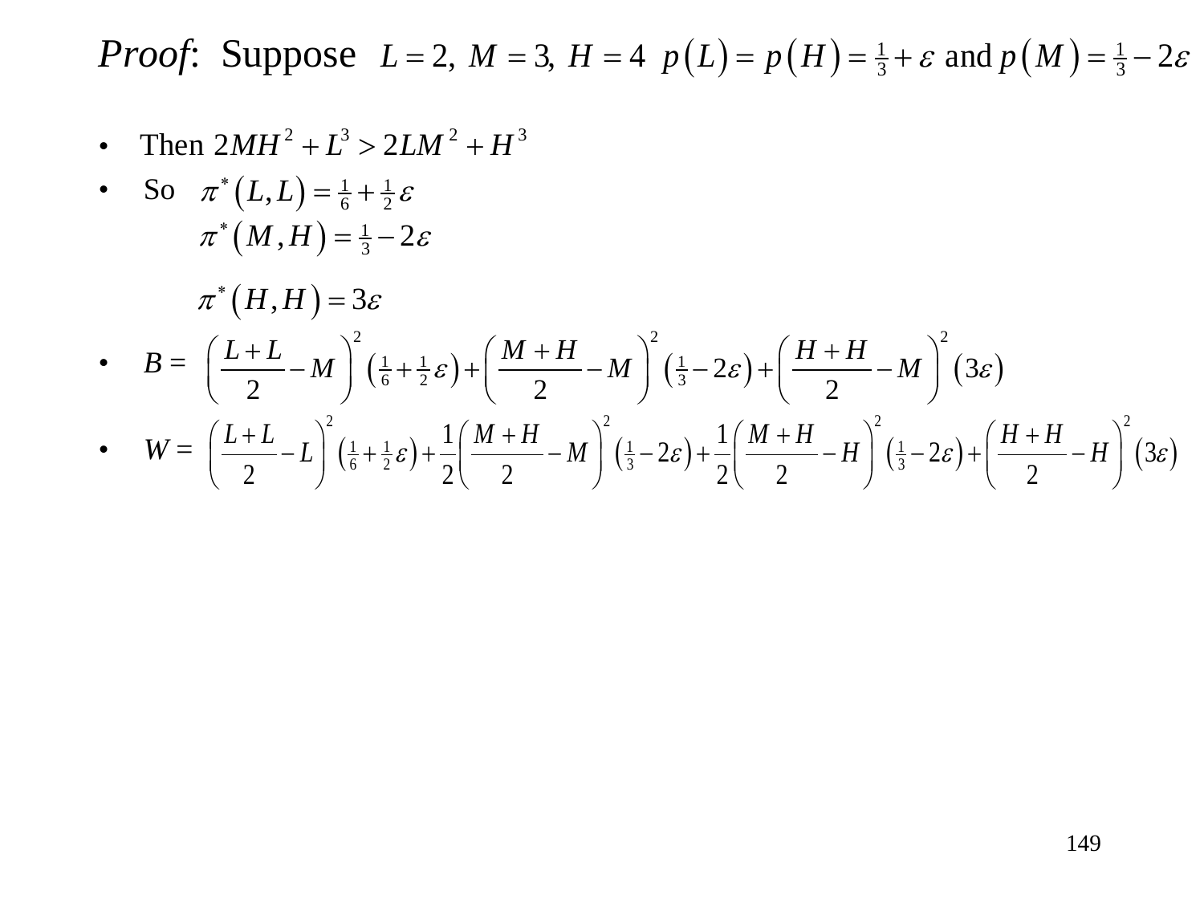*Proof*: Suppose $L = 2,\ M = 3,\ H = 4\ \ p(L) = p(H) = \frac{1}{3} + \varepsilon$ and $p(M) = \frac{1}{3} - 2\varepsilon$

- Then $2MH^2 + L^3 > 2LM^2 + H^3$
- So $\pi^*(L, L) = \frac{1}{6} + \frac{1}{2}\varepsilon$

  $\pi^*(M, H) = \frac{1}{3} - 2\varepsilon$

  $\pi^*(H, H) = 3\varepsilon$

- $B = \left(\dfrac{L+L}{2} - M\right)^2 \left(\frac{1}{6} + \frac{1}{2}\varepsilon\right) + \left(\dfrac{M+H}{2} - M\right)^2 \left(\frac{1}{3} - 2\varepsilon\right) + \left(\dfrac{H+H}{2} - M\right)^2 (3\varepsilon)$

- $W = \left(\dfrac{L+L}{2} - L\right)^2 \left(\frac{1}{6} + \frac{1}{2}\varepsilon\right) + \dfrac{1}{2}\left(\dfrac{M+H}{2} - M\right)^2 \left(\frac{1}{3} - 2\varepsilon\right) + \dfrac{1}{2}\left(\dfrac{M+H}{2} - H\right)^2 \left(\frac{1}{3} - 2\varepsilon\right) + \left(\dfrac{H+H}{2} - H\right)^2 (3\varepsilon)$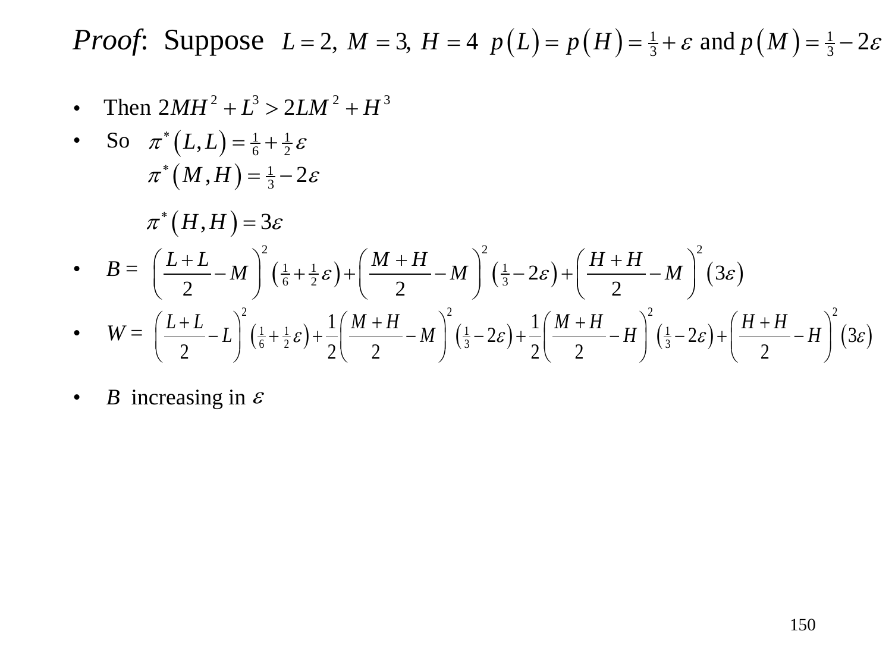*Proof*: Suppose $L = 2,\ M = 3,\ H = 4\ \ p(L) = p(H) = \frac{1}{3} + \varepsilon$ and $p(M) = \frac{1}{3} - 2\varepsilon$

- Then $2MH^2 + L^3 > 2LM^2 + H^3$
- So $\pi^*(L,L) = \frac{1}{6} + \frac{1}{2}\varepsilon$

  $\pi^*(M,H) = \frac{1}{3} - 2\varepsilon$

  $\pi^*(H,H) = 3\varepsilon$

- $B = \left(\frac{L+L}{2} - M\right)^2 \left(\frac{1}{6} + \frac{1}{2}\varepsilon\right) + \left(\frac{M+H}{2} - M\right)^2 \left(\frac{1}{3} - 2\varepsilon\right) + \left(\frac{H+H}{2} - M\right)^2 (3\varepsilon)$
- $W = \left(\frac{L+L}{2} - L\right)^2 \left(\frac{1}{6} + \frac{1}{2}\varepsilon\right) + \frac{1}{2}\left(\frac{M+H}{2} - M\right)^2 \left(\frac{1}{3} - 2\varepsilon\right) + \frac{1}{2}\left(\frac{M+H}{2} - H\right)^2 \left(\frac{1}{3} - 2\varepsilon\right) + \left(\frac{H+H}{2} - H\right)^2 (3\varepsilon)$
- $B$ increasing in $\varepsilon$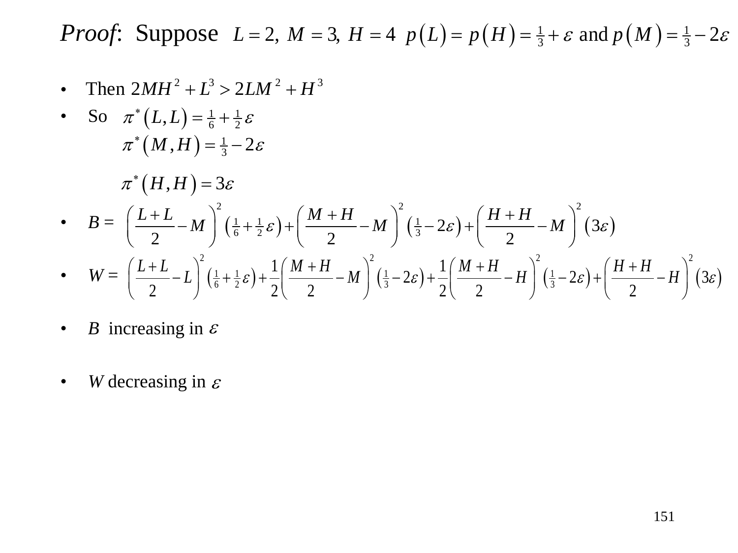*Proof*: Suppose $L = 2,\ M = 3,\ H = 4\ \ p(L) = p(H) = \frac{1}{3} + \varepsilon$ and $p(M) = \frac{1}{3} - 2\varepsilon$

- Then $2MH^2 + L^3 > 2LM^2 + H^3$
- So $\pi^*(L,L) = \frac{1}{6} + \frac{1}{2}\varepsilon$

  $\pi^*(M,H) = \frac{1}{3} - 2\varepsilon$

  $\pi^*(H,H) = 3\varepsilon$
- $B = \left(\dfrac{L+L}{2} - M\right)^2 \left(\frac{1}{6} + \frac{1}{2}\varepsilon\right) + \left(\dfrac{M+H}{2} - M\right)^2 \left(\frac{1}{3} - 2\varepsilon\right) + \left(\dfrac{H+H}{2} - M\right)^2 (3\varepsilon)$
- $W = \left(\dfrac{L+L}{2} - L\right)^2 \left(\frac{1}{6} + \frac{1}{2}\varepsilon\right) + \dfrac{1}{2}\left(\dfrac{M+H}{2} - M\right)^2 \left(\frac{1}{3} - 2\varepsilon\right) + \dfrac{1}{2}\left(\dfrac{M+H}{2} - H\right)^2 \left(\frac{1}{3} - 2\varepsilon\right) + \left(\dfrac{H+H}{2} - H\right)^2 (3\varepsilon)$
- $B$ increasing in $\varepsilon$
- $W$ decreasing in $\varepsilon$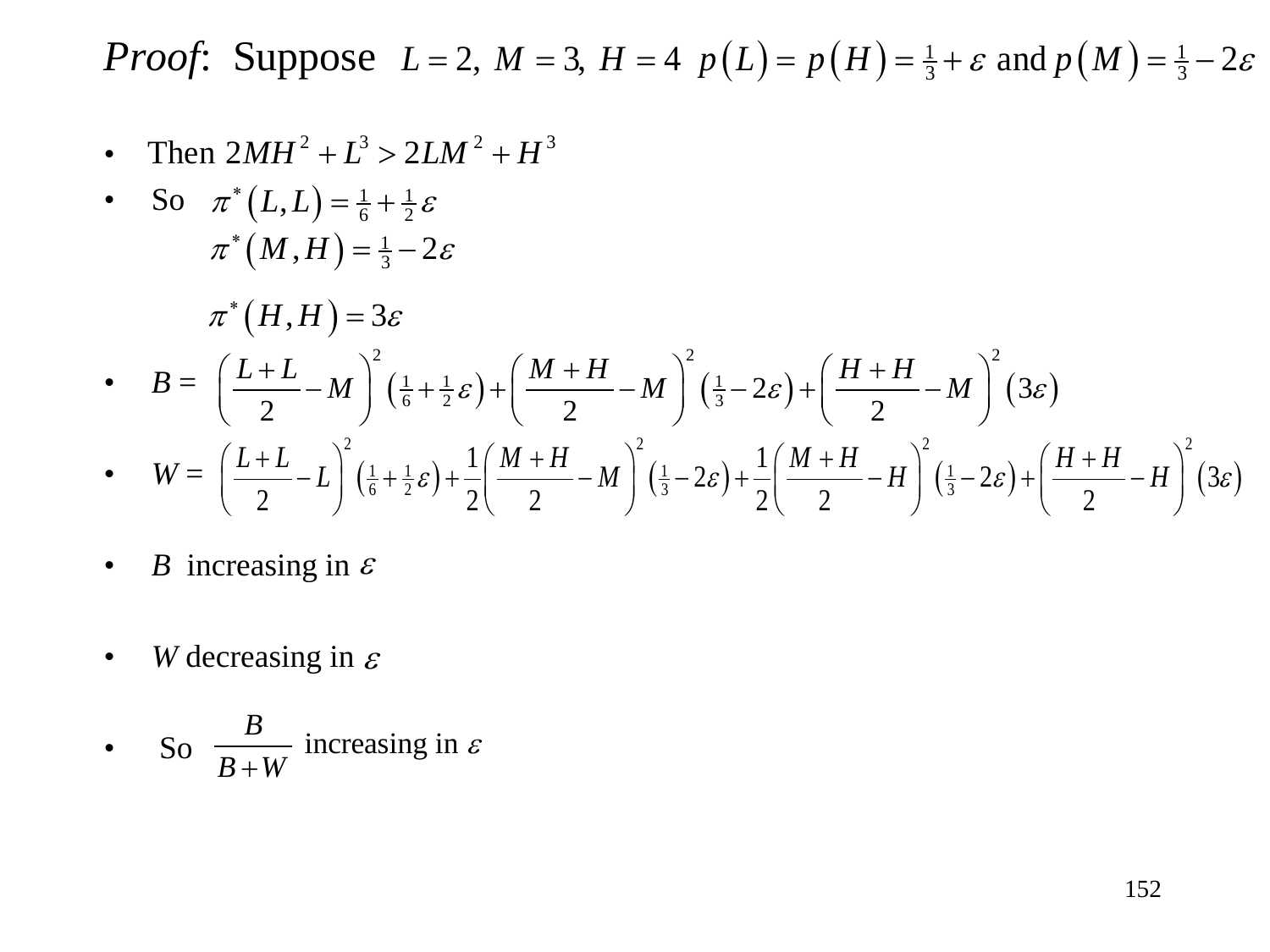*Proof*: Suppose $L = 2,\ M = 3,\ H = 4\ \ p(L) = p(H) = \frac{1}{3} + \varepsilon$ and $p(M) = \frac{1}{3} - 2\varepsilon$

- Then $2MH^2 + L^3 > 2LM^2 + H^3$
- So $\pi^*(L,L) = \frac{1}{6} + \frac{1}{2}\varepsilon$

  $\pi^*(M,H) = \frac{1}{3} - 2\varepsilon$

  $\pi^*(H,H) = 3\varepsilon$
- $B = \left(\frac{L+L}{2} - M\right)^2 \left(\frac{1}{6} + \frac{1}{2}\varepsilon\right) + \left(\frac{M+H}{2} - M\right)^2 \left(\frac{1}{3} - 2\varepsilon\right) + \left(\frac{H+H}{2} - M\right)^2 (3\varepsilon)$
- $W = \left(\frac{L+L}{2} - L\right)^2 \left(\frac{1}{6} + \frac{1}{2}\varepsilon\right) + \frac{1}{2}\left(\frac{M+H}{2} - M\right)^2 \left(\frac{1}{3} - 2\varepsilon\right) + \frac{1}{2}\left(\frac{M+H}{2} - H\right)^2 \left(\frac{1}{3} - 2\varepsilon\right) + \left(\frac{H+H}{2} - H\right)^2 (3\varepsilon)$
- $B$ increasing in $\varepsilon$
- $W$ decreasing in $\varepsilon$
- So $\dfrac{B}{B+W}$ increasing in $\varepsilon$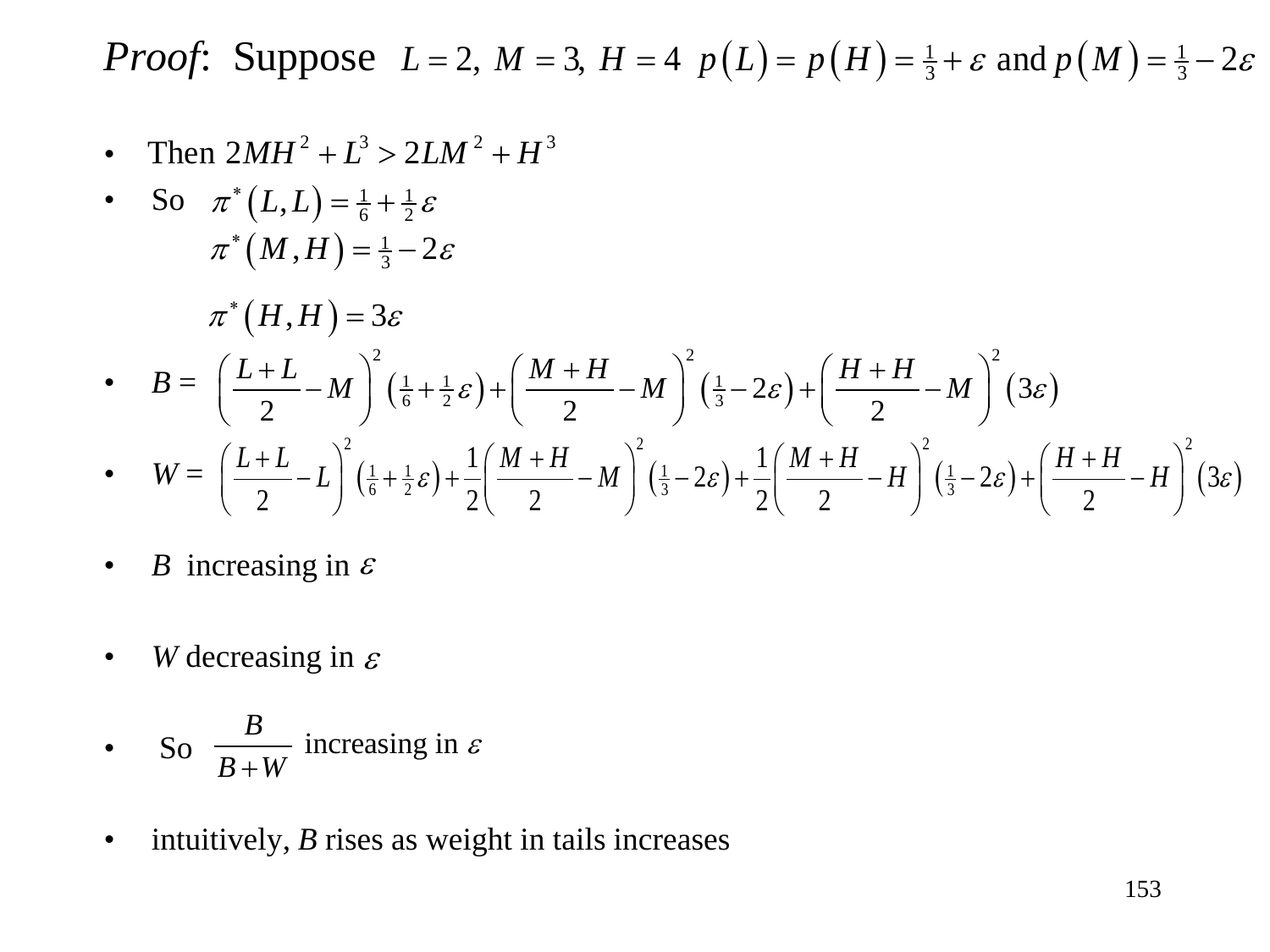*Proof*: Suppose $L = 2,\ M = 3,\ H = 4\ \ p(L) = p(H) = \frac{1}{3} + \varepsilon$ and $p(M) = \frac{1}{3} - 2\varepsilon$

- Then $2MH^2 + L^3 > 2LM^2 + H^3$
- So $\pi^*(L,L) = \frac{1}{6} + \frac{1}{2}\varepsilon$

  $\pi^*(M,H) = \frac{1}{3} - 2\varepsilon$

  $\pi^*(H,H) = 3\varepsilon$

- $B = \left(\dfrac{L+L}{2} - M\right)^2\left(\frac{1}{6} + \frac{1}{2}\varepsilon\right) + \left(\dfrac{M+H}{2} - M\right)^2\left(\frac{1}{3} - 2\varepsilon\right) + \left(\dfrac{H+H}{2} - M\right)^2(3\varepsilon)$

- $W = \left(\dfrac{L+L}{2} - L\right)^2\left(\frac{1}{6} + \frac{1}{2}\varepsilon\right) + \dfrac{1}{2}\left(\dfrac{M+H}{2} - M\right)^2\left(\frac{1}{3} - 2\varepsilon\right) + \dfrac{1}{2}\left(\dfrac{M+H}{2} - H\right)^2\left(\frac{1}{3} - 2\varepsilon\right) + \left(\dfrac{H+H}{2} - H\right)^2(3\varepsilon)$

- $B$ increasing in $\varepsilon$

- $W$ decreasing in $\varepsilon$

- So $\dfrac{B}{B+W}$ increasing in $\varepsilon$

- intuitively, $B$ rises as weight in tails increases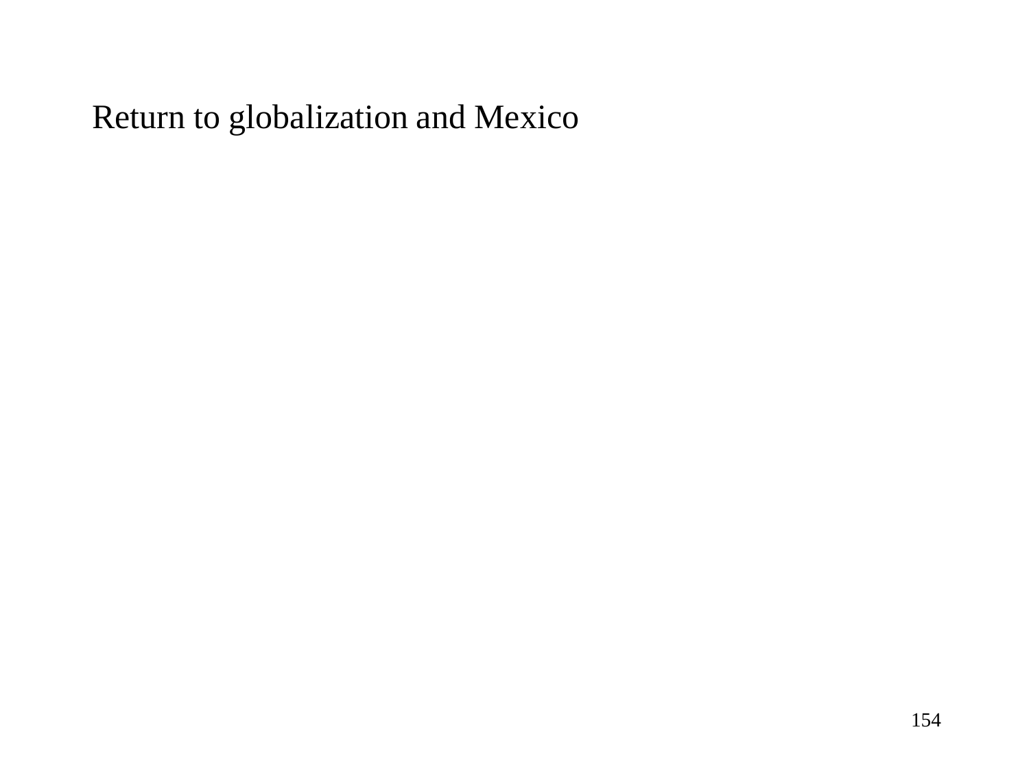Return to globalization and Mexico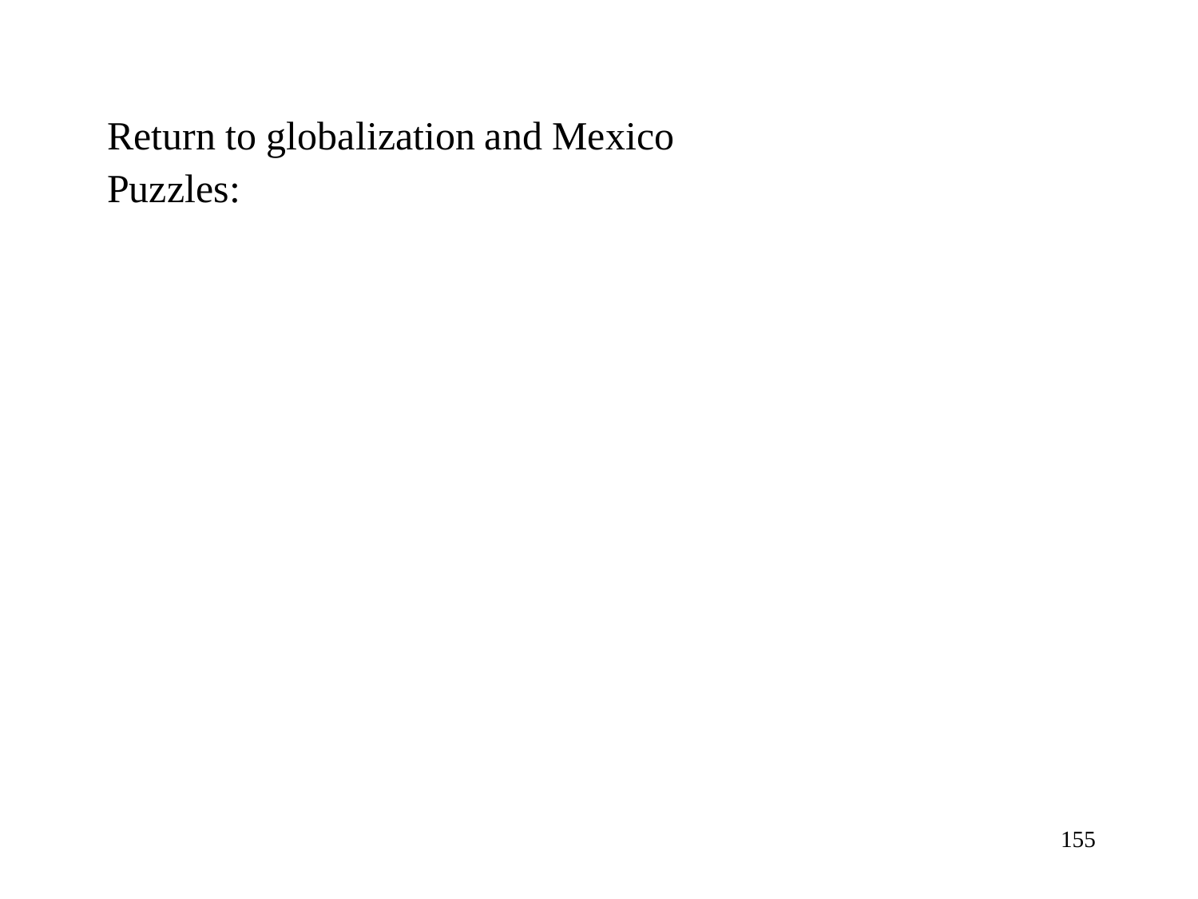Return to globalization and Mexico

Puzzles: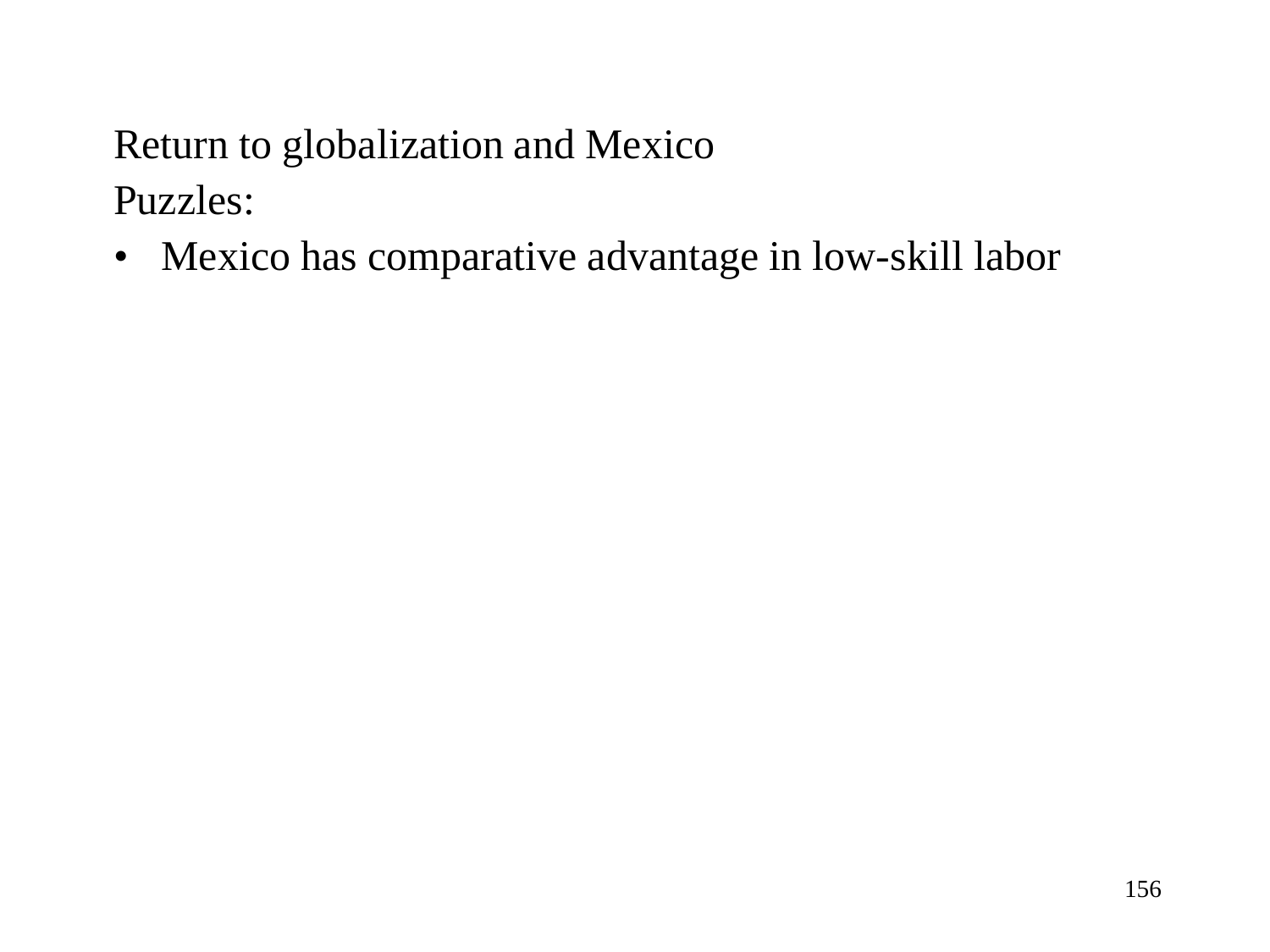Return to globalization and Mexico

Puzzles:

- Mexico has comparative advantage in low-skill labor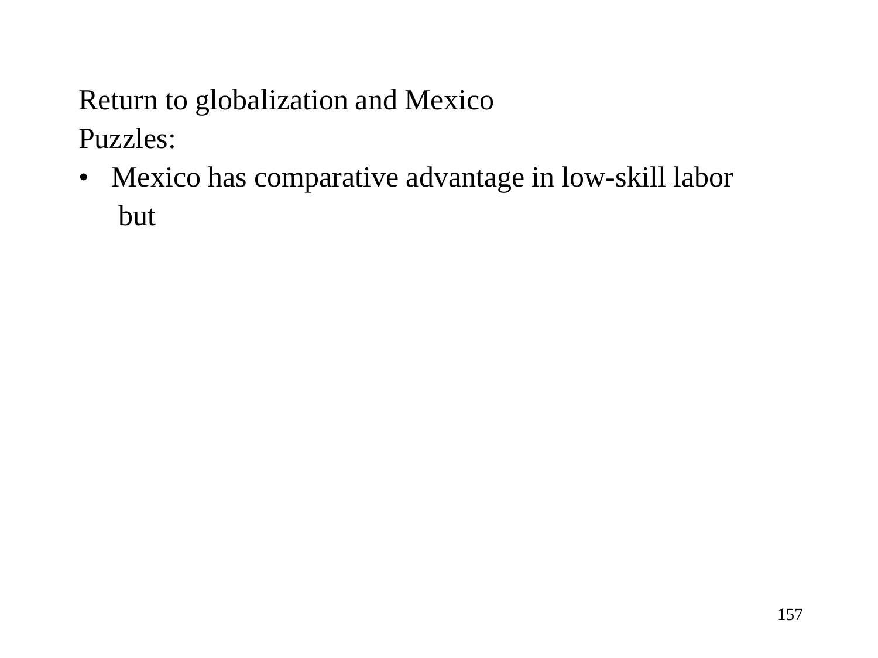Return to globalization and Mexico

Puzzles:

- Mexico has comparative advantage in low-skill labor
  
  but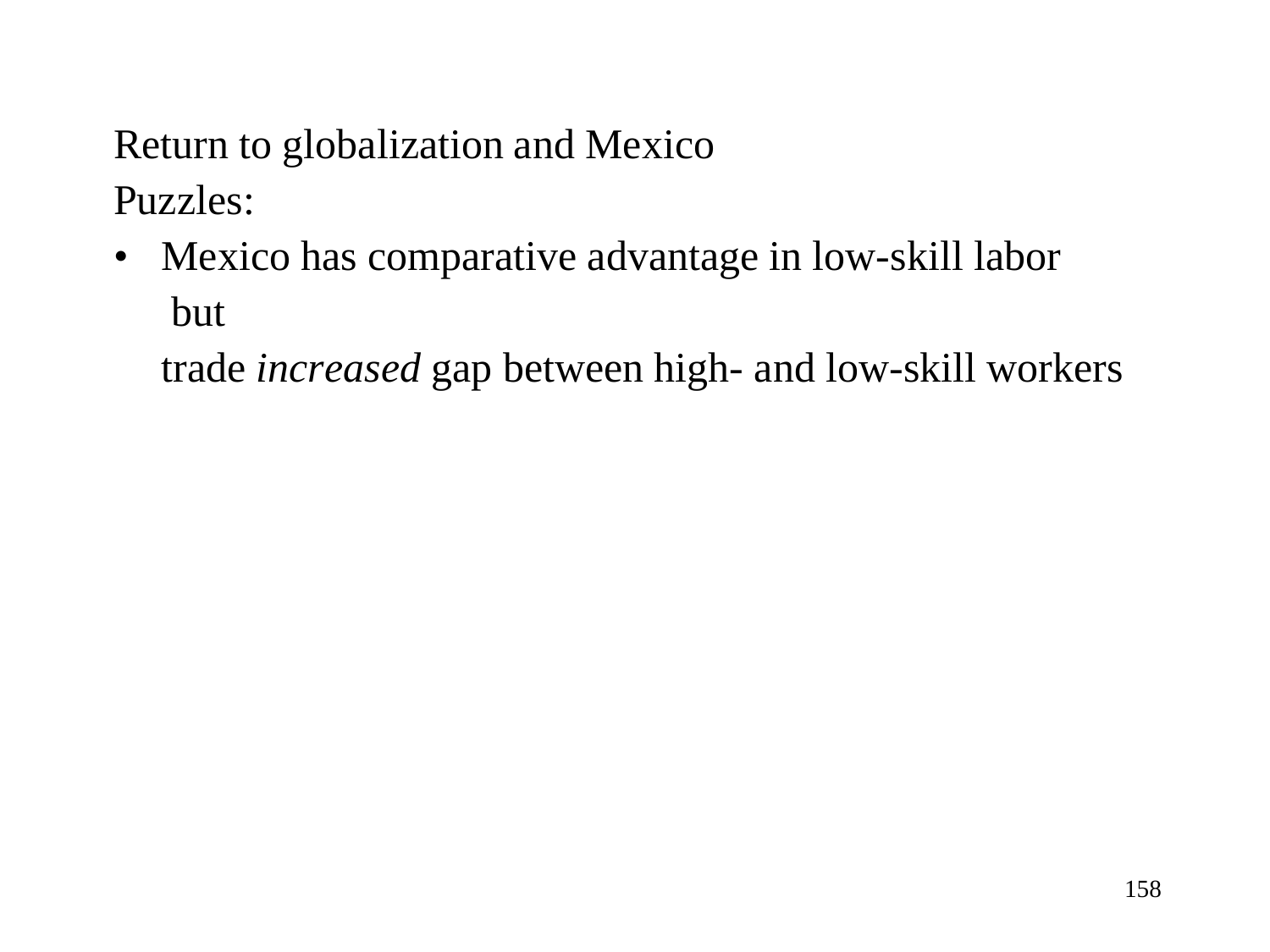Return to globalization and Mexico

Puzzles:

- Mexico has comparative advantage in low-skill labor
  but
  trade *increased* gap between high- and low-skill workers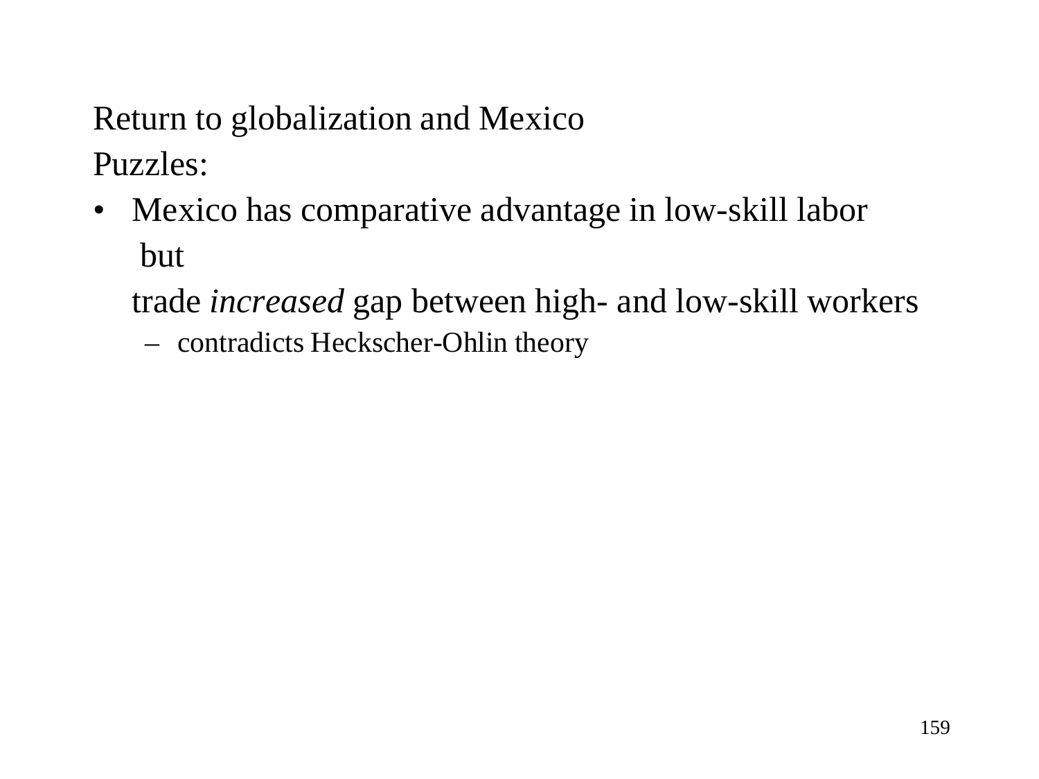Return to globalization and Mexico

Puzzles:

- Mexico has comparative advantage in low-skill labor

  but

  trade *increased* gap between high- and low-skill workers

  - contradicts Heckscher-Ohlin theory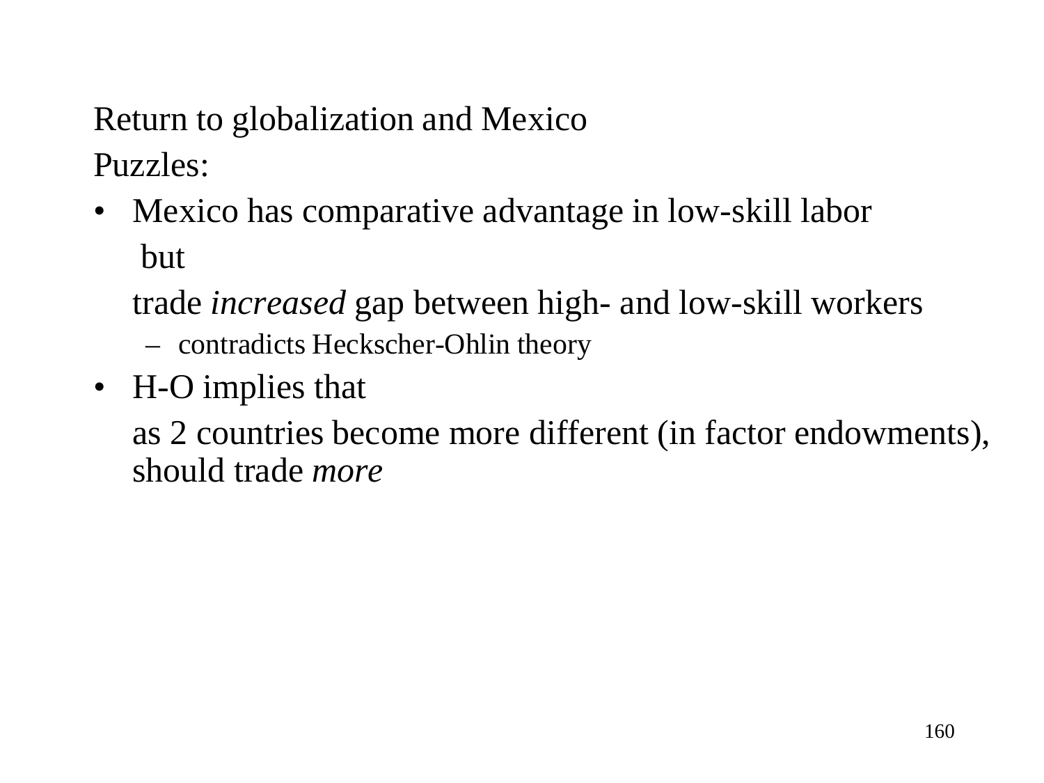Return to globalization and Mexico

Puzzles:

- Mexico has comparative advantage in low-skill labor

  but

  trade *increased* gap between high- and low-skill workers

  - contradicts Heckscher-Ohlin theory

- H-O implies that

  as 2 countries become more different (in factor endowments), should trade *more*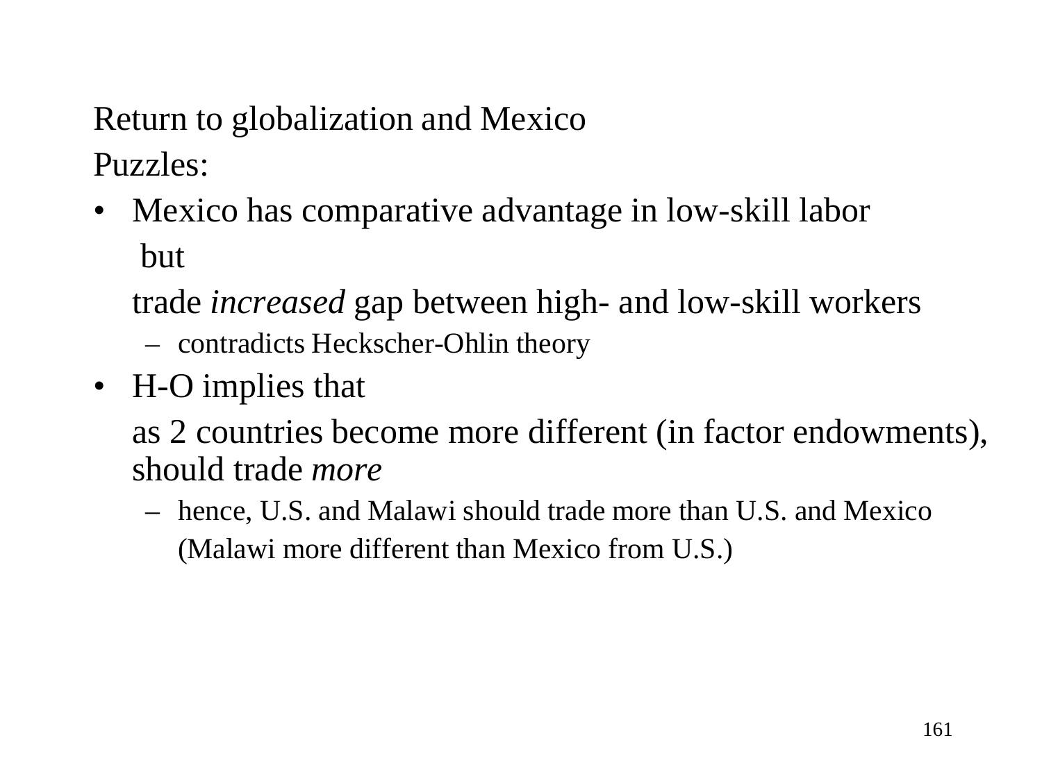Return to globalization and Mexico

Puzzles:

- Mexico has comparative advantage in low-skill labor

  but

  trade *increased* gap between high- and low-skill workers
  - contradicts Heckscher-Ohlin theory
- H-O implies that

  as 2 countries become more different (in factor endowments), should trade *more*
  - hence, U.S. and Malawi should trade more than U.S. and Mexico

    (Malawi more different than Mexico from U.S.)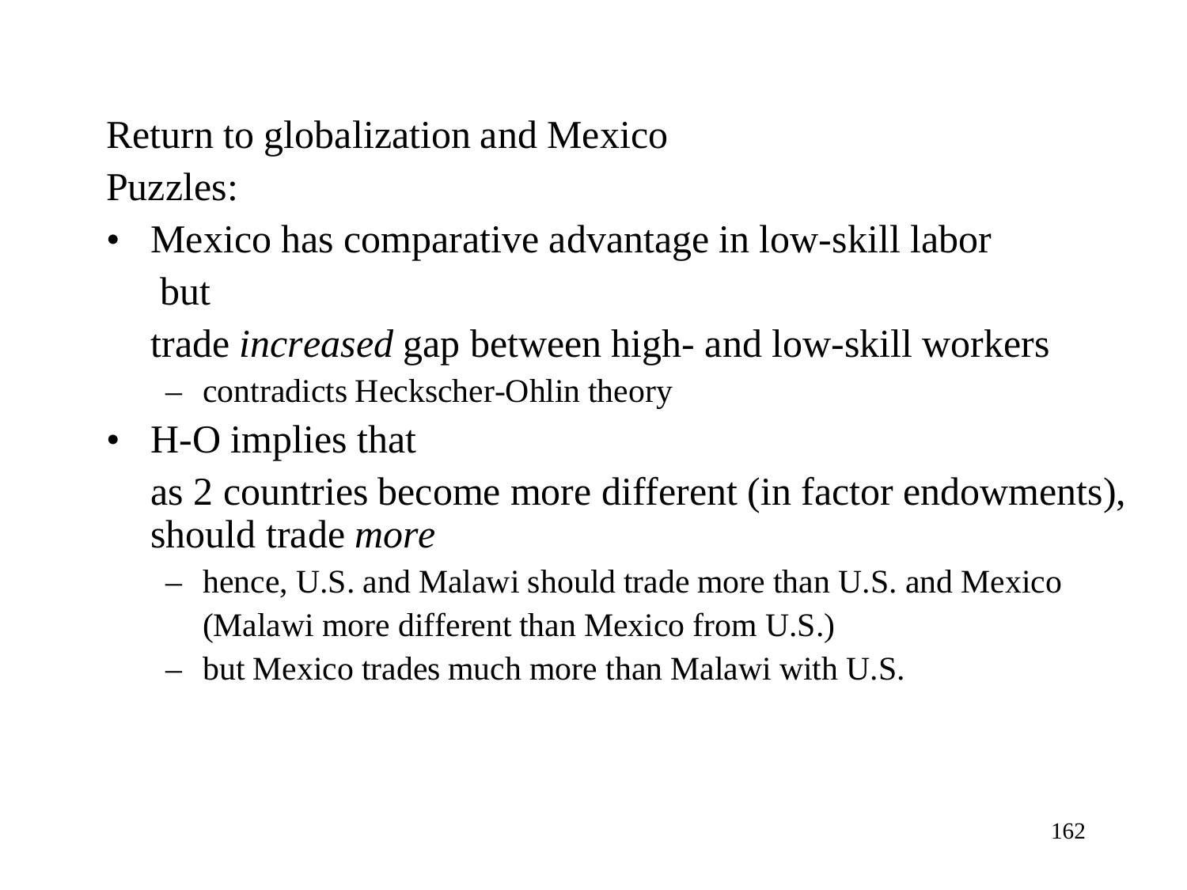Return to globalization and Mexico

Puzzles:

- Mexico has comparative advantage in low-skill labor

  but

  trade *increased* gap between high- and low-skill workers

  - contradicts Heckscher-Ohlin theory

- H-O implies that

  as 2 countries become more different (in factor endowments), should trade *more*

  - hence, U.S. and Malawi should trade more than U.S. and Mexico

    (Malawi more different than Mexico from U.S.)

  - but Mexico trades much more than Malawi with U.S.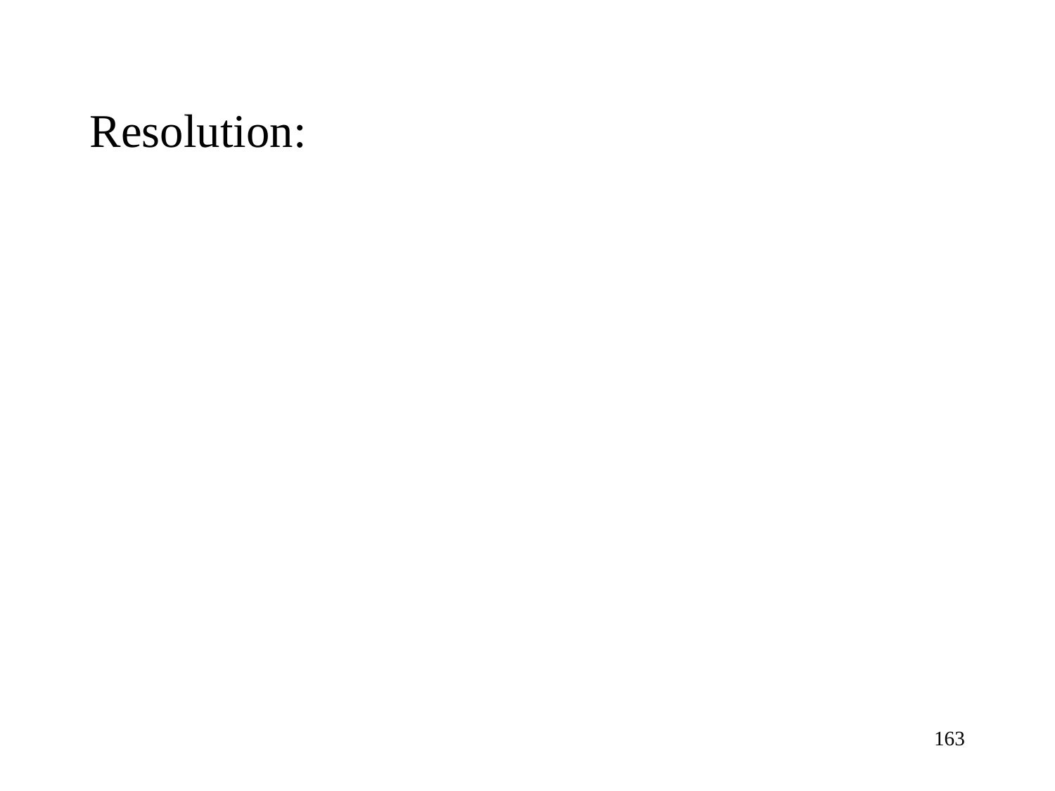Resolution: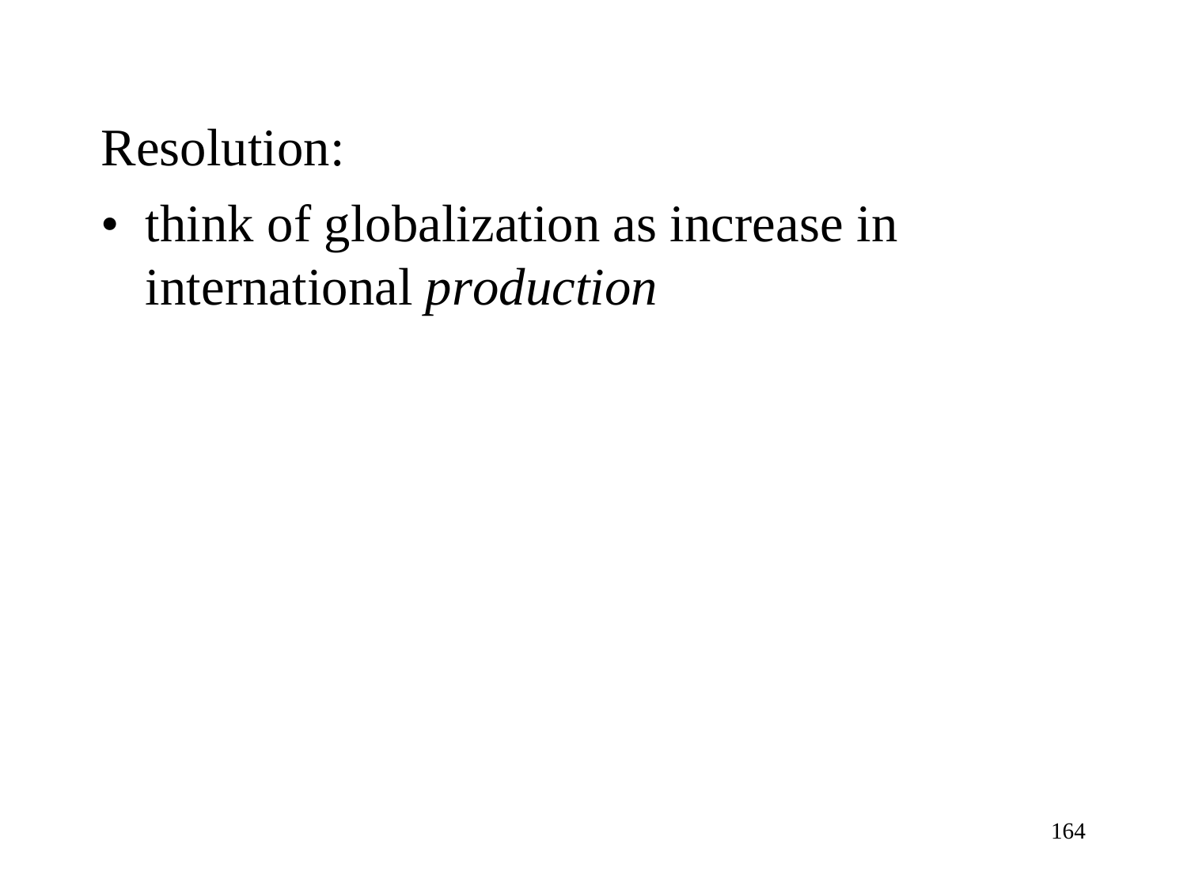Resolution:

- think of globalization as increase in international *production*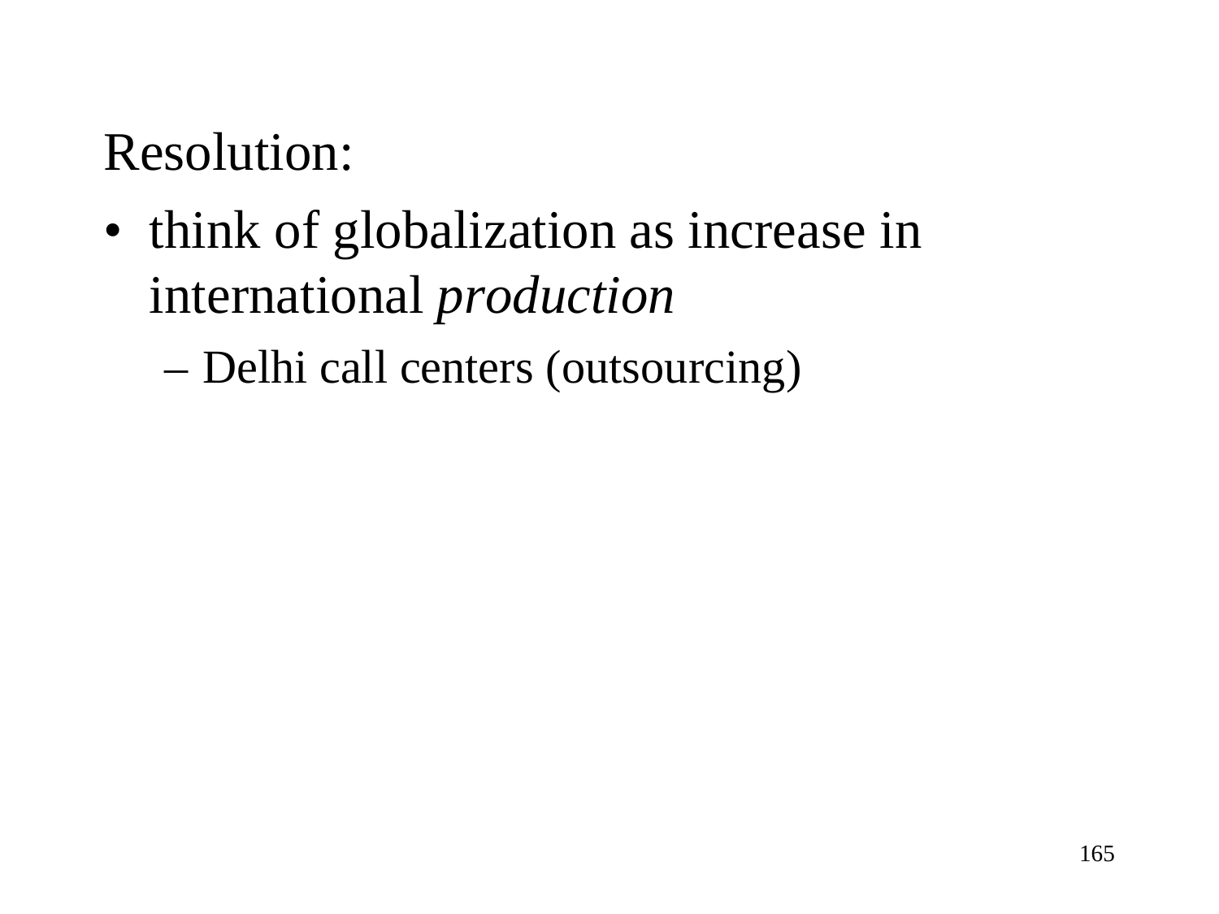Resolution:

- think of globalization as increase in international *production*
  - Delhi call centers (outsourcing)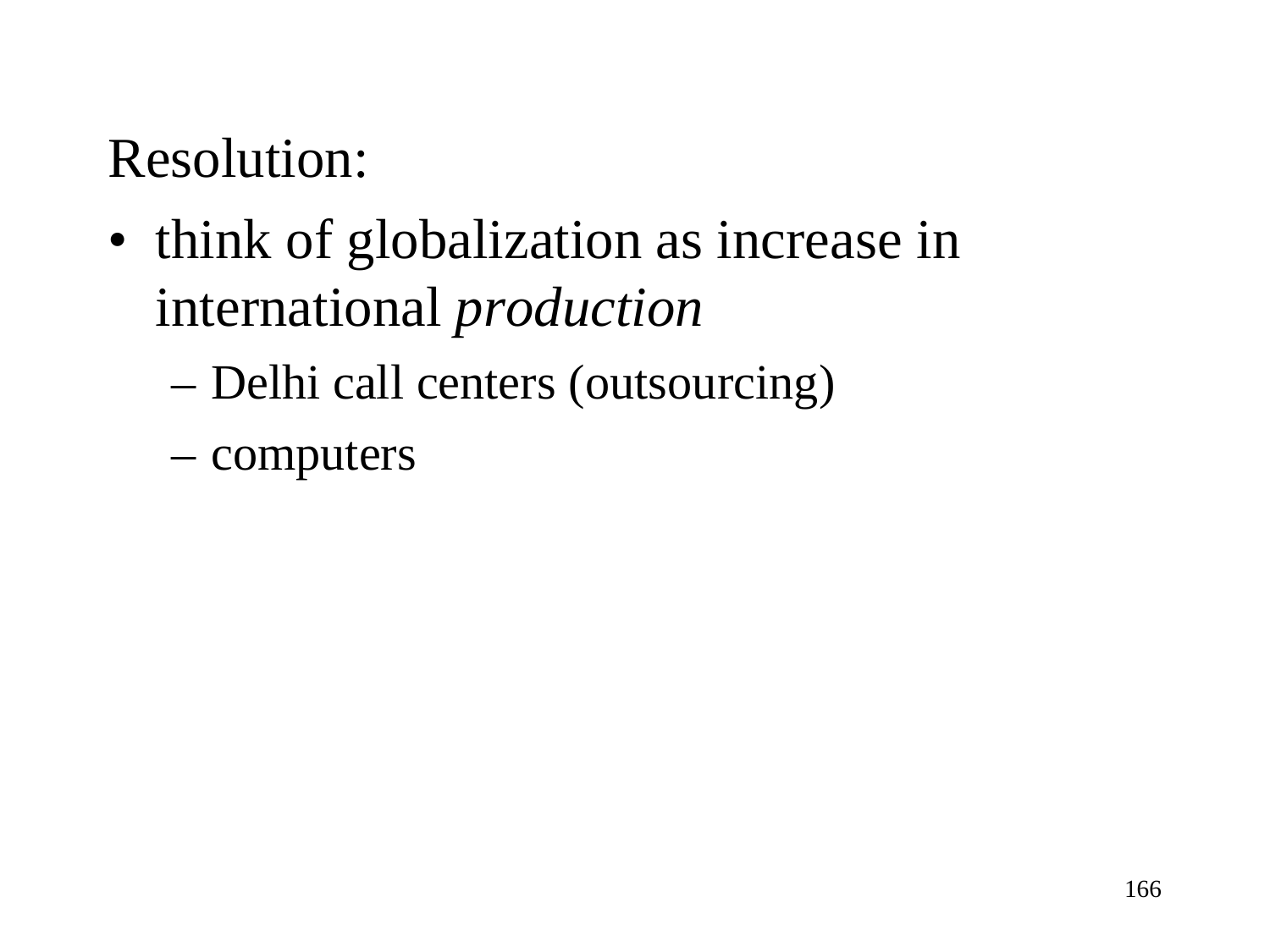Resolution:

- think of globalization as increase in international *production*
  - Delhi call centers (outsourcing)
  - computers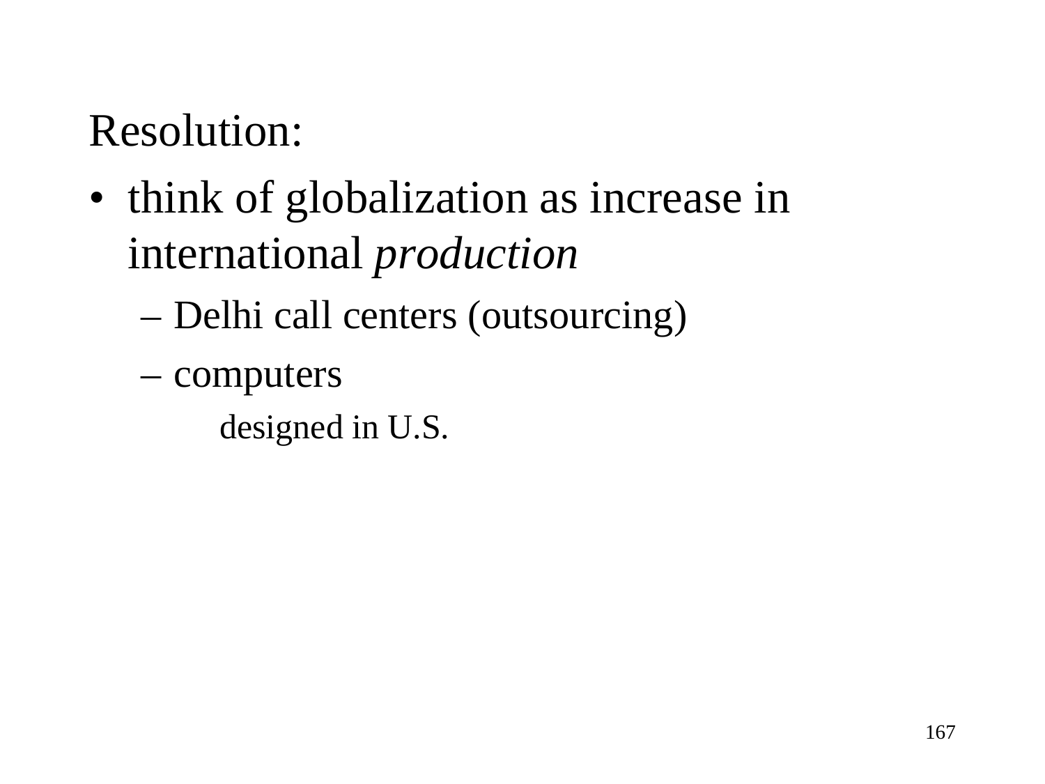Resolution:

- think of globalization as increase in international *production*
  - Delhi call centers (outsourcing)
  - computers
    - designed in U.S.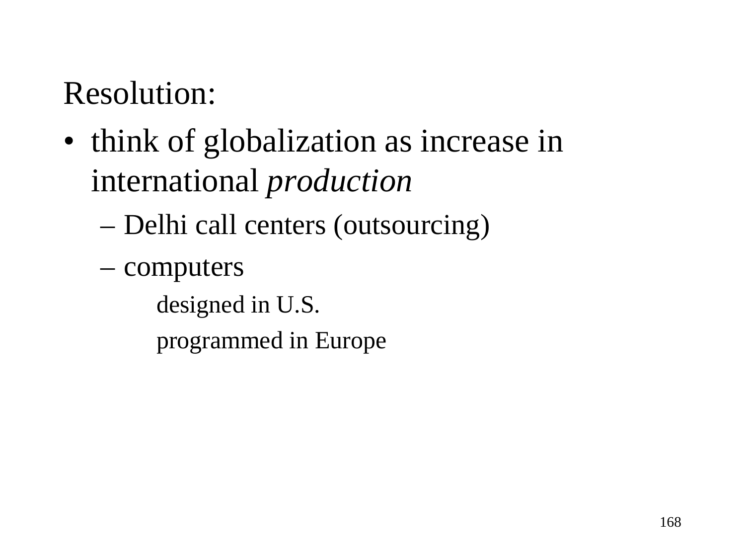Resolution:

- think of globalization as increase in international *production*
  - Delhi call centers (outsourcing)
  - computers
    - designed in U.S.
    - programmed in Europe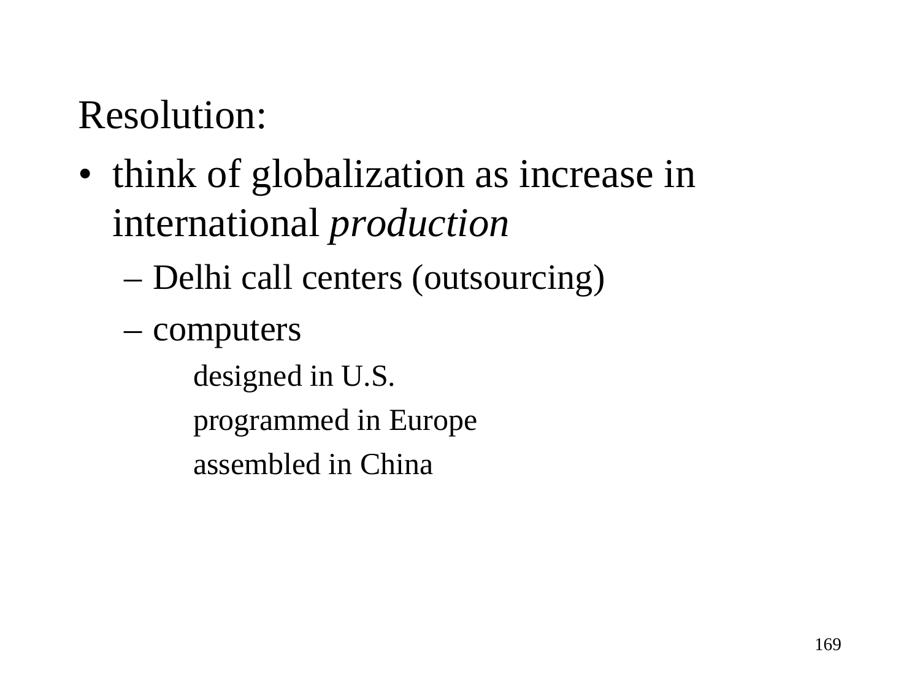Resolution:

- think of globalization as increase in international *production*
  - Delhi call centers (outsourcing)
  - computers
    - designed in U.S.
    - programmed in Europe
    - assembled in China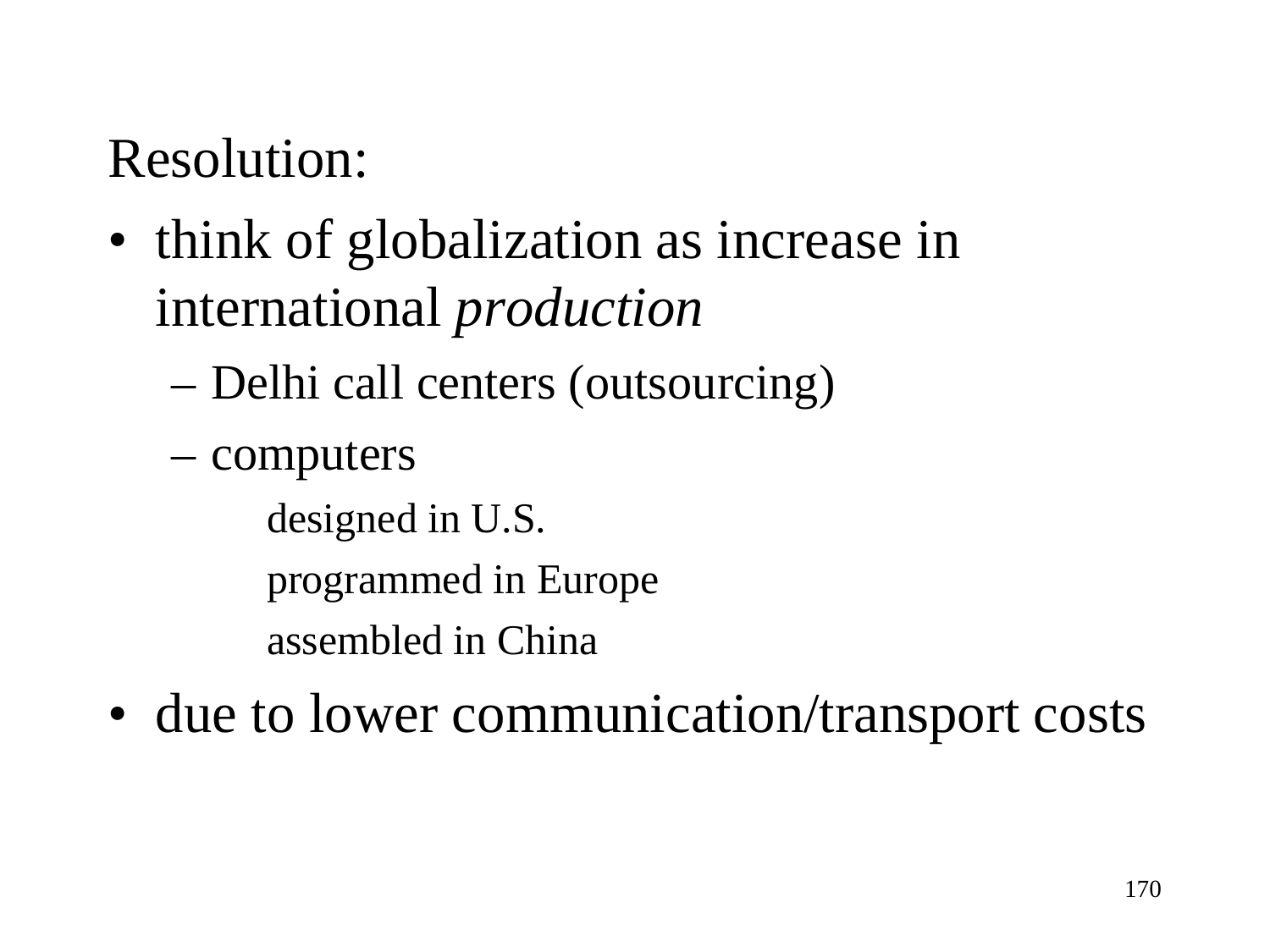Resolution:

- think of globalization as increase in international *production*
  - Delhi call centers (outsourcing)
  - computers
    - designed in U.S.
    - programmed in Europe
    - assembled in China
- due to lower communication/transport costs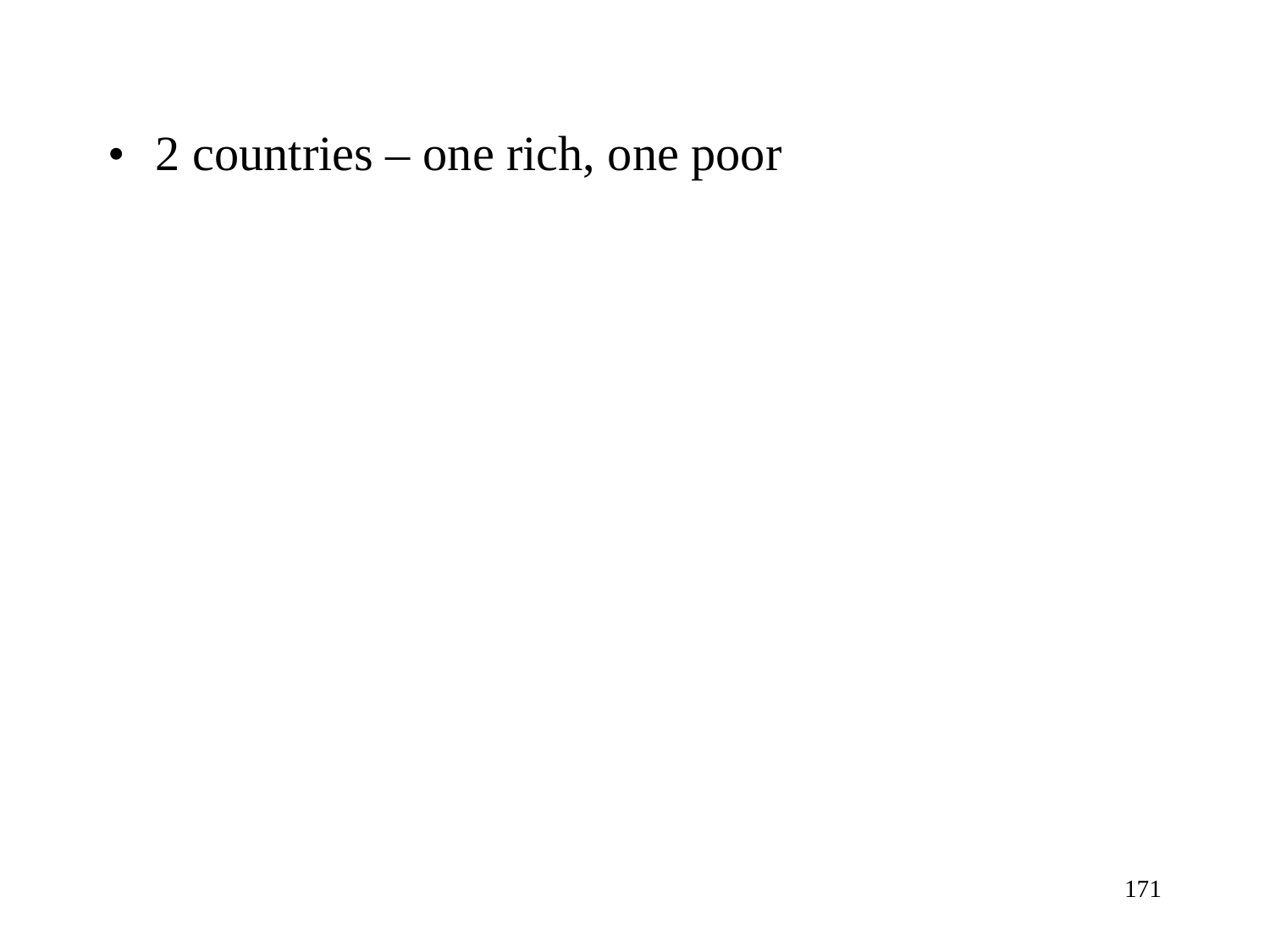- 2 countries – one rich, one poor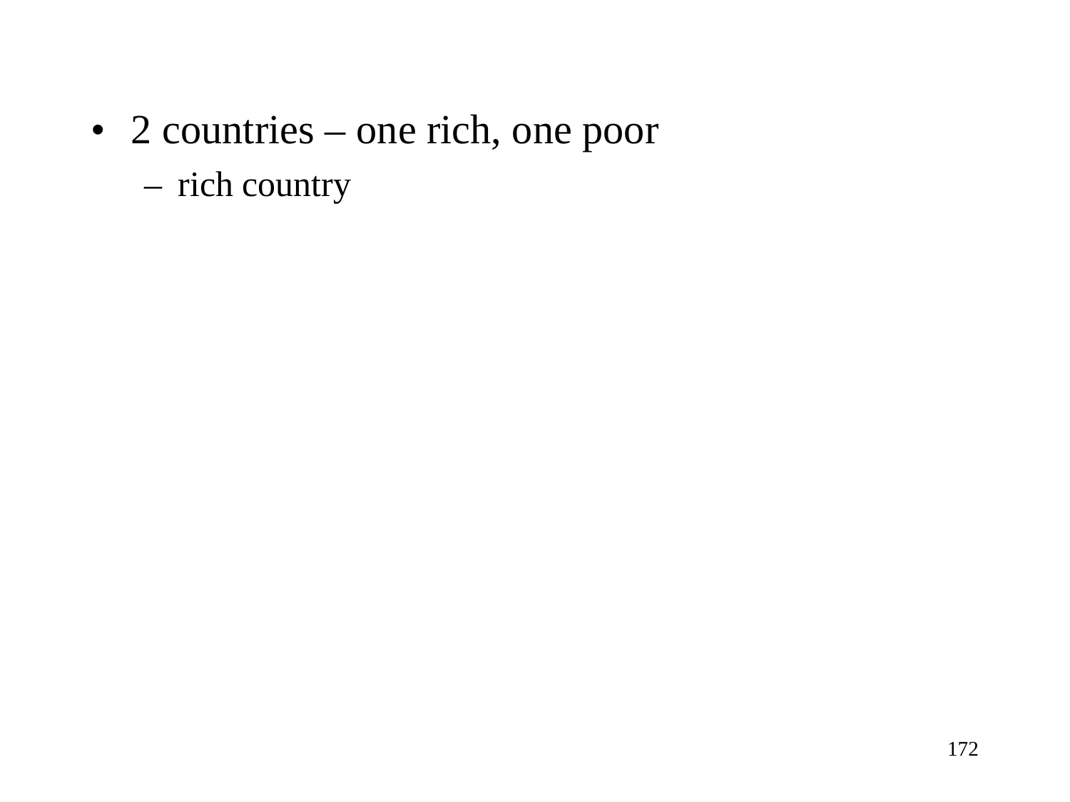- 2 countries – one rich, one poor
  - rich country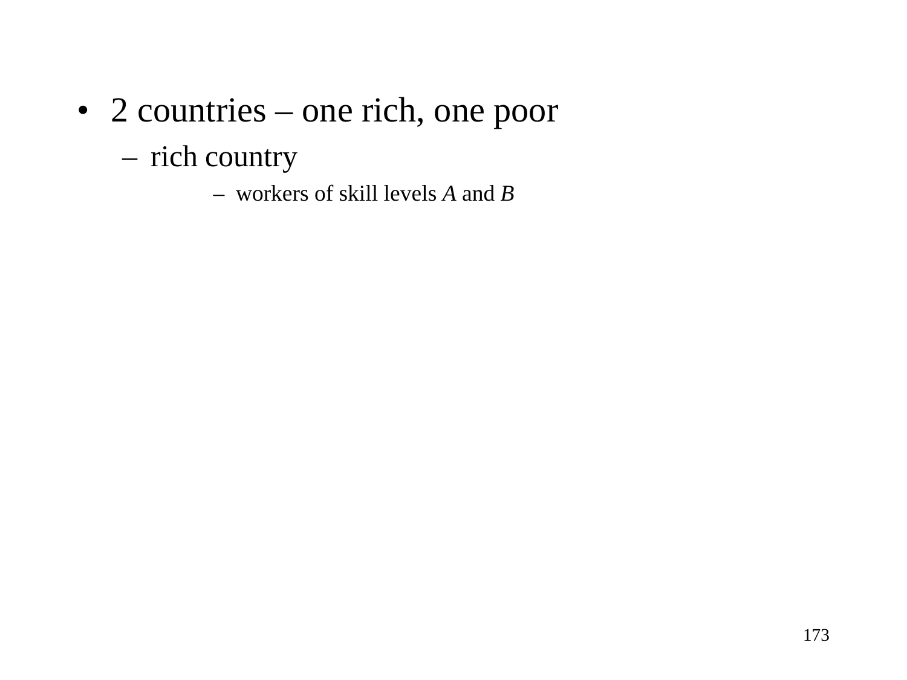- 2 countries – one rich, one poor
  - rich country
    - workers of skill levels *A* and *B*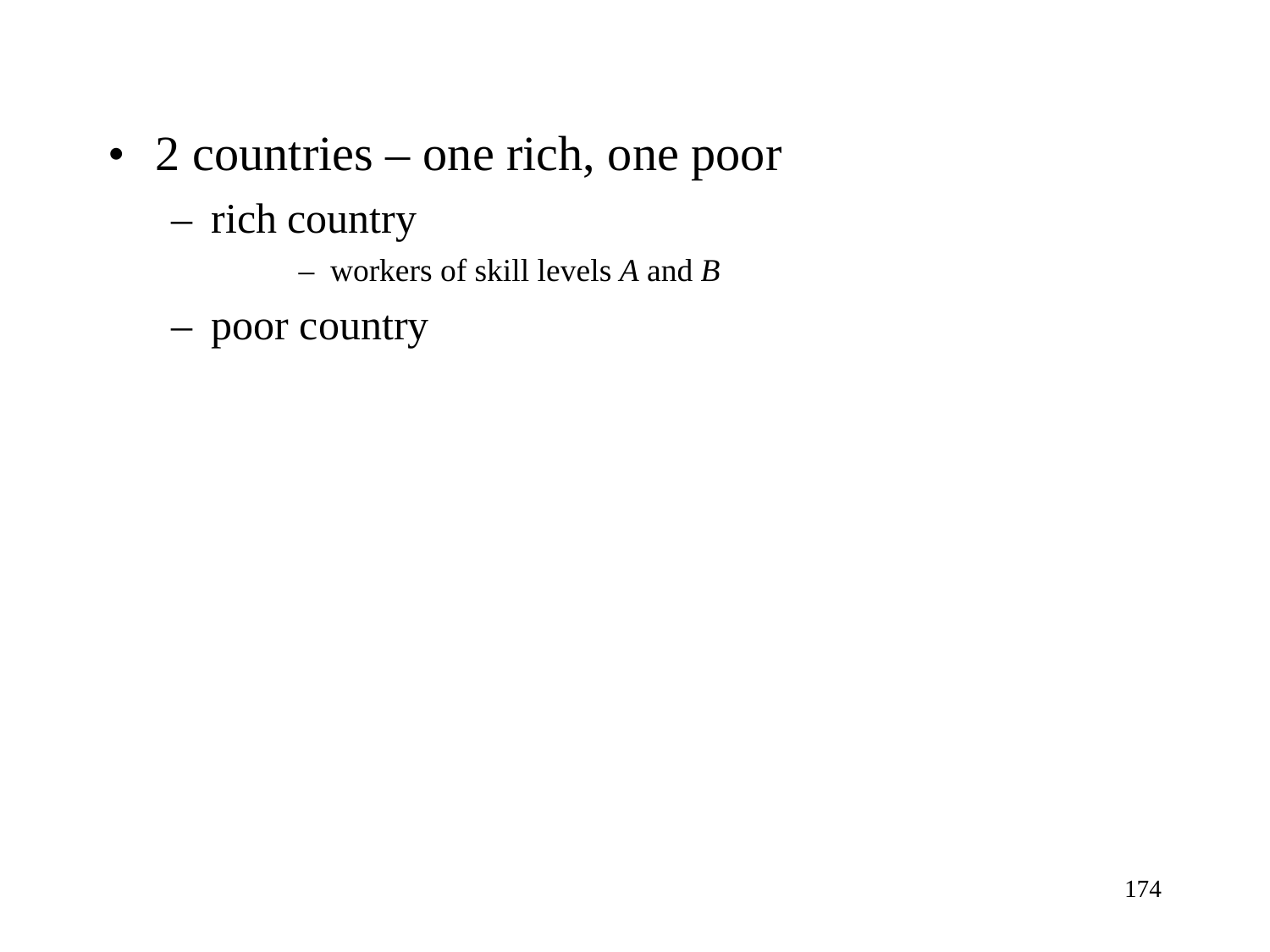- 2 countries – one rich, one poor
  - rich country
    - workers of skill levels *A* and *B*
  - poor country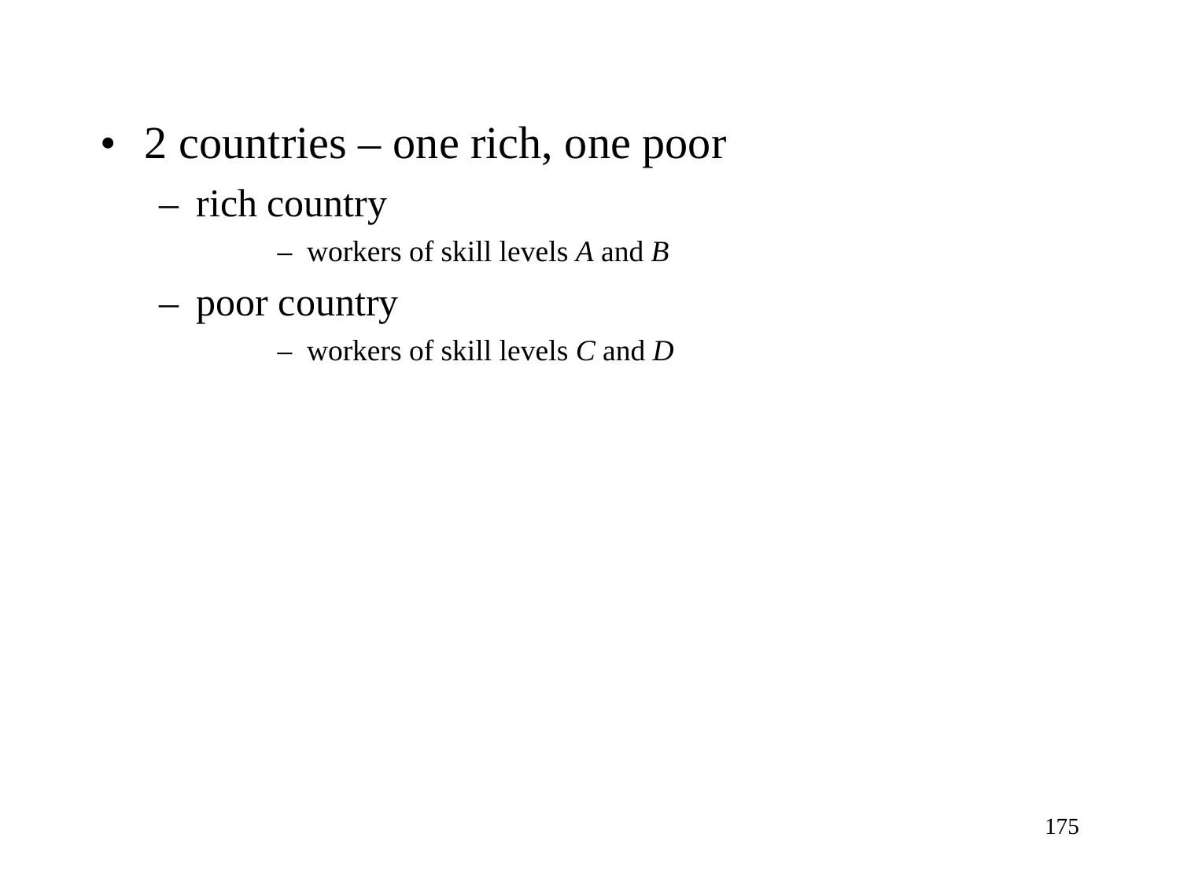- 2 countries – one rich, one poor
  - rich country
    - workers of skill levels *A* and *B*
  - poor country
    - workers of skill levels *C* and *D*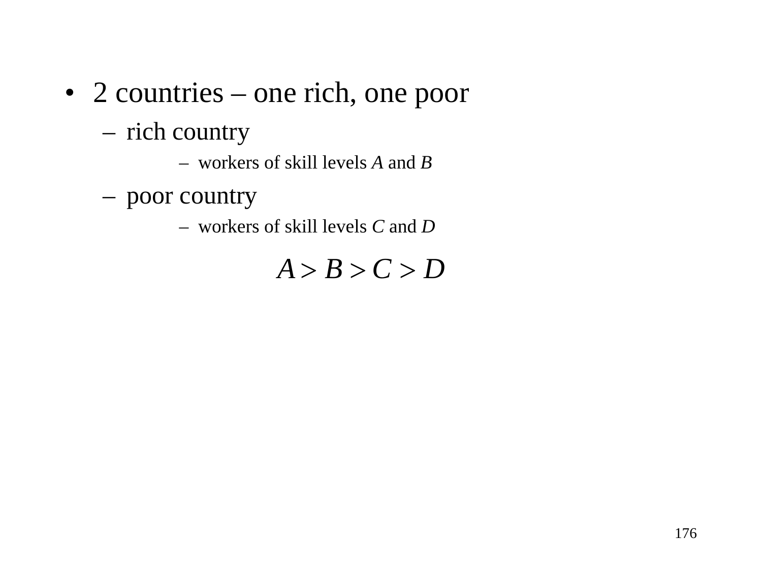- 2 countries – one rich, one poor
  - rich country
    - workers of skill levels $A$ and $B$
  - poor country
    - workers of skill levels $C$ and $D$

$$A > B > C > D$$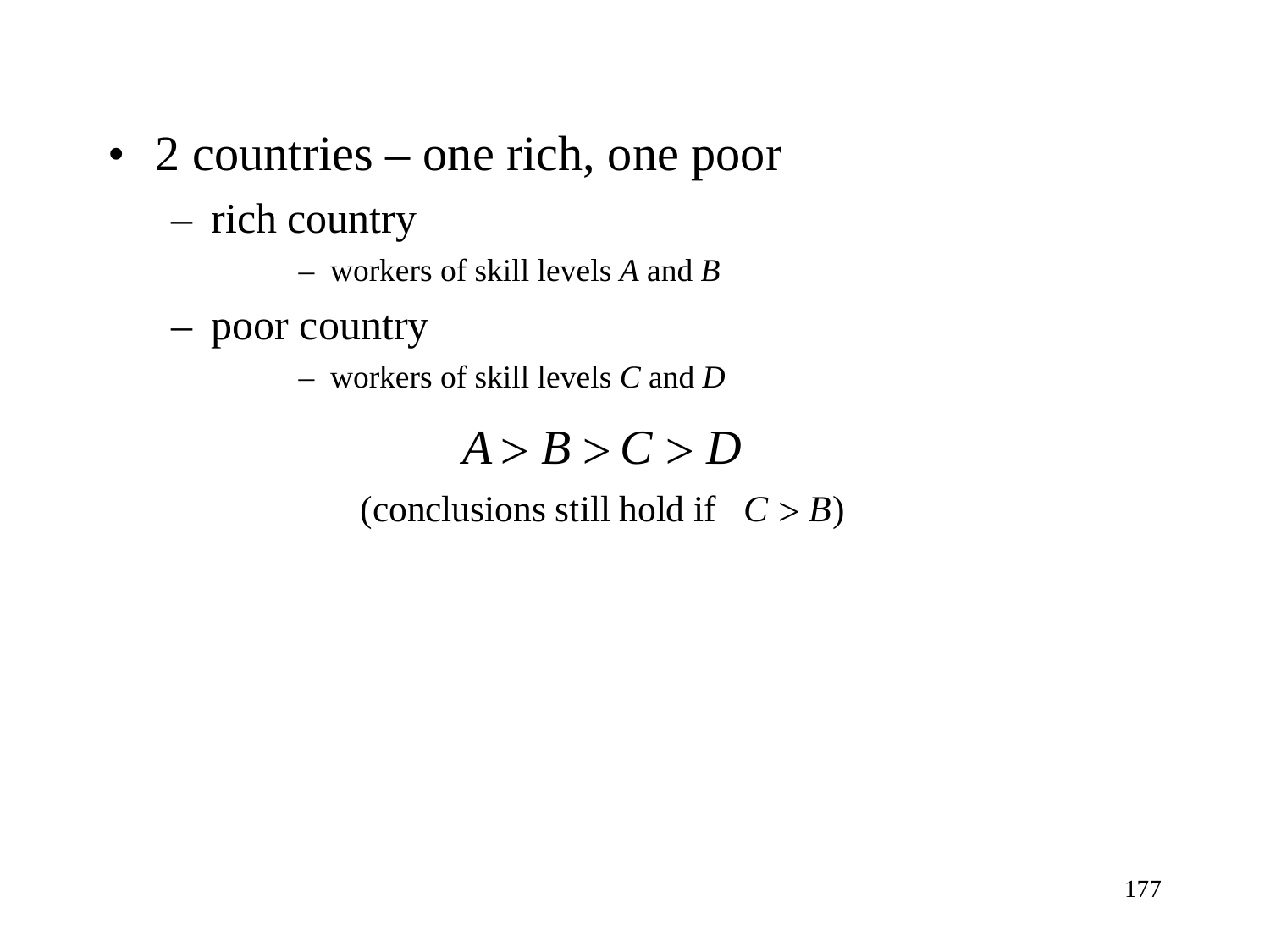- 2 countries – one rich, one poor
  - rich country
    - workers of skill levels $A$ and $B$
  - poor country
    - workers of skill levels $C$ and $D$

$$A > B > C > D$$

(conclusions still hold if $C > B$)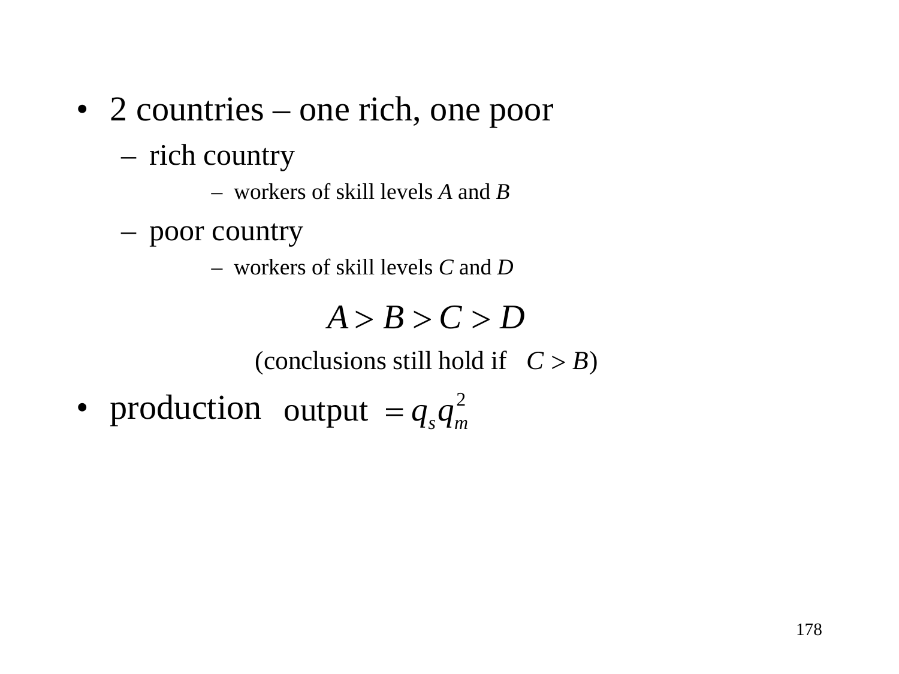- 2 countries – one rich, one poor
  - rich country
    - workers of skill levels $A$ and $B$
  - poor country
    - workers of skill levels $C$ and $D$

$$A > B > C > D$$

(conclusions still hold if $C > B$)

- production $\text{output } = q_s q_m^2$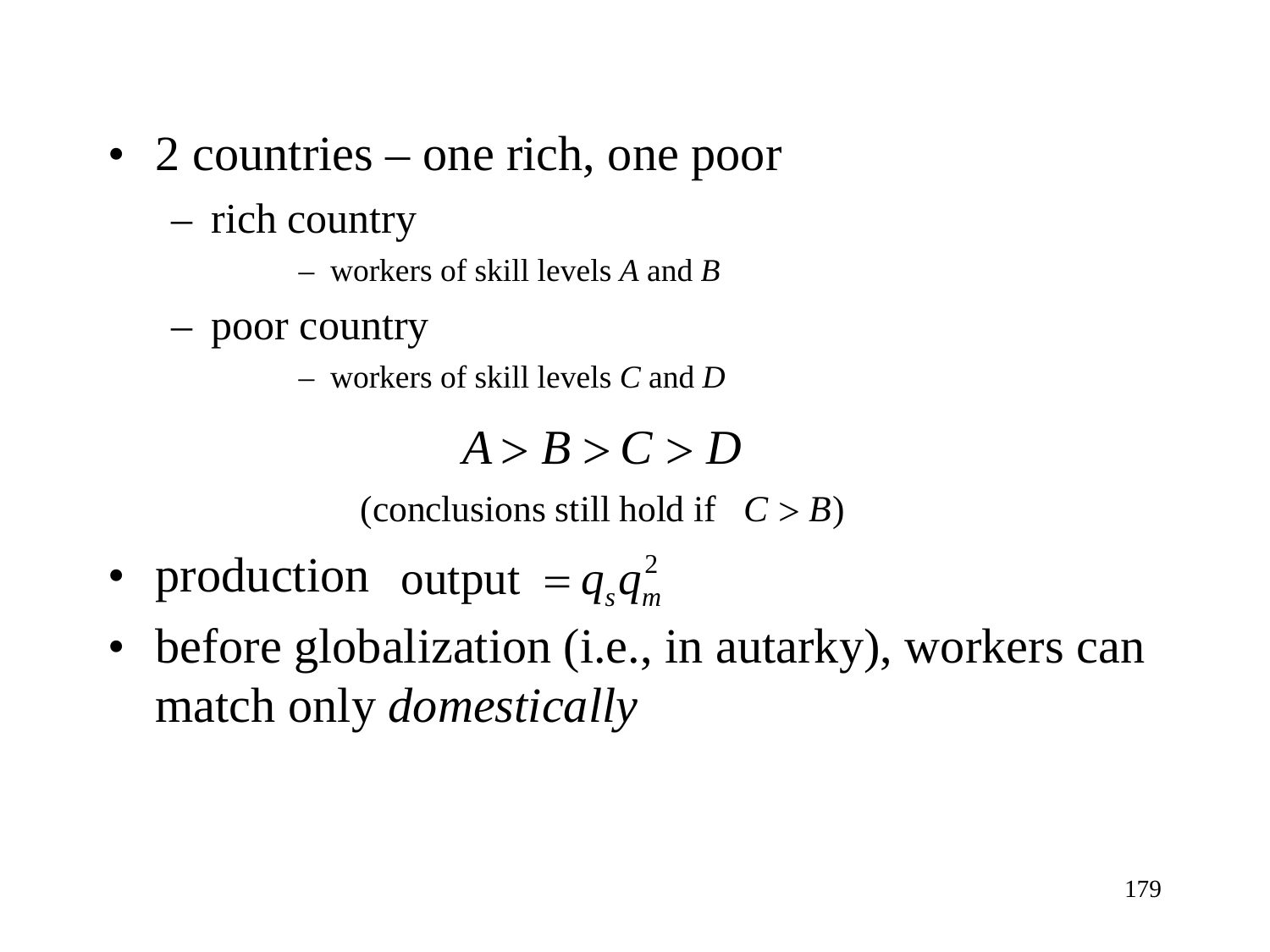- 2 countries – one rich, one poor
  - rich country
    - workers of skill levels $A$ and $B$
  - poor country
    - workers of skill levels $C$ and $D$

$$A > B > C > D$$

(conclusions still hold if $C > B$)

- production output $= q_s q_m^2$
- before globalization (i.e., in autarky), workers can match only *domestically*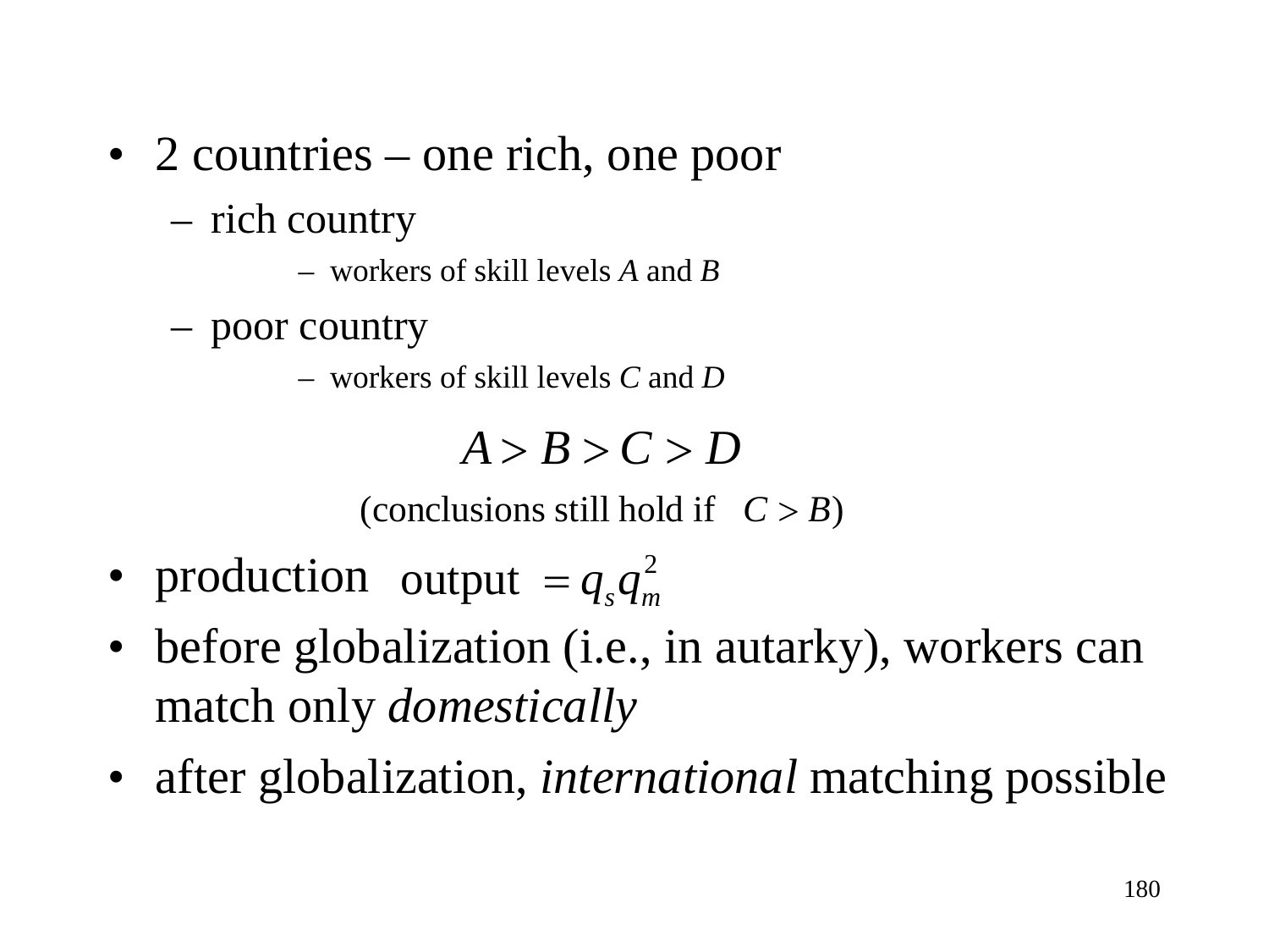- 2 countries – one rich, one poor
  - rich country
    - workers of skill levels $A$ and $B$
  - poor country
    - workers of skill levels $C$ and $D$

$$A > B > C > D$$

(conclusions still hold if $C > B$)

- production output $= q_s q_m^2$
- before globalization (i.e., in autarky), workers can match only *domestically*
- after globalization, *international* matching possible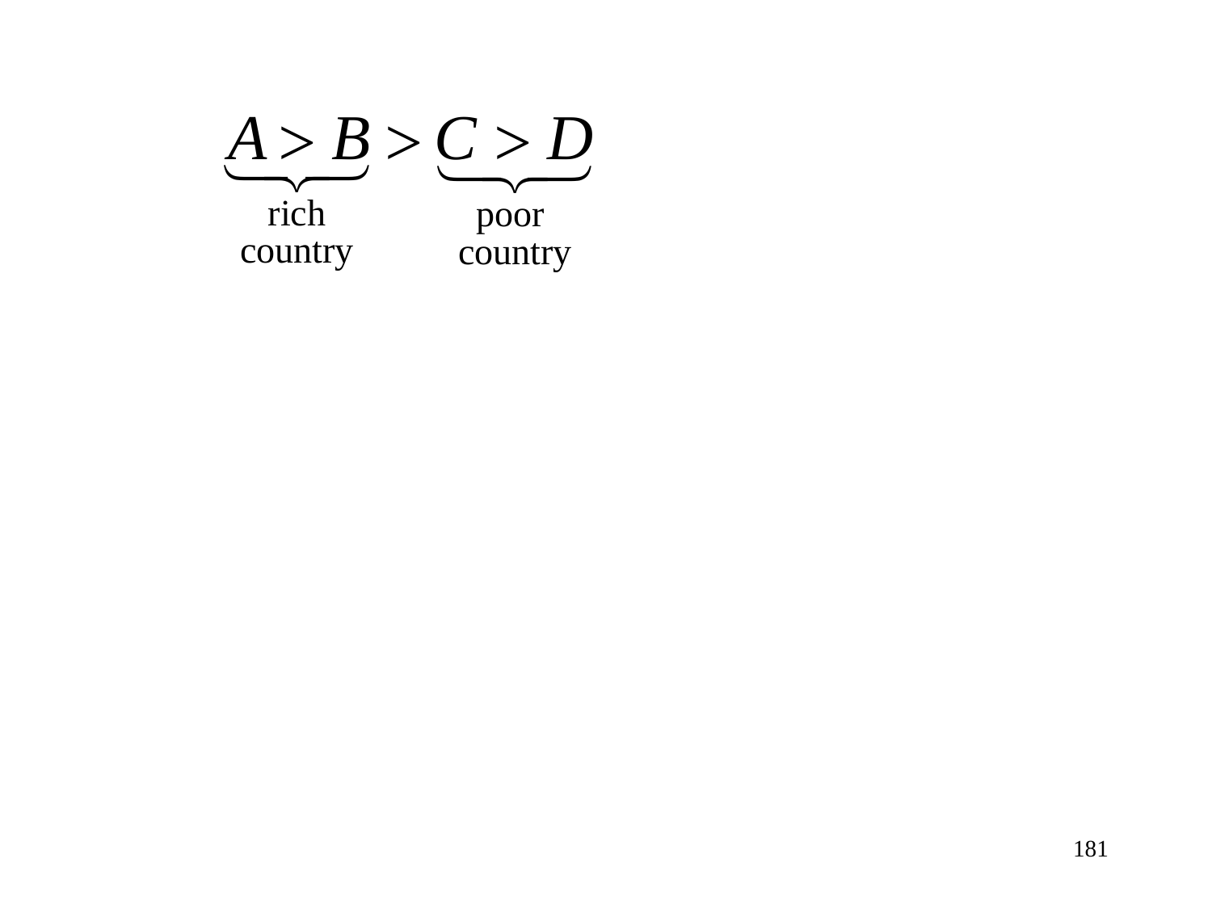$$\underbrace{A > B}_{\text{rich country}} > \underbrace{C > D}_{\text{poor country}}$$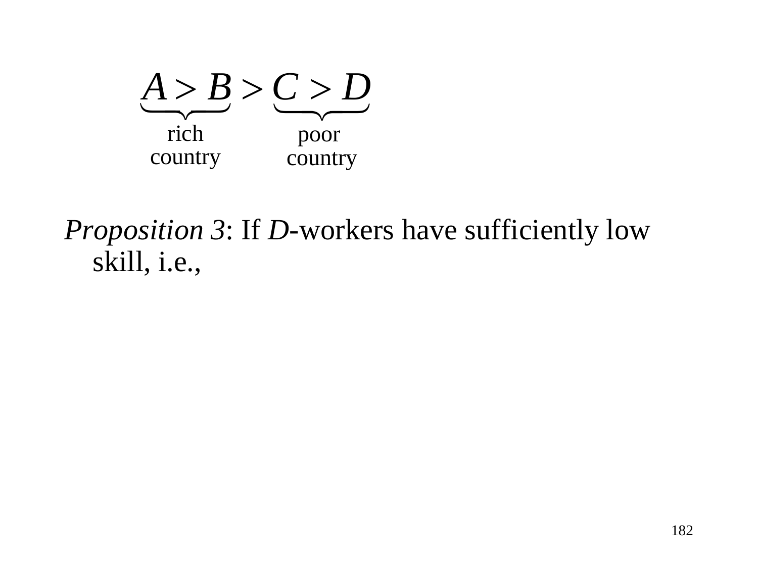$$\underbrace{A > B}_{\text{rich country}} > \underbrace{C > D}_{\text{poor country}}$$

*Proposition 3*: If *D*-workers have sufficiently low skill, i.e.,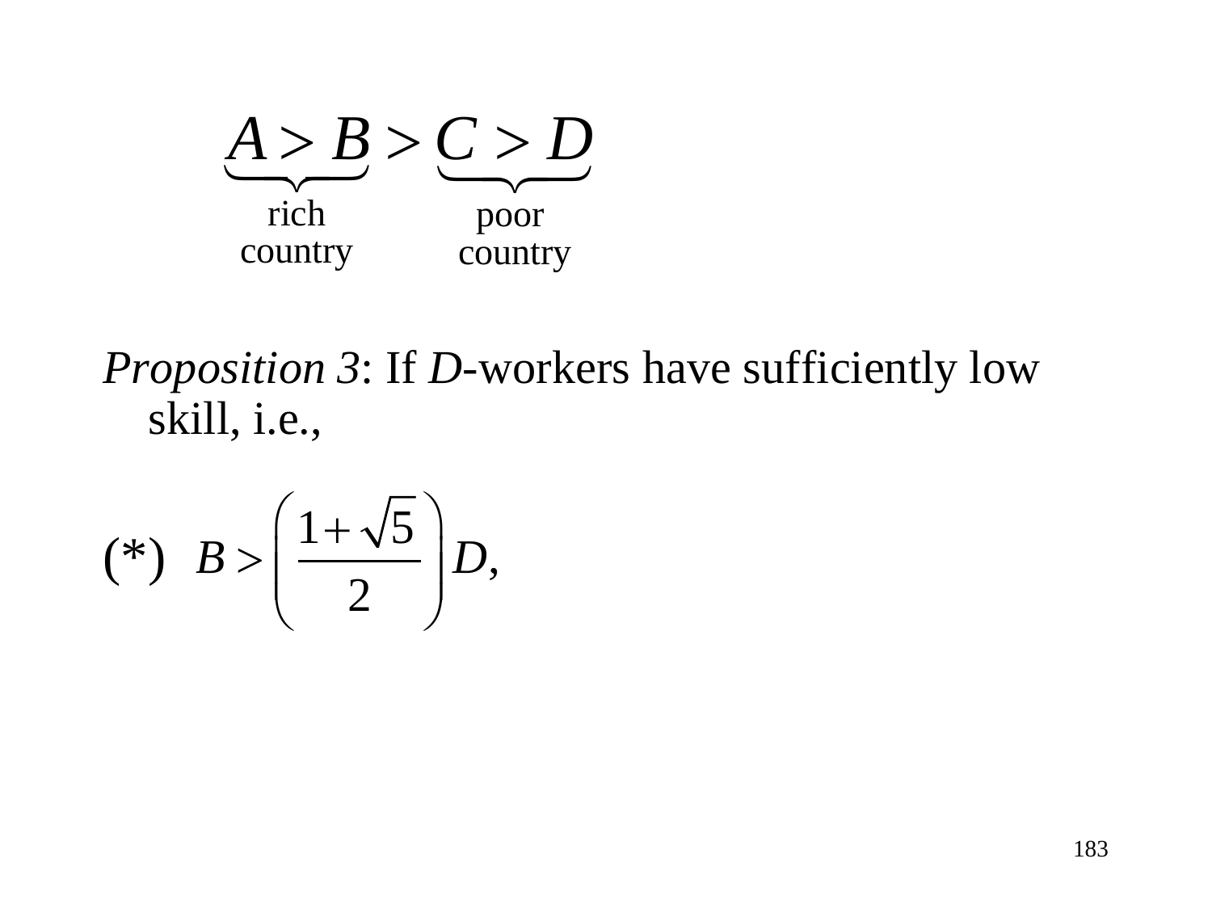$$\underbrace{A > B}_{\text{rich country}} > \underbrace{C > D}_{\text{poor country}}$$

*Proposition 3*: If *D*-workers have sufficiently low skill, i.e.,

$$(*) \quad B > \left( \frac{1+\sqrt{5}}{2} \right) D,$$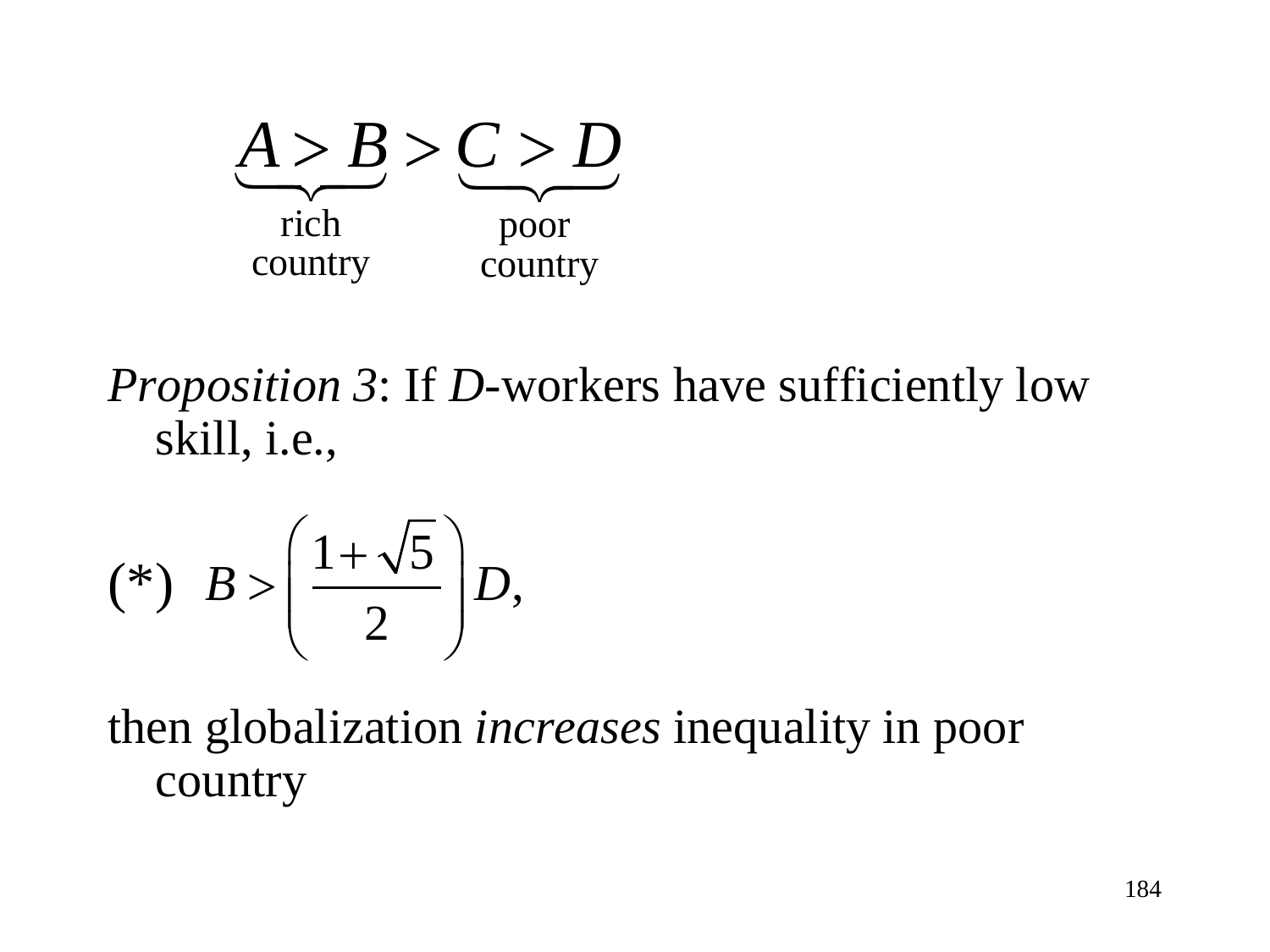$$\underbrace{A > B}_{\text{rich country}} > \underbrace{C > D}_{\text{poor country}}$$

*Proposition 3*: If *D*-workers have sufficiently low skill, i.e.,

$$(*) \quad B > \left( \frac{1+\sqrt{5}}{2} \right) D,$$

then globalization *increases* inequality in poor country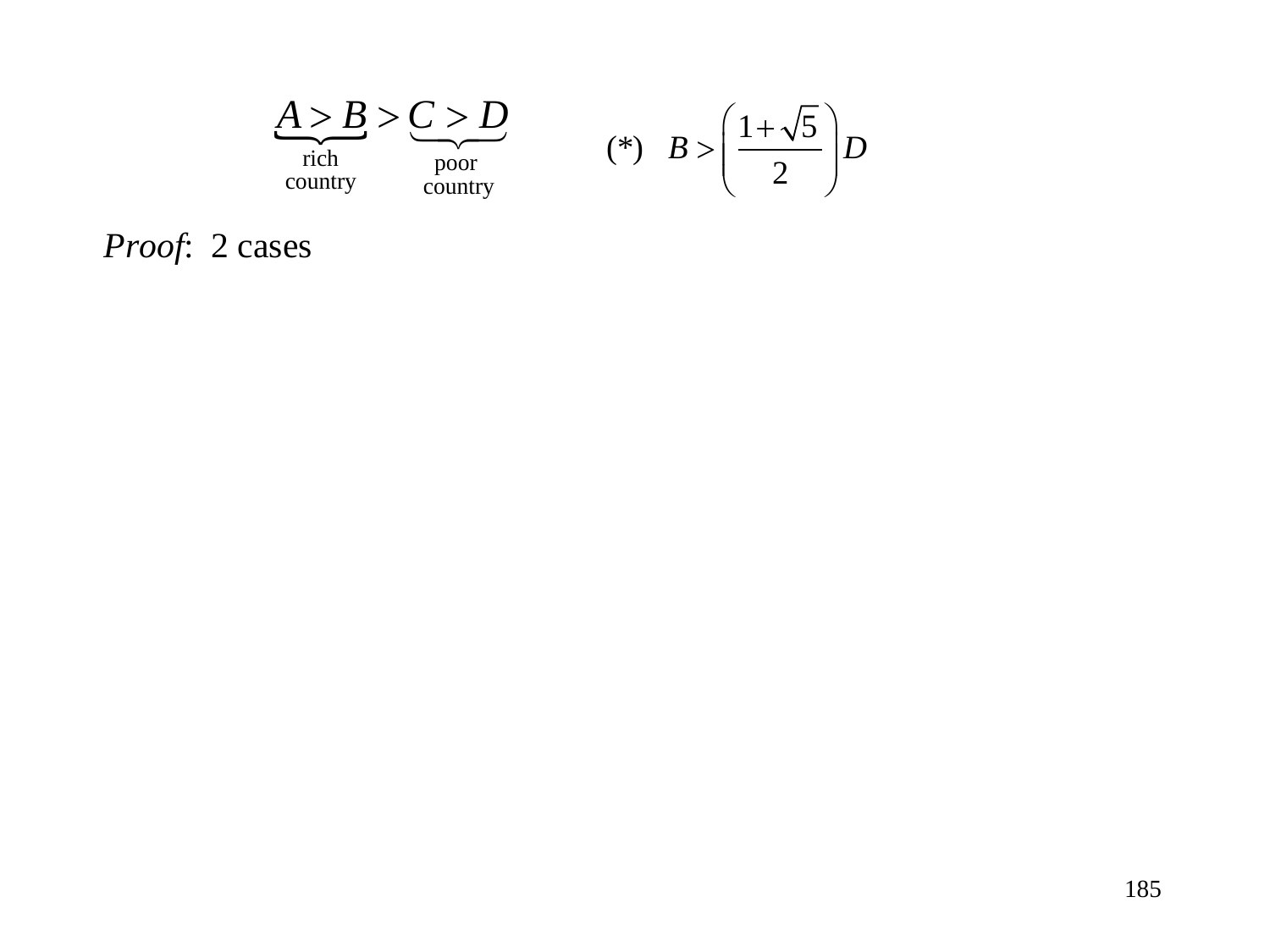$$\underbrace{A > B}_{\text{rich country}} > \underbrace{C > D}_{\text{poor country}} \qquad (*) \quad B > \left(\frac{1+\sqrt{5}}{2}\right) D$$

*Proof*: 2 cases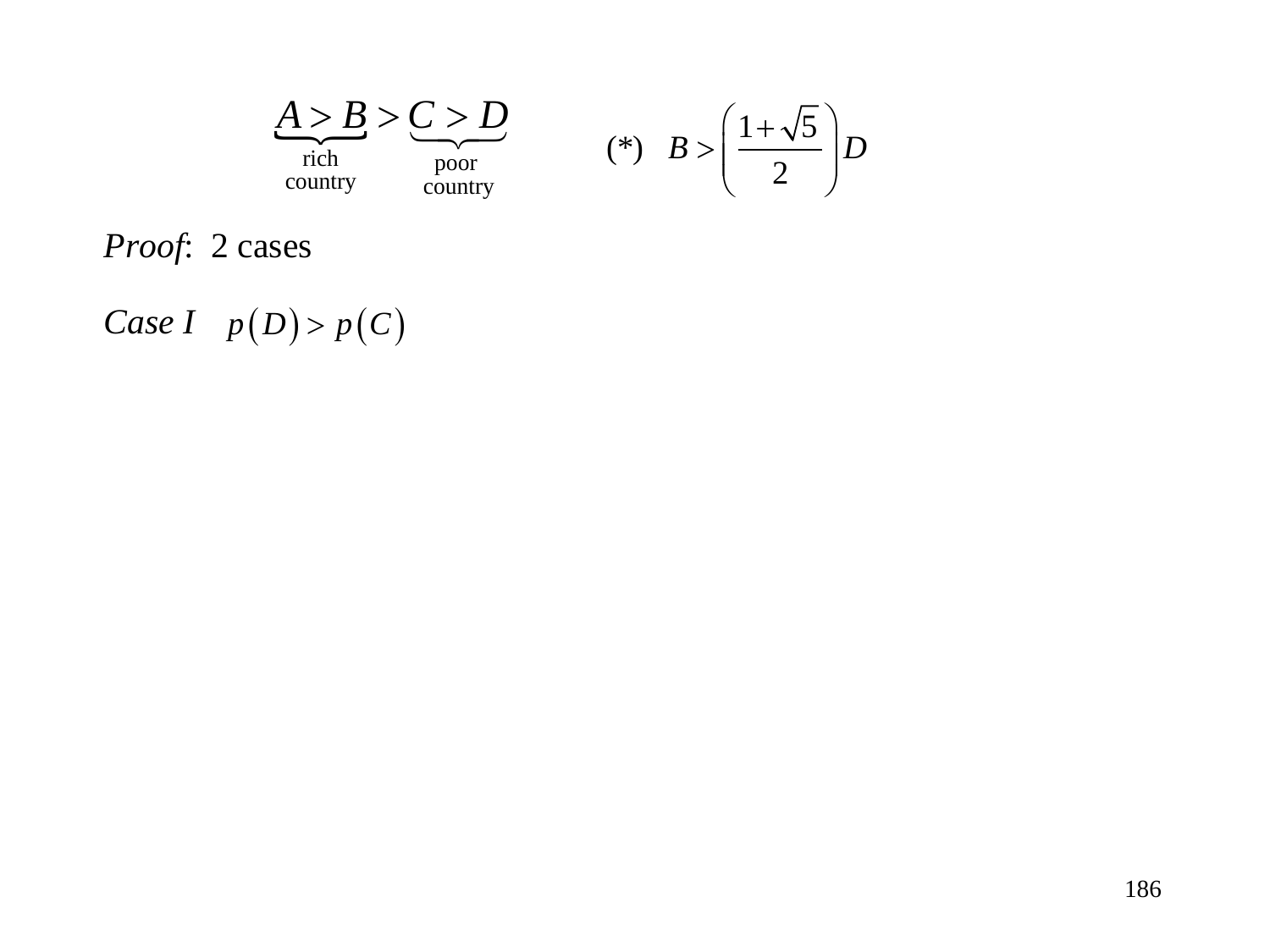$$\underbrace{A > B}_{\text{rich country}} > \underbrace{C > D}_{\text{poor country}} \qquad (*) \quad B > \left(\frac{1+\sqrt{5}}{2}\right) D$$

*Proof*: 2 cases

*Case I* $\quad p(D) > p(C)$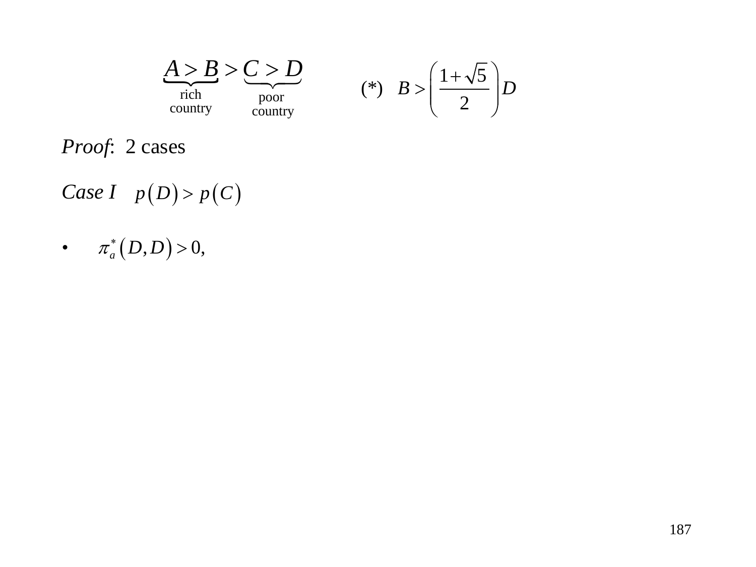$$\underbrace{A > B}_{\substack{\text{rich} \\ \text{country}}} > \underbrace{C > D}_{\substack{\text{poor} \\ \text{country}}} \qquad (*) \quad B > \left( \frac{1+\sqrt{5}}{2} \right) D$$

*Proof*: 2 cases

*Case I* $\quad p(D) > p(C)$

- $\pi_a^*(D,D) > 0,$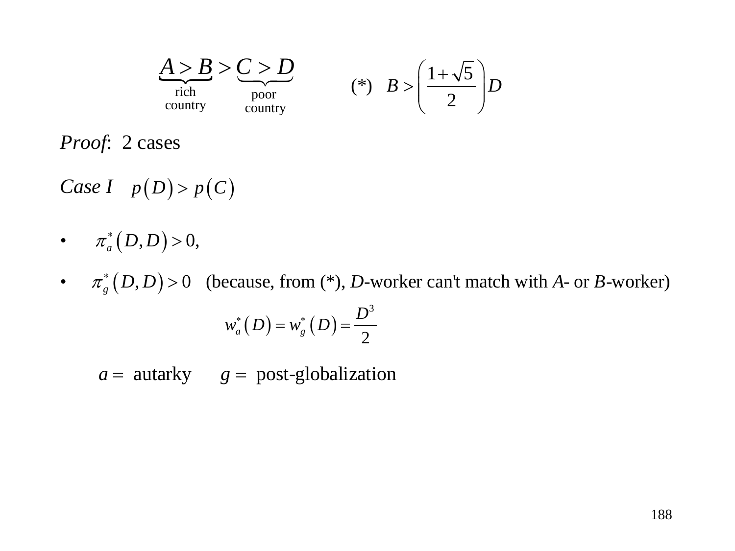$$\underbrace{A > B}_{\text{rich country}} > \underbrace{C > D}_{\text{poor country}} \qquad (*) \quad B > \left(\frac{1+\sqrt{5}}{2}\right) D$$

*Proof*: 2 cases

*Case I* $\quad p(D) > p(C)$

- $\pi_a^*(D, D) > 0,$
- $\pi_g^*(D, D) > 0$ (because, from (*), $D$-worker can't match with $A$- or $B$-worker)

$$w_a^*(D) = w_g^*(D) = \frac{D^3}{2}$$

$a =$ autarky $\quad g =$ post-globalization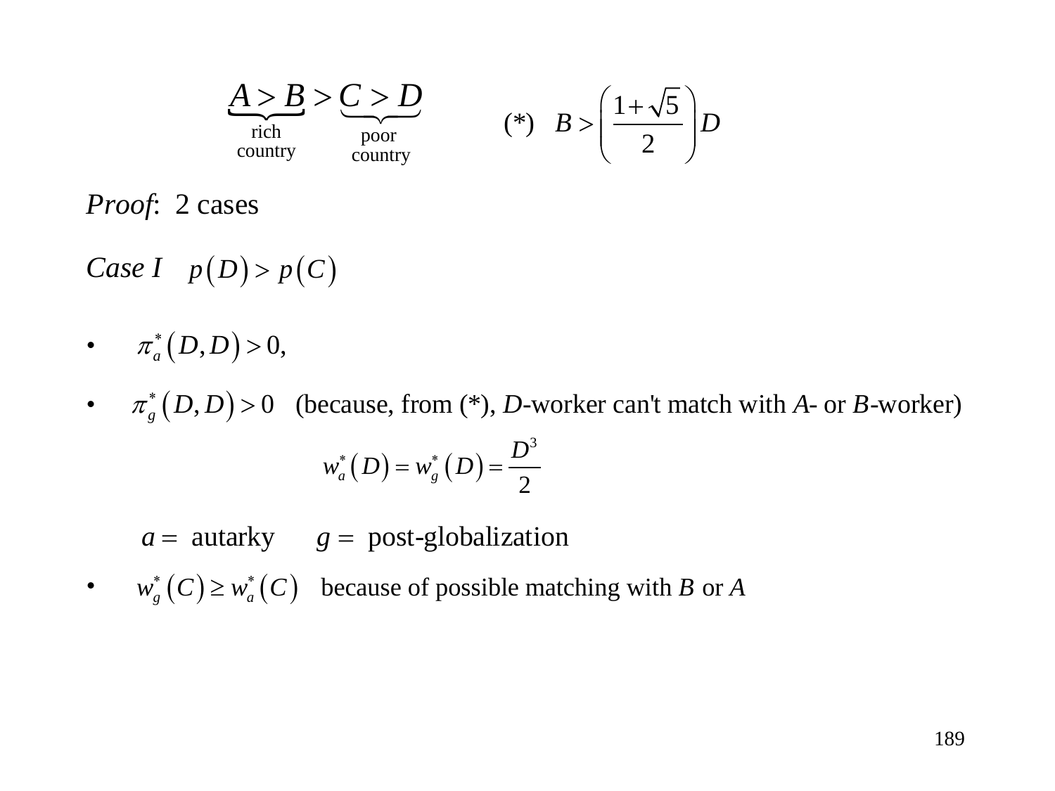$$\underbrace{A > B}_{\substack{\text{rich} \\ \text{country}}} > \underbrace{C > D}_{\substack{\text{poor} \\ \text{country}}} \qquad (*) \quad B > \left(\frac{1+\sqrt{5}}{2}\right) D$$

*Proof*: 2 cases

*Case I* $\quad p(D) > p(C)$

- $\pi_a^*(D,D) > 0,$
- $\pi_g^*(D,D) > 0$ (because, from (*), $D$-worker can't match with $A$- or $B$-worker)

$$w_a^*(D) = w_g^*(D) = \frac{D^3}{2}$$

$a =$ autarky $\qquad g =$ post-globalization

- $w_g^*(C) \geq w_a^*(C)$ because of possible matching with $B$ or $A$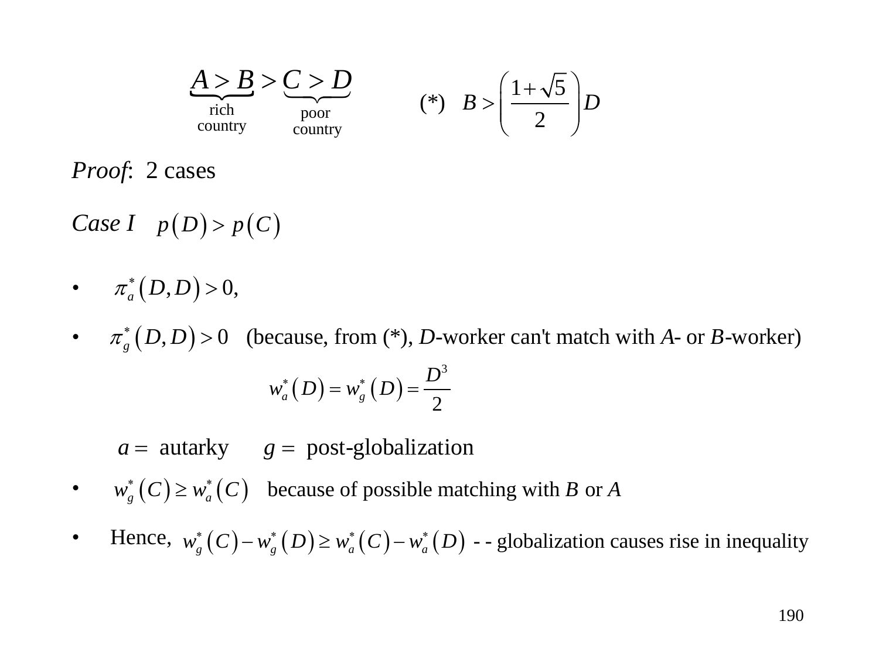$$\underbrace{A > B}_{\text{rich country}} > \underbrace{C > D}_{\text{poor country}} \qquad (*) \quad B > \left( \frac{1+\sqrt{5}}{2} \right) D$$

*Proof*: 2 cases

*Case I* $\quad p(D) > p(C)$

- $\pi_a^*(D,D) > 0,$
- $\pi_g^*(D,D) > 0$ (because, from (*), $D$-worker can't match with $A$- or $B$-worker)

$$w_a^*(D) = w_g^*(D) = \frac{D^3}{2}$$

$a =$ autarky $\quad g =$ post-globalization

- $w_g^*(C) \geq w_a^*(C)$ because of possible matching with $B$ or $A$
- Hence, $w_g^*(C) - w_g^*(D) \geq w_a^*(C) - w_a^*(D)$ - - globalization causes rise in inequality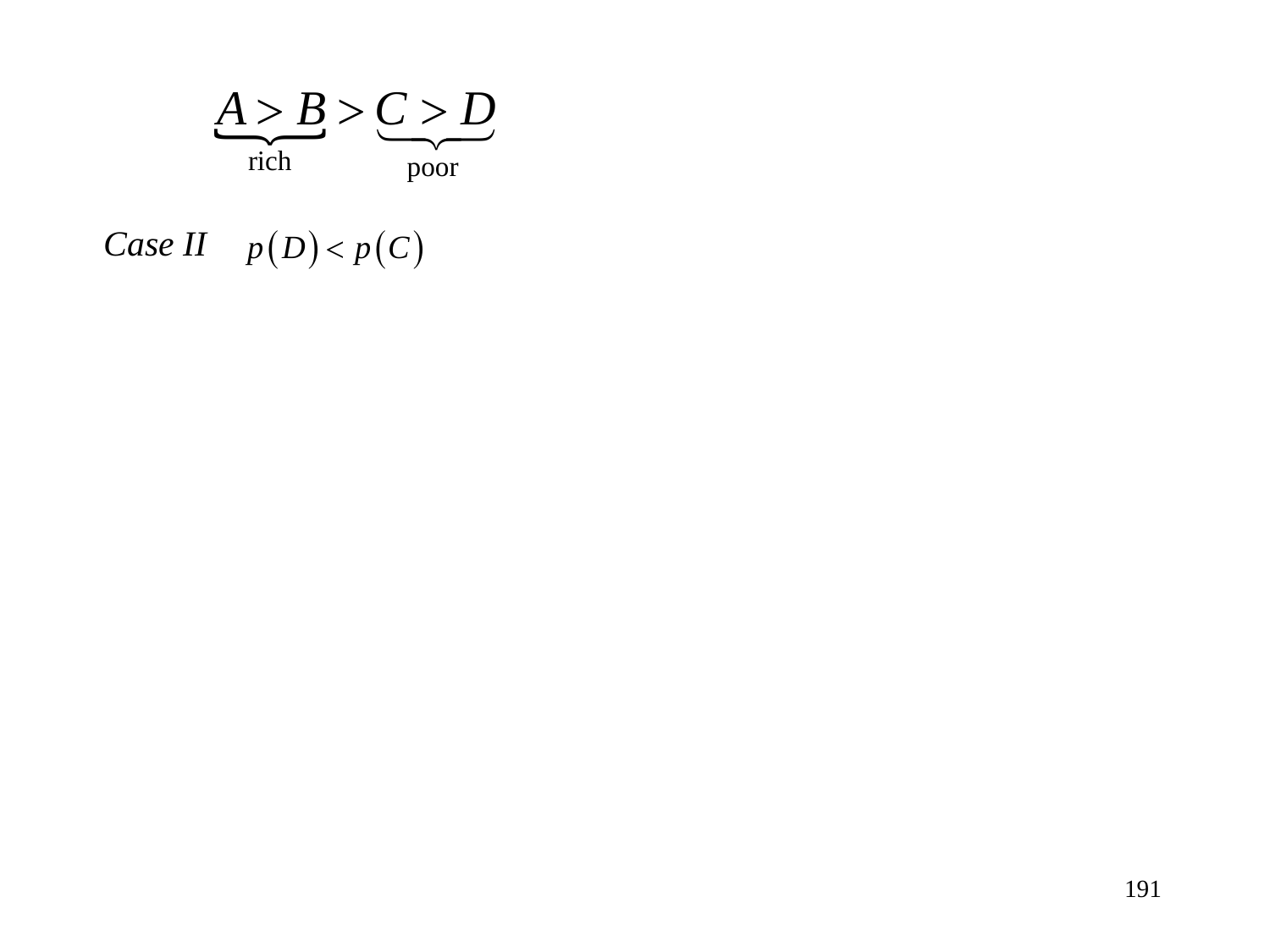$$\underbrace{A > B}_{\text{rich}} > \underbrace{C > D}_{\text{poor}}$$

*Case II* $p(D) < p(C)$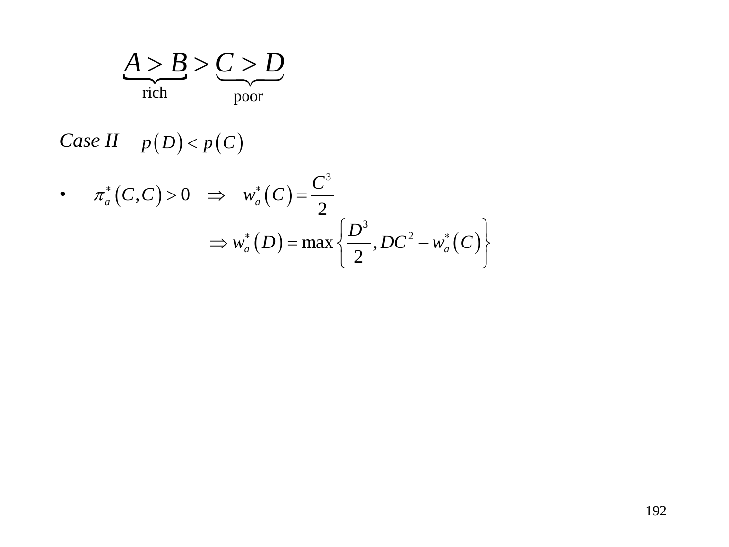$$\underbrace{A > B}_{\text{rich}} > \underbrace{C > D}_{\text{poor}}$$

*Case II* $\quad p(D) < p(C)$

- $\pi_a^*(C,C) > 0 \quad \Rightarrow \quad w_a^*(C) = \dfrac{C^3}{2}$

$$\Rightarrow w_a^*(D) = \max\left\{\frac{D^3}{2}, DC^2 - w_a^*(C)\right\}$$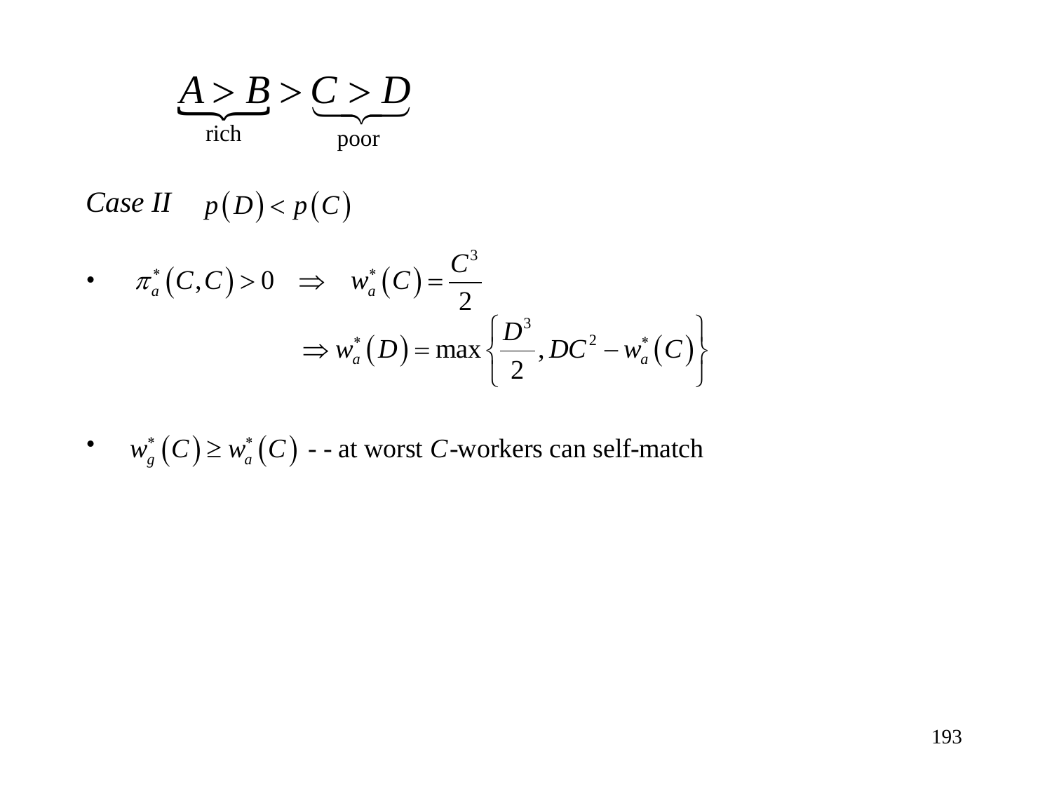$$\underbrace{A > B}_{\text{rich}} > \underbrace{C > D}_{\text{poor}}$$

*Case II* $\quad p(D) < p(C)$

- $\pi_a^*(C,C) > 0 \quad \Rightarrow \quad w_a^*(C) = \dfrac{C^3}{2}$

$$\Rightarrow w_a^*(D) = \max\left\{\frac{D^3}{2}, DC^2 - w_a^*(C)\right\}$$

- $w_g^*(C) \geq w_a^*(C)$ - - at worst $C$-workers can self-match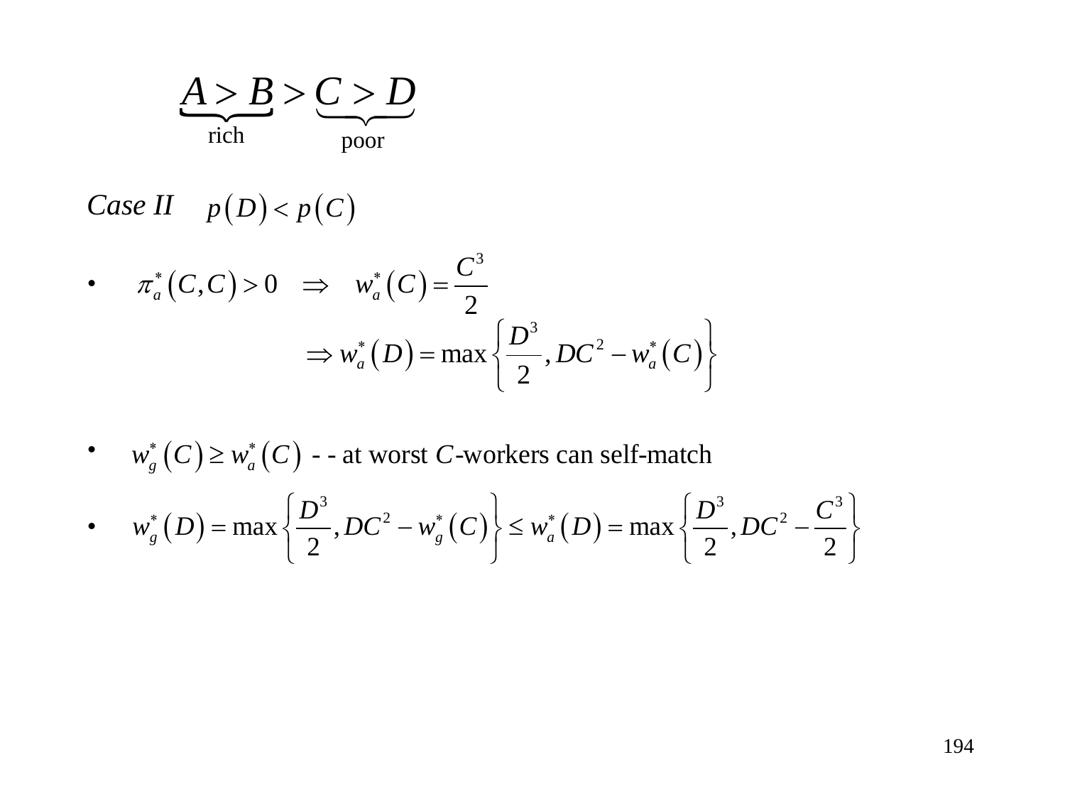$$\underbrace{A > B}_{\text{rich}} > \underbrace{C > D}_{\text{poor}}$$

*Case II* $\quad p(D) < p(C)$

- $\pi_a^*(C,C) > 0 \quad \Rightarrow \quad w_a^*(C) = \dfrac{C^3}{2}$

$$\Rightarrow w_a^*(D) = \max\left\{\frac{D^3}{2}, DC^2 - w_a^*(C)\right\}$$

- $w_g^*(C) \geq w_a^*(C)$ - - at worst $C$-workers can self-match

- $w_g^*(D) = \max\left\{\dfrac{D^3}{2}, DC^2 - w_g^*(C)\right\} \leq w_a^*(D) = \max\left\{\dfrac{D^3}{2}, DC^2 - \dfrac{C^3}{2}\right\}$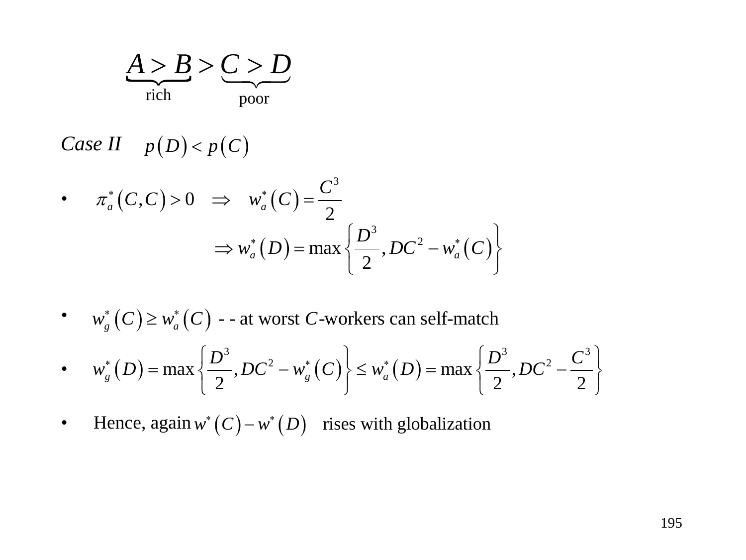$$\underbrace{A > B}_{\text{rich}} > \underbrace{C > D}_{\text{poor}}$$

*Case II* $\quad p(D) < p(C)$

- $\pi_a^*(C,C) > 0 \quad \Rightarrow \quad w_a^*(C) = \dfrac{C^3}{2}$

$$\Rightarrow w_a^*(D) = \max\left\{\frac{D^3}{2}, DC^2 - w_a^*(C)\right\}$$

- $w_g^*(C) \geq w_a^*(C)$ - - at worst $C$-workers can self-match

- $w_g^*(D) = \max\left\{\dfrac{D^3}{2}, DC^2 - w_g^*(C)\right\} \leq w_a^*(D) = \max\left\{\dfrac{D^3}{2}, DC^2 - \dfrac{C^3}{2}\right\}$

- Hence, again $w^*(C) - w^*(D)$ rises with globalization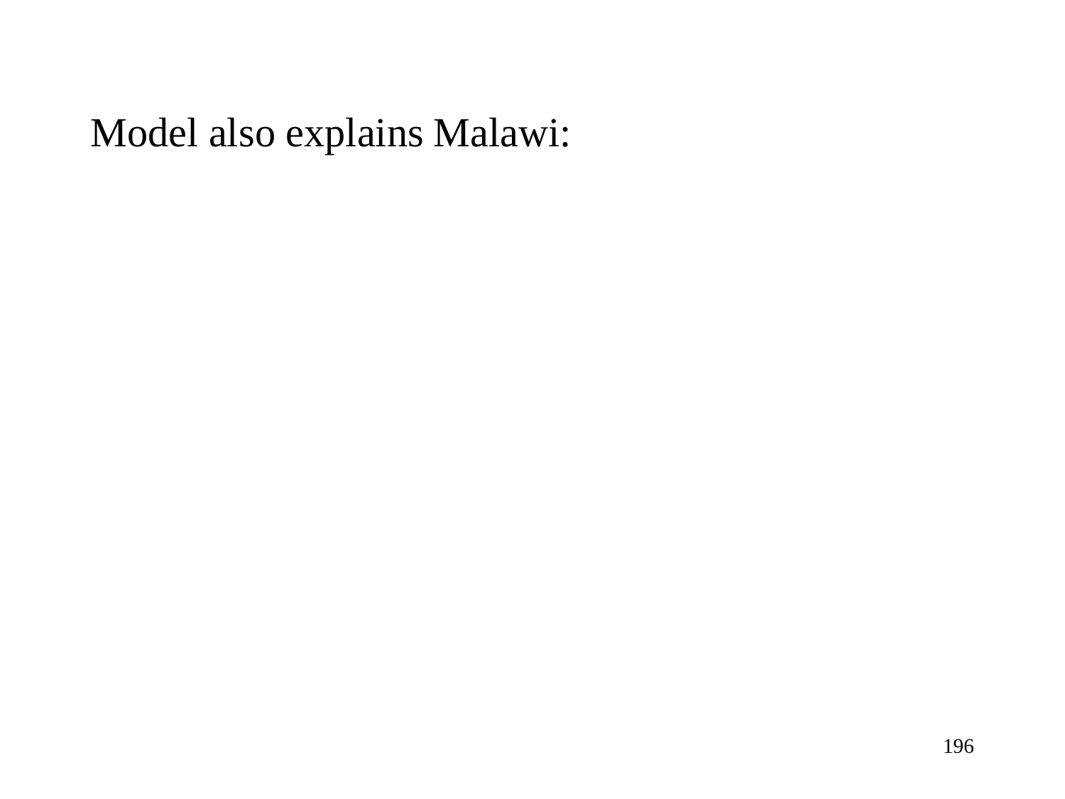Model also explains Malawi: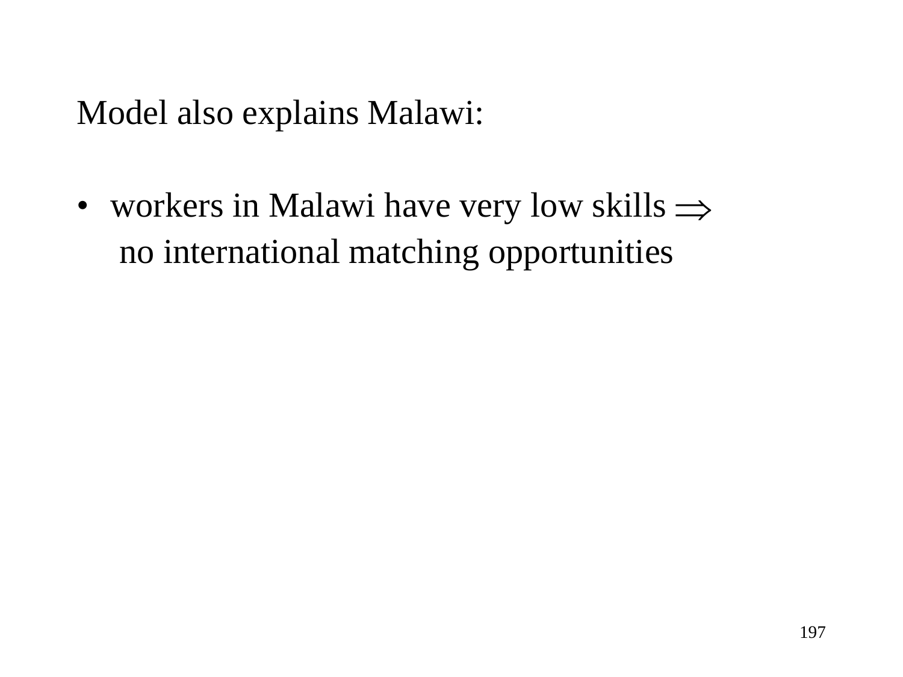Model also explains Malawi:

- workers in Malawi have very low skills $\Rightarrow$ no international matching opportunities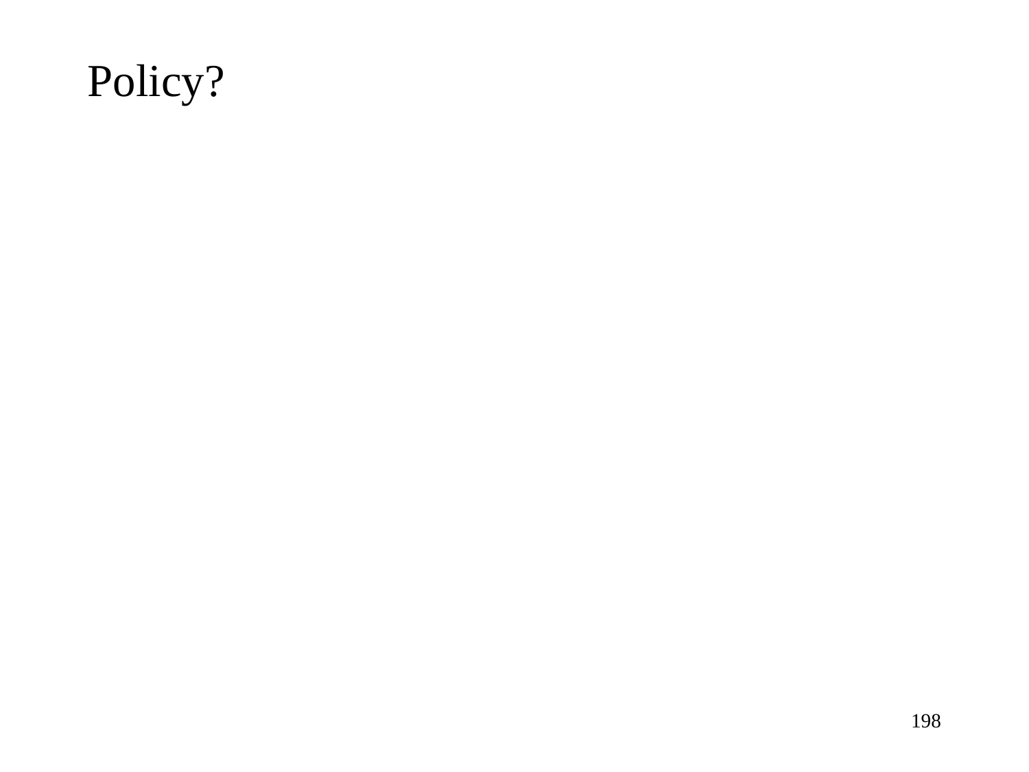# Policy?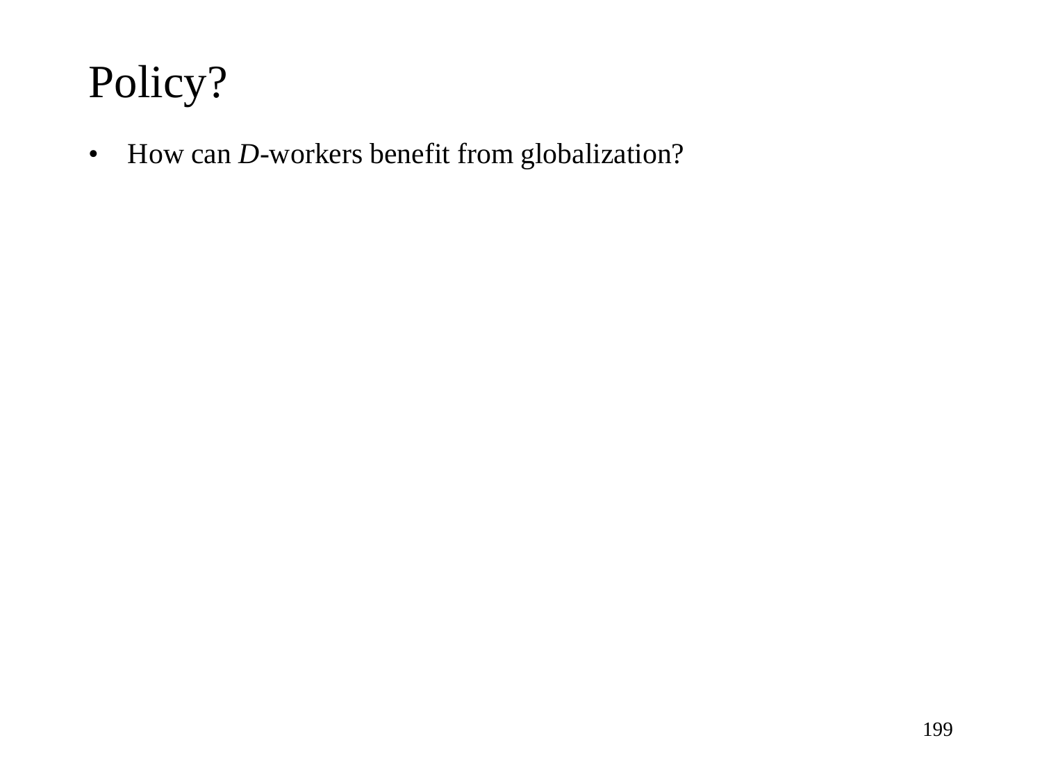# Policy?

- How can *D*-workers benefit from globalization?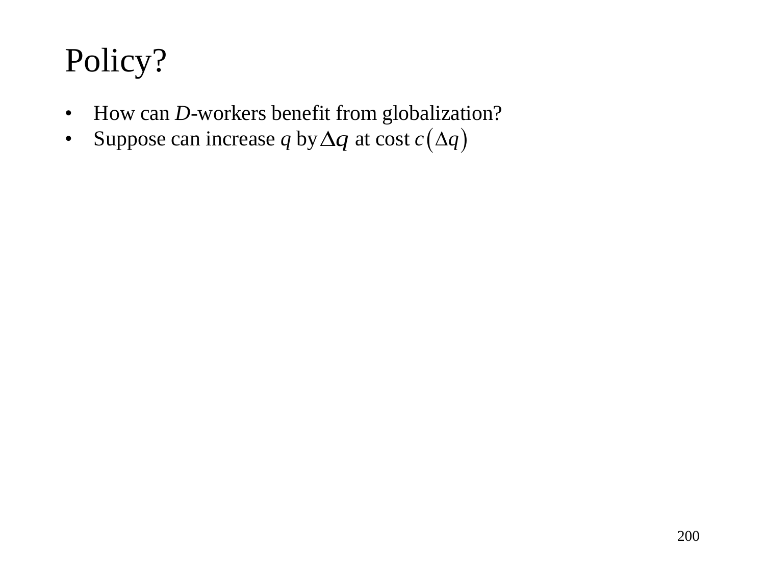# Policy?

- How can *D*-workers benefit from globalization?
- Suppose can increase $q$ by $\Delta q$ at cost $c(\Delta q)$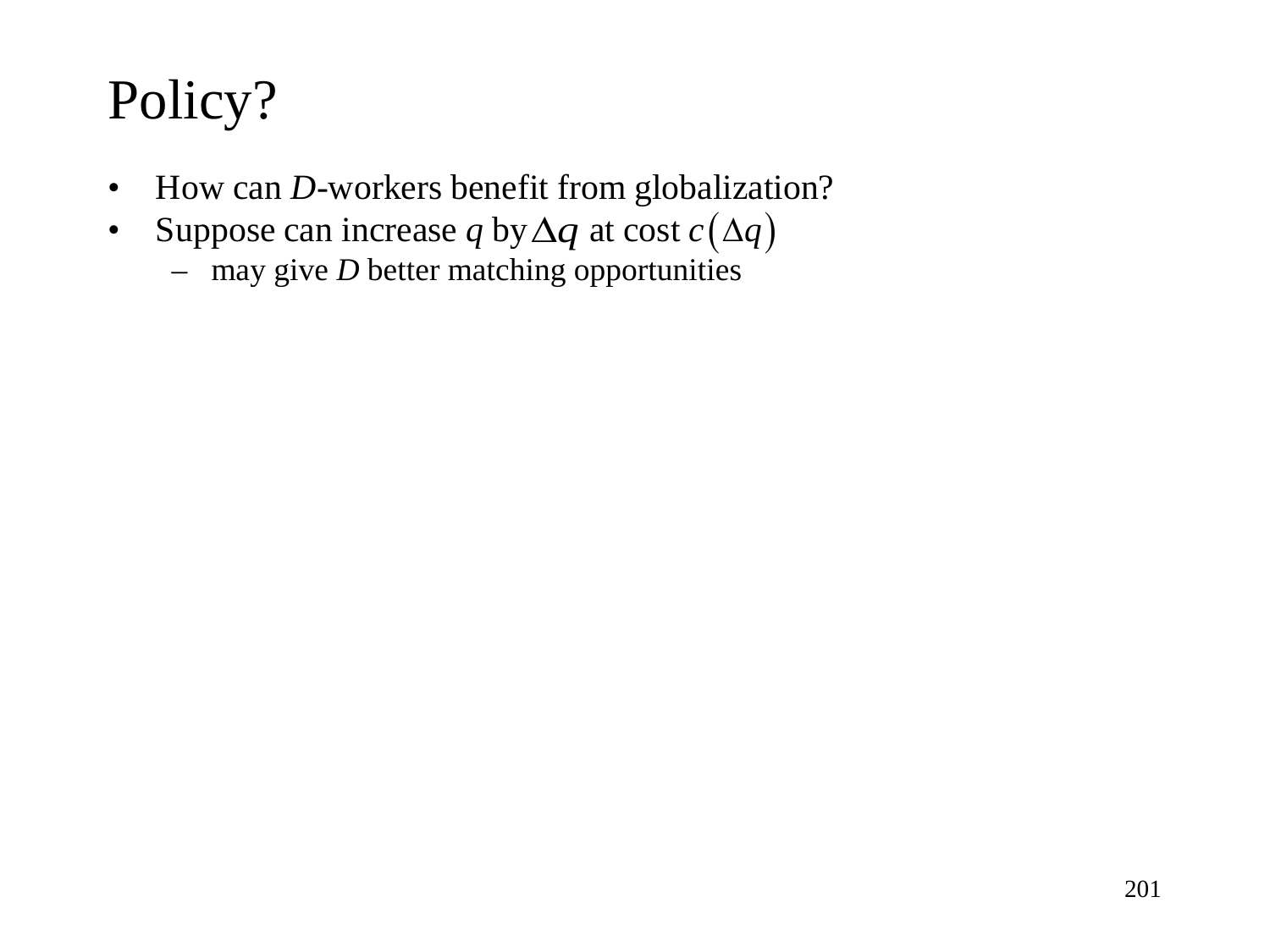# Policy?

- How can *D*-workers benefit from globalization?
- Suppose can increase $q$ by $\Delta q$ at cost $c\left(\Delta q\right)$
  - may give *D* better matching opportunities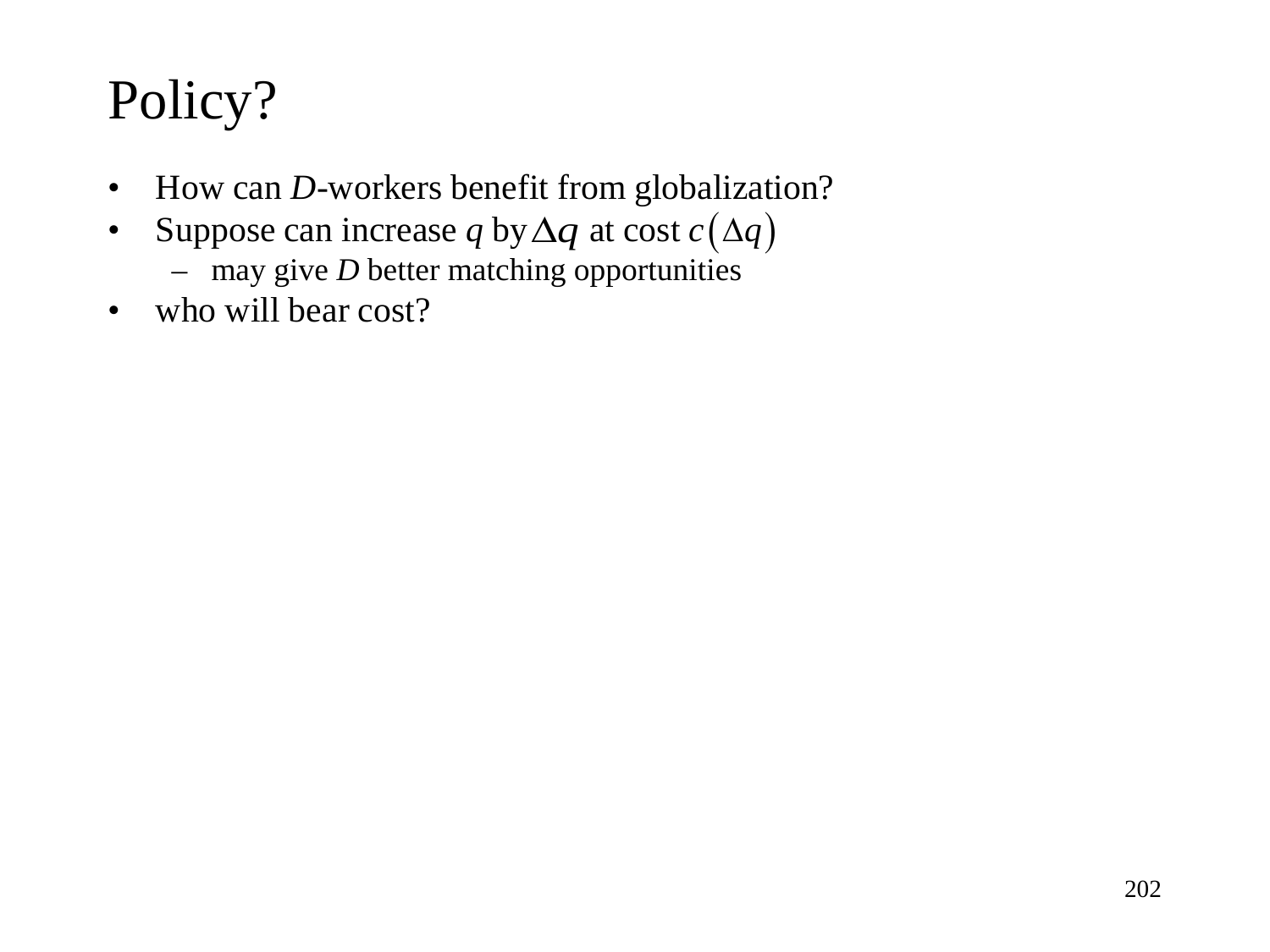# Policy?

- How can *D*-workers benefit from globalization?
- Suppose can increase $q$ by $\Delta q$ at cost $c\left(\Delta q\right)$
  - may give *D* better matching opportunities
- who will bear cost?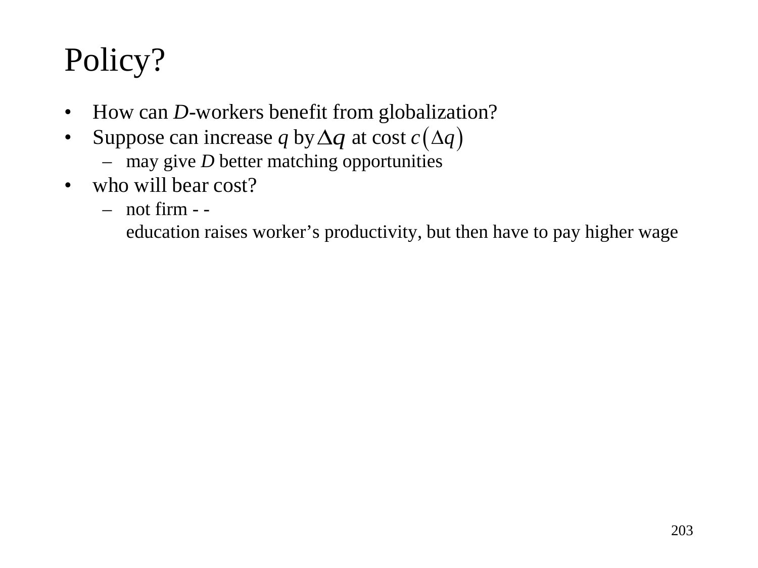# Policy?

- How can *D*-workers benefit from globalization?
- Suppose can increase $q$ by $\Delta q$ at cost $c\left(\Delta q\right)$
  - may give *D* better matching opportunities
- who will bear cost?
  - not firm - -
    education raises worker's productivity, but then have to pay higher wage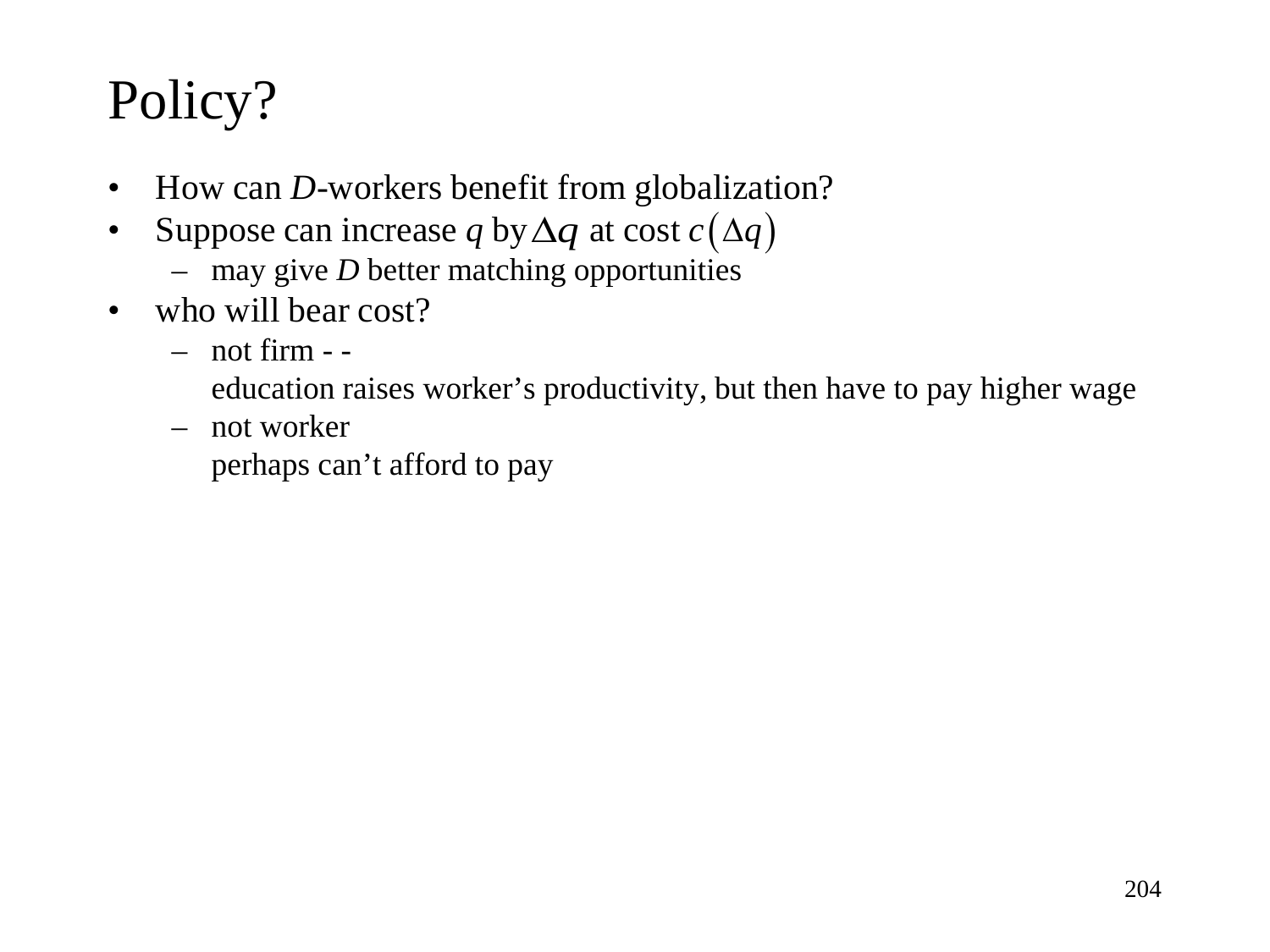# Policy?

- How can *D*-workers benefit from globalization?
- Suppose can increase $q$ by $\Delta q$ at cost $c(\Delta q)$
  - may give *D* better matching opportunities
- who will bear cost?
  - not firm - -
    education raises worker's productivity, but then have to pay higher wage
  - not worker
    perhaps can't afford to pay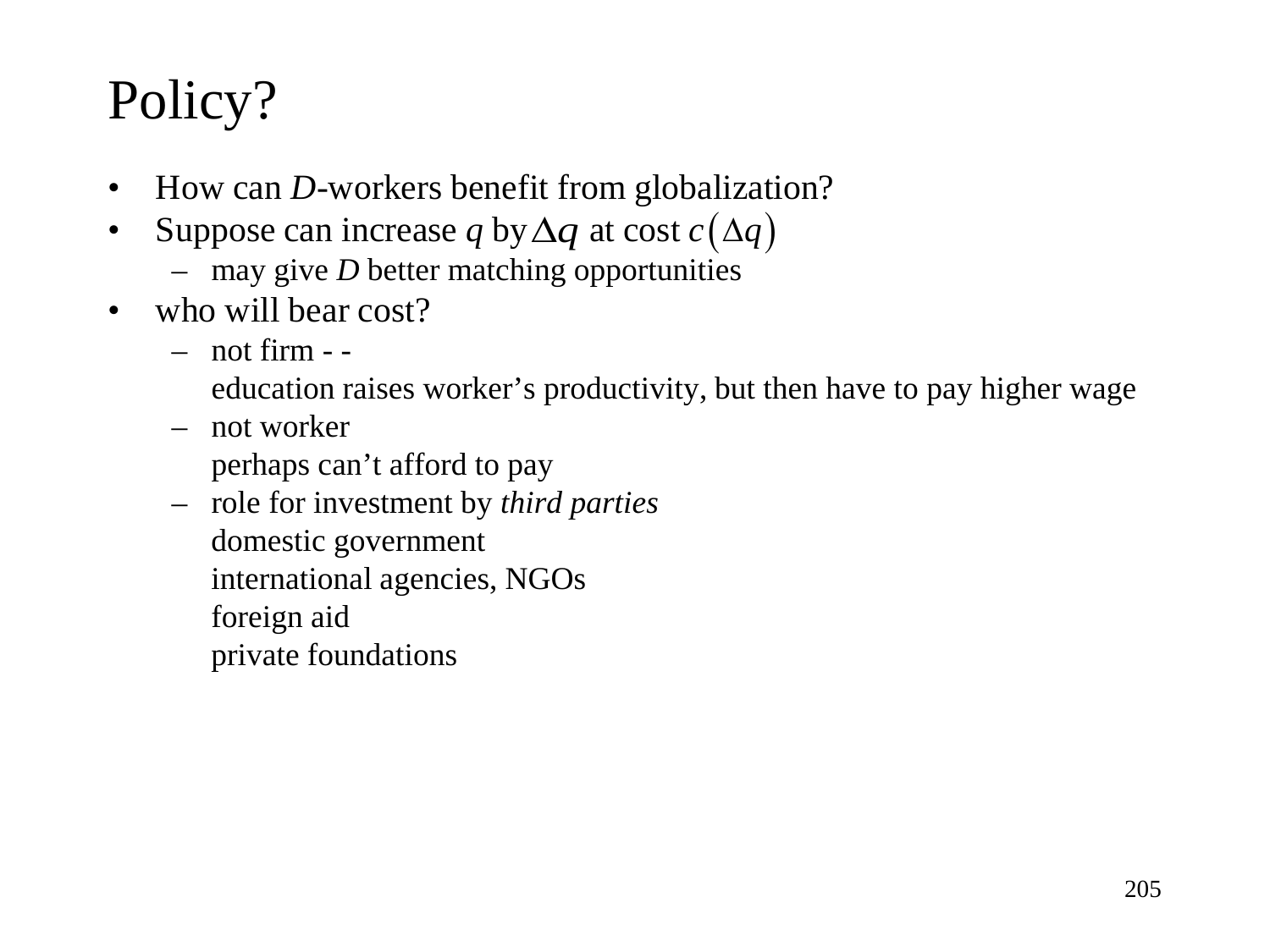# Policy?

- How can *D*-workers benefit from globalization?
- Suppose can increase $q$ by $\Delta q$ at cost $c(\Delta q)$
  - may give *D* better matching opportunities
- who will bear cost?
  - not firm - -
    education raises worker's productivity, but then have to pay higher wage
  - not worker
    perhaps can't afford to pay
  - role for investment by *third parties*
    domestic government
    international agencies, NGOs
    foreign aid
    private foundations